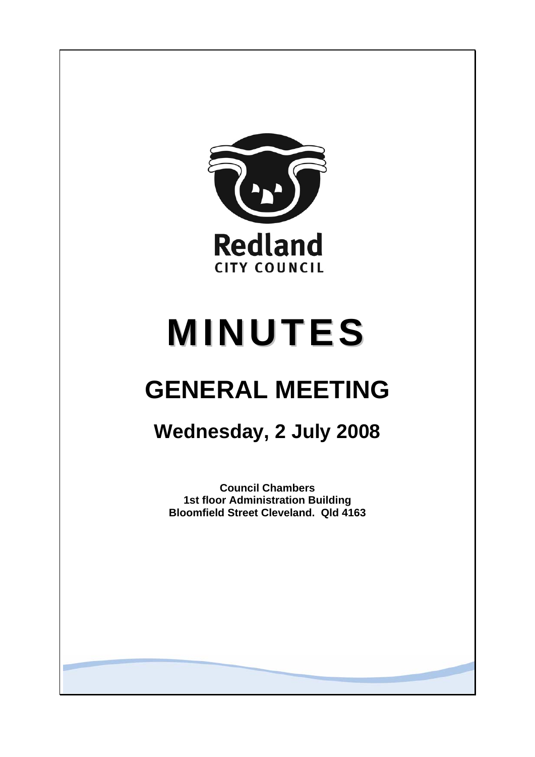Redland
CITY COUNCIL

# MINUTES

# GENERAL MEETING

## Wednesday, 2 July 2008

**Council Chambers**
**1st floor Administration Building**
**Bloomfield Street Cleveland. Qld 4163**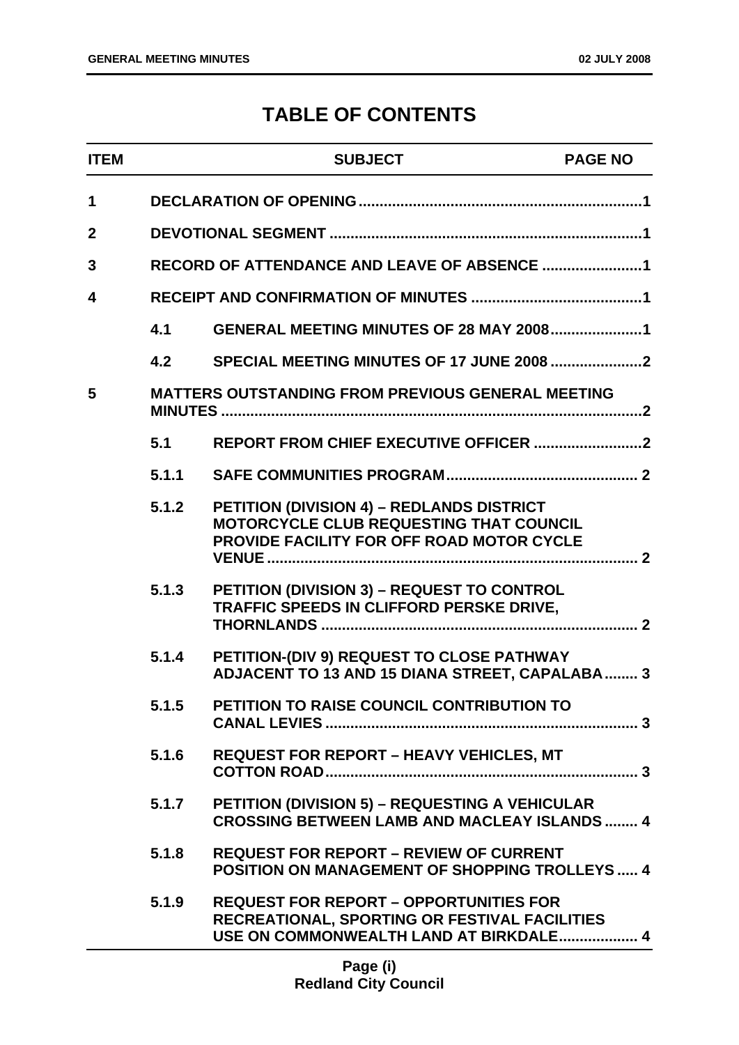# TABLE OF CONTENTS

| ITEM | | SUBJECT | PAGE NO |
|---|---|---|---|
| 1 | | DECLARATION OF OPENING | 1 |
| 2 | | DEVOTIONAL SEGMENT | 1 |
| 3 | | RECORD OF ATTENDANCE AND LEAVE OF ABSENCE | 1 |
| 4 | | RECEIPT AND CONFIRMATION OF MINUTES | 1 |
| | 4.1 | GENERAL MEETING MINUTES OF 28 MAY 2008 | 1 |
| | 4.2 | SPECIAL MEETING MINUTES OF 17 JUNE 2008 | 2 |
| 5 | | MATTERS OUTSTANDING FROM PREVIOUS GENERAL MEETING MINUTES | 2 |
| | 5.1 | REPORT FROM CHIEF EXECUTIVE OFFICER | 2 |
| | 5.1.1 | SAFE COMMUNITIES PROGRAM | 2 |
| | 5.1.2 | PETITION (DIVISION 4) – REDLANDS DISTRICT MOTORCYCLE CLUB REQUESTING THAT COUNCIL PROVIDE FACILITY FOR OFF ROAD MOTOR CYCLE VENUE | 2 |
| | 5.1.3 | PETITION (DIVISION 3) – REQUEST TO CONTROL TRAFFIC SPEEDS IN CLIFFORD PERSKE DRIVE, THORNLANDS | 2 |
| | 5.1.4 | PETITION-(DIV 9) REQUEST TO CLOSE PATHWAY ADJACENT TO 13 AND 15 DIANA STREET, CAPALABA | 3 |
| | 5.1.5 | PETITION TO RAISE COUNCIL CONTRIBUTION TO CANAL LEVIES | 3 |
| | 5.1.6 | REQUEST FOR REPORT – HEAVY VEHICLES, MT COTTON ROAD | 3 |
| | 5.1.7 | PETITION (DIVISION 5) – REQUESTING A VEHICULAR CROSSING BETWEEN LAMB AND MACLEAY ISLANDS | 4 |
| | 5.1.8 | REQUEST FOR REPORT – REVIEW OF CURRENT POSITION ON MANAGEMENT OF SHOPPING TROLLEYS | 4 |
| | 5.1.9 | REQUEST FOR REPORT – OPPORTUNITIES FOR RECREATIONAL, SPORTING OR FESTIVAL FACILITIES USE ON COMMONWEALTH LAND AT BIRKDALE | 4 |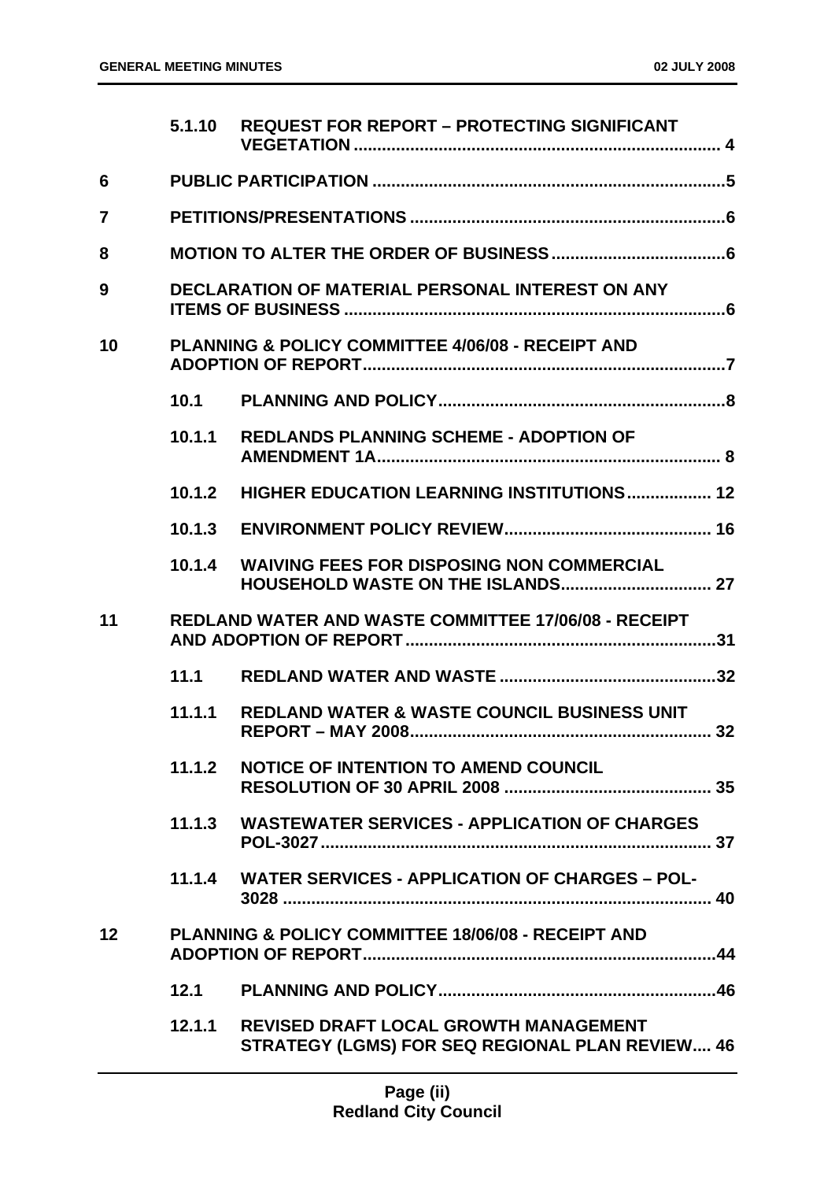| | | | |
|---|---|---|---|
| | 5.1.10 | REQUEST FOR REPORT – PROTECTING SIGNIFICANT VEGETATION | 4 |
| 6 | | PUBLIC PARTICIPATION | 5 |
| 7 | | PETITIONS/PRESENTATIONS | 6 |
| 8 | | MOTION TO ALTER THE ORDER OF BUSINESS | 6 |
| 9 | | DECLARATION OF MATERIAL PERSONAL INTEREST ON ANY ITEMS OF BUSINESS | 6 |
| 10 | | PLANNING & POLICY COMMITTEE 4/06/08 - RECEIPT AND ADOPTION OF REPORT | 7 |
| | 10.1 | PLANNING AND POLICY | 8 |
| | 10.1.1 | REDLANDS PLANNING SCHEME - ADOPTION OF AMENDMENT 1A | 8 |
| | 10.1.2 | HIGHER EDUCATION LEARNING INSTITUTIONS | 12 |
| | 10.1.3 | ENVIRONMENT POLICY REVIEW | 16 |
| | 10.1.4 | WAIVING FEES FOR DISPOSING NON COMMERCIAL HOUSEHOLD WASTE ON THE ISLANDS | 27 |
| 11 | | REDLAND WATER AND WASTE COMMITTEE 17/06/08 - RECEIPT AND ADOPTION OF REPORT | 31 |
| | 11.1 | REDLAND WATER AND WASTE | 32 |
| | 11.1.1 | REDLAND WATER & WASTE COUNCIL BUSINESS UNIT REPORT – MAY 2008 | 32 |
| | 11.1.2 | NOTICE OF INTENTION TO AMEND COUNCIL RESOLUTION OF 30 APRIL 2008 | 35 |
| | 11.1.3 | WASTEWATER SERVICES - APPLICATION OF CHARGES POL-3027 | 37 |
| | 11.1.4 | WATER SERVICES - APPLICATION OF CHARGES – POL-3028 | 40 |
| 12 | | PLANNING & POLICY COMMITTEE 18/06/08 - RECEIPT AND ADOPTION OF REPORT | 44 |
| | 12.1 | PLANNING AND POLICY | 46 |
| | 12.1.1 | REVISED DRAFT LOCAL GROWTH MANAGEMENT STRATEGY (LGMS) FOR SEQ REGIONAL PLAN REVIEW | 46 |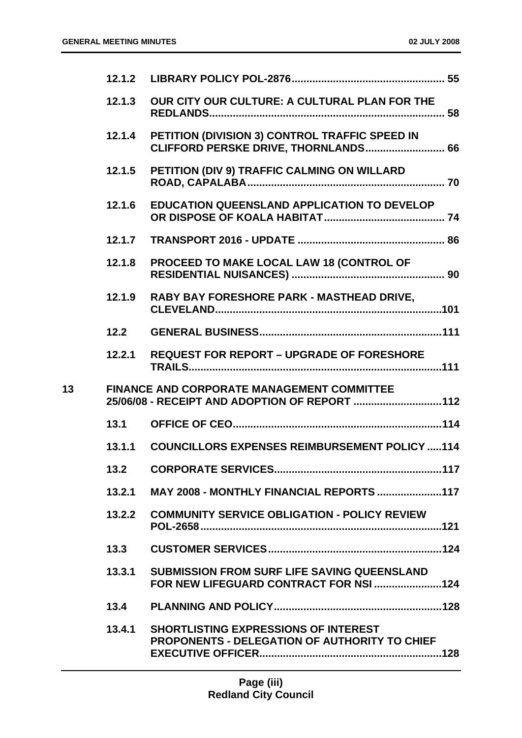| | | | |
|---|---|---|---|
| | 12.1.2 | **LIBRARY POLICY POL-2876** | 55 |
| | 12.1.3 | **OUR CITY OUR CULTURE: A CULTURAL PLAN FOR THE REDLANDS** | 58 |
| | 12.1.4 | **PETITION (DIVISION 3) CONTROL TRAFFIC SPEED IN CLIFFORD PERSKE DRIVE, THORNLANDS** | 66 |
| | 12.1.5 | **PETITION (DIV 9) TRAFFIC CALMING ON WILLARD ROAD, CAPALABA** | 70 |
| | 12.1.6 | **EDUCATION QUEENSLAND APPLICATION TO DEVELOP OR DISPOSE OF KOALA HABITAT** | 74 |
| | 12.1.7 | **TRANSPORT 2016 - UPDATE** | 86 |
| | 12.1.8 | **PROCEED TO MAKE LOCAL LAW 18 (CONTROL OF RESIDENTIAL NUISANCES)** | 90 |
| | 12.1.9 | **RABY BAY FORESHORE PARK - MASTHEAD DRIVE, CLEVELAND** | 101 |
| | 12.2 | **GENERAL BUSINESS** | 111 |
| | 12.2.1 | **REQUEST FOR REPORT – UPGRADE OF FORESHORE TRAILS** | 111 |
| 13 | | **FINANCE AND CORPORATE MANAGEMENT COMMITTEE 25/06/08 - RECEIPT AND ADOPTION OF REPORT** | 112 |
| | 13.1 | **OFFICE OF CEO** | 114 |
| | 13.1.1 | **COUNCILLORS EXPENSES REIMBURSEMENT POLICY** | 114 |
| | 13.2 | **CORPORATE SERVICES** | 117 |
| | 13.2.1 | **MAY 2008 - MONTHLY FINANCIAL REPORTS** | 117 |
| | 13.2.2 | **COMMUNITY SERVICE OBLIGATION - POLICY REVIEW POL-2658** | 121 |
| | 13.3 | **CUSTOMER SERVICES** | 124 |
| | 13.3.1 | **SUBMISSION FROM SURF LIFE SAVING QUEENSLAND FOR NEW LIFEGUARD CONTRACT FOR NSI** | 124 |
| | 13.4 | **PLANNING AND POLICY** | 128 |
| | 13.4.1 | **SHORTLISTING EXPRESSIONS OF INTEREST PROPONENTS - DELEGATION OF AUTHORITY TO CHIEF EXECUTIVE OFFICER** | 128 |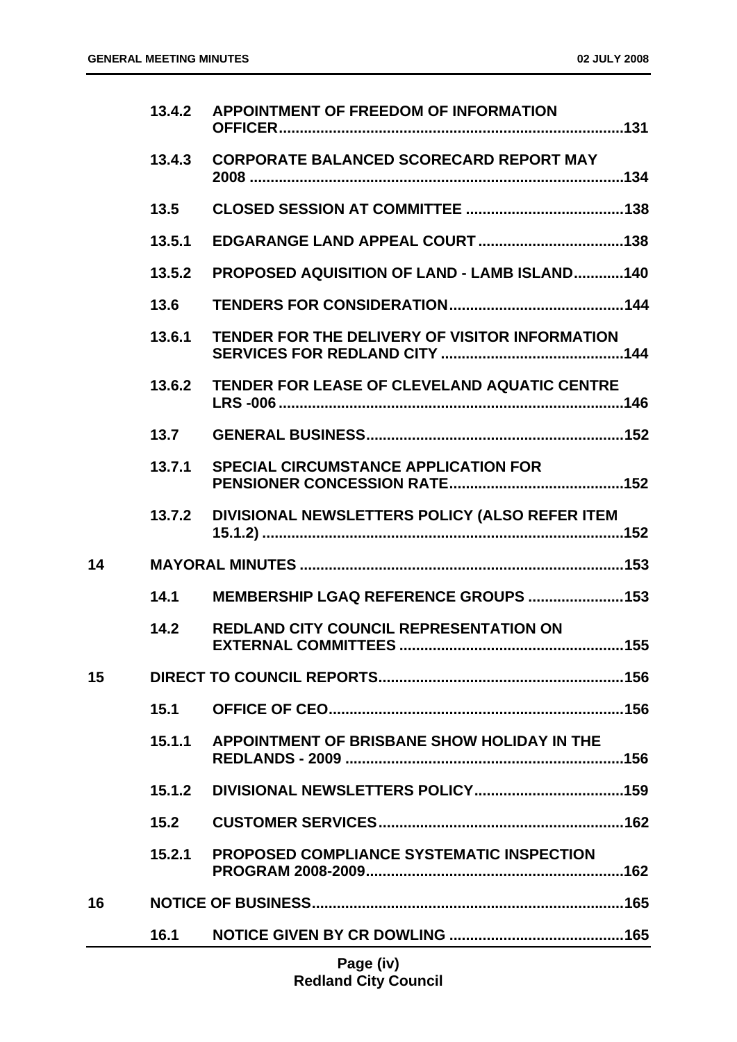| | | | |
|---|---|---|---|
| | 13.4.2 | APPOINTMENT OF FREEDOM OF INFORMATION OFFICER | 131 |
| | 13.4.3 | CORPORATE BALANCED SCORECARD REPORT MAY 2008 | 134 |
| | 13.5 | CLOSED SESSION AT COMMITTEE | 138 |
| | 13.5.1 | EDGARANGE LAND APPEAL COURT | 138 |
| | 13.5.2 | PROPOSED AQUISITION OF LAND - LAMB ISLAND | 140 |
| | 13.6 | TENDERS FOR CONSIDERATION | 144 |
| | 13.6.1 | TENDER FOR THE DELIVERY OF VISITOR INFORMATION SERVICES FOR REDLAND CITY | 144 |
| | 13.6.2 | TENDER FOR LEASE OF CLEVELAND AQUATIC CENTRE LRS -006 | 146 |
| | 13.7 | GENERAL BUSINESS | 152 |
| | 13.7.1 | SPECIAL CIRCUMSTANCE APPLICATION FOR PENSIONER CONCESSION RATE | 152 |
| | 13.7.2 | DIVISIONAL NEWSLETTERS POLICY (ALSO REFER ITEM 15.1.2) | 152 |
| 14 | | MAYORAL MINUTES | 153 |
| | 14.1 | MEMBERSHIP LGAQ REFERENCE GROUPS | 153 |
| | 14.2 | REDLAND CITY COUNCIL REPRESENTATION ON EXTERNAL COMMITTEES | 155 |
| 15 | | DIRECT TO COUNCIL REPORTS | 156 |
| | 15.1 | OFFICE OF CEO | 156 |
| | 15.1.1 | APPOINTMENT OF BRISBANE SHOW HOLIDAY IN THE REDLANDS - 2009 | 156 |
| | 15.1.2 | DIVISIONAL NEWSLETTERS POLICY | 159 |
| | 15.2 | CUSTOMER SERVICES | 162 |
| | 15.2.1 | PROPOSED COMPLIANCE SYSTEMATIC INSPECTION PROGRAM 2008-2009 | 162 |
| 16 | | NOTICE OF BUSINESS | 165 |
| | 16.1 | NOTICE GIVEN BY CR DOWLING | 165 |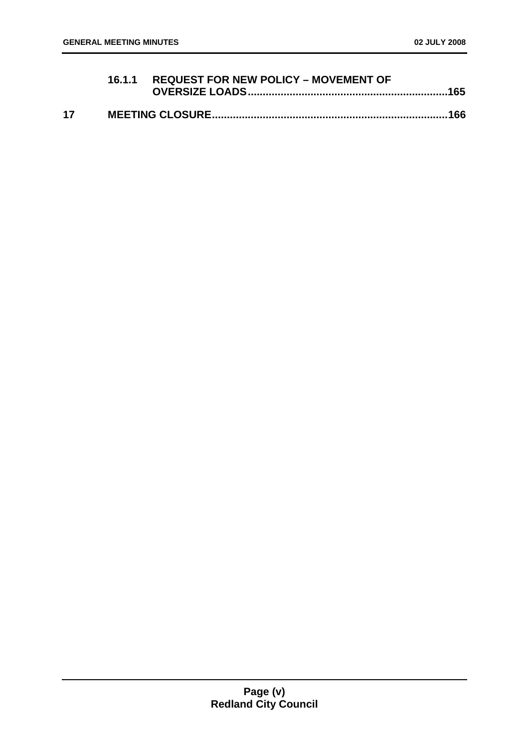**16.1.1 REQUEST FOR NEW POLICY – MOVEMENT OF OVERSIZE LOADS..................................................................165**

**17 MEETING CLOSURE..............................................................................166**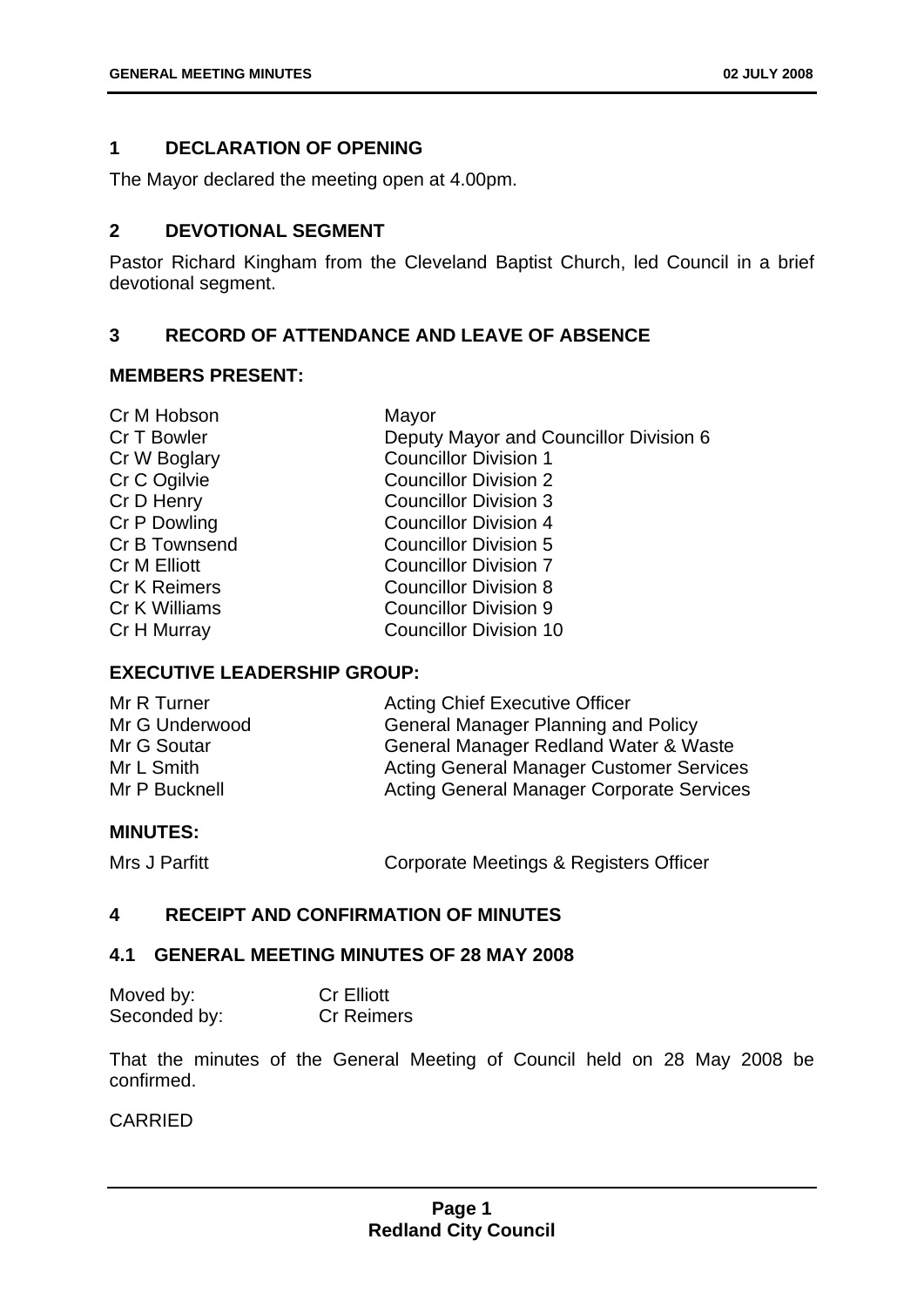## 1 DECLARATION OF OPENING

The Mayor declared the meeting open at 4.00pm.

## 2 DEVOTIONAL SEGMENT

Pastor Richard Kingham from the Cleveland Baptist Church, led Council in a brief devotional segment.

## 3 RECORD OF ATTENDANCE AND LEAVE OF ABSENCE

### MEMBERS PRESENT:

| | |
|---|---|
| Cr M Hobson | Mayor |
| Cr T Bowler | Deputy Mayor and Councillor Division 6 |
| Cr W Boglary | Councillor Division 1 |
| Cr C Ogilvie | Councillor Division 2 |
| Cr D Henry | Councillor Division 3 |
| Cr P Dowling | Councillor Division 4 |
| Cr B Townsend | Councillor Division 5 |
| Cr M Elliott | Councillor Division 7 |
| Cr K Reimers | Councillor Division 8 |
| Cr K Williams | Councillor Division 9 |
| Cr H Murray | Councillor Division 10 |

### EXECUTIVE LEADERSHIP GROUP:

| | |
|---|---|
| Mr R Turner | Acting Chief Executive Officer |
| Mr G Underwood | General Manager Planning and Policy |
| Mr G Soutar | General Manager Redland Water & Waste |
| Mr L Smith | Acting General Manager Customer Services |
| Mr P Bucknell | Acting General Manager Corporate Services |

### MINUTES:

| | |
|---|---|
| Mrs J Parfitt | Corporate Meetings & Registers Officer |

## 4 RECEIPT AND CONFIRMATION OF MINUTES

### 4.1 GENERAL MEETING MINUTES OF 28 MAY 2008

| | |
|---|---|
| Moved by: | Cr Elliott |
| Seconded by: | Cr Reimers |

That the minutes of the General Meeting of Council held on 28 May 2008 be confirmed.

CARRIED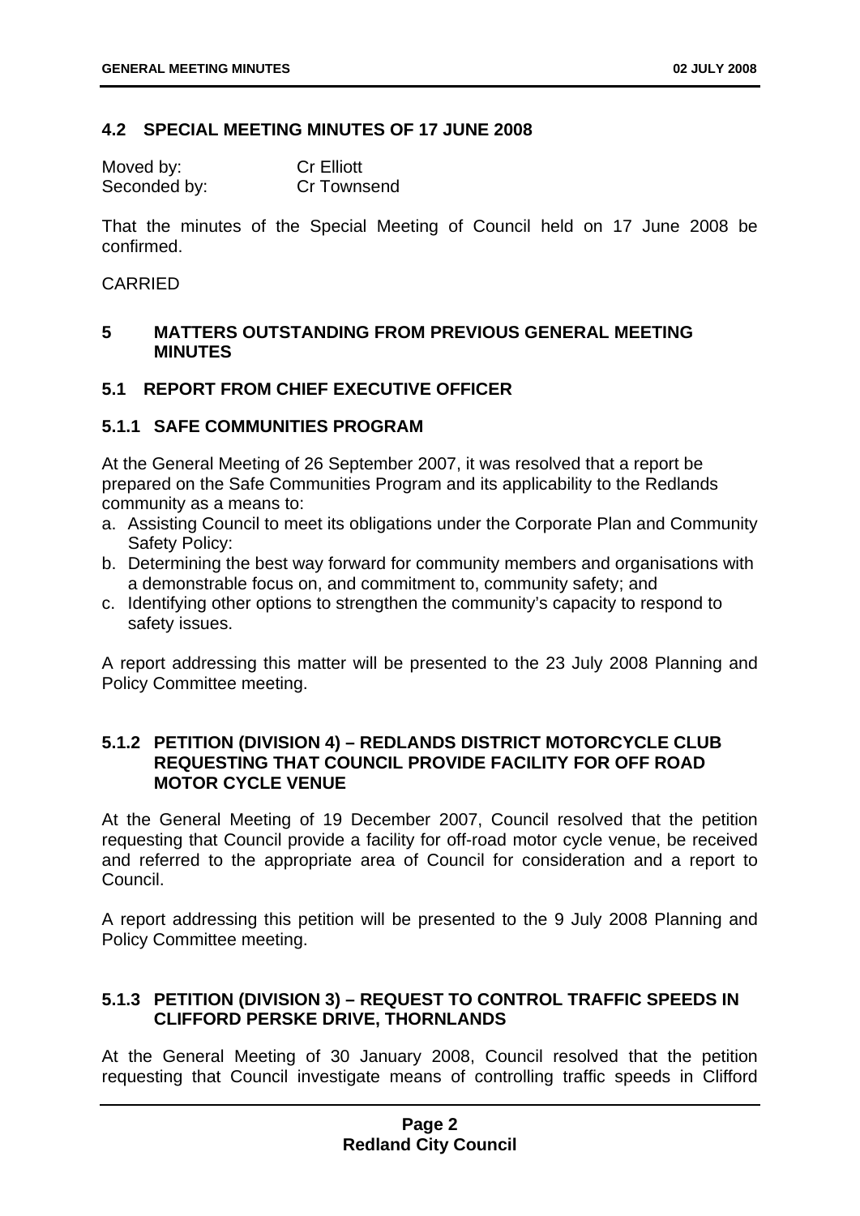## 4.2 SPECIAL MEETING MINUTES OF 17 JUNE 2008

| Moved by: | Cr Elliott |
| --- | --- |
| Seconded by: | Cr Townsend |

That the minutes of the Special Meeting of Council held on 17 June 2008 be confirmed.

CARRIED

# 5 MATTERS OUTSTANDING FROM PREVIOUS GENERAL MEETING MINUTES

## 5.1 REPORT FROM CHIEF EXECUTIVE OFFICER

### 5.1.1 SAFE COMMUNITIES PROGRAM

At the General Meeting of 26 September 2007, it was resolved that a report be prepared on the Safe Communities Program and its applicability to the Redlands community as a means to:

a. Assisting Council to meet its obligations under the Corporate Plan and Community Safety Policy:
b. Determining the best way forward for community members and organisations with a demonstrable focus on, and commitment to, community safety; and
c. Identifying other options to strengthen the community's capacity to respond to safety issues.

A report addressing this matter will be presented to the 23 July 2008 Planning and Policy Committee meeting.

### 5.1.2 PETITION (DIVISION 4) – REDLANDS DISTRICT MOTORCYCLE CLUB REQUESTING THAT COUNCIL PROVIDE FACILITY FOR OFF ROAD MOTOR CYCLE VENUE

At the General Meeting of 19 December 2007, Council resolved that the petition requesting that Council provide a facility for off-road motor cycle venue, be received and referred to the appropriate area of Council for consideration and a report to Council.

A report addressing this petition will be presented to the 9 July 2008 Planning and Policy Committee meeting.

### 5.1.3 PETITION (DIVISION 3) – REQUEST TO CONTROL TRAFFIC SPEEDS IN CLIFFORD PERSKE DRIVE, THORNLANDS

At the General Meeting of 30 January 2008, Council resolved that the petition requesting that Council investigate means of controlling traffic speeds in Clifford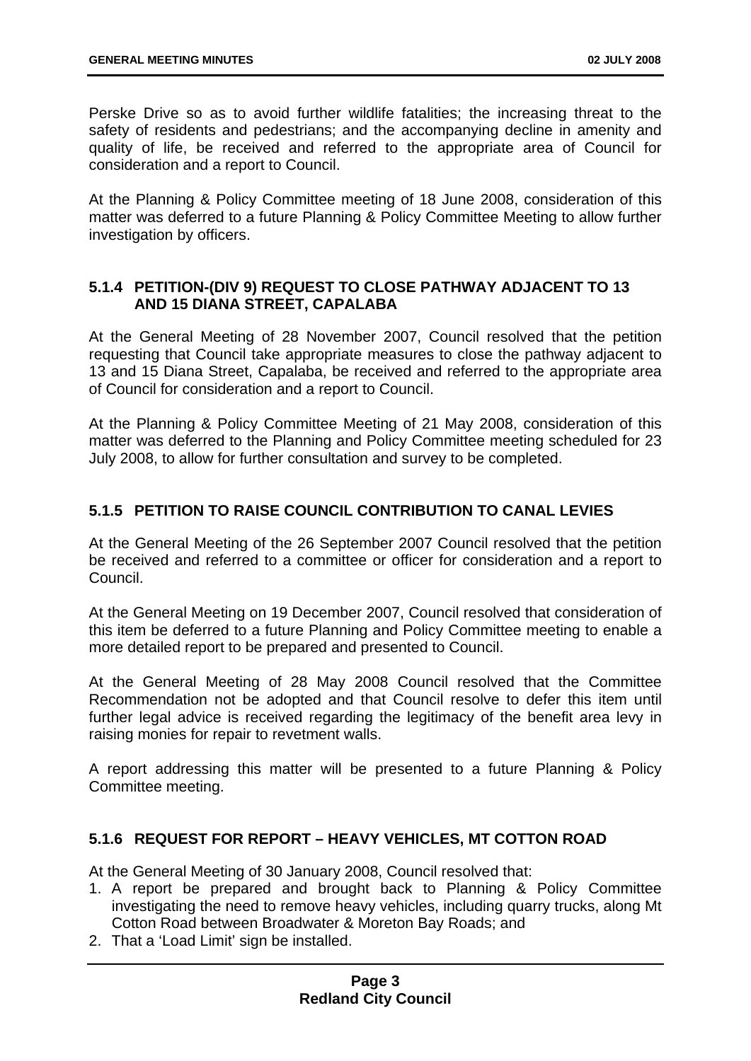Perske Drive so as to avoid further wildlife fatalities; the increasing threat to the safety of residents and pedestrians; and the accompanying decline in amenity and quality of life, be received and referred to the appropriate area of Council for consideration and a report to Council.

At the Planning & Policy Committee meeting of 18 June 2008, consideration of this matter was deferred to a future Planning & Policy Committee Meeting to allow further investigation by officers.

### 5.1.4 PETITION-(DIV 9) REQUEST TO CLOSE PATHWAY ADJACENT TO 13 AND 15 DIANA STREET, CAPALABA

At the General Meeting of 28 November 2007, Council resolved that the petition requesting that Council take appropriate measures to close the pathway adjacent to 13 and 15 Diana Street, Capalaba, be received and referred to the appropriate area of Council for consideration and a report to Council.

At the Planning & Policy Committee Meeting of 21 May 2008, consideration of this matter was deferred to the Planning and Policy Committee meeting scheduled for 23 July 2008, to allow for further consultation and survey to be completed.

### 5.1.5 PETITION TO RAISE COUNCIL CONTRIBUTION TO CANAL LEVIES

At the General Meeting of the 26 September 2007 Council resolved that the petition be received and referred to a committee or officer for consideration and a report to Council.

At the General Meeting on 19 December 2007, Council resolved that consideration of this item be deferred to a future Planning and Policy Committee meeting to enable a more detailed report to be prepared and presented to Council.

At the General Meeting of 28 May 2008 Council resolved that the Committee Recommendation not be adopted and that Council resolve to defer this item until further legal advice is received regarding the legitimacy of the benefit area levy in raising monies for repair to revetment walls.

A report addressing this matter will be presented to a future Planning & Policy Committee meeting.

### 5.1.6 REQUEST FOR REPORT – HEAVY VEHICLES, MT COTTON ROAD

At the General Meeting of 30 January 2008, Council resolved that:

1. A report be prepared and brought back to Planning & Policy Committee investigating the need to remove heavy vehicles, including quarry trucks, along Mt Cotton Road between Broadwater & Moreton Bay Roads; and
2. That a 'Load Limit' sign be installed.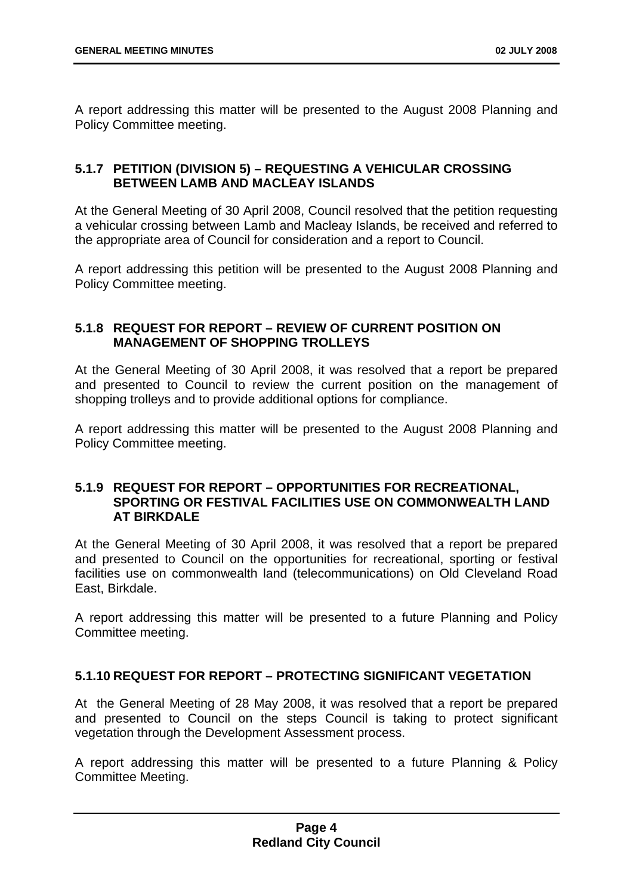A report addressing this matter will be presented to the August 2008 Planning and Policy Committee meeting.

### 5.1.7 PETITION (DIVISION 5) – REQUESTING A VEHICULAR CROSSING BETWEEN LAMB AND MACLEAY ISLANDS

At the General Meeting of 30 April 2008, Council resolved that the petition requesting a vehicular crossing between Lamb and Macleay Islands, be received and referred to the appropriate area of Council for consideration and a report to Council.

A report addressing this petition will be presented to the August 2008 Planning and Policy Committee meeting.

### 5.1.8 REQUEST FOR REPORT – REVIEW OF CURRENT POSITION ON MANAGEMENT OF SHOPPING TROLLEYS

At the General Meeting of 30 April 2008, it was resolved that a report be prepared and presented to Council to review the current position on the management of shopping trolleys and to provide additional options for compliance.

A report addressing this matter will be presented to the August 2008 Planning and Policy Committee meeting.

### 5.1.9 REQUEST FOR REPORT – OPPORTUNITIES FOR RECREATIONAL, SPORTING OR FESTIVAL FACILITIES USE ON COMMONWEALTH LAND AT BIRKDALE

At the General Meeting of 30 April 2008, it was resolved that a report be prepared and presented to Council on the opportunities for recreational, sporting or festival facilities use on commonwealth land (telecommunications) on Old Cleveland Road East, Birkdale.

A report addressing this matter will be presented to a future Planning and Policy Committee meeting.

### 5.1.10 REQUEST FOR REPORT – PROTECTING SIGNIFICANT VEGETATION

At the General Meeting of 28 May 2008, it was resolved that a report be prepared and presented to Council on the steps Council is taking to protect significant vegetation through the Development Assessment process.

A report addressing this matter will be presented to a future Planning & Policy Committee Meeting.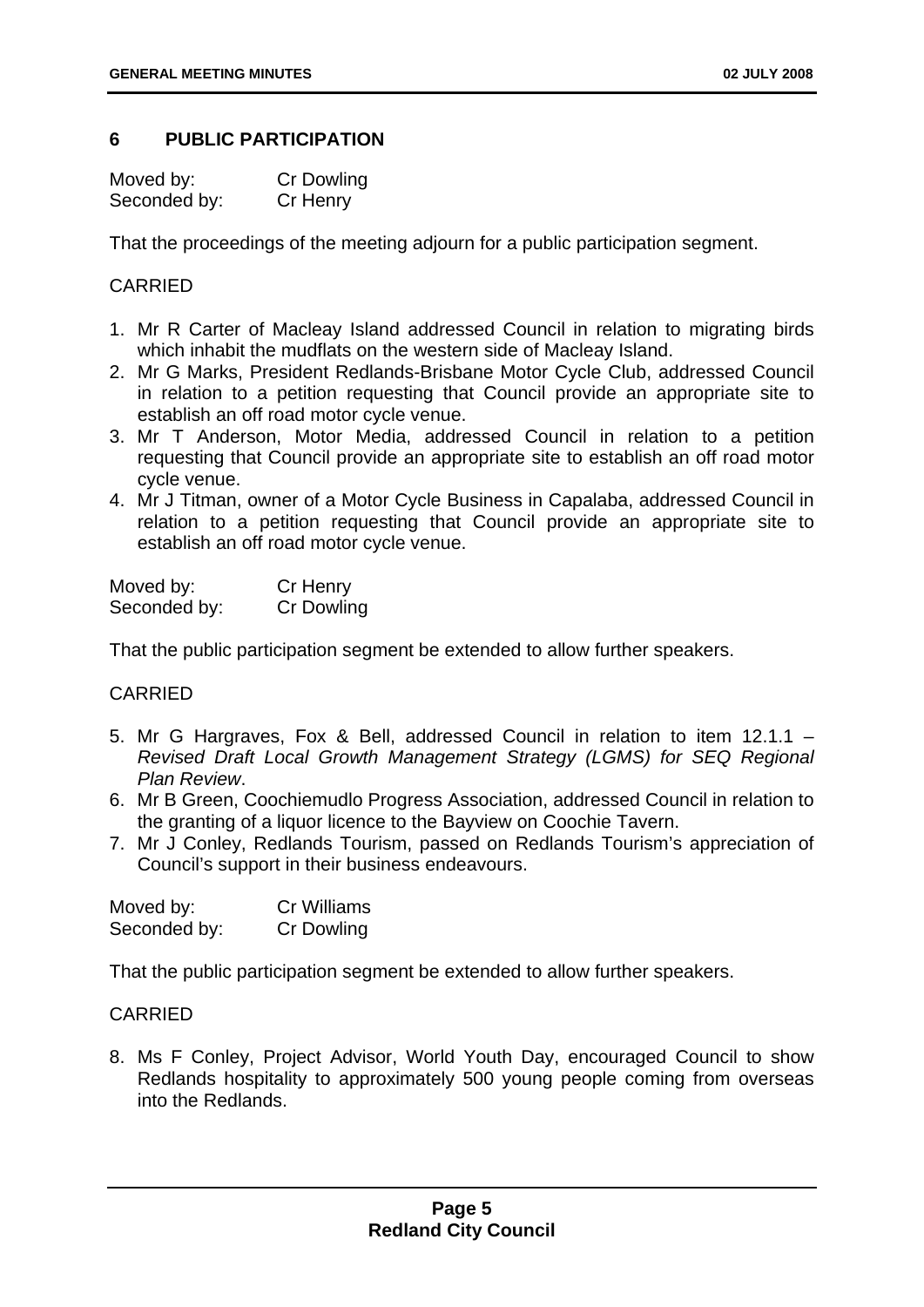## 6 PUBLIC PARTICIPATION

Moved by: Cr Dowling
Seconded by: Cr Henry

That the proceedings of the meeting adjourn for a public participation segment.

CARRIED

1. Mr R Carter of Macleay Island addressed Council in relation to migrating birds which inhabit the mudflats on the western side of Macleay Island.
2. Mr G Marks, President Redlands-Brisbane Motor Cycle Club, addressed Council in relation to a petition requesting that Council provide an appropriate site to establish an off road motor cycle venue.
3. Mr T Anderson, Motor Media, addressed Council in relation to a petition requesting that Council provide an appropriate site to establish an off road motor cycle venue.
4. Mr J Titman, owner of a Motor Cycle Business in Capalaba, addressed Council in relation to a petition requesting that Council provide an appropriate site to establish an off road motor cycle venue.

Moved by: Cr Henry
Seconded by: Cr Dowling

That the public participation segment be extended to allow further speakers.

CARRIED

5. Mr G Hargraves, Fox & Bell, addressed Council in relation to item 12.1.1 – *Revised Draft Local Growth Management Strategy (LGMS) for SEQ Regional Plan Review*.
6. Mr B Green, Coochiemudlo Progress Association, addressed Council in relation to the granting of a liquor licence to the Bayview on Coochie Tavern.
7. Mr J Conley, Redlands Tourism, passed on Redlands Tourism's appreciation of Council's support in their business endeavours.

Moved by: Cr Williams
Seconded by: Cr Dowling

That the public participation segment be extended to allow further speakers.

CARRIED

8. Ms F Conley, Project Advisor, World Youth Day, encouraged Council to show Redlands hospitality to approximately 500 young people coming from overseas into the Redlands.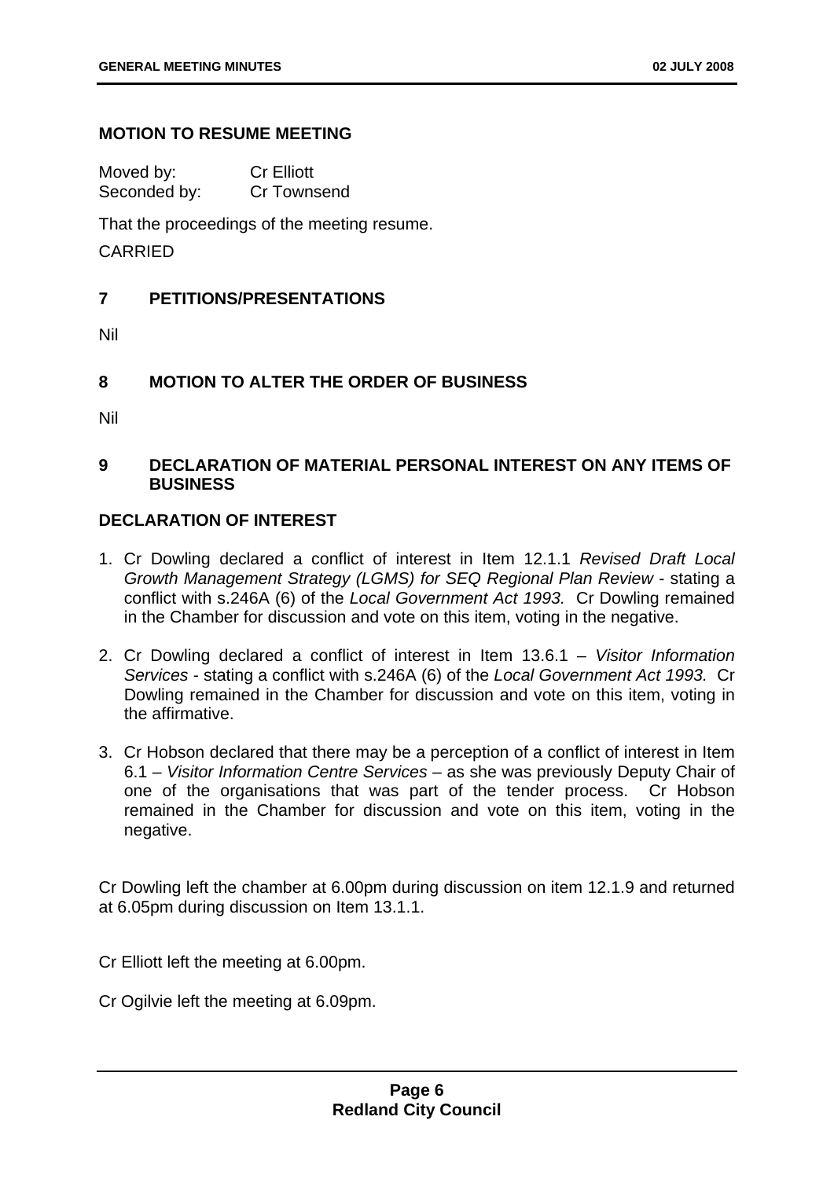## MOTION TO RESUME MEETING

Moved by: Cr Elliott
Seconded by: Cr Townsend

That the proceedings of the meeting resume.

CARRIED

## 7 PETITIONS/PRESENTATIONS

Nil

## 8 MOTION TO ALTER THE ORDER OF BUSINESS

Nil

## 9 DECLARATION OF MATERIAL PERSONAL INTEREST ON ANY ITEMS OF BUSINESS

## DECLARATION OF INTEREST

1. Cr Dowling declared a conflict of interest in Item 12.1.1 *Revised Draft Local Growth Management Strategy (LGMS) for SEQ Regional Plan Review* - stating a conflict with s.246A (6) of the *Local Government Act 1993.* Cr Dowling remained in the Chamber for discussion and vote on this item, voting in the negative.

2. Cr Dowling declared a conflict of interest in Item 13.6.1 – *Visitor Information Services* - stating a conflict with s.246A (6) of the *Local Government Act 1993.* Cr Dowling remained in the Chamber for discussion and vote on this item, voting in the affirmative.

3. Cr Hobson declared that there may be a perception of a conflict of interest in Item 6.1 – *Visitor Information Centre Services* – as she was previously Deputy Chair of one of the organisations that was part of the tender process. Cr Hobson remained in the Chamber for discussion and vote on this item, voting in the negative.

Cr Dowling left the chamber at 6.00pm during discussion on item 12.1.9 and returned at 6.05pm during discussion on Item 13.1.1.

Cr Elliott left the meeting at 6.00pm.

Cr Ogilvie left the meeting at 6.09pm.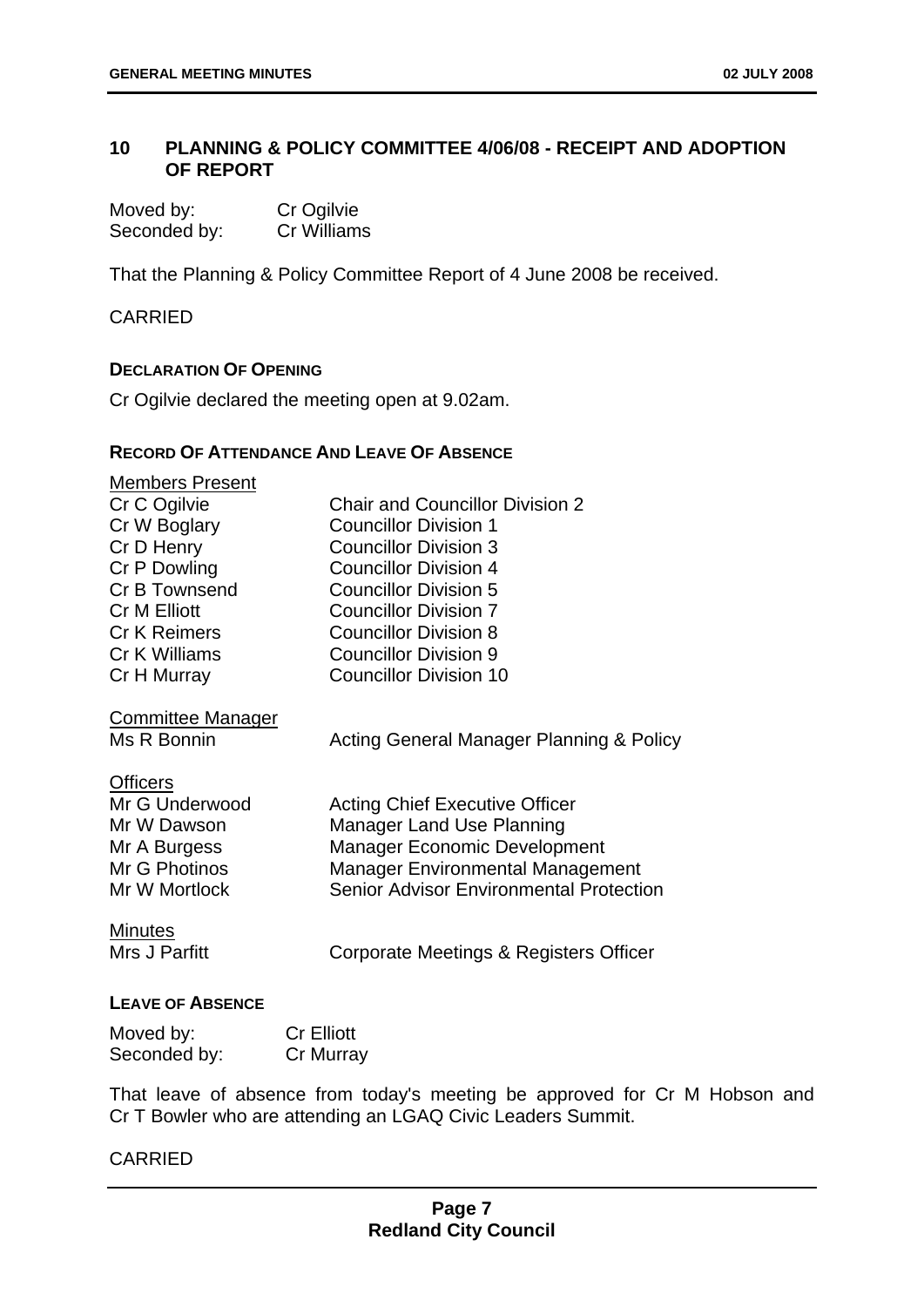## 10 PLANNING & POLICY COMMITTEE 4/06/08 - RECEIPT AND ADOPTION OF REPORT

Moved by: Cr Ogilvie
Seconded by: Cr Williams

That the Planning & Policy Committee Report of 4 June 2008 be received.

CARRIED

### DECLARATION OF OPENING

Cr Ogilvie declared the meeting open at 9.02am.

### RECORD OF ATTENDANCE AND LEAVE OF ABSENCE

Members Present

| | |
|---|---|
| Cr C Ogilvie | Chair and Councillor Division 2 |
| Cr W Boglary | Councillor Division 1 |
| Cr D Henry | Councillor Division 3 |
| Cr P Dowling | Councillor Division 4 |
| Cr B Townsend | Councillor Division 5 |
| Cr M Elliott | Councillor Division 7 |
| Cr K Reimers | Councillor Division 8 |
| Cr K Williams | Councillor Division 9 |
| Cr H Murray | Councillor Division 10 |

Committee Manager

| | |
|---|---|
| Ms R Bonnin | Acting General Manager Planning & Policy |

Officers

| | |
|---|---|
| Mr G Underwood | Acting Chief Executive Officer |
| Mr W Dawson | Manager Land Use Planning |
| Mr A Burgess | Manager Economic Development |
| Mr G Photinos | Manager Environmental Management |
| Mr W Mortlock | Senior Advisor Environmental Protection |

Minutes

| | |
|---|---|
| Mrs J Parfitt | Corporate Meetings & Registers Officer |

### LEAVE OF ABSENCE

Moved by: Cr Elliott
Seconded by: Cr Murray

That leave of absence from today's meeting be approved for Cr M Hobson and Cr T Bowler who are attending an LGAQ Civic Leaders Summit.

CARRIED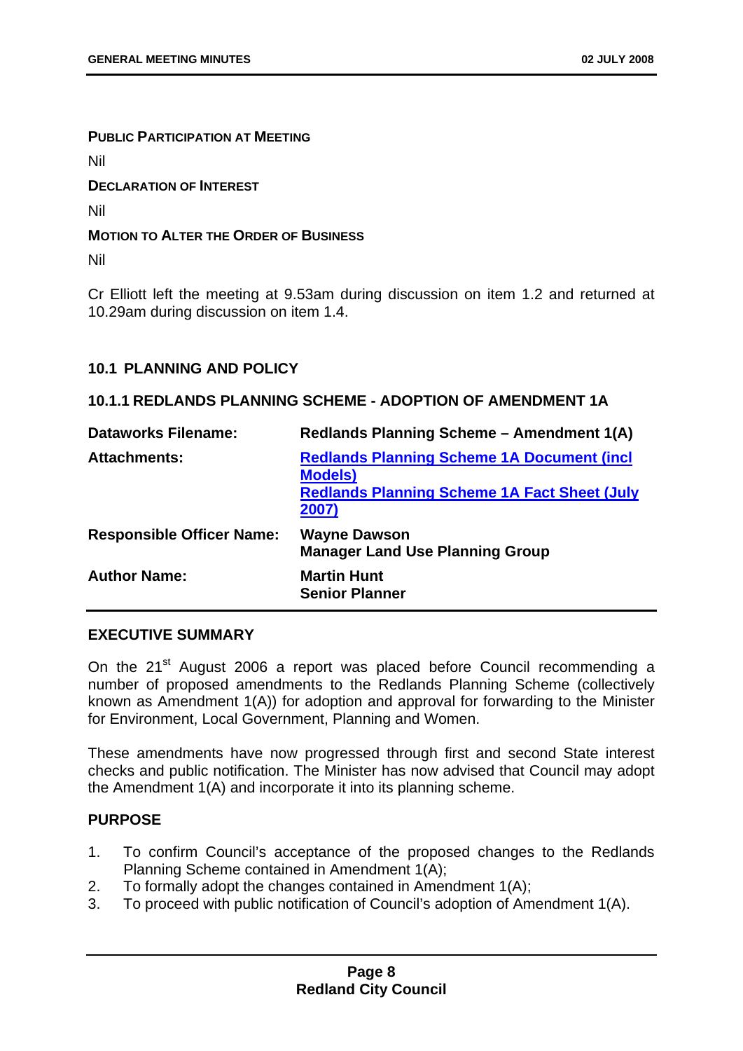**PUBLIC PARTICIPATION AT MEETING**

Nil

**DECLARATION OF INTEREST**

Nil

**MOTION TO ALTER THE ORDER OF BUSINESS**

Nil

Cr Elliott left the meeting at 9.53am during discussion on item 1.2 and returned at 10.29am during discussion on item 1.4.

## 10.1 PLANNING AND POLICY

### 10.1.1 REDLANDS PLANNING SCHEME - ADOPTION OF AMENDMENT 1A

| | |
|---|---|
| **Dataworks Filename:** | **Redlands Planning Scheme – Amendment 1(A)** |
| **Attachments:** | **Redlands Planning Scheme 1A Document (incl Models)**<br>**Redlands Planning Scheme 1A Fact Sheet (July 2007)** |
| **Responsible Officer Name:** | **Wayne Dawson**<br>**Manager Land Use Planning Group** |
| **Author Name:** | **Martin Hunt**<br>**Senior Planner** |

**EXECUTIVE SUMMARY**

On the 21st August 2006 a report was placed before Council recommending a number of proposed amendments to the Redlands Planning Scheme (collectively known as Amendment 1(A)) for adoption and approval for forwarding to the Minister for Environment, Local Government, Planning and Women.

These amendments have now progressed through first and second State interest checks and public notification. The Minister has now advised that Council may adopt the Amendment 1(A) and incorporate it into its planning scheme.

**PURPOSE**

1. To confirm Council's acceptance of the proposed changes to the Redlands Planning Scheme contained in Amendment 1(A);
2. To formally adopt the changes contained in Amendment 1(A);
3. To proceed with public notification of Council's adoption of Amendment 1(A).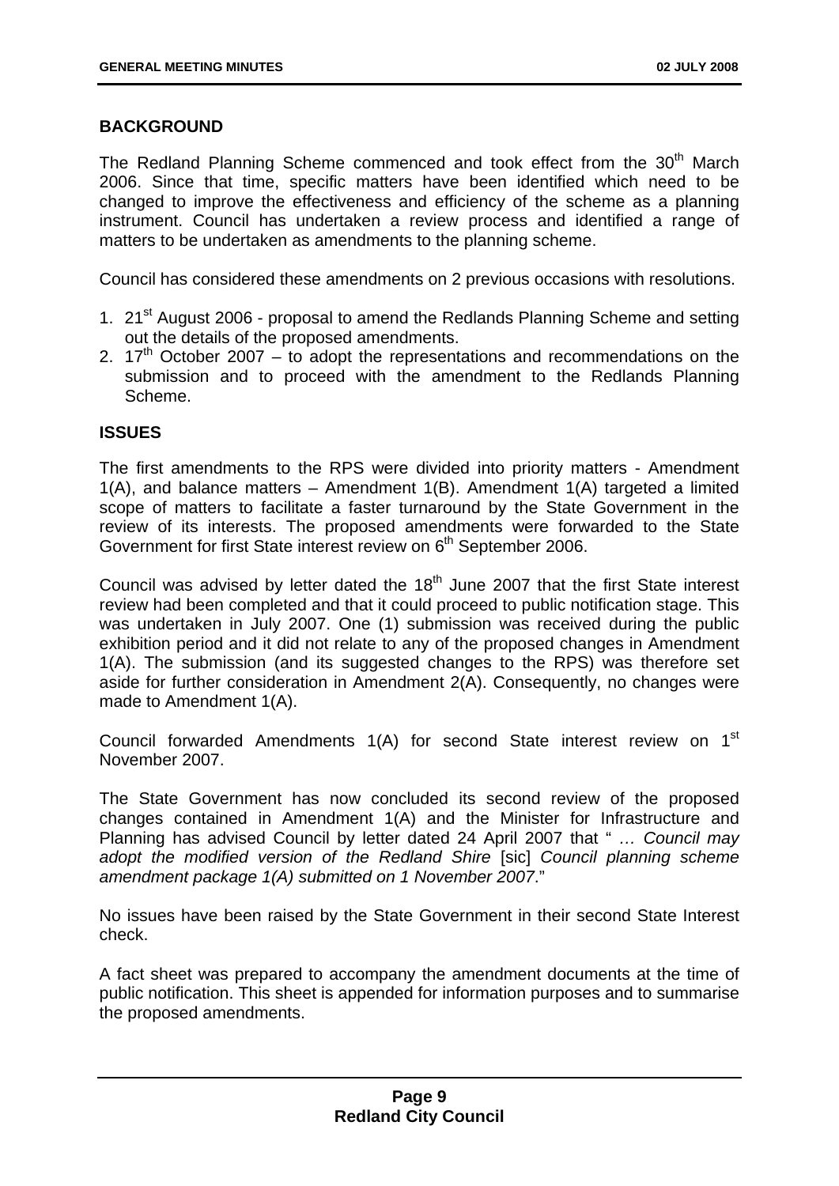## BACKGROUND

The Redland Planning Scheme commenced and took effect from the 30th March 2006. Since that time, specific matters have been identified which need to be changed to improve the effectiveness and efficiency of the scheme as a planning instrument. Council has undertaken a review process and identified a range of matters to be undertaken as amendments to the planning scheme.

Council has considered these amendments on 2 previous occasions with resolutions.

1. 21st August 2006 - proposal to amend the Redlands Planning Scheme and setting out the details of the proposed amendments.
2. 17th October 2007 – to adopt the representations and recommendations on the submission and to proceed with the amendment to the Redlands Planning Scheme.

## ISSUES

The first amendments to the RPS were divided into priority matters - Amendment 1(A), and balance matters – Amendment 1(B). Amendment 1(A) targeted a limited scope of matters to facilitate a faster turnaround by the State Government in the review of its interests. The proposed amendments were forwarded to the State Government for first State interest review on 6th September 2006.

Council was advised by letter dated the 18th June 2007 that the first State interest review had been completed and that it could proceed to public notification stage. This was undertaken in July 2007. One (1) submission was received during the public exhibition period and it did not relate to any of the proposed changes in Amendment 1(A). The submission (and its suggested changes to the RPS) was therefore set aside for further consideration in Amendment 2(A). Consequently, no changes were made to Amendment 1(A).

Council forwarded Amendments 1(A) for second State interest review on 1st November 2007.

The State Government has now concluded its second review of the proposed changes contained in Amendment 1(A) and the Minister for Infrastructure and Planning has advised Council by letter dated 24 April 2007 that " *… Council may adopt the modified version of the Redland Shire* [sic] *Council planning scheme amendment package 1(A) submitted on 1 November 2007*."

No issues have been raised by the State Government in their second State Interest check.

A fact sheet was prepared to accompany the amendment documents at the time of public notification. This sheet is appended for information purposes and to summarise the proposed amendments.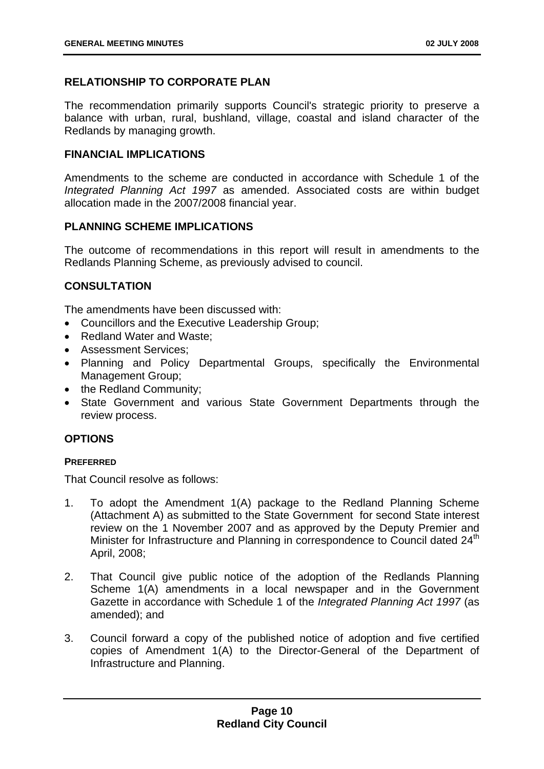## RELATIONSHIP TO CORPORATE PLAN

The recommendation primarily supports Council's strategic priority to preserve a balance with urban, rural, bushland, village, coastal and island character of the Redlands by managing growth.

## FINANCIAL IMPLICATIONS

Amendments to the scheme are conducted in accordance with Schedule 1 of the *Integrated Planning Act 1997* as amended. Associated costs are within budget allocation made in the 2007/2008 financial year.

## PLANNING SCHEME IMPLICATIONS

The outcome of recommendations in this report will result in amendments to the Redlands Planning Scheme, as previously advised to council.

## CONSULTATION

The amendments have been discussed with:

- Councillors and the Executive Leadership Group;
- Redland Water and Waste;
- Assessment Services;
- Planning and Policy Departmental Groups, specifically the Environmental Management Group;
- the Redland Community;
- State Government and various State Government Departments through the review process.

## OPTIONS

### PREFERRED

That Council resolve as follows:

1. To adopt the Amendment 1(A) package to the Redland Planning Scheme (Attachment A) as submitted to the State Government for second State interest review on the 1 November 2007 and as approved by the Deputy Premier and Minister for Infrastructure and Planning in correspondence to Council dated 24th April, 2008;

2. That Council give public notice of the adoption of the Redlands Planning Scheme 1(A) amendments in a local newspaper and in the Government Gazette in accordance with Schedule 1 of the *Integrated Planning Act 1997* (as amended); and

3. Council forward a copy of the published notice of adoption and five certified copies of Amendment 1(A) to the Director-General of the Department of Infrastructure and Planning.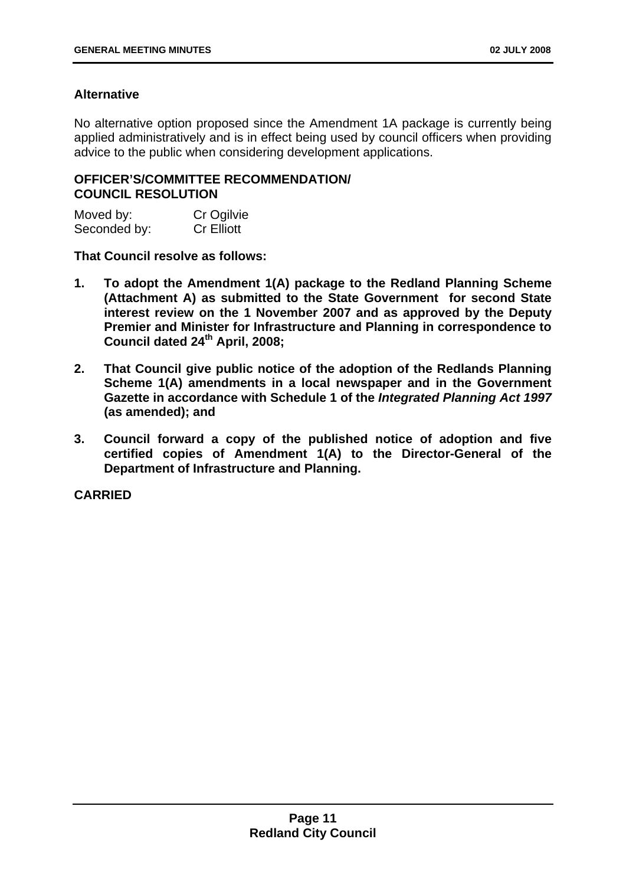### Alternative

No alternative option proposed since the Amendment 1A package is currently being applied administratively and is in effect being used by council officers when providing advice to the public when considering development applications.

### OFFICER'S/COMMITTEE RECOMMENDATION/ COUNCIL RESOLUTION

Moved by: Cr Ogilvie
Seconded by: Cr Elliott

**That Council resolve as follows:**

1. **To adopt the Amendment 1(A) package to the Redland Planning Scheme (Attachment A) as submitted to the State Government for second State interest review on the 1 November 2007 and as approved by the Deputy Premier and Minister for Infrastructure and Planning in correspondence to Council dated 24th April, 2008;**

2. **That Council give public notice of the adoption of the Redlands Planning Scheme 1(A) amendments in a local newspaper and in the Government Gazette in accordance with Schedule 1 of the *Integrated Planning Act 1997* (as amended); and**

3. **Council forward a copy of the published notice of adoption and five certified copies of Amendment 1(A) to the Director-General of the Department of Infrastructure and Planning.**

**CARRIED**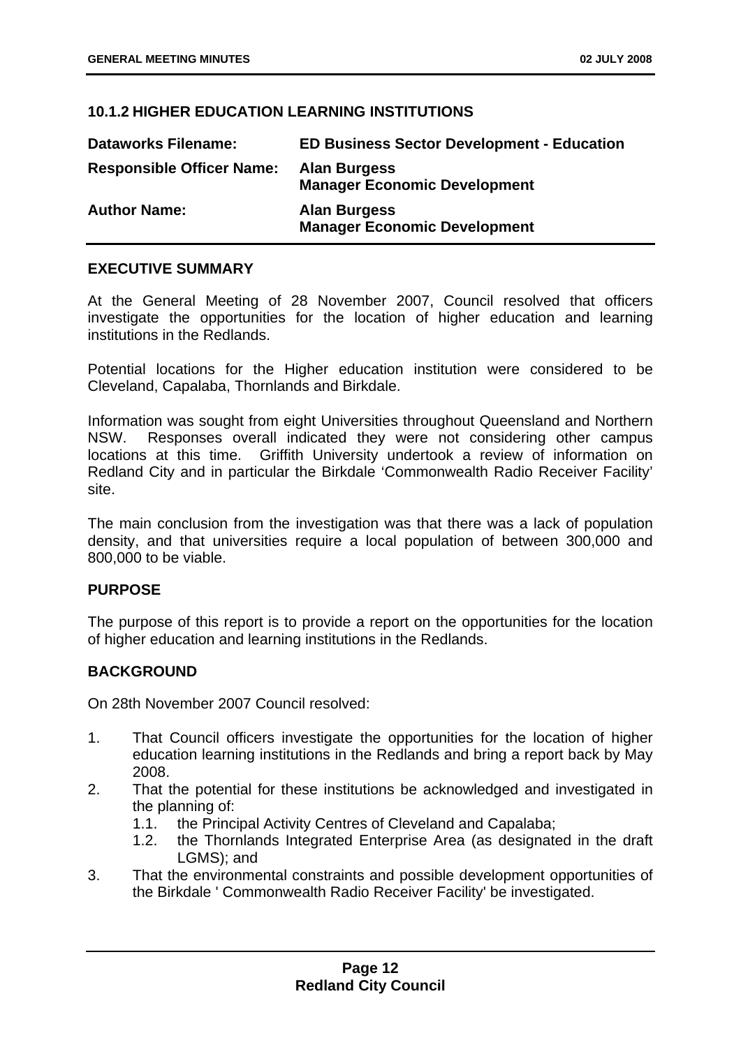## 10.1.2 HIGHER EDUCATION LEARNING INSTITUTIONS

| | |
|---|---|
| **Dataworks Filename:** | **ED Business Sector Development - Education** |
| **Responsible Officer Name:** | **Alan Burgess**<br>**Manager Economic Development** |
| **Author Name:** | **Alan Burgess**<br>**Manager Economic Development** |

### EXECUTIVE SUMMARY

At the General Meeting of 28 November 2007, Council resolved that officers investigate the opportunities for the location of higher education and learning institutions in the Redlands.

Potential locations for the Higher education institution were considered to be Cleveland, Capalaba, Thornlands and Birkdale.

Information was sought from eight Universities throughout Queensland and Northern NSW. Responses overall indicated they were not considering other campus locations at this time. Griffith University undertook a review of information on Redland City and in particular the Birkdale 'Commonwealth Radio Receiver Facility' site.

The main conclusion from the investigation was that there was a lack of population density, and that universities require a local population of between 300,000 and 800,000 to be viable.

### PURPOSE

The purpose of this report is to provide a report on the opportunities for the location of higher education and learning institutions in the Redlands.

### BACKGROUND

On 28th November 2007 Council resolved:

1. That Council officers investigate the opportunities for the location of higher education learning institutions in the Redlands and bring a report back by May 2008.
2. That the potential for these institutions be acknowledged and investigated in the planning of:
   - 1.1. the Principal Activity Centres of Cleveland and Capalaba;
   - 1.2. the Thornlands Integrated Enterprise Area (as designated in the draft LGMS); and
3. That the environmental constraints and possible development opportunities of the Birkdale ' Commonwealth Radio Receiver Facility' be investigated.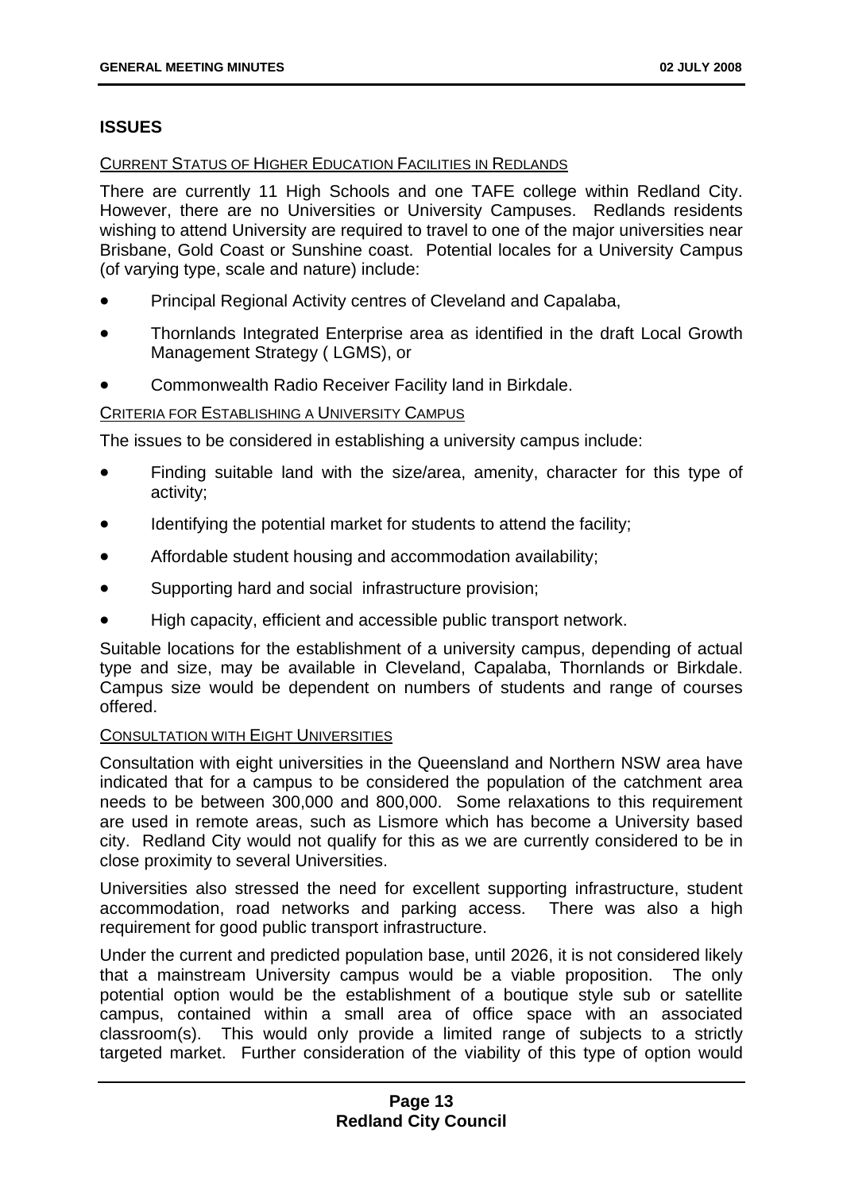## ISSUES

CURRENT STATUS OF HIGHER EDUCATION FACILITIES IN REDLANDS

There are currently 11 High Schools and one TAFE college within Redland City. However, there are no Universities or University Campuses. Redlands residents wishing to attend University are required to travel to one of the major universities near Brisbane, Gold Coast or Sunshine coast. Potential locales for a University Campus (of varying type, scale and nature) include:

- Principal Regional Activity centres of Cleveland and Capalaba,
- Thornlands Integrated Enterprise area as identified in the draft Local Growth Management Strategy ( LGMS), or
- Commonwealth Radio Receiver Facility land in Birkdale.

CRITERIA FOR ESTABLISHING A UNIVERSITY CAMPUS

The issues to be considered in establishing a university campus include:

- Finding suitable land with the size/area, amenity, character for this type of activity;
- Identifying the potential market for students to attend the facility;
- Affordable student housing and accommodation availability;
- Supporting hard and social infrastructure provision;
- High capacity, efficient and accessible public transport network.

Suitable locations for the establishment of a university campus, depending of actual type and size, may be available in Cleveland, Capalaba, Thornlands or Birkdale. Campus size would be dependent on numbers of students and range of courses offered.

CONSULTATION WITH EIGHT UNIVERSITIES

Consultation with eight universities in the Queensland and Northern NSW area have indicated that for a campus to be considered the population of the catchment area needs to be between 300,000 and 800,000. Some relaxations to this requirement are used in remote areas, such as Lismore which has become a University based city. Redland City would not qualify for this as we are currently considered to be in close proximity to several Universities.

Universities also stressed the need for excellent supporting infrastructure, student accommodation, road networks and parking access. There was also a high requirement for good public transport infrastructure.

Under the current and predicted population base, until 2026, it is not considered likely that a mainstream University campus would be a viable proposition. The only potential option would be the establishment of a boutique style sub or satellite campus, contained within a small area of office space with an associated classroom(s). This would only provide a limited range of subjects to a strictly targeted market. Further consideration of the viability of this type of option would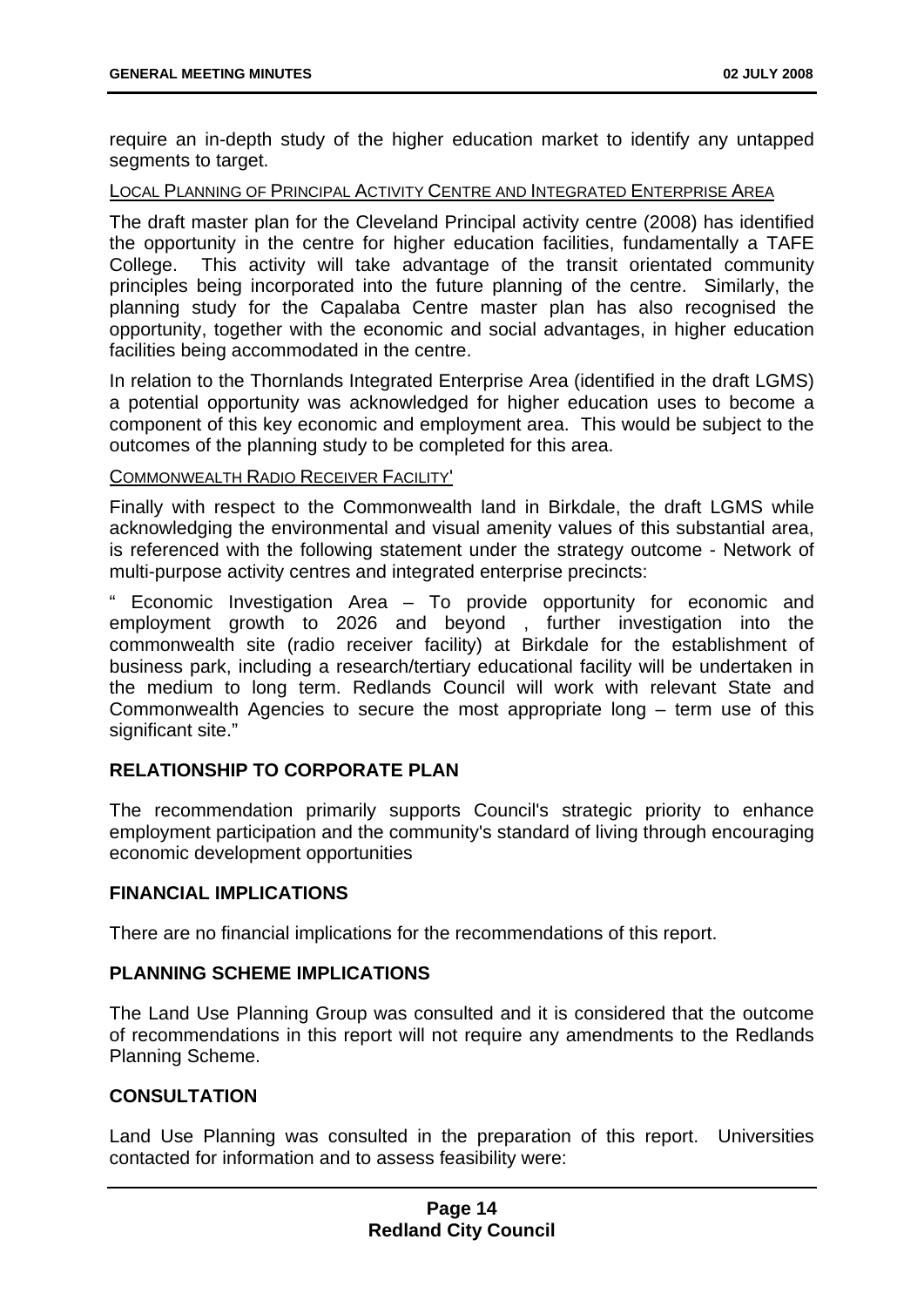require an in-depth study of the higher education market to identify any untapped segments to target.

LOCAL PLANNING OF PRINCIPAL ACTIVITY CENTRE AND INTEGRATED ENTERPRISE AREA

The draft master plan for the Cleveland Principal activity centre (2008) has identified the opportunity in the centre for higher education facilities, fundamentally a TAFE College. This activity will take advantage of the transit orientated community principles being incorporated into the future planning of the centre. Similarly, the planning study for the Capalaba Centre master plan has also recognised the opportunity, together with the economic and social advantages, in higher education facilities being accommodated in the centre.

In relation to the Thornlands Integrated Enterprise Area (identified in the draft LGMS) a potential opportunity was acknowledged for higher education uses to become a component of this key economic and employment area. This would be subject to the outcomes of the planning study to be completed for this area.

COMMONWEALTH RADIO RECEIVER FACILITY'

Finally with respect to the Commonwealth land in Birkdale, the draft LGMS while acknowledging the environmental and visual amenity values of this substantial area, is referenced with the following statement under the strategy outcome - Network of multi-purpose activity centres and integrated enterprise precincts:

" Economic Investigation Area – To provide opportunity for economic and employment growth to 2026 and beyond , further investigation into the commonwealth site (radio receiver facility) at Birkdale for the establishment of business park, including a research/tertiary educational facility will be undertaken in the medium to long term. Redlands Council will work with relevant State and Commonwealth Agencies to secure the most appropriate long – term use of this significant site."

## RELATIONSHIP TO CORPORATE PLAN

The recommendation primarily supports Council's strategic priority to enhance employment participation and the community's standard of living through encouraging economic development opportunities

## FINANCIAL IMPLICATIONS

There are no financial implications for the recommendations of this report.

## PLANNING SCHEME IMPLICATIONS

The Land Use Planning Group was consulted and it is considered that the outcome of recommendations in this report will not require any amendments to the Redlands Planning Scheme.

## CONSULTATION

Land Use Planning was consulted in the preparation of this report. Universities contacted for information and to assess feasibility were: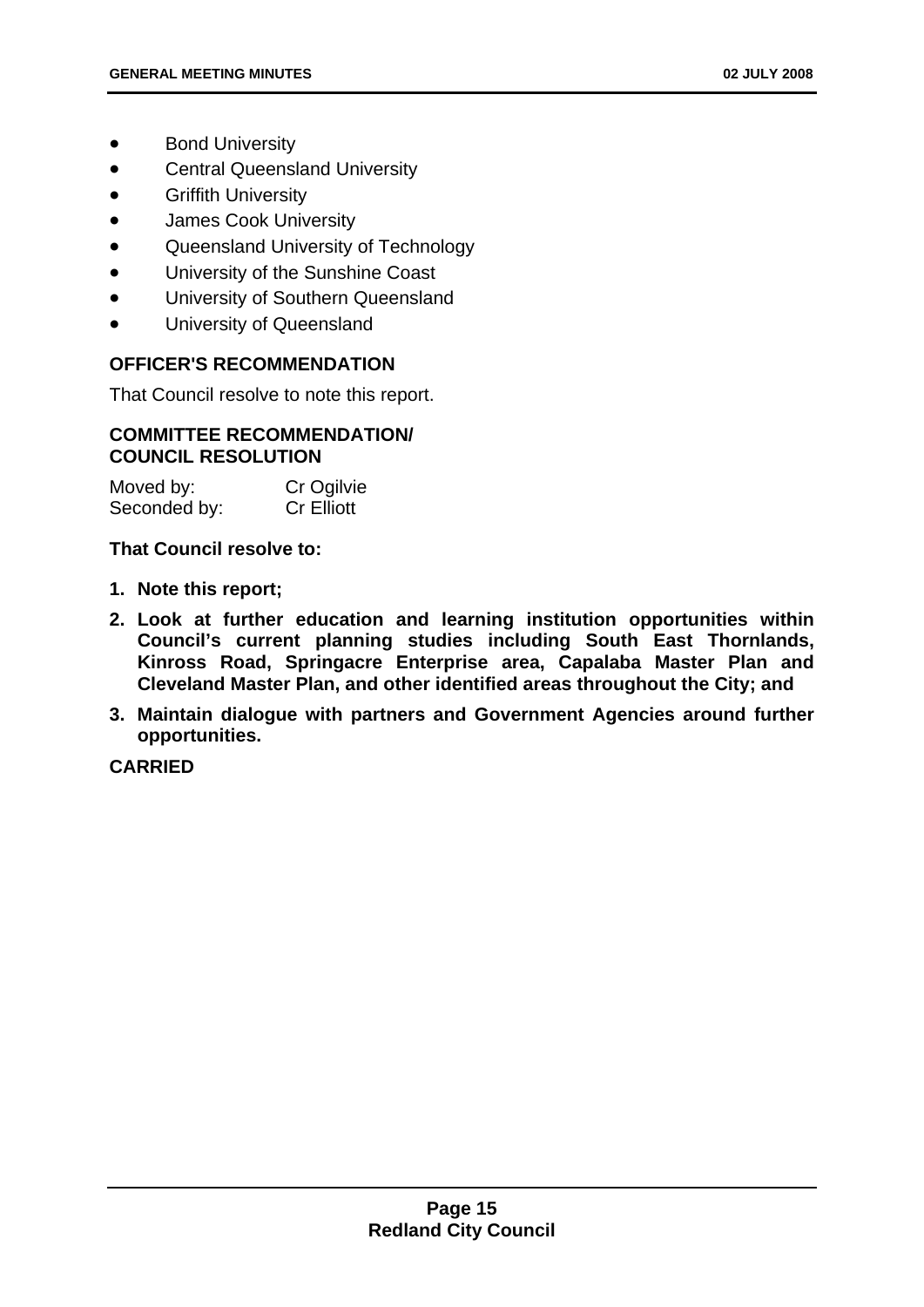- Bond University
- Central Queensland University
- Griffith University
- James Cook University
- Queensland University of Technology
- University of the Sunshine Coast
- University of Southern Queensland
- University of Queensland

**OFFICER'S RECOMMENDATION**

That Council resolve to note this report.

**COMMITTEE RECOMMENDATION/ COUNCIL RESOLUTION**

Moved by: Cr Ogilvie
Seconded by: Cr Elliott

**That Council resolve to:**

1. **Note this report;**
2. **Look at further education and learning institution opportunities within Council's current planning studies including South East Thornlands, Kinross Road, Springacre Enterprise area, Capalaba Master Plan and Cleveland Master Plan, and other identified areas throughout the City; and**
3. **Maintain dialogue with partners and Government Agencies around further opportunities.**

**CARRIED**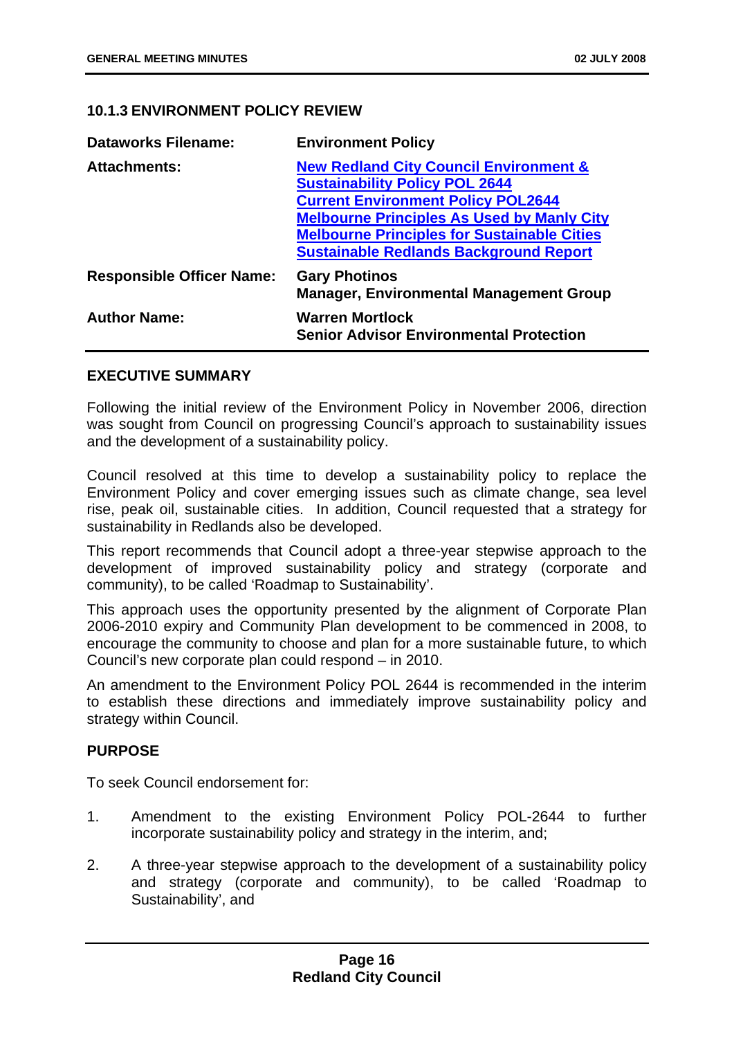### 10.1.3 ENVIRONMENT POLICY REVIEW

| | |
|---|---|
| **Dataworks Filename:** | **Environment Policy** |
| **Attachments:** | **New Redland City Council Environment & Sustainability Policy POL 2644**<br>**Current Environment Policy POL2644**<br>**Melbourne Principles As Used by Manly City**<br>**Melbourne Principles for Sustainable Cities**<br>**Sustainable Redlands Background Report** |
| **Responsible Officer Name:** | **Gary Photinos**<br>**Manager, Environmental Management Group** |
| **Author Name:** | **Warren Mortlock**<br>**Senior Advisor Environmental Protection** |

**EXECUTIVE SUMMARY**

Following the initial review of the Environment Policy in November 2006, direction was sought from Council on progressing Council's approach to sustainability issues and the development of a sustainability policy.

Council resolved at this time to develop a sustainability policy to replace the Environment Policy and cover emerging issues such as climate change, sea level rise, peak oil, sustainable cities. In addition, Council requested that a strategy for sustainability in Redlands also be developed.

This report recommends that Council adopt a three-year stepwise approach to the development of improved sustainability policy and strategy (corporate and community), to be called 'Roadmap to Sustainability'.

This approach uses the opportunity presented by the alignment of Corporate Plan 2006-2010 expiry and Community Plan development to be commenced in 2008, to encourage the community to choose and plan for a more sustainable future, to which Council's new corporate plan could respond – in 2010.

An amendment to the Environment Policy POL 2644 is recommended in the interim to establish these directions and immediately improve sustainability policy and strategy within Council.

**PURPOSE**

To seek Council endorsement for:

1. Amendment to the existing Environment Policy POL-2644 to further incorporate sustainability policy and strategy in the interim, and;

2. A three-year stepwise approach to the development of a sustainability policy and strategy (corporate and community), to be called 'Roadmap to Sustainability', and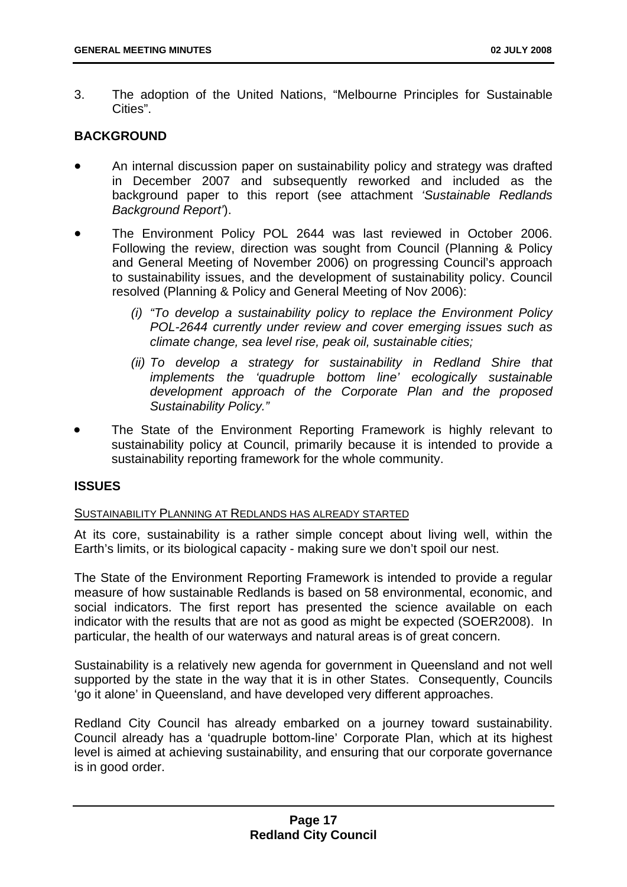3. The adoption of the United Nations, "Melbourne Principles for Sustainable Cities".

**BACKGROUND**

- An internal discussion paper on sustainability policy and strategy was drafted in December 2007 and subsequently reworked and included as the background paper to this report (see attachment *'Sustainable Redlands Background Report'*).
- The Environment Policy POL 2644 was last reviewed in October 2006. Following the review, direction was sought from Council (Planning & Policy and General Meeting of November 2006) on progressing Council's approach to sustainability issues, and the development of sustainability policy. Council resolved (Planning & Policy and General Meeting of Nov 2006):
  - *(i) "To develop a sustainability policy to replace the Environment Policy POL-2644 currently under review and cover emerging issues such as climate change, sea level rise, peak oil, sustainable cities;*
  - *(ii) To develop a strategy for sustainability in Redland Shire that implements the 'quadruple bottom line' ecologically sustainable development approach of the Corporate Plan and the proposed Sustainability Policy."*
- The State of the Environment Reporting Framework is highly relevant to sustainability policy at Council, primarily because it is intended to provide a sustainability reporting framework for the whole community.

**ISSUES**

SUSTAINABILITY PLANNING AT REDLANDS HAS ALREADY STARTED

At its core, sustainability is a rather simple concept about living well, within the Earth's limits, or its biological capacity - making sure we don't spoil our nest.

The State of the Environment Reporting Framework is intended to provide a regular measure of how sustainable Redlands is based on 58 environmental, economic, and social indicators. The first report has presented the science available on each indicator with the results that are not as good as might be expected (SOER2008). In particular, the health of our waterways and natural areas is of great concern.

Sustainability is a relatively new agenda for government in Queensland and not well supported by the state in the way that it is in other States. Consequently, Councils 'go it alone' in Queensland, and have developed very different approaches.

Redland City Council has already embarked on a journey toward sustainability. Council already has a 'quadruple bottom-line' Corporate Plan, which at its highest level is aimed at achieving sustainability, and ensuring that our corporate governance is in good order.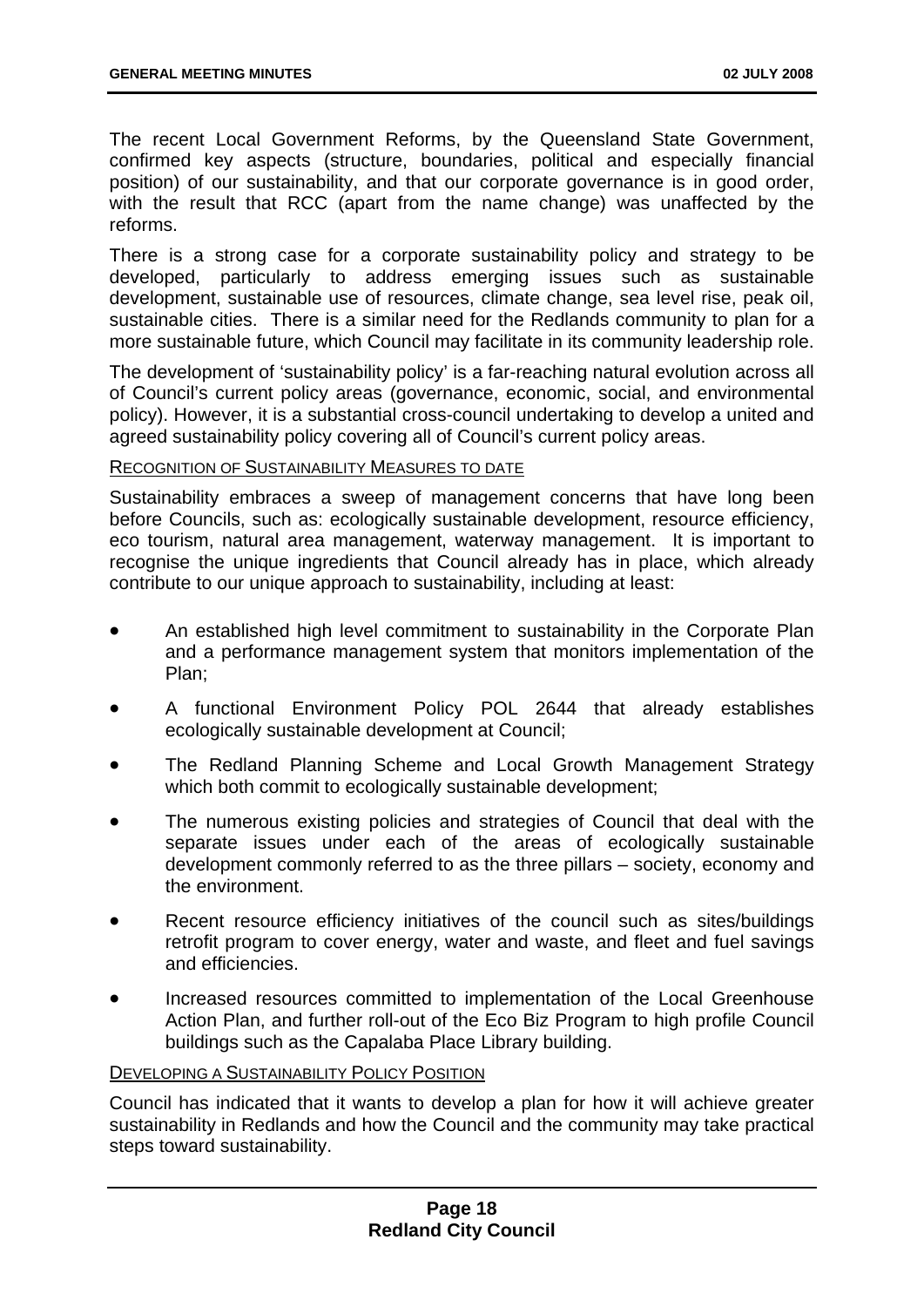The recent Local Government Reforms, by the Queensland State Government, confirmed key aspects (structure, boundaries, political and especially financial position) of our sustainability, and that our corporate governance is in good order, with the result that RCC (apart from the name change) was unaffected by the reforms.

There is a strong case for a corporate sustainability policy and strategy to be developed, particularly to address emerging issues such as sustainable development, sustainable use of resources, climate change, sea level rise, peak oil, sustainable cities. There is a similar need for the Redlands community to plan for a more sustainable future, which Council may facilitate in its community leadership role.

The development of 'sustainability policy' is a far-reaching natural evolution across all of Council's current policy areas (governance, economic, social, and environmental policy). However, it is a substantial cross-council undertaking to develop a united and agreed sustainability policy covering all of Council's current policy areas.

RECOGNITION OF SUSTAINABILITY MEASURES TO DATE

Sustainability embraces a sweep of management concerns that have long been before Councils, such as: ecologically sustainable development, resource efficiency, eco tourism, natural area management, waterway management. It is important to recognise the unique ingredients that Council already has in place, which already contribute to our unique approach to sustainability, including at least:

- An established high level commitment to sustainability in the Corporate Plan and a performance management system that monitors implementation of the Plan;
- A functional Environment Policy POL 2644 that already establishes ecologically sustainable development at Council;
- The Redland Planning Scheme and Local Growth Management Strategy which both commit to ecologically sustainable development;
- The numerous existing policies and strategies of Council that deal with the separate issues under each of the areas of ecologically sustainable development commonly referred to as the three pillars – society, economy and the environment.
- Recent resource efficiency initiatives of the council such as sites/buildings retrofit program to cover energy, water and waste, and fleet and fuel savings and efficiencies.
- Increased resources committed to implementation of the Local Greenhouse Action Plan, and further roll-out of the Eco Biz Program to high profile Council buildings such as the Capalaba Place Library building.

DEVELOPING A SUSTAINABILITY POLICY POSITION

Council has indicated that it wants to develop a plan for how it will achieve greater sustainability in Redlands and how the Council and the community may take practical steps toward sustainability.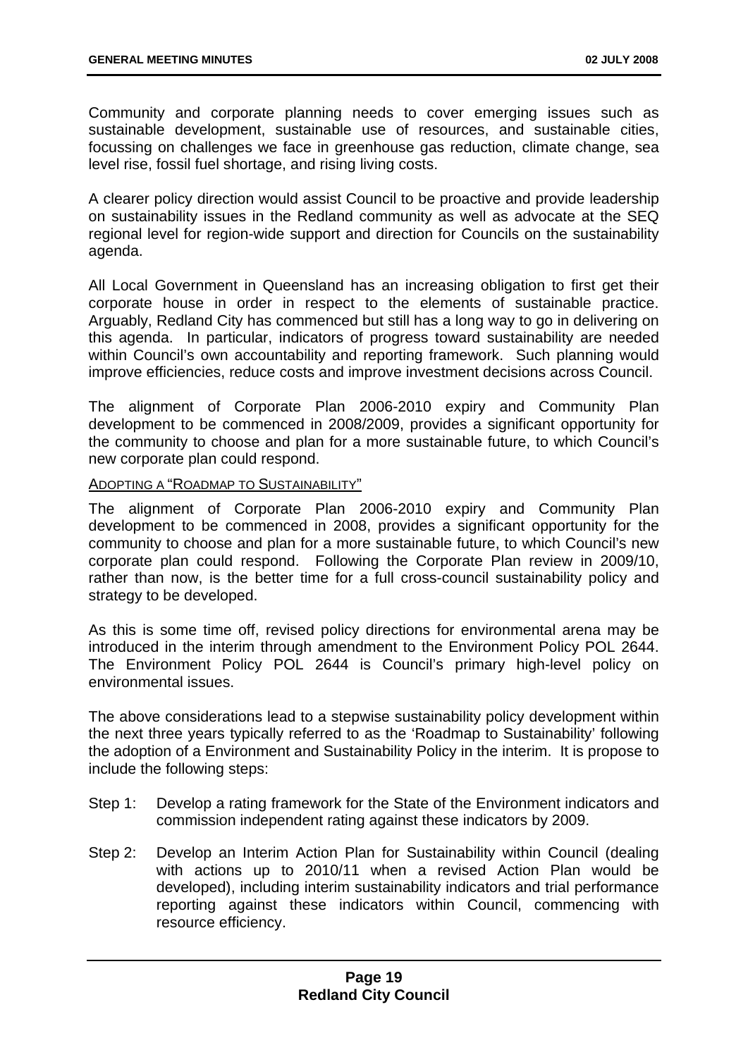Community and corporate planning needs to cover emerging issues such as sustainable development, sustainable use of resources, and sustainable cities, focussing on challenges we face in greenhouse gas reduction, climate change, sea level rise, fossil fuel shortage, and rising living costs.

A clearer policy direction would assist Council to be proactive and provide leadership on sustainability issues in the Redland community as well as advocate at the SEQ regional level for region-wide support and direction for Councils on the sustainability agenda.

All Local Government in Queensland has an increasing obligation to first get their corporate house in order in respect to the elements of sustainable practice. Arguably, Redland City has commenced but still has a long way to go in delivering on this agenda. In particular, indicators of progress toward sustainability are needed within Council's own accountability and reporting framework. Such planning would improve efficiencies, reduce costs and improve investment decisions across Council.

The alignment of Corporate Plan 2006-2010 expiry and Community Plan development to be commenced in 2008/2009, provides a significant opportunity for the community to choose and plan for a more sustainable future, to which Council's new corporate plan could respond.

ADOPTING A "ROADMAP TO SUSTAINABILITY"

The alignment of Corporate Plan 2006-2010 expiry and Community Plan development to be commenced in 2008, provides a significant opportunity for the community to choose and plan for a more sustainable future, to which Council's new corporate plan could respond. Following the Corporate Plan review in 2009/10, rather than now, is the better time for a full cross-council sustainability policy and strategy to be developed.

As this is some time off, revised policy directions for environmental arena may be introduced in the interim through amendment to the Environment Policy POL 2644. The Environment Policy POL 2644 is Council's primary high-level policy on environmental issues.

The above considerations lead to a stepwise sustainability policy development within the next three years typically referred to as the 'Roadmap to Sustainability' following the adoption of a Environment and Sustainability Policy in the interim. It is propose to include the following steps:

Step 1: Develop a rating framework for the State of the Environment indicators and commission independent rating against these indicators by 2009.

Step 2: Develop an Interim Action Plan for Sustainability within Council (dealing with actions up to 2010/11 when a revised Action Plan would be developed), including interim sustainability indicators and trial performance reporting against these indicators within Council, commencing with resource efficiency.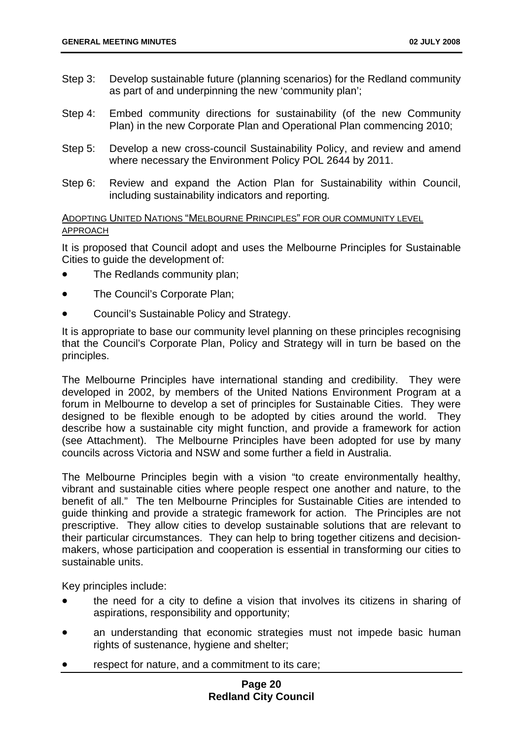Step 3: Develop sustainable future (planning scenarios) for the Redland community as part of and underpinning the new 'community plan';

Step 4: Embed community directions for sustainability (of the new Community Plan) in the new Corporate Plan and Operational Plan commencing 2010;

Step 5: Develop a new cross-council Sustainability Policy, and review and amend where necessary the Environment Policy POL 2644 by 2011.

Step 6: Review and expand the Action Plan for Sustainability within Council, including sustainability indicators and reporting.

ADOPTING UNITED NATIONS "MELBOURNE PRINCIPLES" FOR OUR COMMUNITY LEVEL APPROACH

It is proposed that Council adopt and uses the Melbourne Principles for Sustainable Cities to guide the development of:

- The Redlands community plan;
- The Council's Corporate Plan;
- Council's Sustainable Policy and Strategy.

It is appropriate to base our community level planning on these principles recognising that the Council's Corporate Plan, Policy and Strategy will in turn be based on the principles.

The Melbourne Principles have international standing and credibility. They were developed in 2002, by members of the United Nations Environment Program at a forum in Melbourne to develop a set of principles for Sustainable Cities. They were designed to be flexible enough to be adopted by cities around the world. They describe how a sustainable city might function, and provide a framework for action (see Attachment). The Melbourne Principles have been adopted for use by many councils across Victoria and NSW and some further a field in Australia.

The Melbourne Principles begin with a vision "to create environmentally healthy, vibrant and sustainable cities where people respect one another and nature, to the benefit of all." The ten Melbourne Principles for Sustainable Cities are intended to guide thinking and provide a strategic framework for action. The Principles are not prescriptive. They allow cities to develop sustainable solutions that are relevant to their particular circumstances. They can help to bring together citizens and decision-makers, whose participation and cooperation is essential in transforming our cities to sustainable units.

Key principles include:

- the need for a city to define a vision that involves its citizens in sharing of aspirations, responsibility and opportunity;
- an understanding that economic strategies must not impede basic human rights of sustenance, hygiene and shelter;
- respect for nature, and a commitment to its care;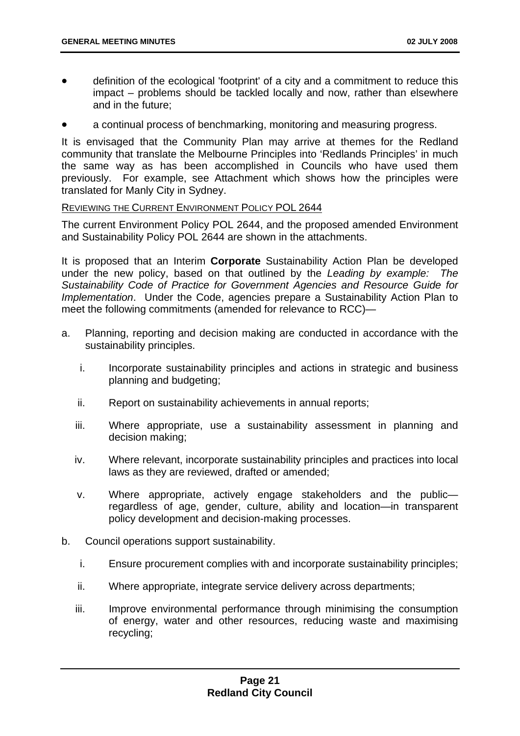- definition of the ecological 'footprint' of a city and a commitment to reduce this impact – problems should be tackled locally and now, rather than elsewhere and in the future;
- a continual process of benchmarking, monitoring and measuring progress.

It is envisaged that the Community Plan may arrive at themes for the Redland community that translate the Melbourne Principles into 'Redlands Principles' in much the same way as has been accomplished in Councils who have used them previously. For example, see Attachment which shows how the principles were translated for Manly City in Sydney.

REVIEWING THE CURRENT ENVIRONMENT POLICY POL 2644

The current Environment Policy POL 2644, and the proposed amended Environment and Sustainability Policy POL 2644 are shown in the attachments.

It is proposed that an Interim **Corporate** Sustainability Action Plan be developed under the new policy, based on that outlined by the *Leading by example: The Sustainability Code of Practice for Government Agencies and Resource Guide for Implementation*. Under the Code, agencies prepare a Sustainability Action Plan to meet the following commitments (amended for relevance to RCC)—

a. Planning, reporting and decision making are conducted in accordance with the sustainability principles.

   i. Incorporate sustainability principles and actions in strategic and business planning and budgeting;

   ii. Report on sustainability achievements in annual reports;

   iii. Where appropriate, use a sustainability assessment in planning and decision making;

   iv. Where relevant, incorporate sustainability principles and practices into local laws as they are reviewed, drafted or amended;

   v. Where appropriate, actively engage stakeholders and the public—regardless of age, gender, culture, ability and location—in transparent policy development and decision-making processes.

b. Council operations support sustainability.

   i. Ensure procurement complies with and incorporate sustainability principles;

   ii. Where appropriate, integrate service delivery across departments;

   iii. Improve environmental performance through minimising the consumption of energy, water and other resources, reducing waste and maximising recycling;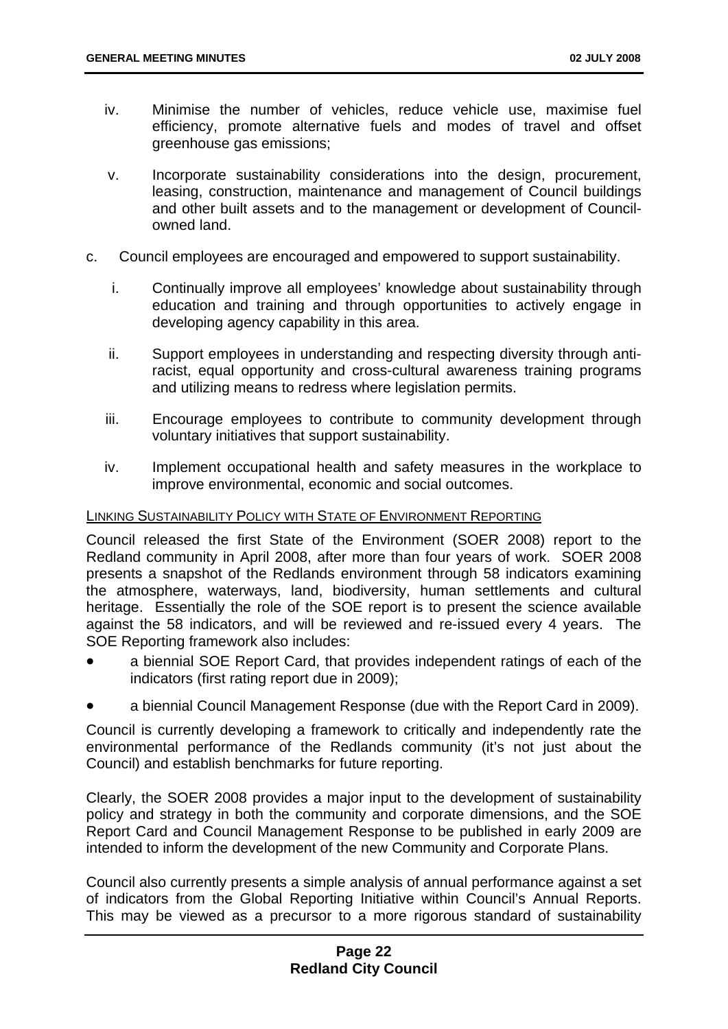iv. Minimise the number of vehicles, reduce vehicle use, maximise fuel efficiency, promote alternative fuels and modes of travel and offset greenhouse gas emissions;

v. Incorporate sustainability considerations into the design, procurement, leasing, construction, maintenance and management of Council buildings and other built assets and to the management or development of Council-owned land.

c. Council employees are encouraged and empowered to support sustainability.

i. Continually improve all employees' knowledge about sustainability through education and training and through opportunities to actively engage in developing agency capability in this area.

ii. Support employees in understanding and respecting diversity through anti-racist, equal opportunity and cross-cultural awareness training programs and utilizing means to redress where legislation permits.

iii. Encourage employees to contribute to community development through voluntary initiatives that support sustainability.

iv. Implement occupational health and safety measures in the workplace to improve environmental, economic and social outcomes.

LINKING SUSTAINABILITY POLICY WITH STATE OF ENVIRONMENT REPORTING

Council released the first State of the Environment (SOER 2008) report to the Redland community in April 2008, after more than four years of work. SOER 2008 presents a snapshot of the Redlands environment through 58 indicators examining the atmosphere, waterways, land, biodiversity, human settlements and cultural heritage. Essentially the role of the SOE report is to present the science available against the 58 indicators, and will be reviewed and re-issued every 4 years. The SOE Reporting framework also includes:

- a biennial SOE Report Card, that provides independent ratings of each of the indicators (first rating report due in 2009);
- a biennial Council Management Response (due with the Report Card in 2009).

Council is currently developing a framework to critically and independently rate the environmental performance of the Redlands community (it's not just about the Council) and establish benchmarks for future reporting.

Clearly, the SOER 2008 provides a major input to the development of sustainability policy and strategy in both the community and corporate dimensions, and the SOE Report Card and Council Management Response to be published in early 2009 are intended to inform the development of the new Community and Corporate Plans.

Council also currently presents a simple analysis of annual performance against a set of indicators from the Global Reporting Initiative within Council's Annual Reports. This may be viewed as a precursor to a more rigorous standard of sustainability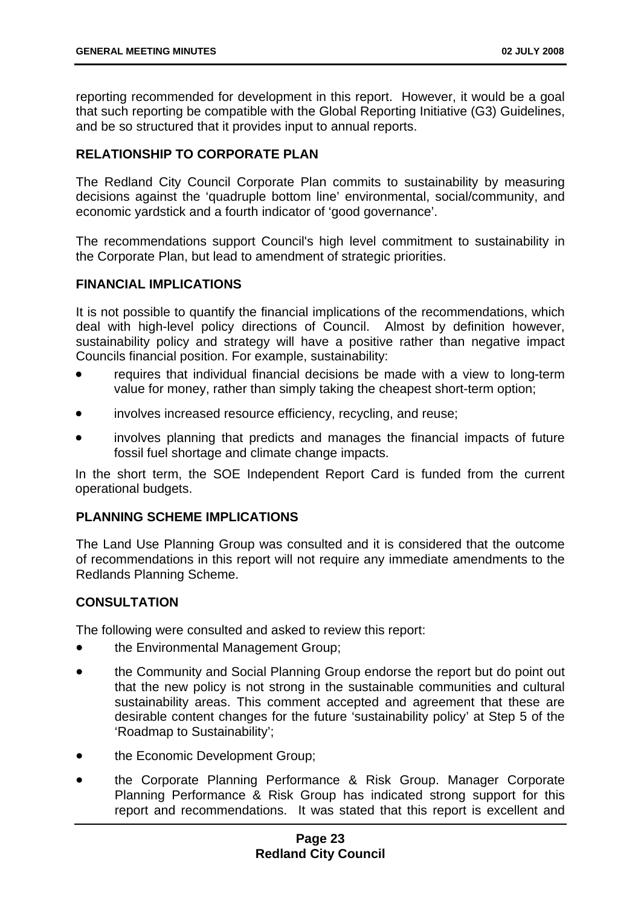reporting recommended for development in this report. However, it would be a goal that such reporting be compatible with the Global Reporting Initiative (G3) Guidelines, and be so structured that it provides input to annual reports.

## RELATIONSHIP TO CORPORATE PLAN

The Redland City Council Corporate Plan commits to sustainability by measuring decisions against the 'quadruple bottom line' environmental, social/community, and economic yardstick and a fourth indicator of 'good governance'.

The recommendations support Council's high level commitment to sustainability in the Corporate Plan, but lead to amendment of strategic priorities.

## FINANCIAL IMPLICATIONS

It is not possible to quantify the financial implications of the recommendations, which deal with high-level policy directions of Council. Almost by definition however, sustainability policy and strategy will have a positive rather than negative impact Councils financial position. For example, sustainability:

- requires that individual financial decisions be made with a view to long-term value for money, rather than simply taking the cheapest short-term option;
- involves increased resource efficiency, recycling, and reuse;
- involves planning that predicts and manages the financial impacts of future fossil fuel shortage and climate change impacts.

In the short term, the SOE Independent Report Card is funded from the current operational budgets.

## PLANNING SCHEME IMPLICATIONS

The Land Use Planning Group was consulted and it is considered that the outcome of recommendations in this report will not require any immediate amendments to the Redlands Planning Scheme.

## CONSULTATION

The following were consulted and asked to review this report:

- the Environmental Management Group;
- the Community and Social Planning Group endorse the report but do point out that the new policy is not strong in the sustainable communities and cultural sustainability areas. This comment accepted and agreement that these are desirable content changes for the future 'sustainability policy' at Step 5 of the 'Roadmap to Sustainability';
- the Economic Development Group;
- the Corporate Planning Performance & Risk Group. Manager Corporate Planning Performance & Risk Group has indicated strong support for this report and recommendations. It was stated that this report is excellent and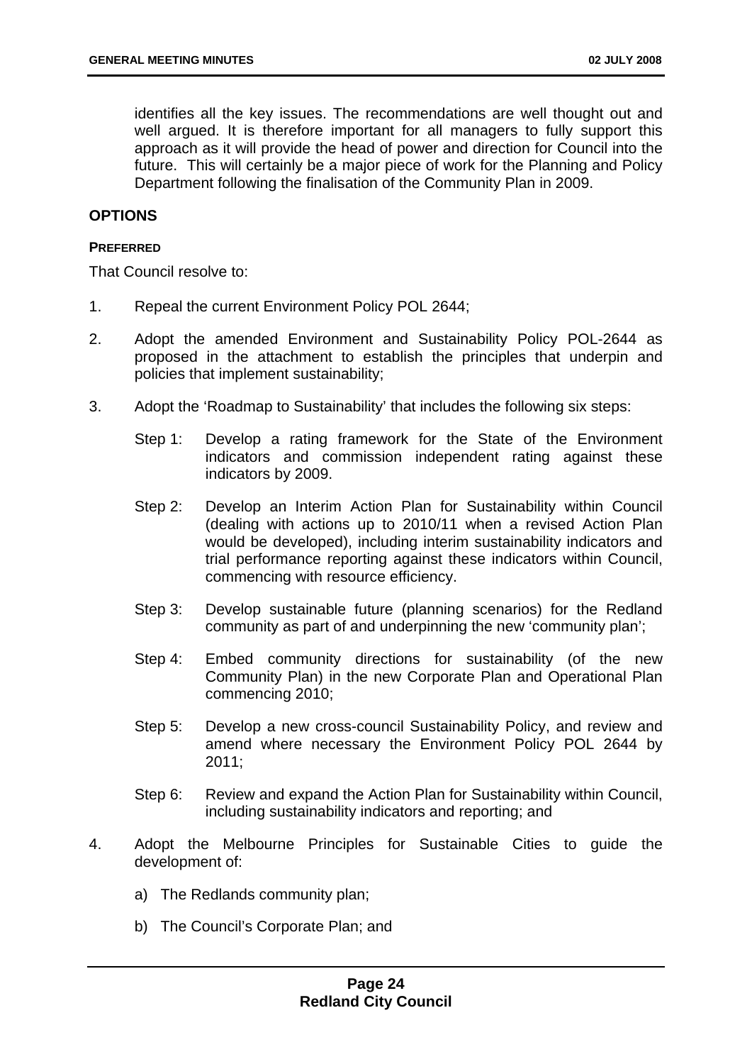identifies all the key issues. The recommendations are well thought out and well argued. It is therefore important for all managers to fully support this approach as it will provide the head of power and direction for Council into the future. This will certainly be a major piece of work for the Planning and Policy Department following the finalisation of the Community Plan in 2009.

## OPTIONS

### PREFERRED

That Council resolve to:

1. Repeal the current Environment Policy POL 2644;

2. Adopt the amended Environment and Sustainability Policy POL-2644 as proposed in the attachment to establish the principles that underpin and policies that implement sustainability;

3. Adopt the 'Roadmap to Sustainability' that includes the following six steps:

   Step 1: Develop a rating framework for the State of the Environment indicators and commission independent rating against these indicators by 2009.

   Step 2: Develop an Interim Action Plan for Sustainability within Council (dealing with actions up to 2010/11 when a revised Action Plan would be developed), including interim sustainability indicators and trial performance reporting against these indicators within Council, commencing with resource efficiency.

   Step 3: Develop sustainable future (planning scenarios) for the Redland community as part of and underpinning the new 'community plan';

   Step 4: Embed community directions for sustainability (of the new Community Plan) in the new Corporate Plan and Operational Plan commencing 2010;

   Step 5: Develop a new cross-council Sustainability Policy, and review and amend where necessary the Environment Policy POL 2644 by 2011;

   Step 6: Review and expand the Action Plan for Sustainability within Council, including sustainability indicators and reporting; and

4. Adopt the Melbourne Principles for Sustainable Cities to guide the development of:

   a) The Redlands community plan;

   b) The Council's Corporate Plan; and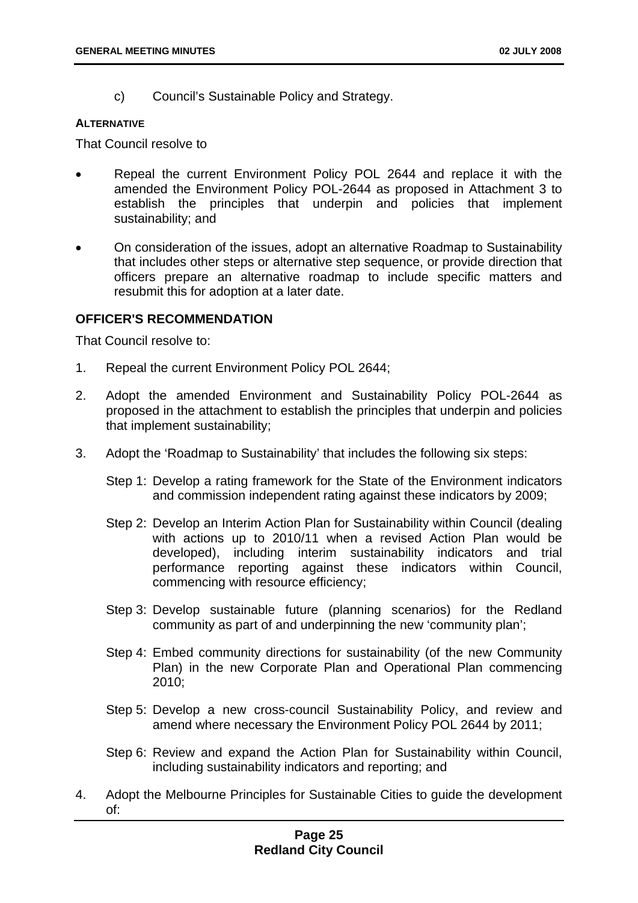c) Council's Sustainable Policy and Strategy.

**ALTERNATIVE**

That Council resolve to

- Repeal the current Environment Policy POL 2644 and replace it with the amended Environment Policy POL-2644 as proposed in Attachment 3 to establish the principles that underpin and policies that implement sustainability; and
- On consideration of the issues, adopt an alternative Roadmap to Sustainability that includes other steps or alternative step sequence, or provide direction that officers prepare an alternative roadmap to include specific matters and resubmit this for adoption at a later date.

## OFFICER'S RECOMMENDATION

That Council resolve to:

1. Repeal the current Environment Policy POL 2644;
2. Adopt the amended Environment and Sustainability Policy POL-2644 as proposed in the attachment to establish the principles that underpin and policies that implement sustainability;
3. Adopt the 'Roadmap to Sustainability' that includes the following six steps:

   Step 1: Develop a rating framework for the State of the Environment indicators and commission independent rating against these indicators by 2009;

   Step 2: Develop an Interim Action Plan for Sustainability within Council (dealing with actions up to 2010/11 when a revised Action Plan would be developed), including interim sustainability indicators and trial performance reporting against these indicators within Council, commencing with resource efficiency;

   Step 3: Develop sustainable future (planning scenarios) for the Redland community as part of and underpinning the new 'community plan';

   Step 4: Embed community directions for sustainability (of the new Community Plan) in the new Corporate Plan and Operational Plan commencing 2010;

   Step 5: Develop a new cross-council Sustainability Policy, and review and amend where necessary the Environment Policy POL 2644 by 2011;

   Step 6: Review and expand the Action Plan for Sustainability within Council, including sustainability indicators and reporting; and

4. Adopt the Melbourne Principles for Sustainable Cities to guide the development of: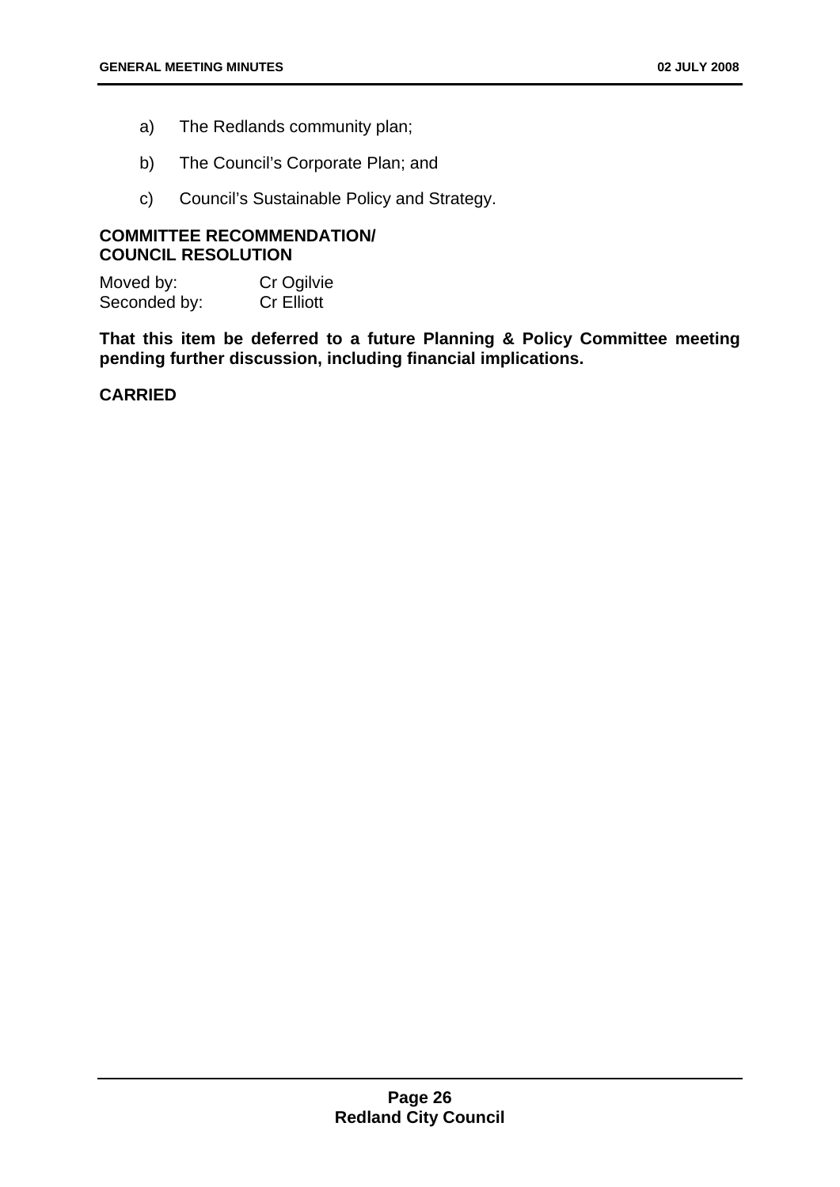a) The Redlands community plan;

b) The Council's Corporate Plan; and

c) Council's Sustainable Policy and Strategy.

**COMMITTEE RECOMMENDATION/**
**COUNCIL RESOLUTION**

Moved by: Cr Ogilvie
Seconded by: Cr Elliott

**That this item be deferred to a future Planning & Policy Committee meeting pending further discussion, including financial implications.**

**CARRIED**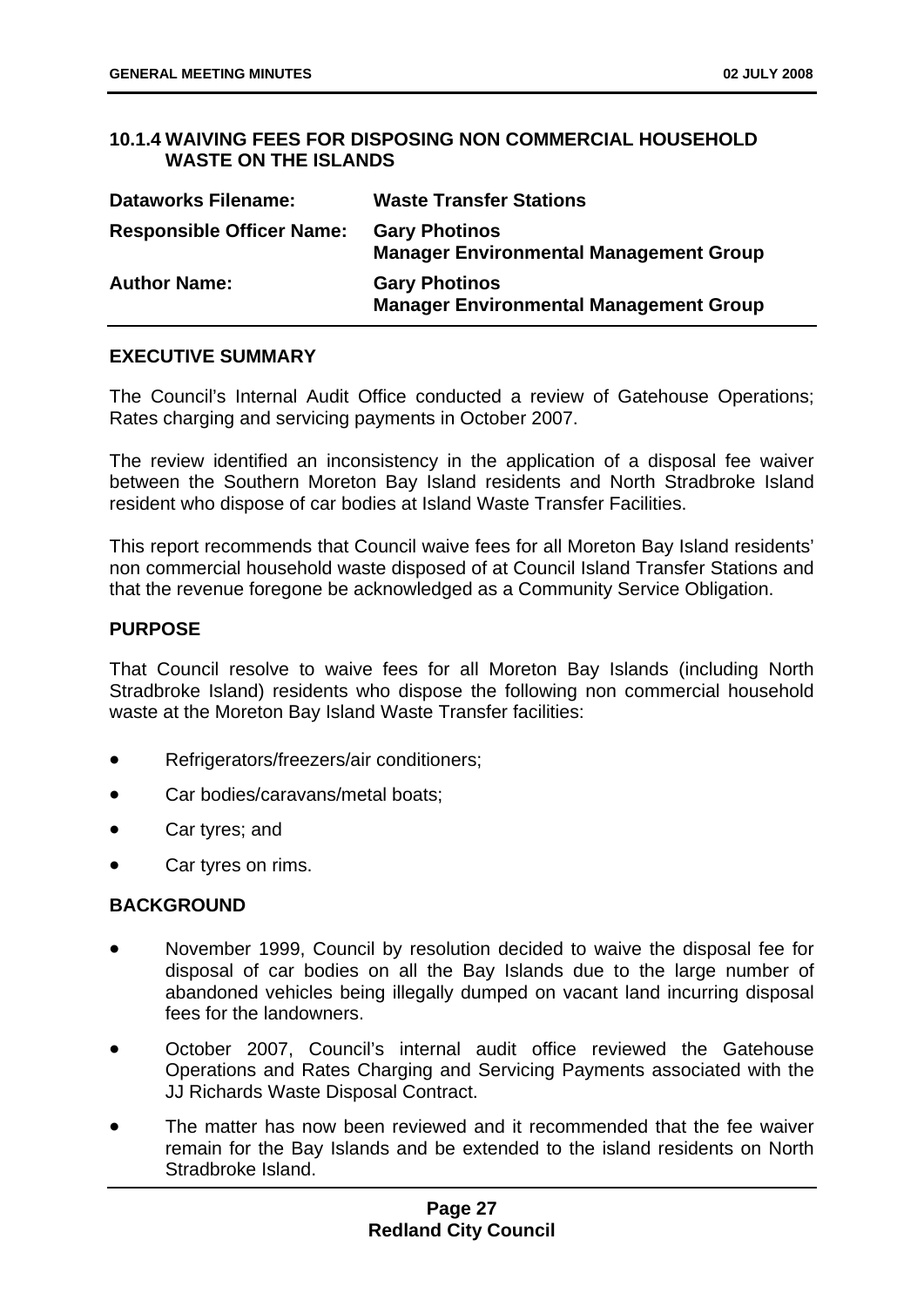### 10.1.4 WAIVING FEES FOR DISPOSING NON COMMERCIAL HOUSEHOLD WASTE ON THE ISLANDS

| **Dataworks Filename:** | **Waste Transfer Stations** |
|---|---|
| **Responsible Officer Name:** | **Gary Photinos**<br>**Manager Environmental Management Group** |
| **Author Name:** | **Gary Photinos**<br>**Manager Environmental Management Group** |

**EXECUTIVE SUMMARY**

The Council's Internal Audit Office conducted a review of Gatehouse Operations; Rates charging and servicing payments in October 2007.

The review identified an inconsistency in the application of a disposal fee waiver between the Southern Moreton Bay Island residents and North Stradbroke Island resident who dispose of car bodies at Island Waste Transfer Facilities.

This report recommends that Council waive fees for all Moreton Bay Island residents' non commercial household waste disposed of at Council Island Transfer Stations and that the revenue foregone be acknowledged as a Community Service Obligation.

**PURPOSE**

That Council resolve to waive fees for all Moreton Bay Islands (including North Stradbroke Island) residents who dispose the following non commercial household waste at the Moreton Bay Island Waste Transfer facilities:

- Refrigerators/freezers/air conditioners;
- Car bodies/caravans/metal boats;
- Car tyres; and
- Car tyres on rims.

**BACKGROUND**

- November 1999, Council by resolution decided to waive the disposal fee for disposal of car bodies on all the Bay Islands due to the large number of abandoned vehicles being illegally dumped on vacant land incurring disposal fees for the landowners.
- October 2007, Council's internal audit office reviewed the Gatehouse Operations and Rates Charging and Servicing Payments associated with the JJ Richards Waste Disposal Contract.
- The matter has now been reviewed and it recommended that the fee waiver remain for the Bay Islands and be extended to the island residents on North Stradbroke Island.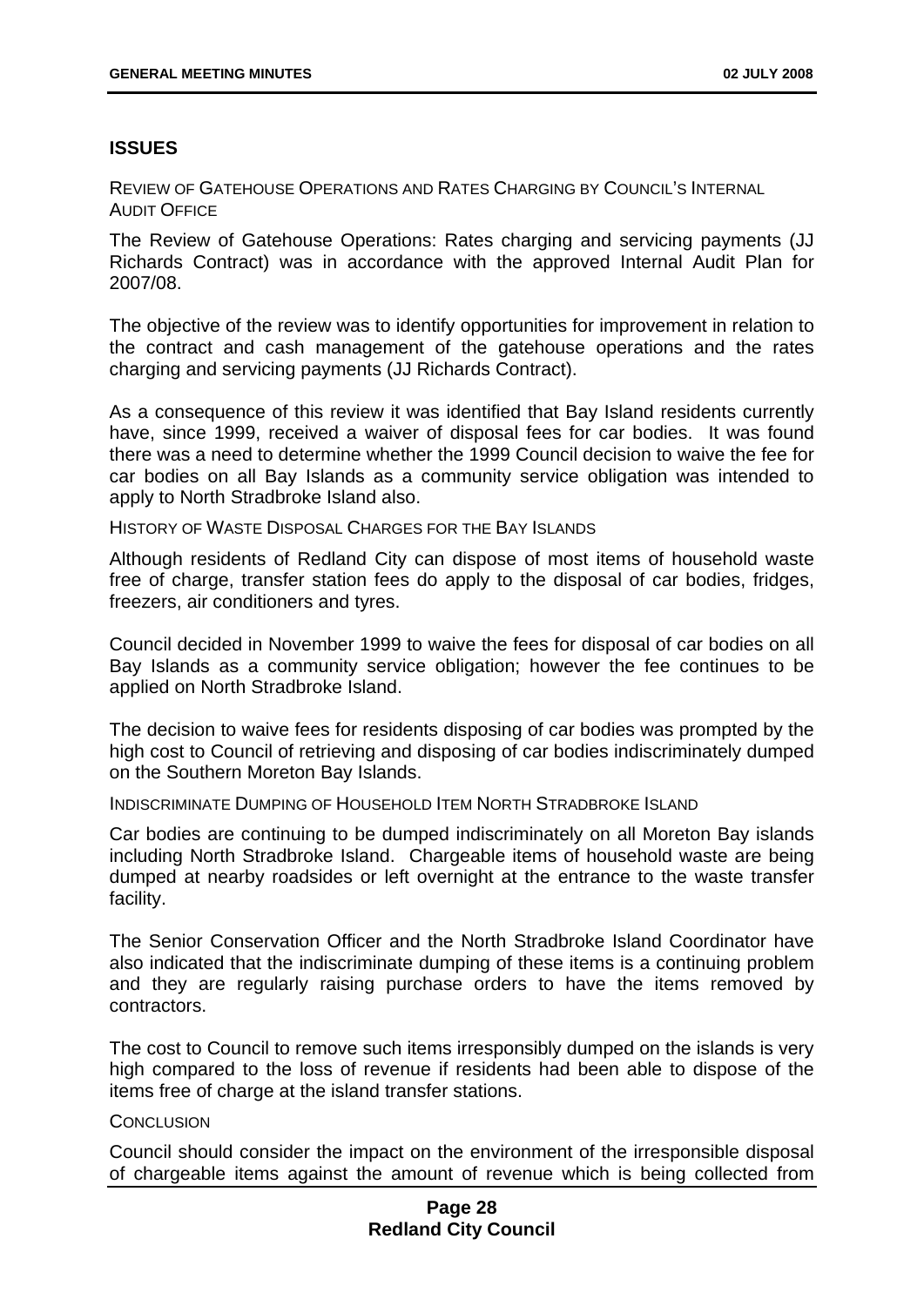## ISSUES

### REVIEW OF GATEHOUSE OPERATIONS AND RATES CHARGING BY COUNCIL'S INTERNAL AUDIT OFFICE

The Review of Gatehouse Operations: Rates charging and servicing payments (JJ Richards Contract) was in accordance with the approved Internal Audit Plan for 2007/08.

The objective of the review was to identify opportunities for improvement in relation to the contract and cash management of the gatehouse operations and the rates charging and servicing payments (JJ Richards Contract).

As a consequence of this review it was identified that Bay Island residents currently have, since 1999, received a waiver of disposal fees for car bodies. It was found there was a need to determine whether the 1999 Council decision to waive the fee for car bodies on all Bay Islands as a community service obligation was intended to apply to North Stradbroke Island also.

### HISTORY OF WASTE DISPOSAL CHARGES FOR THE BAY ISLANDS

Although residents of Redland City can dispose of most items of household waste free of charge, transfer station fees do apply to the disposal of car bodies, fridges, freezers, air conditioners and tyres.

Council decided in November 1999 to waive the fees for disposal of car bodies on all Bay Islands as a community service obligation; however the fee continues to be applied on North Stradbroke Island.

The decision to waive fees for residents disposing of car bodies was prompted by the high cost to Council of retrieving and disposing of car bodies indiscriminately dumped on the Southern Moreton Bay Islands.

### INDISCRIMINATE DUMPING OF HOUSEHOLD ITEM NORTH STRADBROKE ISLAND

Car bodies are continuing to be dumped indiscriminately on all Moreton Bay islands including North Stradbroke Island. Chargeable items of household waste are being dumped at nearby roadsides or left overnight at the entrance to the waste transfer facility.

The Senior Conservation Officer and the North Stradbroke Island Coordinator have also indicated that the indiscriminate dumping of these items is a continuing problem and they are regularly raising purchase orders to have the items removed by contractors.

The cost to Council to remove such items irresponsibly dumped on the islands is very high compared to the loss of revenue if residents had been able to dispose of the items free of charge at the island transfer stations.

### CONCLUSION

Council should consider the impact on the environment of the irresponsible disposal of chargeable items against the amount of revenue which is being collected from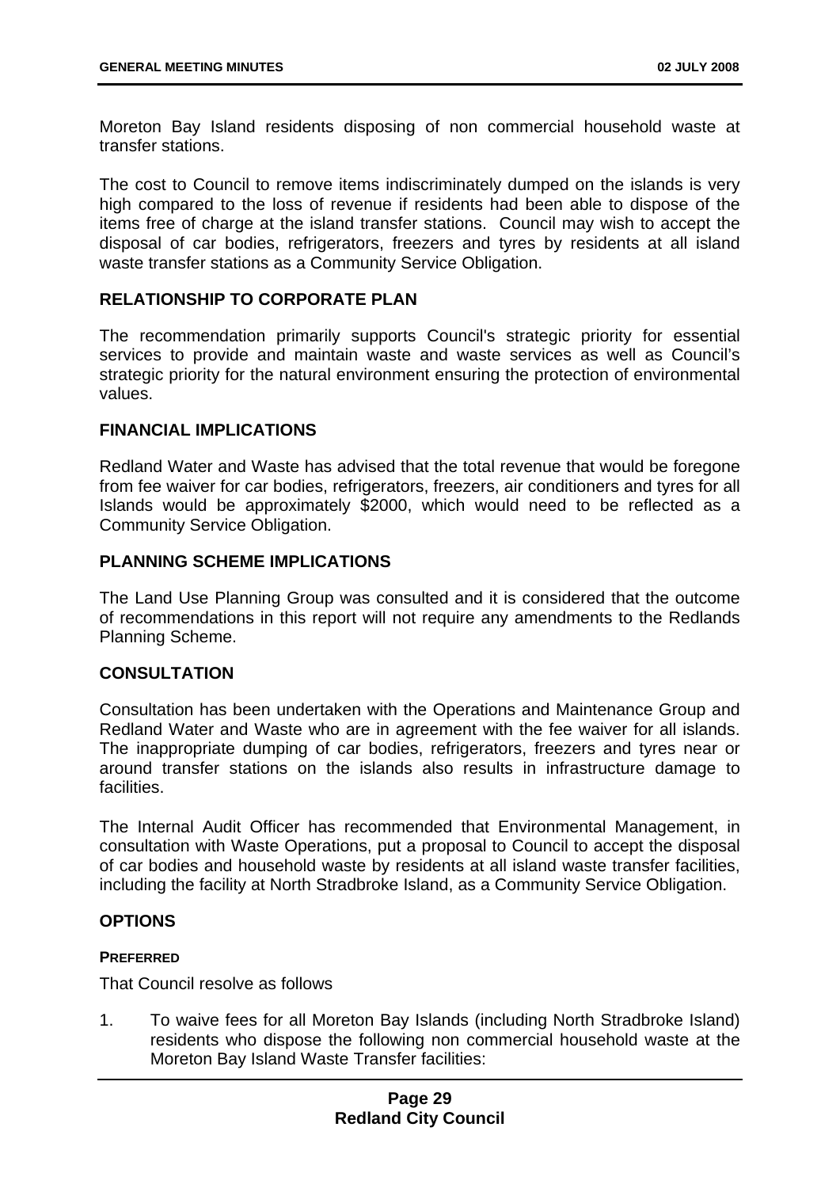Moreton Bay Island residents disposing of non commercial household waste at transfer stations.

The cost to Council to remove items indiscriminately dumped on the islands is very high compared to the loss of revenue if residents had been able to dispose of the items free of charge at the island transfer stations. Council may wish to accept the disposal of car bodies, refrigerators, freezers and tyres by residents at all island waste transfer stations as a Community Service Obligation.

## RELATIONSHIP TO CORPORATE PLAN

The recommendation primarily supports Council's strategic priority for essential services to provide and maintain waste and waste services as well as Council's strategic priority for the natural environment ensuring the protection of environmental values.

## FINANCIAL IMPLICATIONS

Redland Water and Waste has advised that the total revenue that would be foregone from fee waiver for car bodies, refrigerators, freezers, air conditioners and tyres for all Islands would be approximately $2000, which would need to be reflected as a Community Service Obligation.

## PLANNING SCHEME IMPLICATIONS

The Land Use Planning Group was consulted and it is considered that the outcome of recommendations in this report will not require any amendments to the Redlands Planning Scheme.

## CONSULTATION

Consultation has been undertaken with the Operations and Maintenance Group and Redland Water and Waste who are in agreement with the fee waiver for all islands. The inappropriate dumping of car bodies, refrigerators, freezers and tyres near or around transfer stations on the islands also results in infrastructure damage to facilities.

The Internal Audit Officer has recommended that Environmental Management, in consultation with Waste Operations, put a proposal to Council to accept the disposal of car bodies and household waste by residents at all island waste transfer facilities, including the facility at North Stradbroke Island, as a Community Service Obligation.

## OPTIONS

### PREFERRED

That Council resolve as follows

1. To waive fees for all Moreton Bay Islands (including North Stradbroke Island) residents who dispose the following non commercial household waste at the Moreton Bay Island Waste Transfer facilities: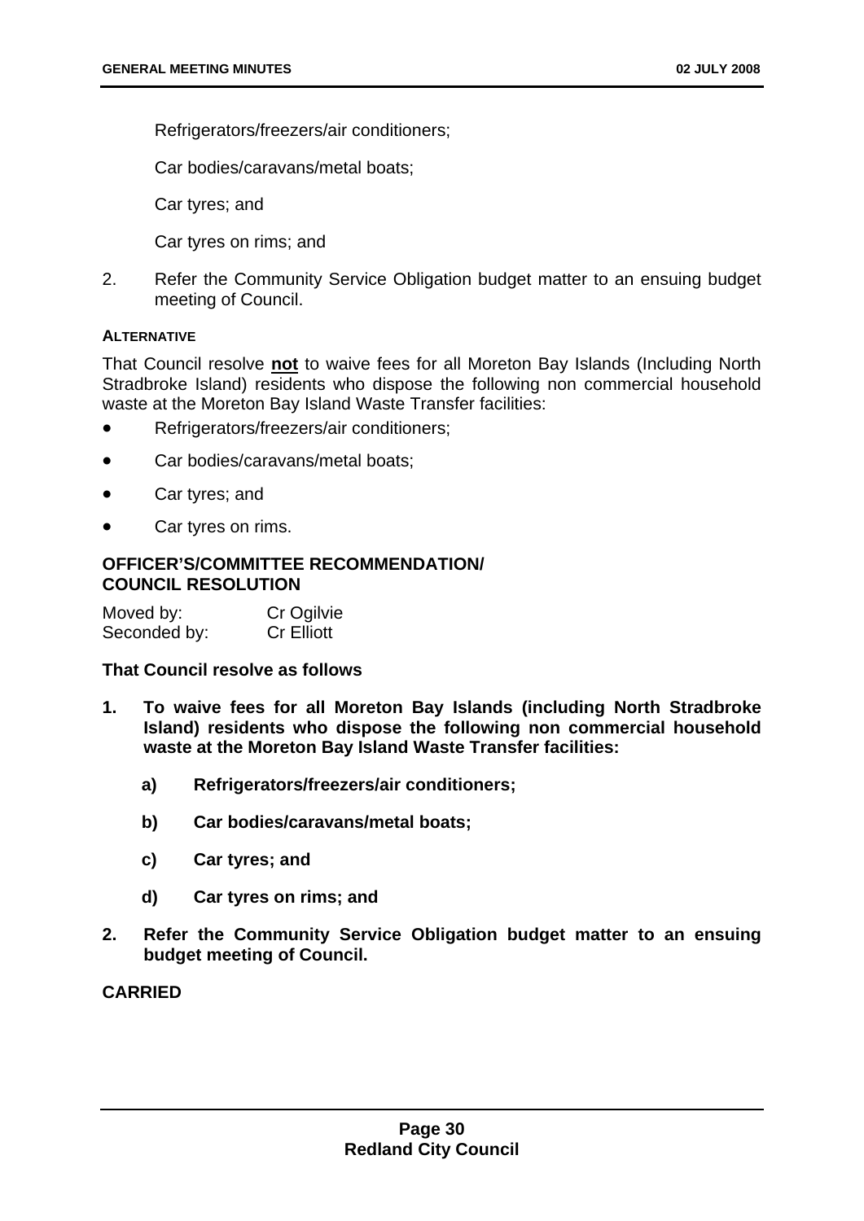Refrigerators/freezers/air conditioners;

Car bodies/caravans/metal boats;

Car tyres; and

Car tyres on rims; and

2. Refer the Community Service Obligation budget matter to an ensuing budget meeting of Council.

**ALTERNATIVE**

That Council resolve **not** to waive fees for all Moreton Bay Islands (Including North Stradbroke Island) residents who dispose the following non commercial household waste at the Moreton Bay Island Waste Transfer facilities:

- Refrigerators/freezers/air conditioners;
- Car bodies/caravans/metal boats;
- Car tyres; and
- Car tyres on rims.

**OFFICER'S/COMMITTEE RECOMMENDATION/ COUNCIL RESOLUTION**

Moved by: Cr Ogilvie
Seconded by: Cr Elliott

**That Council resolve as follows**

**1. To waive fees for all Moreton Bay Islands (including North Stradbroke Island) residents who dispose the following non commercial household waste at the Moreton Bay Island Waste Transfer facilities:**

   **a) Refrigerators/freezers/air conditioners;**

   **b) Car bodies/caravans/metal boats;**

   **c) Car tyres; and**

   **d) Car tyres on rims; and**

**2. Refer the Community Service Obligation budget matter to an ensuing budget meeting of Council.**

**CARRIED**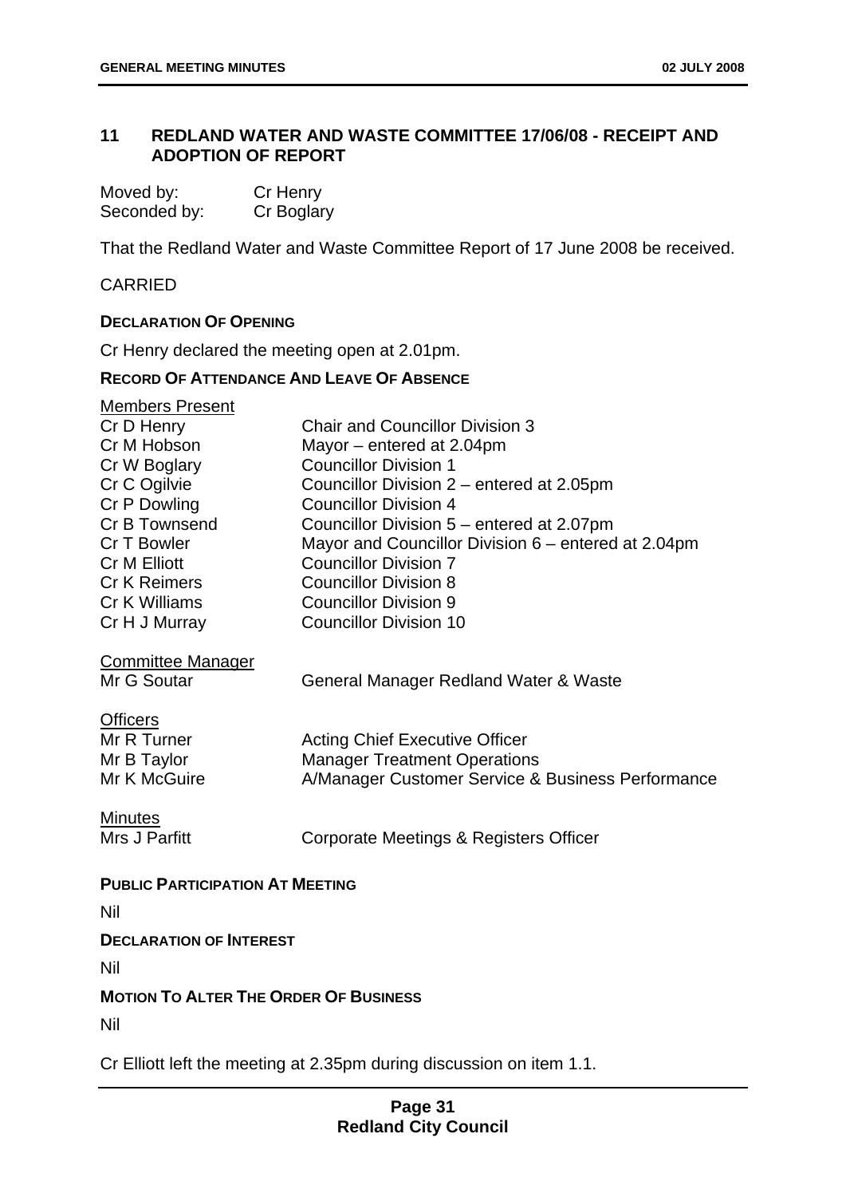## 11 REDLAND WATER AND WASTE COMMITTEE 17/06/08 - RECEIPT AND ADOPTION OF REPORT

| | |
|---|---|
| Moved by: | Cr Henry |
| Seconded by: | Cr Boglary |

That the Redland Water and Waste Committee Report of 17 June 2008 be received.

CARRIED

**DECLARATION OF OPENING**

Cr Henry declared the meeting open at 2.01pm.

**RECORD OF ATTENDANCE AND LEAVE OF ABSENCE**

Members Present

| | |
|---|---|
| Cr D Henry | Chair and Councillor Division 3 |
| Cr M Hobson | Mayor – entered at 2.04pm |
| Cr W Boglary | Councillor Division 1 |
| Cr C Ogilvie | Councillor Division 2 – entered at 2.05pm |
| Cr P Dowling | Councillor Division 4 |
| Cr B Townsend | Councillor Division 5 – entered at 2.07pm |
| Cr T Bowler | Mayor and Councillor Division 6 – entered at 2.04pm |
| Cr M Elliott | Councillor Division 7 |
| Cr K Reimers | Councillor Division 8 |
| Cr K Williams | Councillor Division 9 |
| Cr H J Murray | Councillor Division 10 |

Committee Manager

| | |
|---|---|
| Mr G Soutar | General Manager Redland Water & Waste |

Officers

| | |
|---|---|
| Mr R Turner | Acting Chief Executive Officer |
| Mr B Taylor | Manager Treatment Operations |
| Mr K McGuire | A/Manager Customer Service & Business Performance |

Minutes

| | |
|---|---|
| Mrs J Parfitt | Corporate Meetings & Registers Officer |

**PUBLIC PARTICIPATION AT MEETING**

Nil

**DECLARATION OF INTEREST**

Nil

**MOTION TO ALTER THE ORDER OF BUSINESS**

Nil

Cr Elliott left the meeting at 2.35pm during discussion on item 1.1.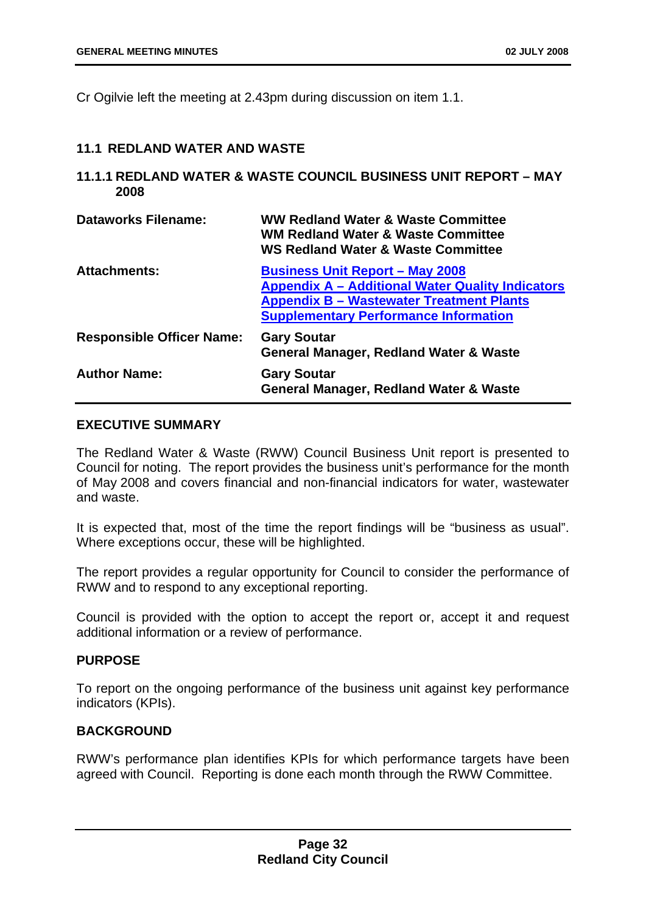Cr Ogilvie left the meeting at 2.43pm during discussion on item 1.1.

## 11.1 REDLAND WATER AND WASTE

### 11.1.1 REDLAND WATER & WASTE COUNCIL BUSINESS UNIT REPORT – MAY 2008

| | |
|---|---|
| **Dataworks Filename:** | **WW Redland Water & Waste Committee**<br>**WM Redland Water & Waste Committee**<br>**WS Redland Water & Waste Committee** |
| **Attachments:** | **Business Unit Report – May 2008**<br>**Appendix A – Additional Water Quality Indicators**<br>**Appendix B – Wastewater Treatment Plants**<br>**Supplementary Performance Information** |
| **Responsible Officer Name:** | **Gary Soutar**<br>**General Manager, Redland Water & Waste** |
| **Author Name:** | **Gary Soutar**<br>**General Manager, Redland Water & Waste** |

**EXECUTIVE SUMMARY**

The Redland Water & Waste (RWW) Council Business Unit report is presented to Council for noting. The report provides the business unit's performance for the month of May 2008 and covers financial and non-financial indicators for water, wastewater and waste.

It is expected that, most of the time the report findings will be "business as usual". Where exceptions occur, these will be highlighted.

The report provides a regular opportunity for Council to consider the performance of RWW and to respond to any exceptional reporting.

Council is provided with the option to accept the report or, accept it and request additional information or a review of performance.

**PURPOSE**

To report on the ongoing performance of the business unit against key performance indicators (KPIs).

**BACKGROUND**

RWW's performance plan identifies KPIs for which performance targets have been agreed with Council. Reporting is done each month through the RWW Committee.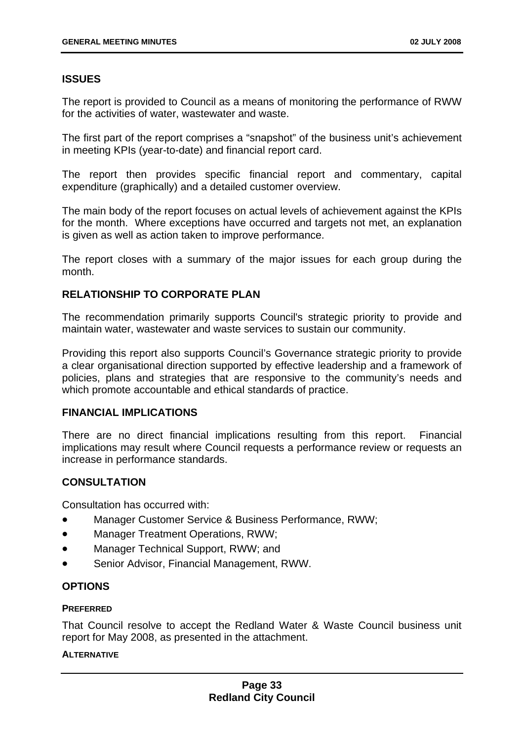## ISSUES

The report is provided to Council as a means of monitoring the performance of RWW for the activities of water, wastewater and waste.

The first part of the report comprises a "snapshot" of the business unit's achievement in meeting KPIs (year-to-date) and financial report card.

The report then provides specific financial report and commentary, capital expenditure (graphically) and a detailed customer overview.

The main body of the report focuses on actual levels of achievement against the KPIs for the month. Where exceptions have occurred and targets not met, an explanation is given as well as action taken to improve performance.

The report closes with a summary of the major issues for each group during the month.

## RELATIONSHIP TO CORPORATE PLAN

The recommendation primarily supports Council's strategic priority to provide and maintain water, wastewater and waste services to sustain our community.

Providing this report also supports Council's Governance strategic priority to provide a clear organisational direction supported by effective leadership and a framework of policies, plans and strategies that are responsive to the community's needs and which promote accountable and ethical standards of practice.

## FINANCIAL IMPLICATIONS

There are no direct financial implications resulting from this report. Financial implications may result where Council requests a performance review or requests an increase in performance standards.

## CONSULTATION

Consultation has occurred with:

- Manager Customer Service & Business Performance, RWW;
- Manager Treatment Operations, RWW;
- Manager Technical Support, RWW; and
- Senior Advisor, Financial Management, RWW.

## OPTIONS

### PREFERRED

That Council resolve to accept the Redland Water & Waste Council business unit report for May 2008, as presented in the attachment.

### ALTERNATIVE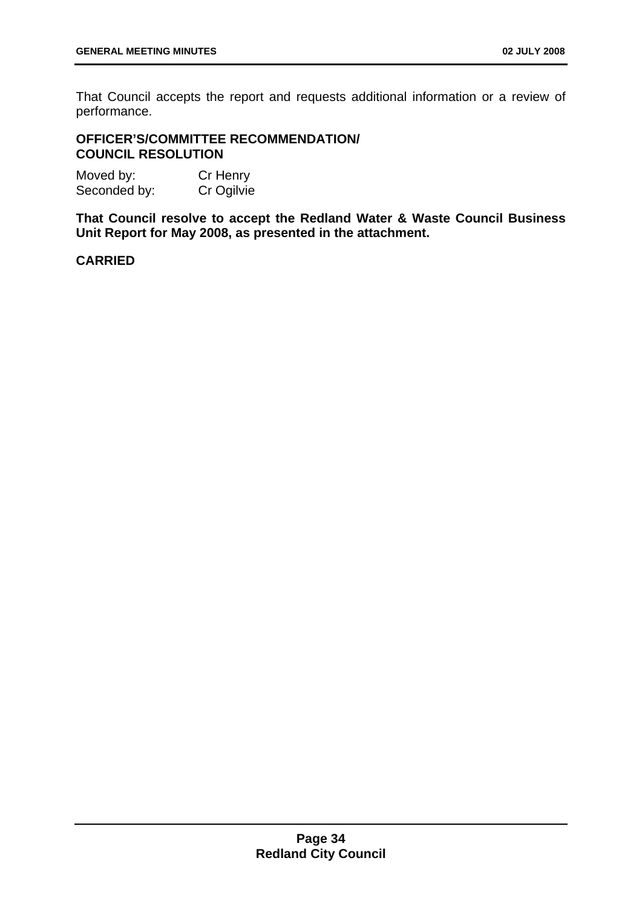That Council accepts the report and requests additional information or a review of performance.

**OFFICER'S/COMMITTEE RECOMMENDATION/ COUNCIL RESOLUTION**

Moved by: Cr Henry
Seconded by: Cr Ogilvie

**That Council resolve to accept the Redland Water & Waste Council Business Unit Report for May 2008, as presented in the attachment.**

**CARRIED**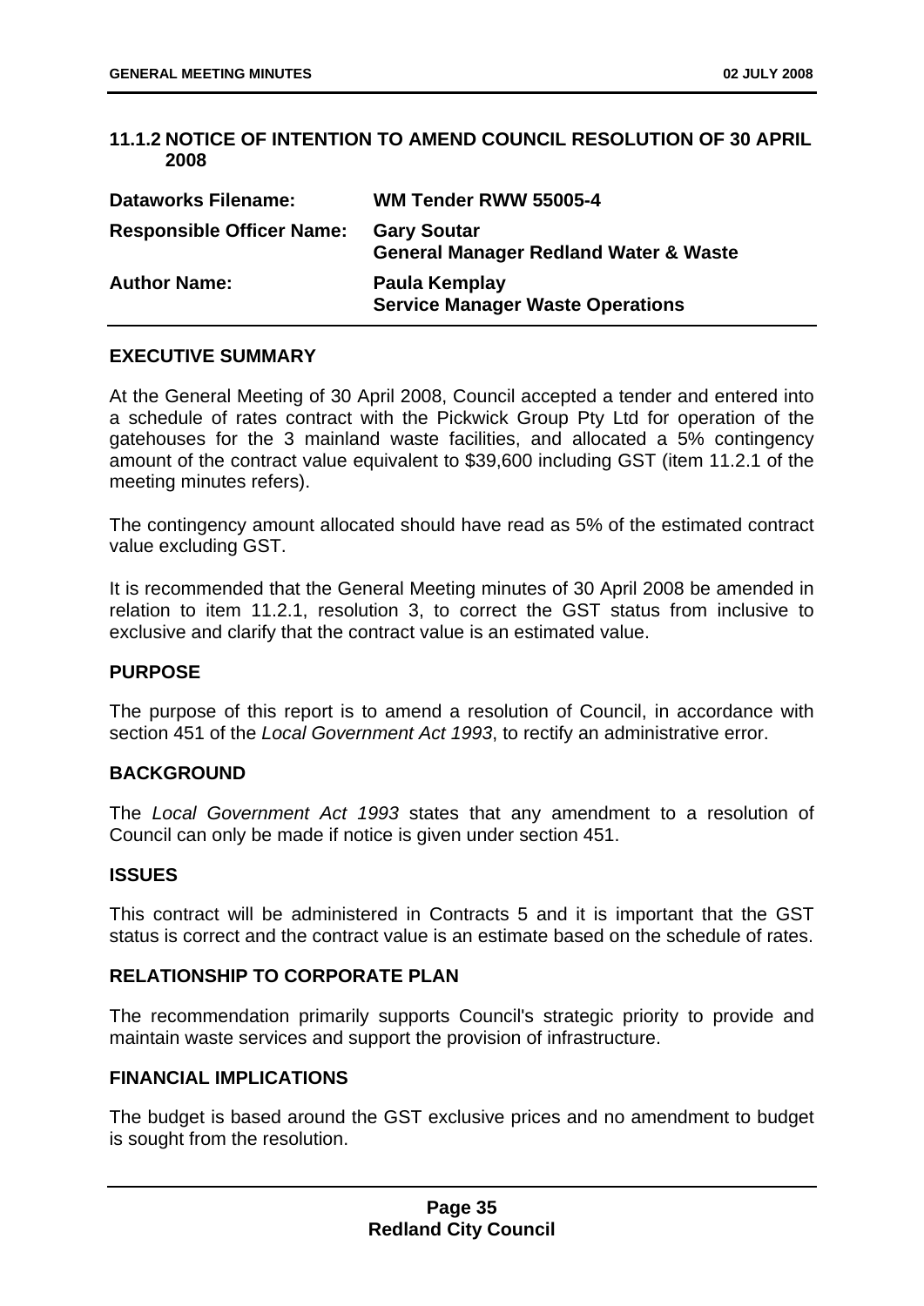### 11.1.2 NOTICE OF INTENTION TO AMEND COUNCIL RESOLUTION OF 30 APRIL 2008

| | |
|---|---|
| **Dataworks Filename:** | **WM Tender RWW 55005-4** |
| **Responsible Officer Name:** | **Gary Soutar**<br>**General Manager Redland Water & Waste** |
| **Author Name:** | **Paula Kemplay**<br>**Service Manager Waste Operations** |

#### EXECUTIVE SUMMARY

At the General Meeting of 30 April 2008, Council accepted a tender and entered into a schedule of rates contract with the Pickwick Group Pty Ltd for operation of the gatehouses for the 3 mainland waste facilities, and allocated a 5% contingency amount of the contract value equivalent to $39,600 including GST (item 11.2.1 of the meeting minutes refers).

The contingency amount allocated should have read as 5% of the estimated contract value excluding GST.

It is recommended that the General Meeting minutes of 30 April 2008 be amended in relation to item 11.2.1, resolution 3, to correct the GST status from inclusive to exclusive and clarify that the contract value is an estimated value.

#### PURPOSE

The purpose of this report is to amend a resolution of Council, in accordance with section 451 of the *Local Government Act 1993*, to rectify an administrative error.

#### BACKGROUND

The *Local Government Act 1993* states that any amendment to a resolution of Council can only be made if notice is given under section 451.

#### ISSUES

This contract will be administered in Contracts 5 and it is important that the GST status is correct and the contract value is an estimate based on the schedule of rates.

#### RELATIONSHIP TO CORPORATE PLAN

The recommendation primarily supports Council's strategic priority to provide and maintain waste services and support the provision of infrastructure.

#### FINANCIAL IMPLICATIONS

The budget is based around the GST exclusive prices and no amendment to budget is sought from the resolution.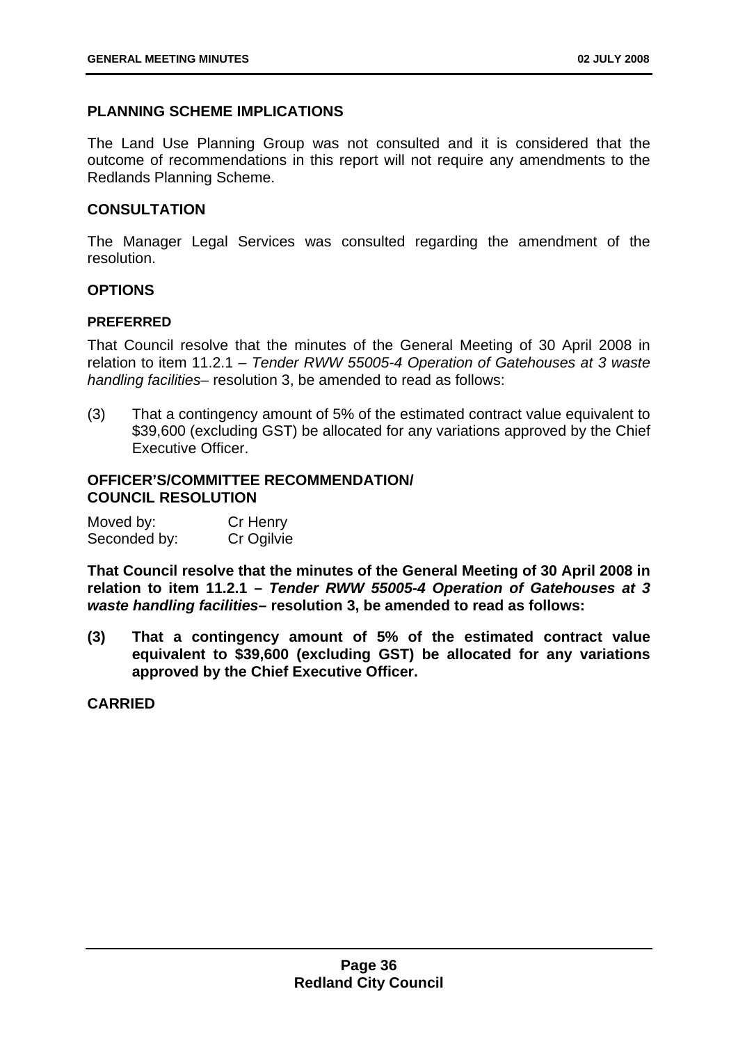## PLANNING SCHEME IMPLICATIONS

The Land Use Planning Group was not consulted and it is considered that the outcome of recommendations in this report will not require any amendments to the Redlands Planning Scheme.

## CONSULTATION

The Manager Legal Services was consulted regarding the amendment of the resolution.

## OPTIONS

### PREFERRED

That Council resolve that the minutes of the General Meeting of 30 April 2008 in relation to item 11.2.1 – *Tender RWW 55005-4 Operation of Gatehouses at 3 waste handling facilities*– resolution 3, be amended to read as follows:

(3) That a contingency amount of 5% of the estimated contract value equivalent to $39,600 (excluding GST) be allocated for any variations approved by the Chief Executive Officer.

## OFFICER'S/COMMITTEE RECOMMENDATION/ COUNCIL RESOLUTION

Moved by: Cr Henry
Seconded by: Cr Ogilvie

**That Council resolve that the minutes of the General Meeting of 30 April 2008 in relation to item 11.2.1 – *Tender RWW 55005-4 Operation of Gatehouses at 3 waste handling facilities*– resolution 3, be amended to read as follows:**

**(3) That a contingency amount of 5% of the estimated contract value equivalent to $39,600 (excluding GST) be allocated for any variations approved by the Chief Executive Officer.**

**CARRIED**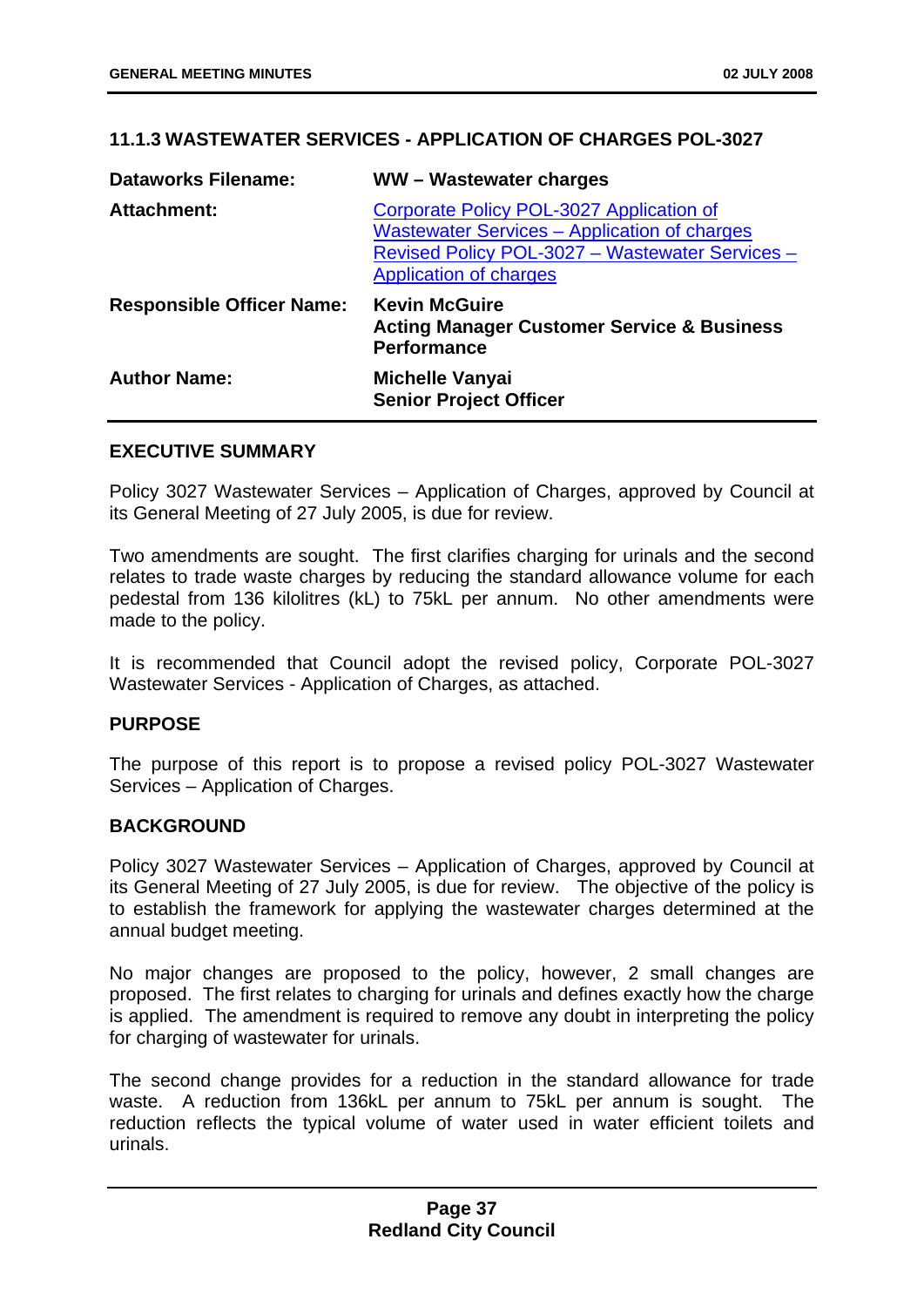### 11.1.3 WASTEWATER SERVICES - APPLICATION OF CHARGES POL-3027

| | |
|---|---|
| **Dataworks Filename:** | **WW – Wastewater charges** |
| **Attachment:** | Corporate Policy POL-3027 Application of Wastewater Services – Application of charges<br>Revised Policy POL-3027 – Wastewater Services – Application of charges |
| **Responsible Officer Name:** | **Kevin McGuire**<br>**Acting Manager Customer Service & Business Performance** |
| **Author Name:** | **Michelle Vanyai**<br>**Senior Project Officer** |

#### EXECUTIVE SUMMARY

Policy 3027 Wastewater Services – Application of Charges, approved by Council at its General Meeting of 27 July 2005, is due for review.

Two amendments are sought. The first clarifies charging for urinals and the second relates to trade waste charges by reducing the standard allowance volume for each pedestal from 136 kilolitres (kL) to 75kL per annum. No other amendments were made to the policy.

It is recommended that Council adopt the revised policy, Corporate POL-3027 Wastewater Services - Application of Charges, as attached.

#### PURPOSE

The purpose of this report is to propose a revised policy POL-3027 Wastewater Services – Application of Charges.

#### BACKGROUND

Policy 3027 Wastewater Services – Application of Charges, approved by Council at its General Meeting of 27 July 2005, is due for review. The objective of the policy is to establish the framework for applying the wastewater charges determined at the annual budget meeting.

No major changes are proposed to the policy, however, 2 small changes are proposed. The first relates to charging for urinals and defines exactly how the charge is applied. The amendment is required to remove any doubt in interpreting the policy for charging of wastewater for urinals.

The second change provides for a reduction in the standard allowance for trade waste. A reduction from 136kL per annum to 75kL per annum is sought. The reduction reflects the typical volume of water used in water efficient toilets and urinals.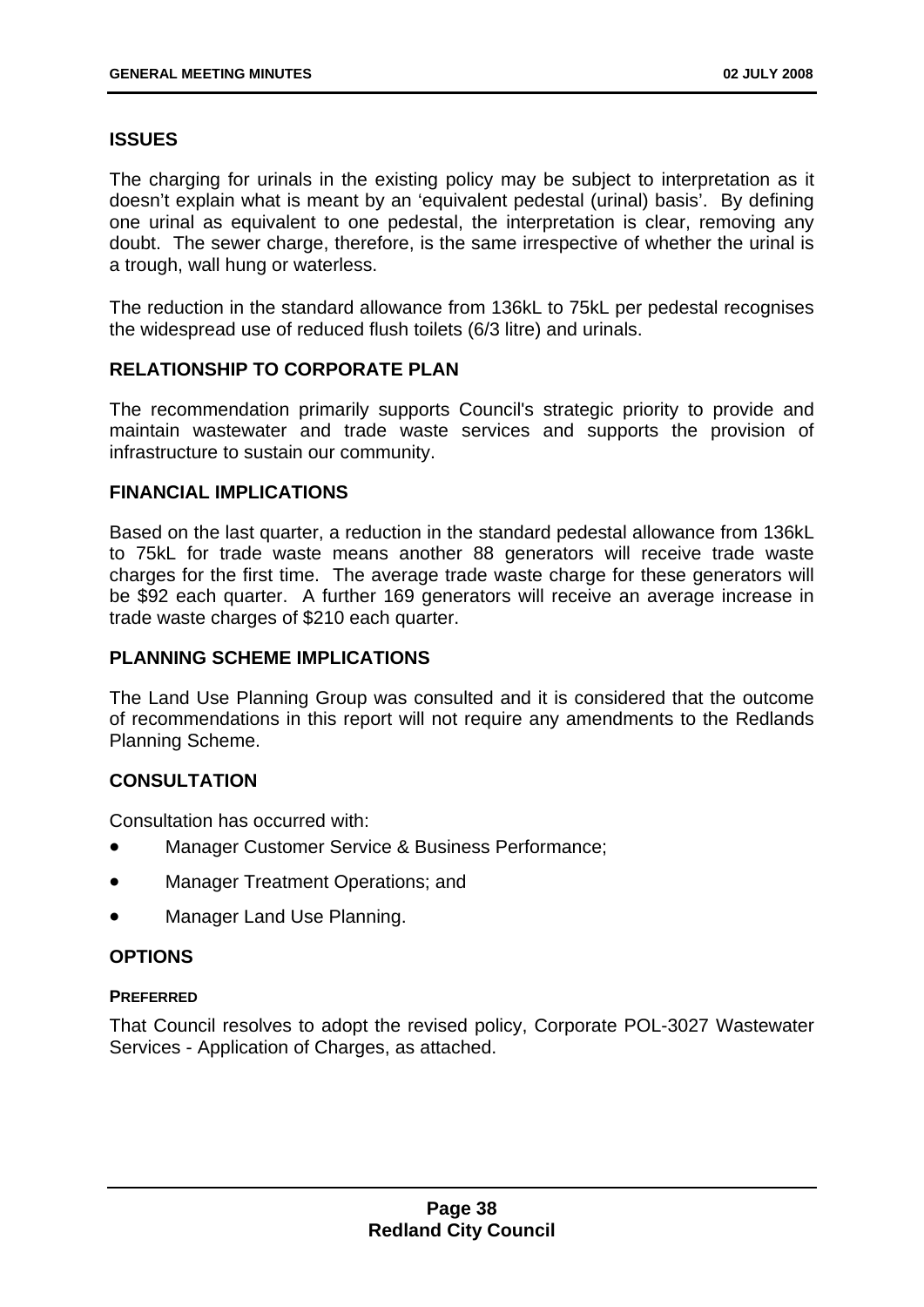## ISSUES

The charging for urinals in the existing policy may be subject to interpretation as it doesn't explain what is meant by an 'equivalent pedestal (urinal) basis'. By defining one urinal as equivalent to one pedestal, the interpretation is clear, removing any doubt. The sewer charge, therefore, is the same irrespective of whether the urinal is a trough, wall hung or waterless.

The reduction in the standard allowance from 136kL to 75kL per pedestal recognises the widespread use of reduced flush toilets (6/3 litre) and urinals.

## RELATIONSHIP TO CORPORATE PLAN

The recommendation primarily supports Council's strategic priority to provide and maintain wastewater and trade waste services and supports the provision of infrastructure to sustain our community.

## FINANCIAL IMPLICATIONS

Based on the last quarter, a reduction in the standard pedestal allowance from 136kL to 75kL for trade waste means another 88 generators will receive trade waste charges for the first time. The average trade waste charge for these generators will be $92 each quarter. A further 169 generators will receive an average increase in trade waste charges of $210 each quarter.

## PLANNING SCHEME IMPLICATIONS

The Land Use Planning Group was consulted and it is considered that the outcome of recommendations in this report will not require any amendments to the Redlands Planning Scheme.

## CONSULTATION

Consultation has occurred with:

- Manager Customer Service & Business Performance;
- Manager Treatment Operations; and
- Manager Land Use Planning.

## OPTIONS

### PREFERRED

That Council resolves to adopt the revised policy, Corporate POL-3027 Wastewater Services - Application of Charges, as attached.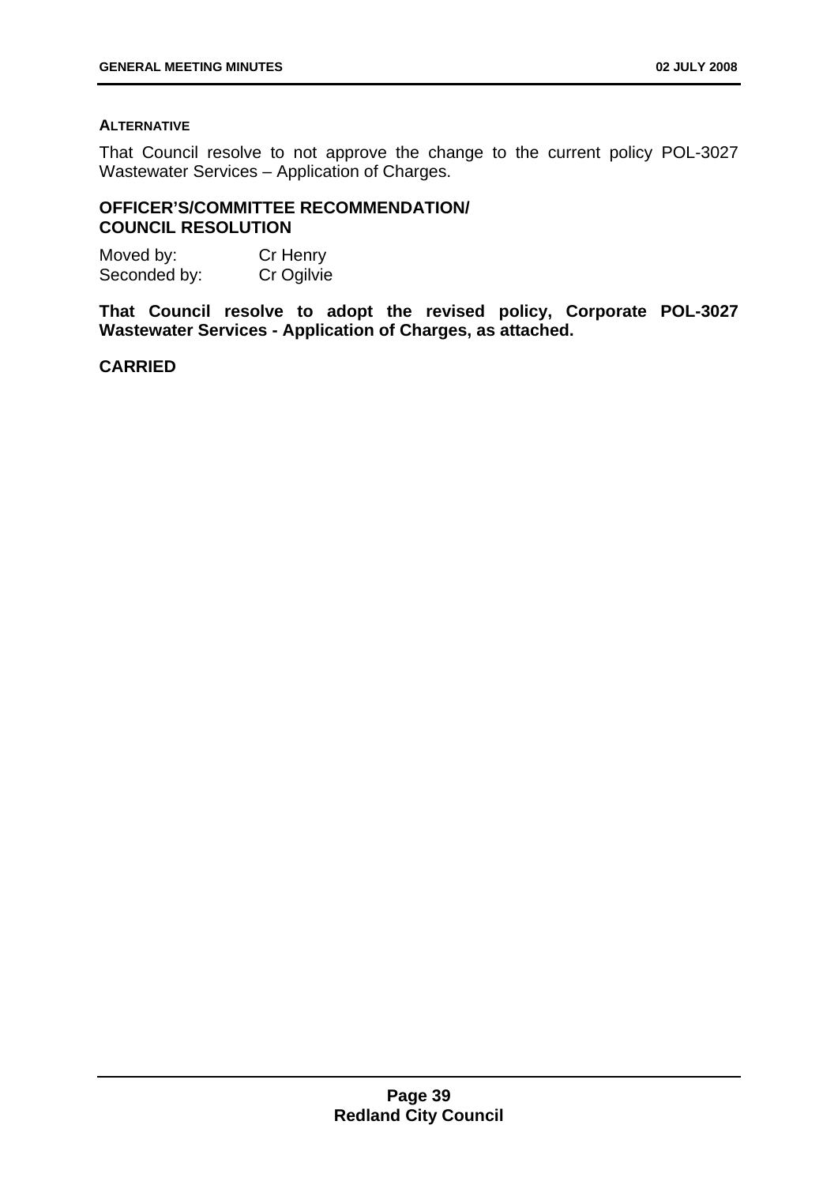**ALTERNATIVE**

That Council resolve to not approve the change to the current policy POL-3027 Wastewater Services – Application of Charges.

## OFFICER'S/COMMITTEE RECOMMENDATION/ COUNCIL RESOLUTION

Moved by: Cr Henry
Seconded by: Cr Ogilvie

**That Council resolve to adopt the revised policy, Corporate POL-3027 Wastewater Services - Application of Charges, as attached.**

**CARRIED**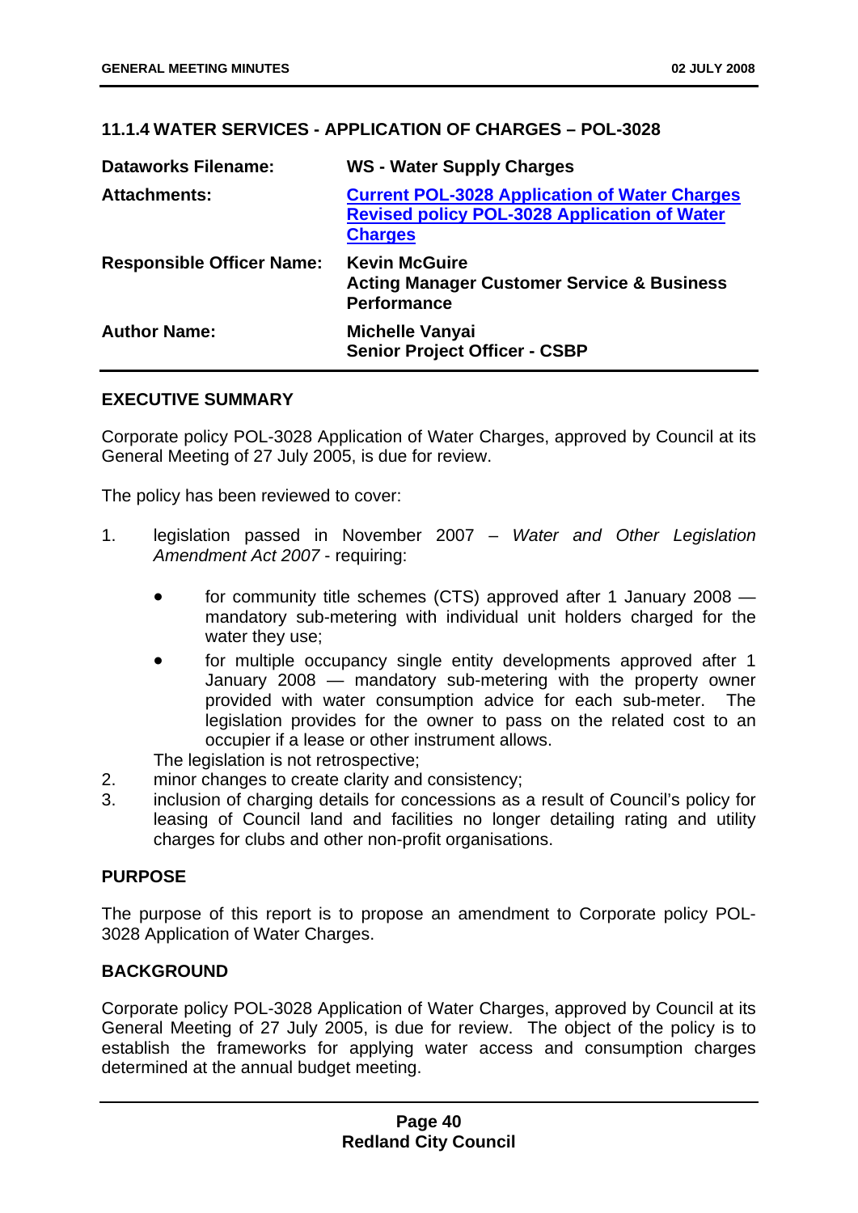## 11.1.4 WATER SERVICES - APPLICATION OF CHARGES – POL-3028

| | |
|---|---|
| **Dataworks Filename:** | **WS - Water Supply Charges** |
| **Attachments:** | **Current POL-3028 Application of Water Charges**<br>**Revised policy POL-3028 Application of Water Charges** |
| **Responsible Officer Name:** | **Kevin McGuire**<br>**Acting Manager Customer Service & Business Performance** |
| **Author Name:** | **Michelle Vanyai**<br>**Senior Project Officer - CSBP** |

### EXECUTIVE SUMMARY

Corporate policy POL-3028 Application of Water Charges, approved by Council at its General Meeting of 27 July 2005, is due for review.

The policy has been reviewed to cover:

1. legislation passed in November 2007 – *Water and Other Legislation Amendment Act 2007* - requiring:
   - for community title schemes (CTS) approved after 1 January 2008 — mandatory sub-metering with individual unit holders charged for the water they use;
   - for multiple occupancy single entity developments approved after 1 January 2008 — mandatory sub-metering with the property owner provided with water consumption advice for each sub-meter. The legislation provides for the owner to pass on the related cost to an occupier if a lease or other instrument allows.

   The legislation is not retrospective;
2. minor changes to create clarity and consistency;
3. inclusion of charging details for concessions as a result of Council's policy for leasing of Council land and facilities no longer detailing rating and utility charges for clubs and other non-profit organisations.

### PURPOSE

The purpose of this report is to propose an amendment to Corporate policy POL-3028 Application of Water Charges.

### BACKGROUND

Corporate policy POL-3028 Application of Water Charges, approved by Council at its General Meeting of 27 July 2005, is due for review. The object of the policy is to establish the frameworks for applying water access and consumption charges determined at the annual budget meeting.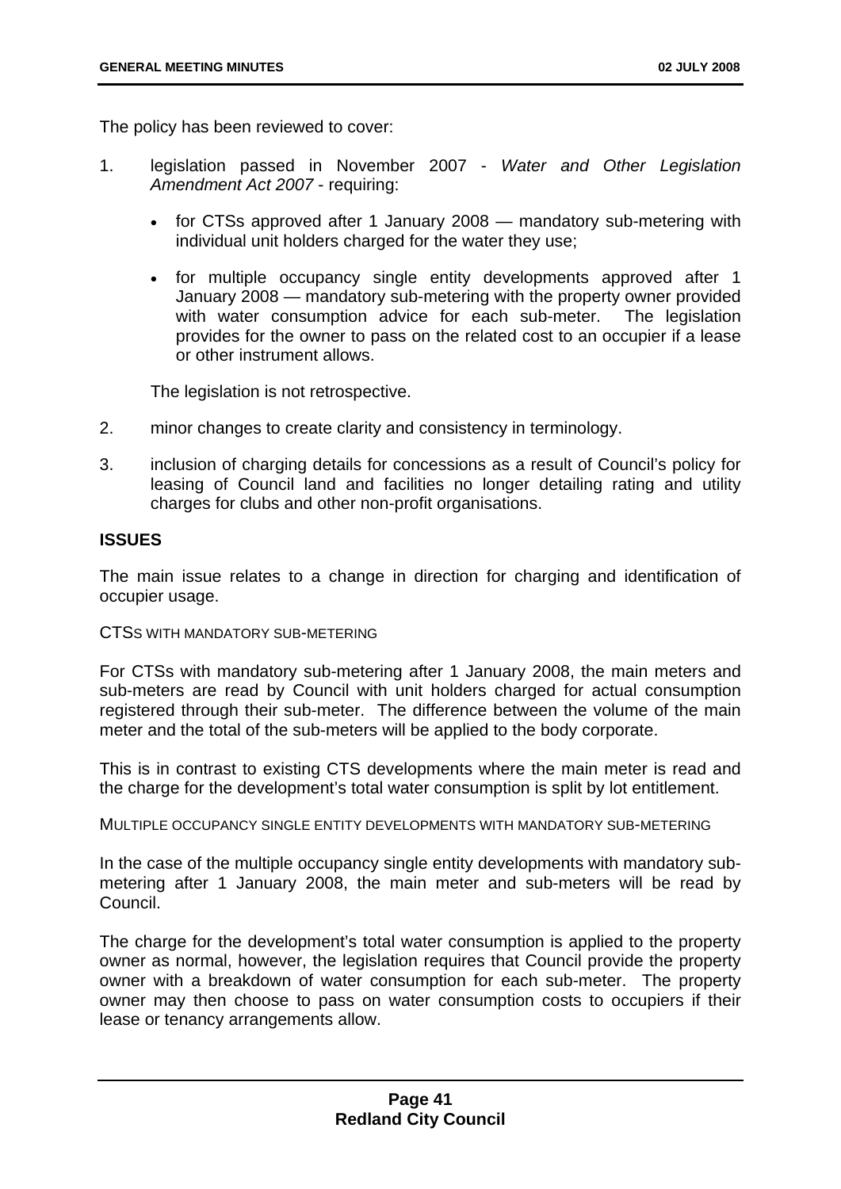The policy has been reviewed to cover:

1. legislation passed in November 2007 - *Water and Other Legislation Amendment Act 2007* - requiring:

   - for CTSs approved after 1 January 2008 — mandatory sub-metering with individual unit holders charged for the water they use;

   - for multiple occupancy single entity developments approved after 1 January 2008 — mandatory sub-metering with the property owner provided with water consumption advice for each sub-meter. The legislation provides for the owner to pass on the related cost to an occupier if a lease or other instrument allows.

   The legislation is not retrospective.

2. minor changes to create clarity and consistency in terminology.

3. inclusion of charging details for concessions as a result of Council's policy for leasing of Council land and facilities no longer detailing rating and utility charges for clubs and other non-profit organisations.

**ISSUES**

The main issue relates to a change in direction for charging and identification of occupier usage.

CTSS WITH MANDATORY SUB-METERING

For CTSs with mandatory sub-metering after 1 January 2008, the main meters and sub-meters are read by Council with unit holders charged for actual consumption registered through their sub-meter. The difference between the volume of the main meter and the total of the sub-meters will be applied to the body corporate.

This is in contrast to existing CTS developments where the main meter is read and the charge for the development's total water consumption is split by lot entitlement.

MULTIPLE OCCUPANCY SINGLE ENTITY DEVELOPMENTS WITH MANDATORY SUB-METERING

In the case of the multiple occupancy single entity developments with mandatory sub-metering after 1 January 2008, the main meter and sub-meters will be read by Council.

The charge for the development's total water consumption is applied to the property owner as normal, however, the legislation requires that Council provide the property owner with a breakdown of water consumption for each sub-meter. The property owner may then choose to pass on water consumption costs to occupiers if their lease or tenancy arrangements allow.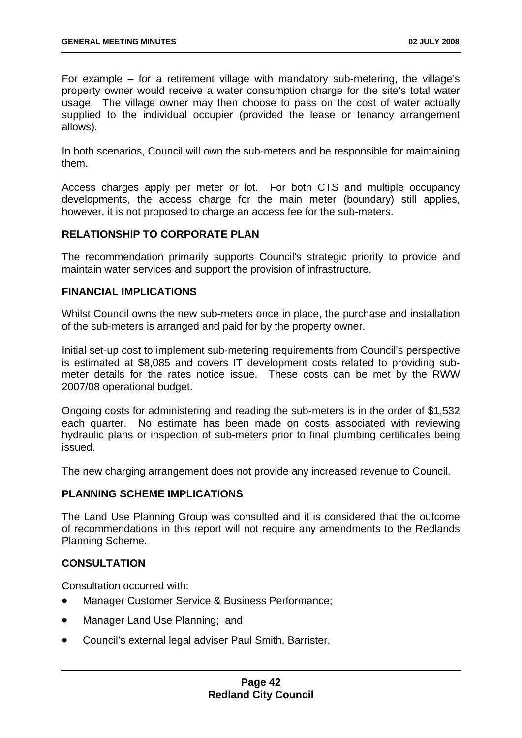For example – for a retirement village with mandatory sub-metering, the village's property owner would receive a water consumption charge for the site's total water usage. The village owner may then choose to pass on the cost of water actually supplied to the individual occupier (provided the lease or tenancy arrangement allows).

In both scenarios, Council will own the sub-meters and be responsible for maintaining them.

Access charges apply per meter or lot. For both CTS and multiple occupancy developments, the access charge for the main meter (boundary) still applies, however, it is not proposed to charge an access fee for the sub-meters.

**RELATIONSHIP TO CORPORATE PLAN**

The recommendation primarily supports Council's strategic priority to provide and maintain water services and support the provision of infrastructure.

**FINANCIAL IMPLICATIONS**

Whilst Council owns the new sub-meters once in place, the purchase and installation of the sub-meters is arranged and paid for by the property owner.

Initial set-up cost to implement sub-metering requirements from Council's perspective is estimated at $8,085 and covers IT development costs related to providing sub-meter details for the rates notice issue. These costs can be met by the RWW 2007/08 operational budget.

Ongoing costs for administering and reading the sub-meters is in the order of $1,532 each quarter. No estimate has been made on costs associated with reviewing hydraulic plans or inspection of sub-meters prior to final plumbing certificates being issued.

The new charging arrangement does not provide any increased revenue to Council.

**PLANNING SCHEME IMPLICATIONS**

The Land Use Planning Group was consulted and it is considered that the outcome of recommendations in this report will not require any amendments to the Redlands Planning Scheme.

**CONSULTATION**

Consultation occurred with:

- Manager Customer Service & Business Performance;
- Manager Land Use Planning; and
- Council's external legal adviser Paul Smith, Barrister.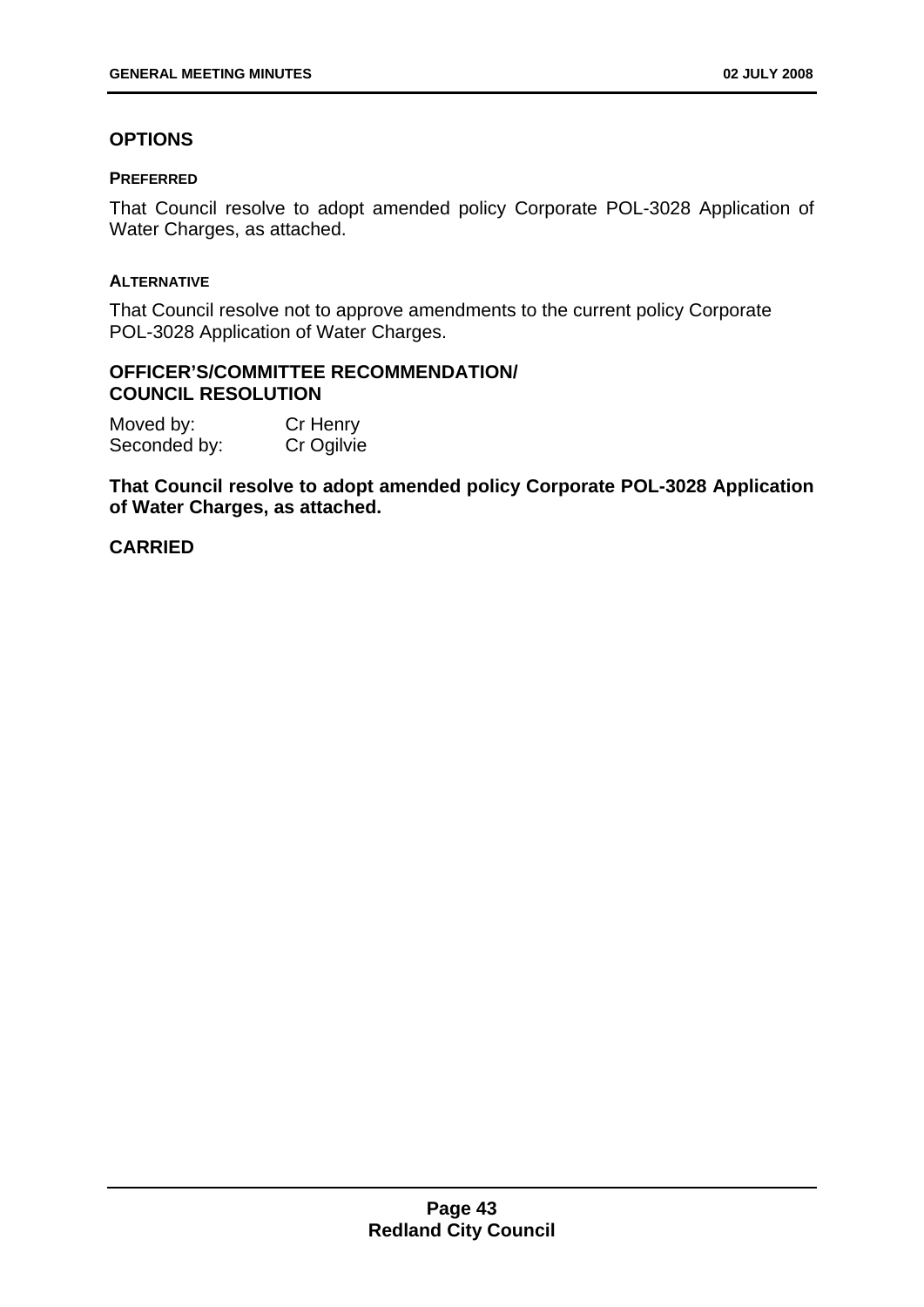## OPTIONS

### PREFERRED

That Council resolve to adopt amended policy Corporate POL-3028 Application of Water Charges, as attached.

### ALTERNATIVE

That Council resolve not to approve amendments to the current policy Corporate POL-3028 Application of Water Charges.

## OFFICER'S/COMMITTEE RECOMMENDATION/ COUNCIL RESOLUTION

Moved by: Cr Henry
Seconded by: Cr Ogilvie

**That Council resolve to adopt amended policy Corporate POL-3028 Application of Water Charges, as attached.**

**CARRIED**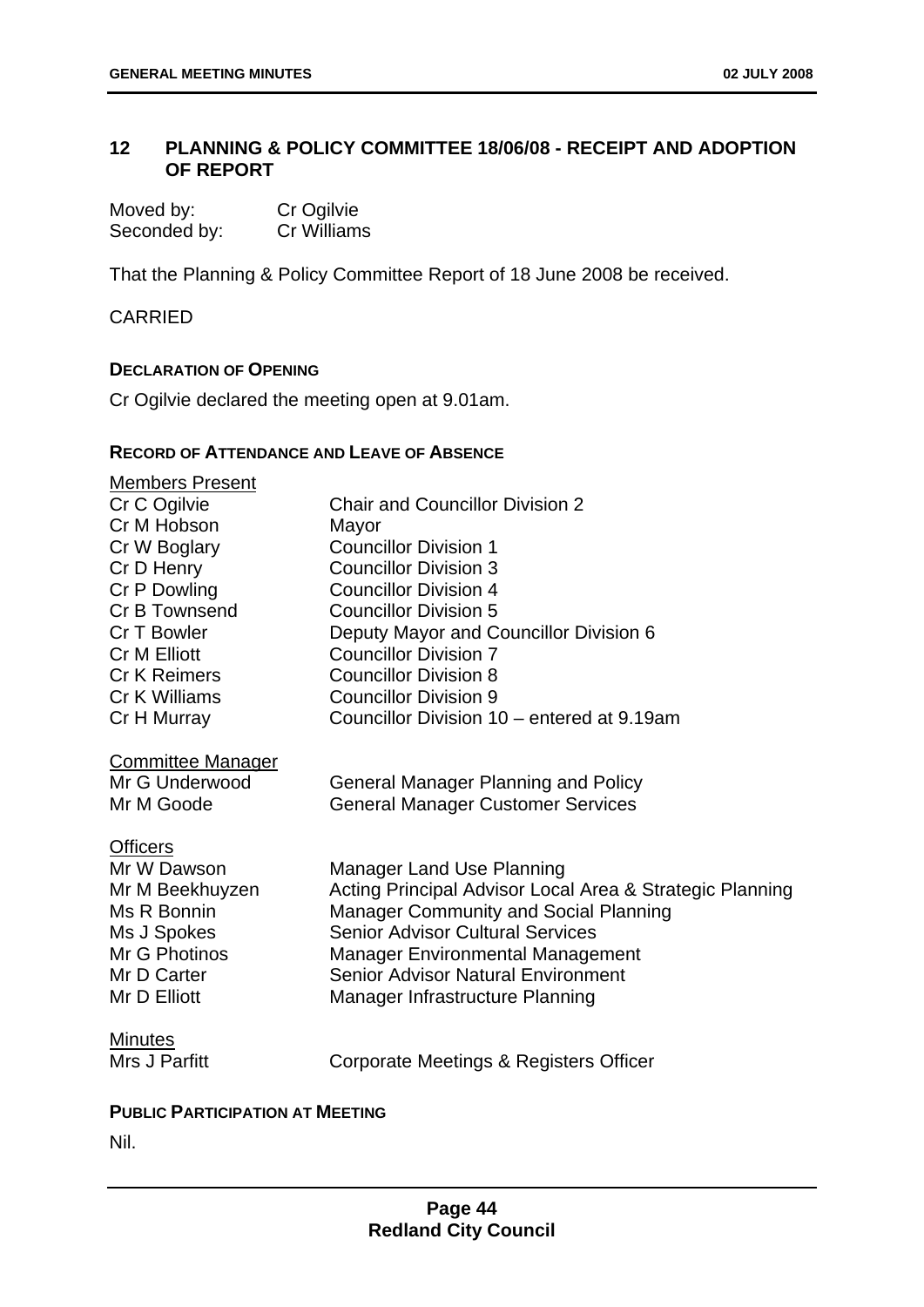## 12 PLANNING & POLICY COMMITTEE 18/06/08 - RECEIPT AND ADOPTION OF REPORT

| | |
|---|---|
| Moved by: | Cr Ogilvie |
| Seconded by: | Cr Williams |

That the Planning & Policy Committee Report of 18 June 2008 be received.

CARRIED

**DECLARATION OF OPENING**

Cr Ogilvie declared the meeting open at 9.01am.

**RECORD OF ATTENDANCE AND LEAVE OF ABSENCE**

Members Present

| | |
|---|---|
| Cr C Ogilvie | Chair and Councillor Division 2 |
| Cr M Hobson | Mayor |
| Cr W Boglary | Councillor Division 1 |
| Cr D Henry | Councillor Division 3 |
| Cr P Dowling | Councillor Division 4 |
| Cr B Townsend | Councillor Division 5 |
| Cr T Bowler | Deputy Mayor and Councillor Division 6 |
| Cr M Elliott | Councillor Division 7 |
| Cr K Reimers | Councillor Division 8 |
| Cr K Williams | Councillor Division 9 |
| Cr H Murray | Councillor Division 10 – entered at 9.19am |

Committee Manager

| | |
|---|---|
| Mr G Underwood | General Manager Planning and Policy |
| Mr M Goode | General Manager Customer Services |

Officers

| | |
|---|---|
| Mr W Dawson | Manager Land Use Planning |
| Mr M Beekhuyzen | Acting Principal Advisor Local Area & Strategic Planning |
| Ms R Bonnin | Manager Community and Social Planning |
| Ms J Spokes | Senior Advisor Cultural Services |
| Mr G Photinos | Manager Environmental Management |
| Mr D Carter | Senior Advisor Natural Environment |
| Mr D Elliott | Manager Infrastructure Planning |

Minutes

| | |
|---|---|
| Mrs J Parfitt | Corporate Meetings & Registers Officer |

**PUBLIC PARTICIPATION AT MEETING**

Nil.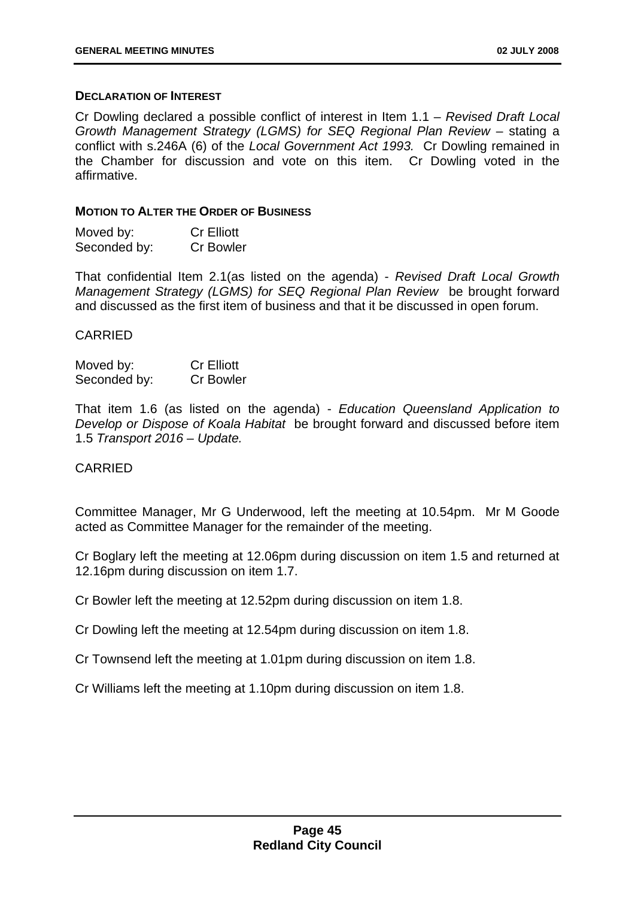**DECLARATION OF INTEREST**

Cr Dowling declared a possible conflict of interest in Item 1.1 – *Revised Draft Local Growth Management Strategy (LGMS) for SEQ Regional Plan Review* – stating a conflict with s.246A (6) of the *Local Government Act 1993.* Cr Dowling remained in the Chamber for discussion and vote on this item. Cr Dowling voted in the affirmative.

**MOTION TO ALTER THE ORDER OF BUSINESS**

Moved by: Cr Elliott
Seconded by: Cr Bowler

That confidential Item 2.1(as listed on the agenda) - *Revised Draft Local Growth Management Strategy (LGMS) for SEQ Regional Plan Review* be brought forward and discussed as the first item of business and that it be discussed in open forum.

CARRIED

Moved by: Cr Elliott
Seconded by: Cr Bowler

That item 1.6 (as listed on the agenda) - *Education Queensland Application to Develop or Dispose of Koala Habitat* be brought forward and discussed before item 1.5 *Transport 2016 – Update.*

CARRIED

Committee Manager, Mr G Underwood, left the meeting at 10.54pm. Mr M Goode acted as Committee Manager for the remainder of the meeting.

Cr Boglary left the meeting at 12.06pm during discussion on item 1.5 and returned at 12.16pm during discussion on item 1.7.

Cr Bowler left the meeting at 12.52pm during discussion on item 1.8.

Cr Dowling left the meeting at 12.54pm during discussion on item 1.8.

Cr Townsend left the meeting at 1.01pm during discussion on item 1.8.

Cr Williams left the meeting at 1.10pm during discussion on item 1.8.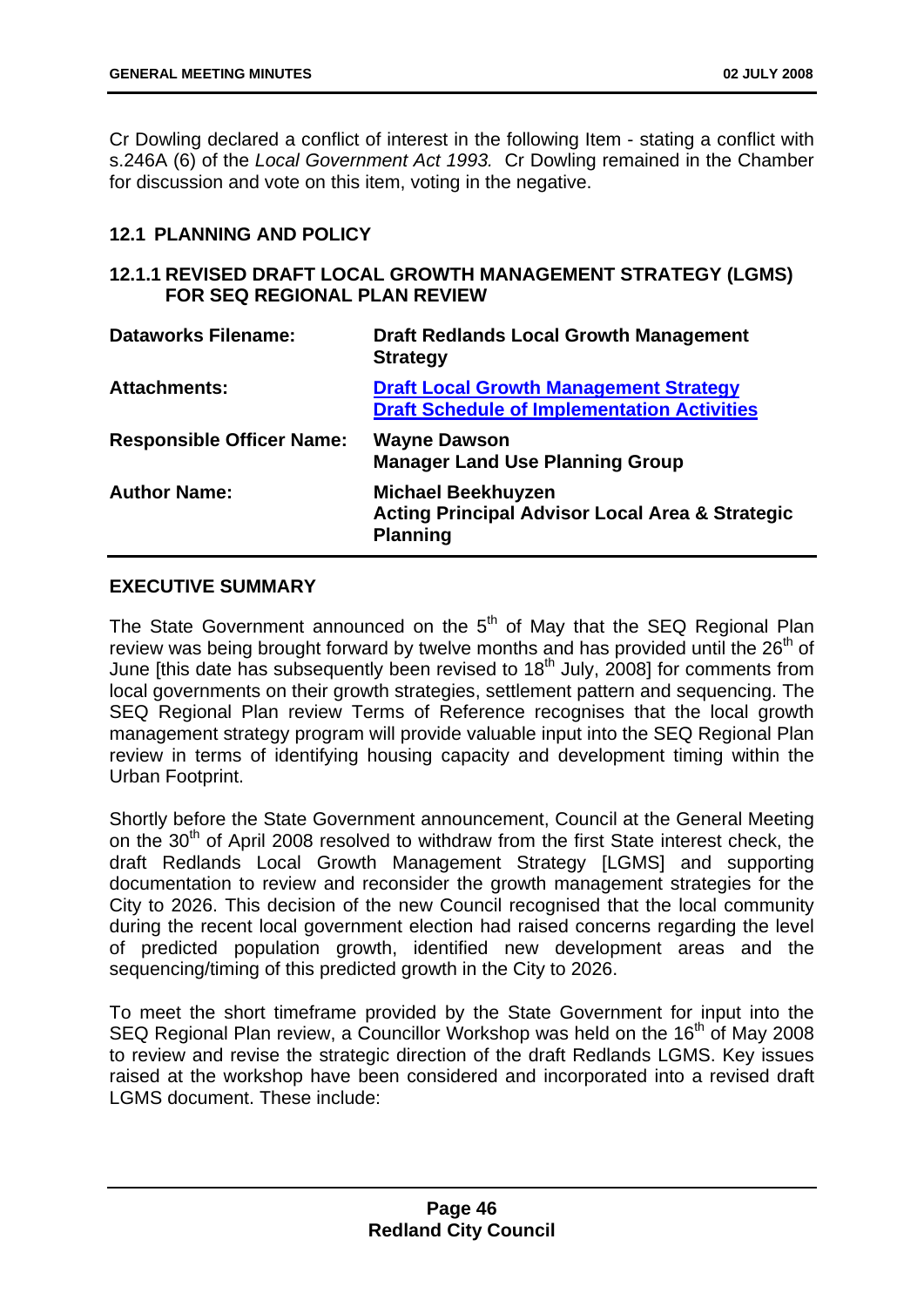Cr Dowling declared a conflict of interest in the following Item - stating a conflict with s.246A (6) of the *Local Government Act 1993.* Cr Dowling remained in the Chamber for discussion and vote on this item, voting in the negative.

## 12.1 PLANNING AND POLICY

### 12.1.1 REVISED DRAFT LOCAL GROWTH MANAGEMENT STRATEGY (LGMS) FOR SEQ REGIONAL PLAN REVIEW

| | |
|---|---|
| **Dataworks Filename:** | **Draft Redlands Local Growth Management Strategy** |
| **Attachments:** | **Draft Local Growth Management Strategy**<br>**Draft Schedule of Implementation Activities** |
| **Responsible Officer Name:** | **Wayne Dawson**<br>**Manager Land Use Planning Group** |
| **Author Name:** | **Michael Beekhuyzen**<br>**Acting Principal Advisor Local Area & Strategic Planning** |

### EXECUTIVE SUMMARY

The State Government announced on the 5th of May that the SEQ Regional Plan review was being brought forward by twelve months and has provided until the 26th of June [this date has subsequently been revised to 18th July, 2008] for comments from local governments on their growth strategies, settlement pattern and sequencing. The SEQ Regional Plan review Terms of Reference recognises that the local growth management strategy program will provide valuable input into the SEQ Regional Plan review in terms of identifying housing capacity and development timing within the Urban Footprint.

Shortly before the State Government announcement, Council at the General Meeting on the 30th of April 2008 resolved to withdraw from the first State interest check, the draft Redlands Local Growth Management Strategy [LGMS] and supporting documentation to review and reconsider the growth management strategies for the City to 2026. This decision of the new Council recognised that the local community during the recent local government election had raised concerns regarding the level of predicted population growth, identified new development areas and the sequencing/timing of this predicted growth in the City to 2026.

To meet the short timeframe provided by the State Government for input into the SEQ Regional Plan review, a Councillor Workshop was held on the 16th of May 2008 to review and revise the strategic direction of the draft Redlands LGMS. Key issues raised at the workshop have been considered and incorporated into a revised draft LGMS document. These include: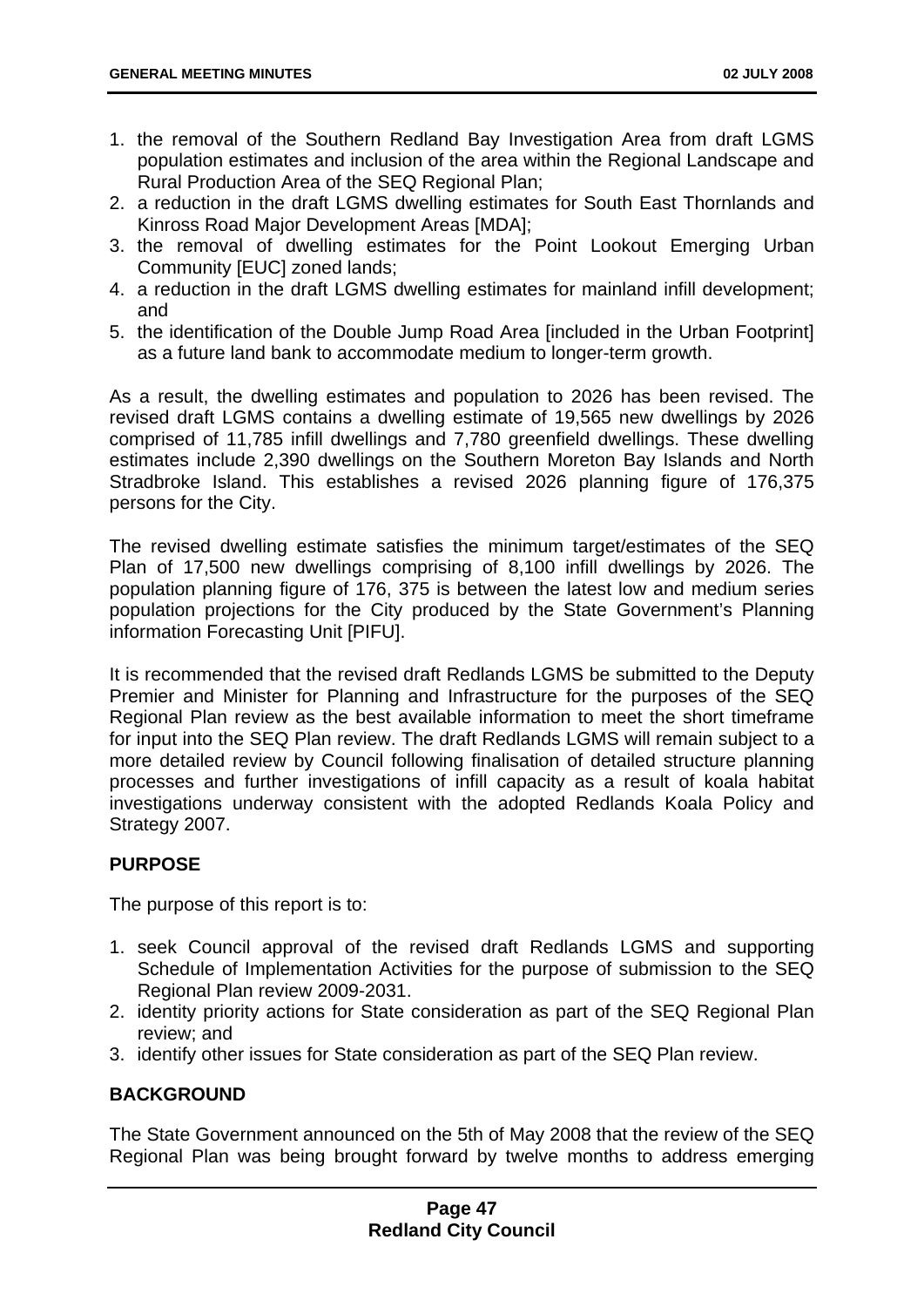1. the removal of the Southern Redland Bay Investigation Area from draft LGMS population estimates and inclusion of the area within the Regional Landscape and Rural Production Area of the SEQ Regional Plan;
2. a reduction in the draft LGMS dwelling estimates for South East Thornlands and Kinross Road Major Development Areas [MDA];
3. the removal of dwelling estimates for the Point Lookout Emerging Urban Community [EUC] zoned lands;
4. a reduction in the draft LGMS dwelling estimates for mainland infill development; and
5. the identification of the Double Jump Road Area [included in the Urban Footprint] as a future land bank to accommodate medium to longer-term growth.

As a result, the dwelling estimates and population to 2026 has been revised. The revised draft LGMS contains a dwelling estimate of 19,565 new dwellings by 2026 comprised of 11,785 infill dwellings and 7,780 greenfield dwellings. These dwelling estimates include 2,390 dwellings on the Southern Moreton Bay Islands and North Stradbroke Island. This establishes a revised 2026 planning figure of 176,375 persons for the City.

The revised dwelling estimate satisfies the minimum target/estimates of the SEQ Plan of 17,500 new dwellings comprising of 8,100 infill dwellings by 2026. The population planning figure of 176, 375 is between the latest low and medium series population projections for the City produced by the State Government's Planning information Forecasting Unit [PIFU].

It is recommended that the revised draft Redlands LGMS be submitted to the Deputy Premier and Minister for Planning and Infrastructure for the purposes of the SEQ Regional Plan review as the best available information to meet the short timeframe for input into the SEQ Plan review. The draft Redlands LGMS will remain subject to a more detailed review by Council following finalisation of detailed structure planning processes and further investigations of infill capacity as a result of koala habitat investigations underway consistent with the adopted Redlands Koala Policy and Strategy 2007.

## PURPOSE

The purpose of this report is to:

1. seek Council approval of the revised draft Redlands LGMS and supporting Schedule of Implementation Activities for the purpose of submission to the SEQ Regional Plan review 2009-2031.
2. identity priority actions for State consideration as part of the SEQ Regional Plan review; and
3. identify other issues for State consideration as part of the SEQ Plan review.

## BACKGROUND

The State Government announced on the 5th of May 2008 that the review of the SEQ Regional Plan was being brought forward by twelve months to address emerging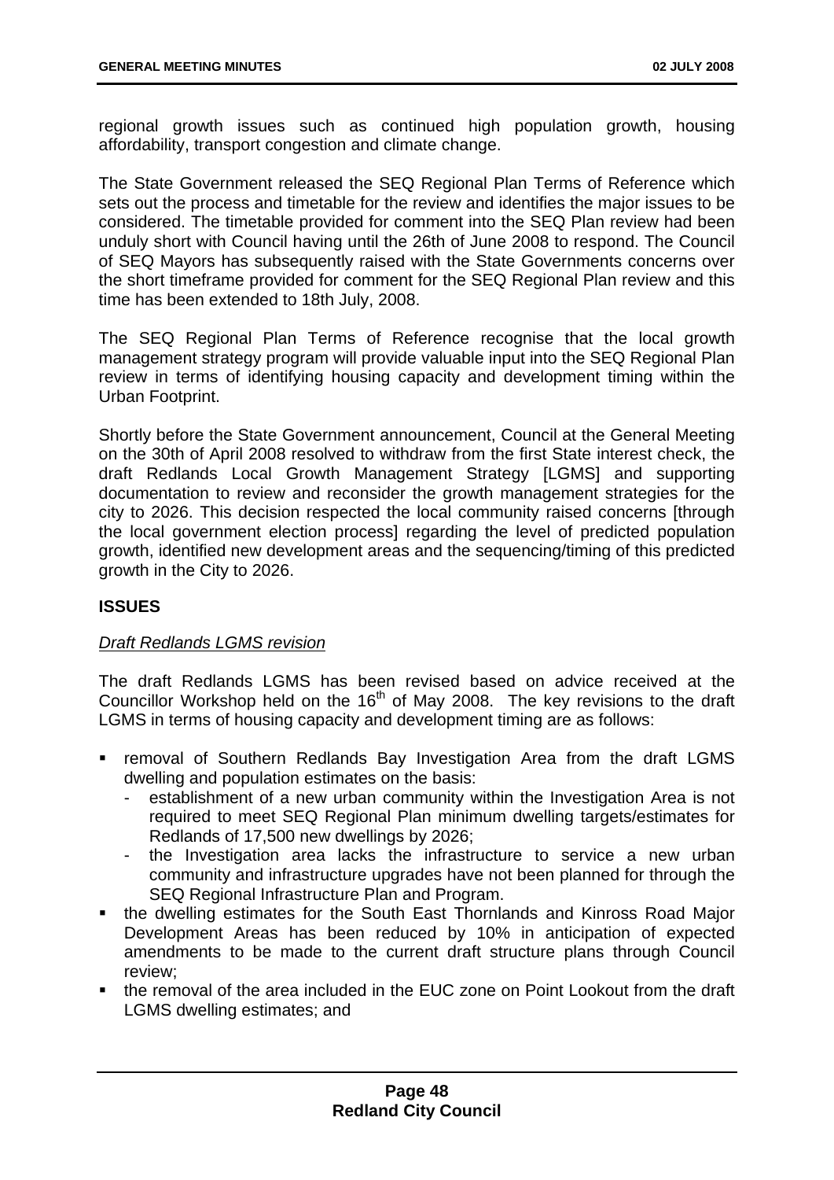regional growth issues such as continued high population growth, housing affordability, transport congestion and climate change.

The State Government released the SEQ Regional Plan Terms of Reference which sets out the process and timetable for the review and identifies the major issues to be considered. The timetable provided for comment into the SEQ Plan review had been unduly short with Council having until the 26th of June 2008 to respond. The Council of SEQ Mayors has subsequently raised with the State Governments concerns over the short timeframe provided for comment for the SEQ Regional Plan review and this time has been extended to 18th July, 2008.

The SEQ Regional Plan Terms of Reference recognise that the local growth management strategy program will provide valuable input into the SEQ Regional Plan review in terms of identifying housing capacity and development timing within the Urban Footprint.

Shortly before the State Government announcement, Council at the General Meeting on the 30th of April 2008 resolved to withdraw from the first State interest check, the draft Redlands Local Growth Management Strategy [LGMS] and supporting documentation to review and reconsider the growth management strategies for the city to 2026. This decision respected the local community raised concerns [through the local government election process] regarding the level of predicted population growth, identified new development areas and the sequencing/timing of this predicted growth in the City to 2026.

## ISSUES

*Draft Redlands LGMS revision*

The draft Redlands LGMS has been revised based on advice received at the Councillor Workshop held on the 16th of May 2008. The key revisions to the draft LGMS in terms of housing capacity and development timing are as follows:

- removal of Southern Redlands Bay Investigation Area from the draft LGMS dwelling and population estimates on the basis:
  - establishment of a new urban community within the Investigation Area is not required to meet SEQ Regional Plan minimum dwelling targets/estimates for Redlands of 17,500 new dwellings by 2026;
  - the Investigation area lacks the infrastructure to service a new urban community and infrastructure upgrades have not been planned for through the SEQ Regional Infrastructure Plan and Program.
- the dwelling estimates for the South East Thornlands and Kinross Road Major Development Areas has been reduced by 10% in anticipation of expected amendments to be made to the current draft structure plans through Council review;
- the removal of the area included in the EUC zone on Point Lookout from the draft LGMS dwelling estimates; and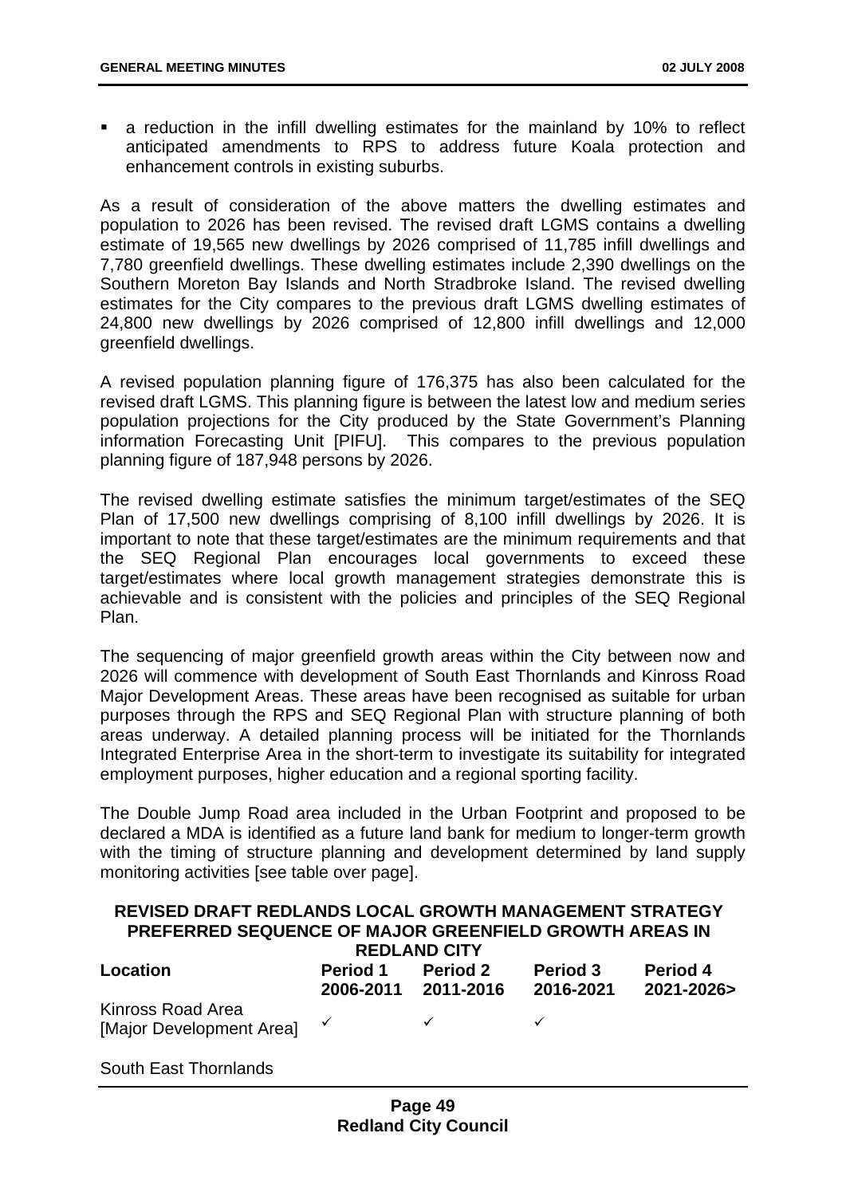- a reduction in the infill dwelling estimates for the mainland by 10% to reflect anticipated amendments to RPS to address future Koala protection and enhancement controls in existing suburbs.

As a result of consideration of the above matters the dwelling estimates and population to 2026 has been revised. The revised draft LGMS contains a dwelling estimate of 19,565 new dwellings by 2026 comprised of 11,785 infill dwellings and 7,780 greenfield dwellings. These dwelling estimates include 2,390 dwellings on the Southern Moreton Bay Islands and North Stradbroke Island. The revised dwelling estimates for the City compares to the previous draft LGMS dwelling estimates of 24,800 new dwellings by 2026 comprised of 12,800 infill dwellings and 12,000 greenfield dwellings.

A revised population planning figure of 176,375 has also been calculated for the revised draft LGMS. This planning figure is between the latest low and medium series population projections for the City produced by the State Government's Planning information Forecasting Unit [PIFU]. This compares to the previous population planning figure of 187,948 persons by 2026.

The revised dwelling estimate satisfies the minimum target/estimates of the SEQ Plan of 17,500 new dwellings comprising of 8,100 infill dwellings by 2026. It is important to note that these target/estimates are the minimum requirements and that the SEQ Regional Plan encourages local governments to exceed these target/estimates where local growth management strategies demonstrate this is achievable and is consistent with the policies and principles of the SEQ Regional Plan.

The sequencing of major greenfield growth areas within the City between now and 2026 will commence with development of South East Thornlands and Kinross Road Major Development Areas. These areas have been recognised as suitable for urban purposes through the RPS and SEQ Regional Plan with structure planning of both areas underway. A detailed planning process will be initiated for the Thornlands Integrated Enterprise Area in the short-term to investigate its suitability for integrated employment purposes, higher education and a regional sporting facility.

The Double Jump Road area included in the Urban Footprint and proposed to be declared a MDA is identified as a future land bank for medium to longer-term growth with the timing of structure planning and development determined by land supply monitoring activities [see table over page].

**REVISED DRAFT REDLANDS LOCAL GROWTH MANAGEMENT STRATEGY PREFERRED SEQUENCE OF MAJOR GREENFIELD GROWTH AREAS IN REDLAND CITY**

| Location | Period 1 2006-2011 | Period 2 2011-2016 | Period 3 2016-2021 | Period 4 2021-2026> |
|---|---|---|---|---|
| Kinross Road Area [Major Development Area] | ✓ | ✓ | ✓ | |
| South East Thornlands | | | | |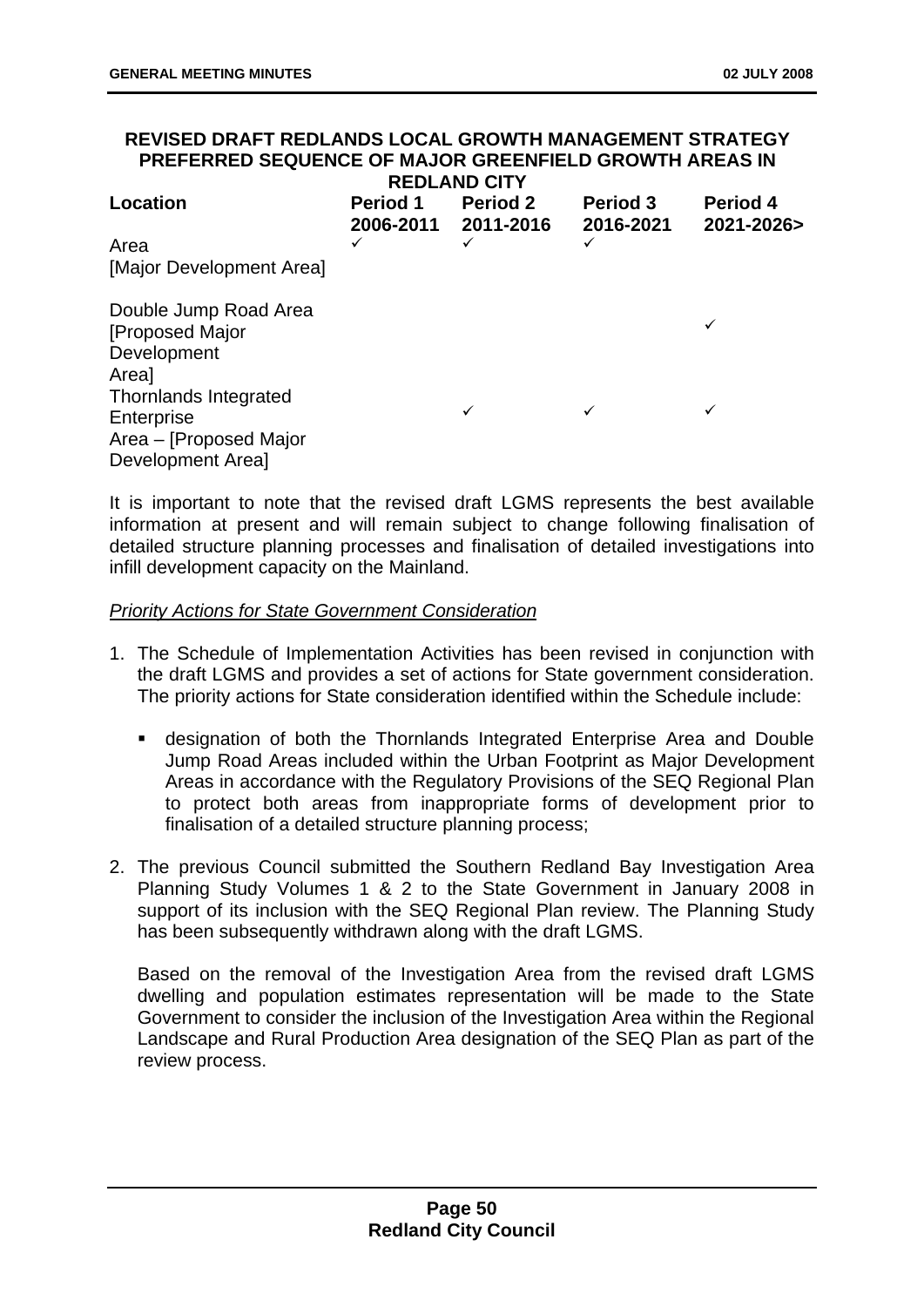**REVISED DRAFT REDLANDS LOCAL GROWTH MANAGEMENT STRATEGY PREFERRED SEQUENCE OF MAJOR GREENFIELD GROWTH AREAS IN REDLAND CITY**

| Location | Period 1 2006-2011 | Period 2 2011-2016 | Period 3 2016-2021 | Period 4 2021-2026> |
|---|---|---|---|---|
| Area [Major Development Area] | ✓ | ✓ | ✓ | |
| Double Jump Road Area [Proposed Major Development Area] | | | | ✓ |
| Thornlands Integrated Enterprise Area – [Proposed Major Development Area] | | ✓ | ✓ | ✓ |

It is important to note that the revised draft LGMS represents the best available information at present and will remain subject to change following finalisation of detailed structure planning processes and finalisation of detailed investigations into infill development capacity on the Mainland.

*Priority Actions for State Government Consideration*

1. The Schedule of Implementation Activities has been revised in conjunction with the draft LGMS and provides a set of actions for State government consideration. The priority actions for State consideration identified within the Schedule include:

   - designation of both the Thornlands Integrated Enterprise Area and Double Jump Road Areas included within the Urban Footprint as Major Development Areas in accordance with the Regulatory Provisions of the SEQ Regional Plan to protect both areas from inappropriate forms of development prior to finalisation of a detailed structure planning process;

2. The previous Council submitted the Southern Redland Bay Investigation Area Planning Study Volumes 1 & 2 to the State Government in January 2008 in support of its inclusion with the SEQ Regional Plan review. The Planning Study has been subsequently withdrawn along with the draft LGMS.

   Based on the removal of the Investigation Area from the revised draft LGMS dwelling and population estimates representation will be made to the State Government to consider the inclusion of the Investigation Area within the Regional Landscape and Rural Production Area designation of the SEQ Plan as part of the review process.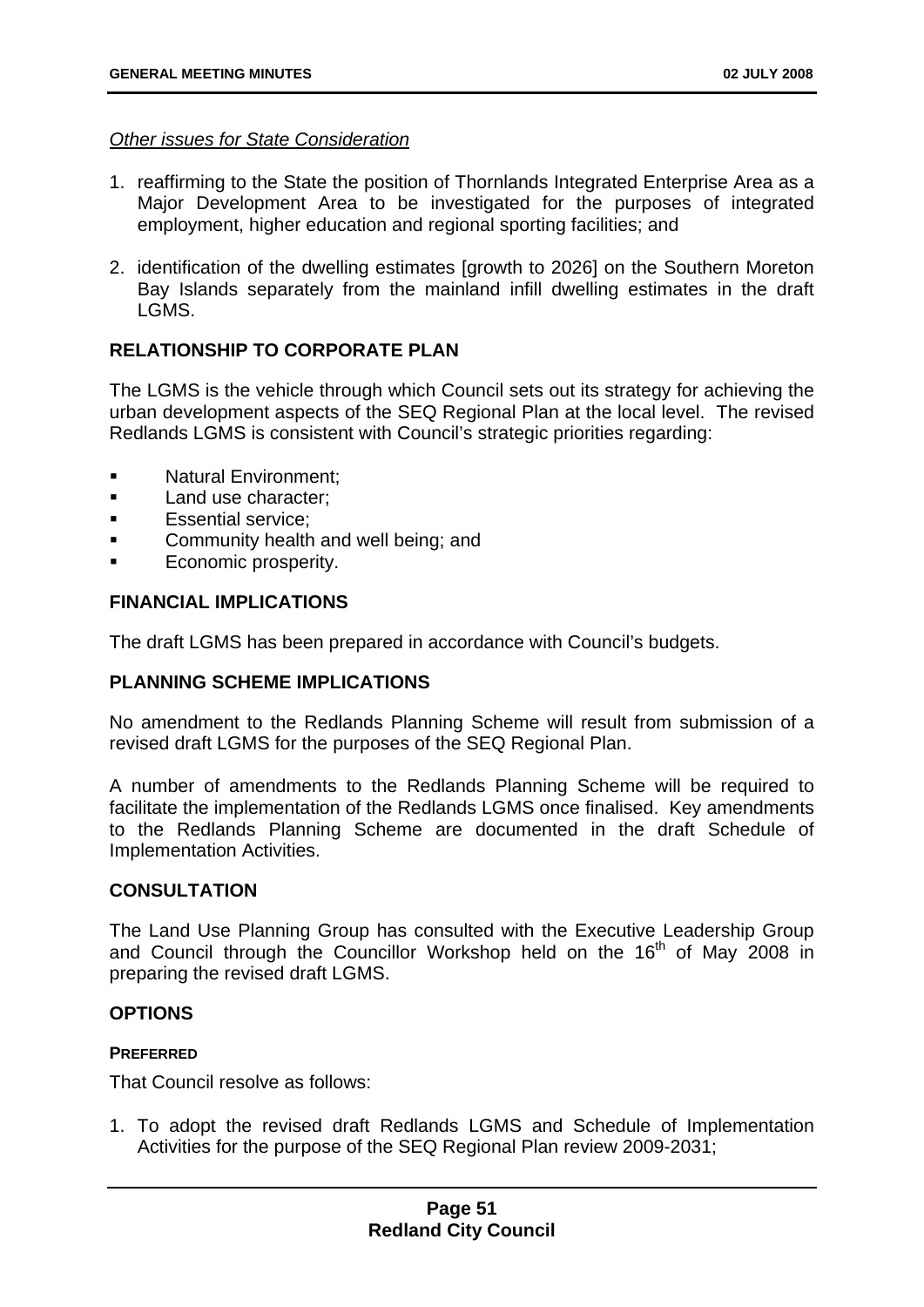*Other issues for State Consideration*

1. reaffirming to the State the position of Thornlands Integrated Enterprise Area as a Major Development Area to be investigated for the purposes of integrated employment, higher education and regional sporting facilities; and

2. identification of the dwelling estimates [growth to 2026] on the Southern Moreton Bay Islands separately from the mainland infill dwelling estimates in the draft LGMS.

## RELATIONSHIP TO CORPORATE PLAN

The LGMS is the vehicle through which Council sets out its strategy for achieving the urban development aspects of the SEQ Regional Plan at the local level. The revised Redlands LGMS is consistent with Council's strategic priorities regarding:

- Natural Environment;
- Land use character;
- Essential service;
- Community health and well being; and
- Economic prosperity.

## FINANCIAL IMPLICATIONS

The draft LGMS has been prepared in accordance with Council's budgets.

## PLANNING SCHEME IMPLICATIONS

No amendment to the Redlands Planning Scheme will result from submission of a revised draft LGMS for the purposes of the SEQ Regional Plan.

A number of amendments to the Redlands Planning Scheme will be required to facilitate the implementation of the Redlands LGMS once finalised. Key amendments to the Redlands Planning Scheme are documented in the draft Schedule of Implementation Activities.

## CONSULTATION

The Land Use Planning Group has consulted with the Executive Leadership Group and Council through the Councillor Workshop held on the 16th of May 2008 in preparing the revised draft LGMS.

## OPTIONS

### PREFERRED

That Council resolve as follows:

1. To adopt the revised draft Redlands LGMS and Schedule of Implementation Activities for the purpose of the SEQ Regional Plan review 2009-2031;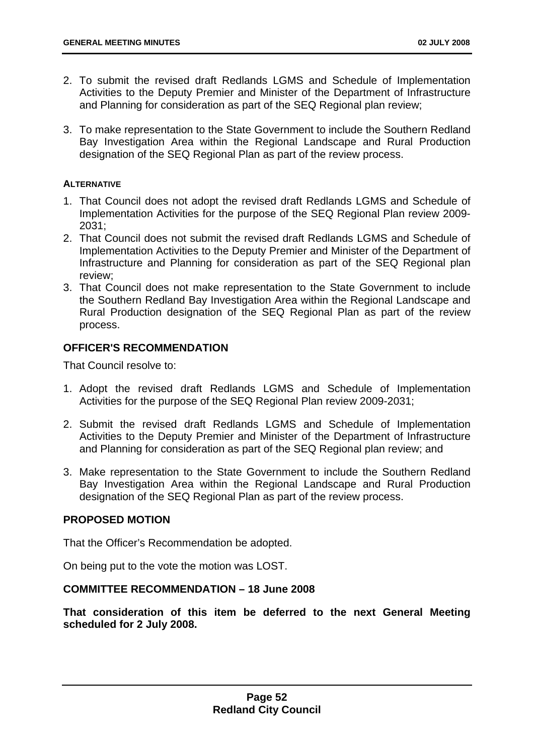2. To submit the revised draft Redlands LGMS and Schedule of Implementation Activities to the Deputy Premier and Minister of the Department of Infrastructure and Planning for consideration as part of the SEQ Regional plan review;

3. To make representation to the State Government to include the Southern Redland Bay Investigation Area within the Regional Landscape and Rural Production designation of the SEQ Regional Plan as part of the review process.

**ALTERNATIVE**

1. That Council does not adopt the revised draft Redlands LGMS and Schedule of Implementation Activities for the purpose of the SEQ Regional Plan review 2009-2031;
2. That Council does not submit the revised draft Redlands LGMS and Schedule of Implementation Activities to the Deputy Premier and Minister of the Department of Infrastructure and Planning for consideration as part of the SEQ Regional plan review;
3. That Council does not make representation to the State Government to include the Southern Redland Bay Investigation Area within the Regional Landscape and Rural Production designation of the SEQ Regional Plan as part of the review process.

**OFFICER'S RECOMMENDATION**

That Council resolve to:

1. Adopt the revised draft Redlands LGMS and Schedule of Implementation Activities for the purpose of the SEQ Regional Plan review 2009-2031;

2. Submit the revised draft Redlands LGMS and Schedule of Implementation Activities to the Deputy Premier and Minister of the Department of Infrastructure and Planning for consideration as part of the SEQ Regional plan review; and

3. Make representation to the State Government to include the Southern Redland Bay Investigation Area within the Regional Landscape and Rural Production designation of the SEQ Regional Plan as part of the review process.

**PROPOSED MOTION**

That the Officer's Recommendation be adopted.

On being put to the vote the motion was LOST.

**COMMITTEE RECOMMENDATION – 18 June 2008**

**That consideration of this item be deferred to the next General Meeting scheduled for 2 July 2008.**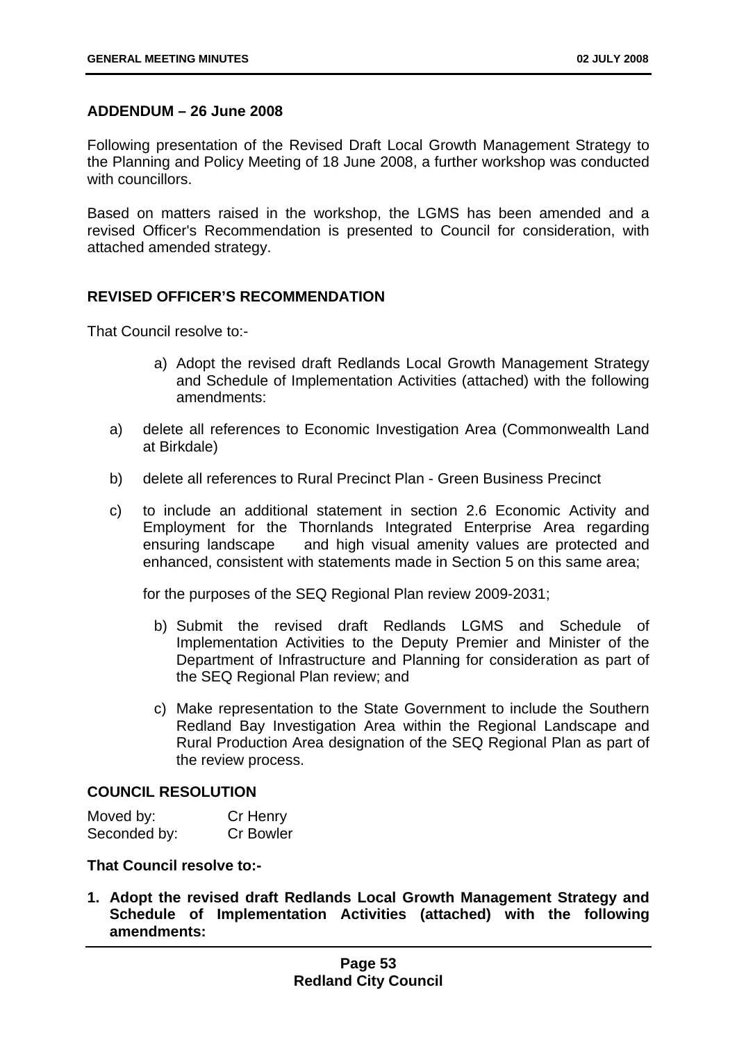**ADDENDUM – 26 June 2008**

Following presentation of the Revised Draft Local Growth Management Strategy to the Planning and Policy Meeting of 18 June 2008, a further workshop was conducted with councillors.

Based on matters raised in the workshop, the LGMS has been amended and a revised Officer's Recommendation is presented to Council for consideration, with attached amended strategy.

**REVISED OFFICER'S RECOMMENDATION**

That Council resolve to:-

a) Adopt the revised draft Redlands Local Growth Management Strategy and Schedule of Implementation Activities (attached) with the following amendments:

a) delete all references to Economic Investigation Area (Commonwealth Land at Birkdale)

b) delete all references to Rural Precinct Plan - Green Business Precinct

c) to include an additional statement in section 2.6 Economic Activity and Employment for the Thornlands Integrated Enterprise Area regarding ensuring landscape and high visual amenity values are protected and enhanced, consistent with statements made in Section 5 on this same area;

for the purposes of the SEQ Regional Plan review 2009-2031;

b) Submit the revised draft Redlands LGMS and Schedule of Implementation Activities to the Deputy Premier and Minister of the Department of Infrastructure and Planning for consideration as part of the SEQ Regional Plan review; and

c) Make representation to the State Government to include the Southern Redland Bay Investigation Area within the Regional Landscape and Rural Production Area designation of the SEQ Regional Plan as part of the review process.

**COUNCIL RESOLUTION**

| | |
|---|---|
| Moved by: | Cr Henry |
| Seconded by: | Cr Bowler |

**That Council resolve to:-**

**1. Adopt the revised draft Redlands Local Growth Management Strategy and Schedule of Implementation Activities (attached) with the following amendments:**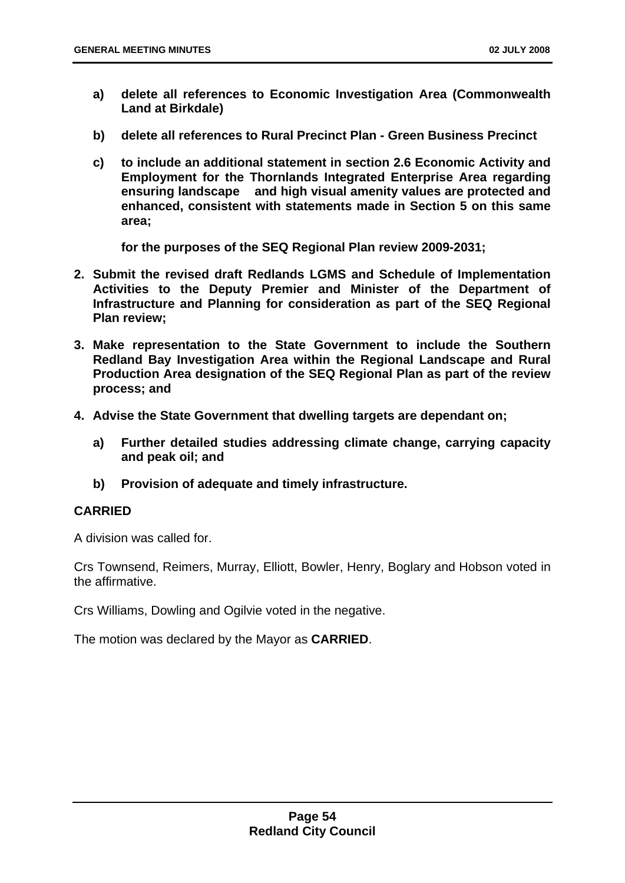**a) delete all references to Economic Investigation Area (Commonwealth Land at Birkdale)**

**b) delete all references to Rural Precinct Plan - Green Business Precinct**

**c) to include an additional statement in section 2.6 Economic Activity and Employment for the Thornlands Integrated Enterprise Area regarding ensuring landscape and high visual amenity values are protected and enhanced, consistent with statements made in Section 5 on this same area;**

**for the purposes of the SEQ Regional Plan review 2009-2031;**

**2. Submit the revised draft Redlands LGMS and Schedule of Implementation Activities to the Deputy Premier and Minister of the Department of Infrastructure and Planning for consideration as part of the SEQ Regional Plan review;**

**3. Make representation to the State Government to include the Southern Redland Bay Investigation Area within the Regional Landscape and Rural Production Area designation of the SEQ Regional Plan as part of the review process; and**

**4. Advise the State Government that dwelling targets are dependant on;**

**a) Further detailed studies addressing climate change, carrying capacity and peak oil; and**

**b) Provision of adequate and timely infrastructure.**

**CARRIED**

A division was called for.

Crs Townsend, Reimers, Murray, Elliott, Bowler, Henry, Boglary and Hobson voted in the affirmative.

Crs Williams, Dowling and Ogilvie voted in the negative.

The motion was declared by the Mayor as **CARRIED**.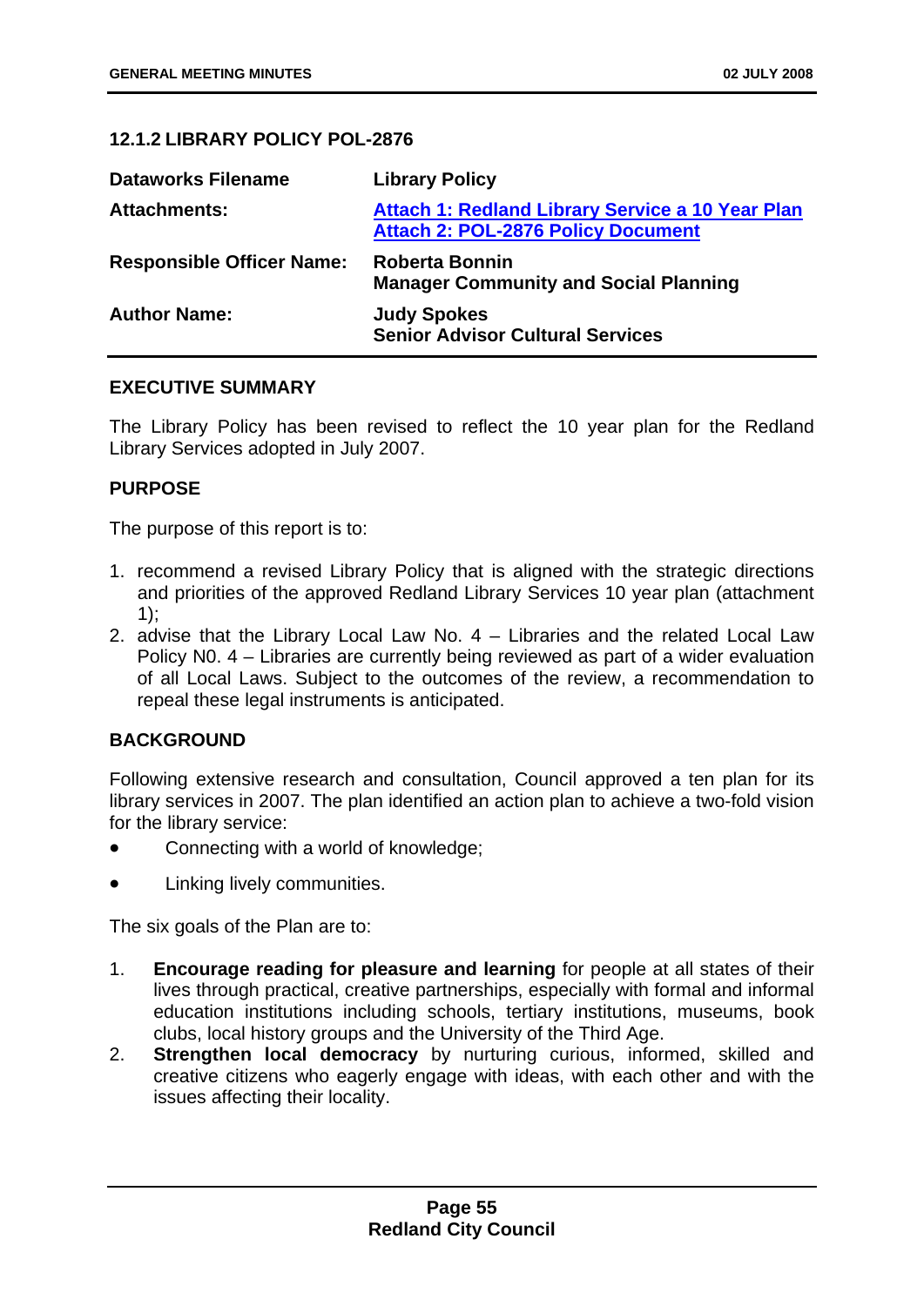### 12.1.2 LIBRARY POLICY POL-2876

| | |
|---|---|
| **Dataworks Filename** | **Library Policy** |
| **Attachments:** | **Attach 1: Redland Library Service a 10 Year Plan**<br>**Attach 2: POL-2876 Policy Document** |
| **Responsible Officer Name:** | **Roberta Bonnin**<br>**Manager Community and Social Planning** |
| **Author Name:** | **Judy Spokes**<br>**Senior Advisor Cultural Services** |

**EXECUTIVE SUMMARY**

The Library Policy has been revised to reflect the 10 year plan for the Redland Library Services adopted in July 2007.

**PURPOSE**

The purpose of this report is to:

1. recommend a revised Library Policy that is aligned with the strategic directions and priorities of the approved Redland Library Services 10 year plan (attachment 1);
2. advise that the Library Local Law No. 4 – Libraries and the related Local Law Policy N0. 4 – Libraries are currently being reviewed as part of a wider evaluation of all Local Laws. Subject to the outcomes of the review, a recommendation to repeal these legal instruments is anticipated.

**BACKGROUND**

Following extensive research and consultation, Council approved a ten plan for its library services in 2007. The plan identified an action plan to achieve a two-fold vision for the library service:

- Connecting with a world of knowledge;
- Linking lively communities.

The six goals of the Plan are to:

1. **Encourage reading for pleasure and learning** for people at all states of their lives through practical, creative partnerships, especially with formal and informal education institutions including schools, tertiary institutions, museums, book clubs, local history groups and the University of the Third Age.
2. **Strengthen local democracy** by nurturing curious, informed, skilled and creative citizens who eagerly engage with ideas, with each other and with the issues affecting their locality.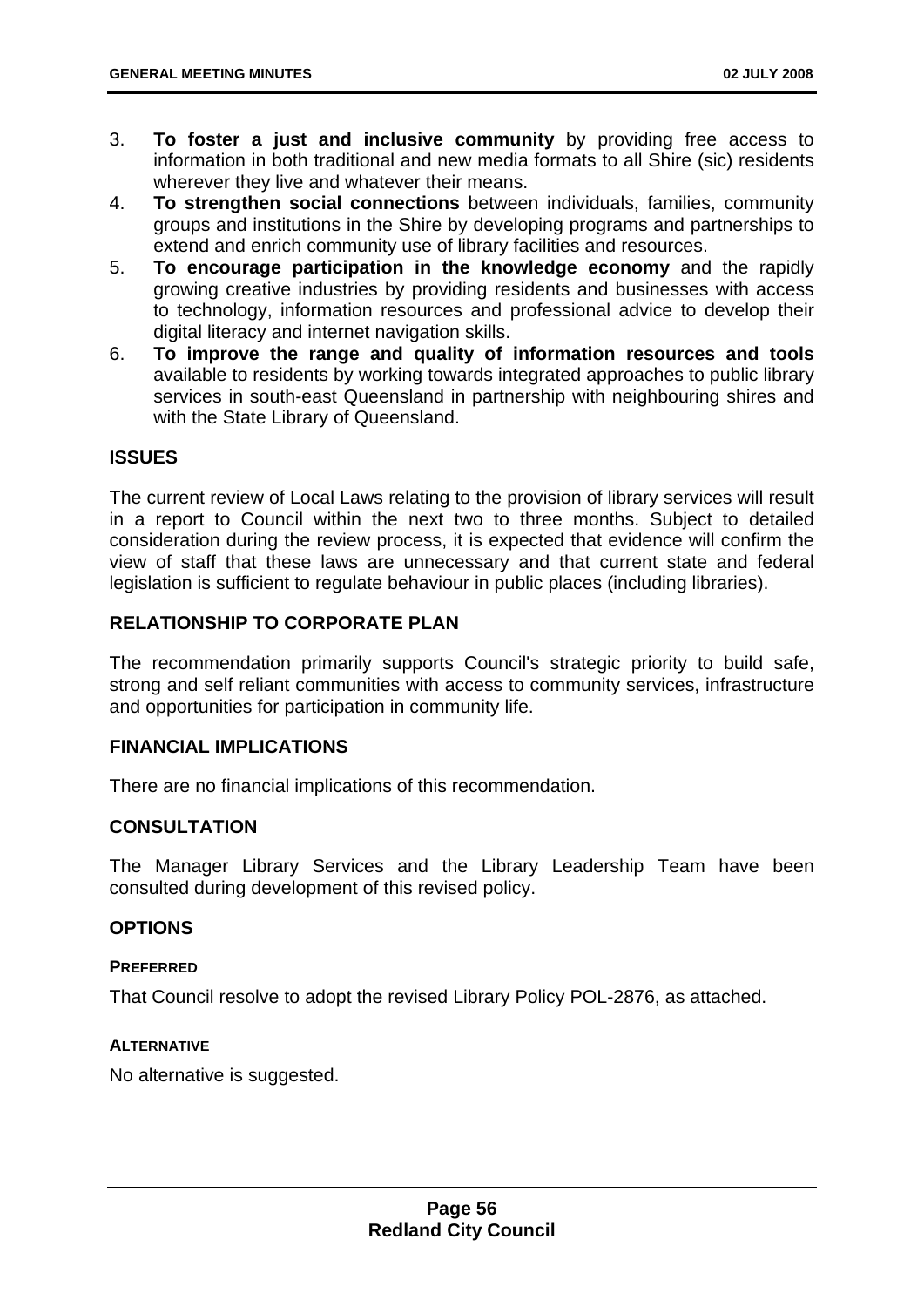3. **To foster a just and inclusive community** by providing free access to information in both traditional and new media formats to all Shire (sic) residents wherever they live and whatever their means.
4. **To strengthen social connections** between individuals, families, community groups and institutions in the Shire by developing programs and partnerships to extend and enrich community use of library facilities and resources.
5. **To encourage participation in the knowledge economy** and the rapidly growing creative industries by providing residents and businesses with access to technology, information resources and professional advice to develop their digital literacy and internet navigation skills.
6. **To improve the range and quality of information resources and tools** available to residents by working towards integrated approaches to public library services in south-east Queensland in partnership with neighbouring shires and with the State Library of Queensland.

## ISSUES

The current review of Local Laws relating to the provision of library services will result in a report to Council within the next two to three months. Subject to detailed consideration during the review process, it is expected that evidence will confirm the view of staff that these laws are unnecessary and that current state and federal legislation is sufficient to regulate behaviour in public places (including libraries).

## RELATIONSHIP TO CORPORATE PLAN

The recommendation primarily supports Council's strategic priority to build safe, strong and self reliant communities with access to community services, infrastructure and opportunities for participation in community life.

## FINANCIAL IMPLICATIONS

There are no financial implications of this recommendation.

## CONSULTATION

The Manager Library Services and the Library Leadership Team have been consulted during development of this revised policy.

## OPTIONS

### PREFERRED

That Council resolve to adopt the revised Library Policy POL-2876, as attached.

### ALTERNATIVE

No alternative is suggested.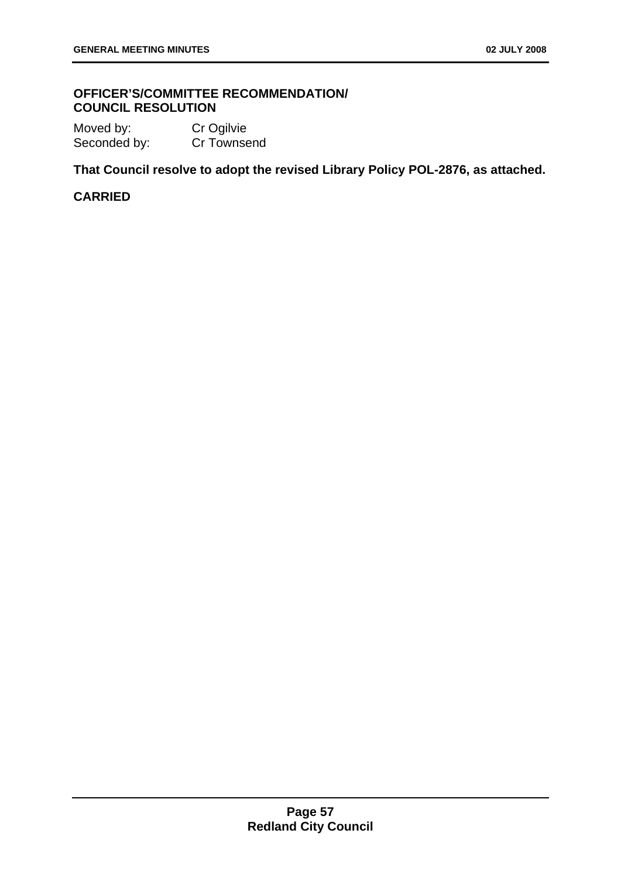**OFFICER'S/COMMITTEE RECOMMENDATION/ COUNCIL RESOLUTION**

Moved by: Cr Ogilvie
Seconded by: Cr Townsend

**That Council resolve to adopt the revised Library Policy POL-2876, as attached.**

**CARRIED**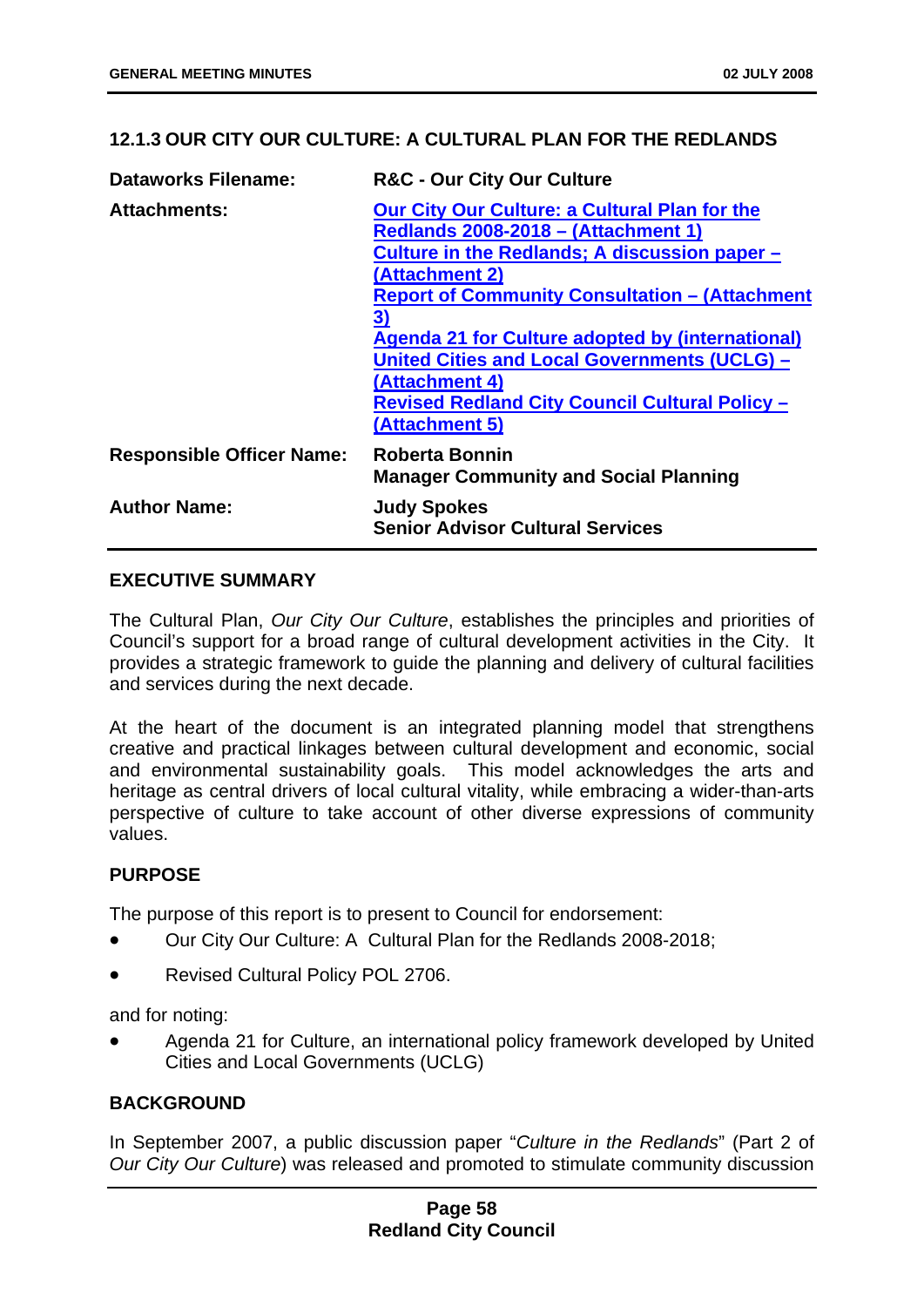### 12.1.3 OUR CITY OUR CULTURE: A CULTURAL PLAN FOR THE REDLANDS

| | |
|---|---|
| **Dataworks Filename:** | **R&C - Our City Our Culture** |
| **Attachments:** | **Our City Our Culture: a Cultural Plan for the Redlands 2008-2018 – (Attachment 1)**<br>**Culture in the Redlands; A discussion paper – (Attachment 2)**<br>**Report of Community Consultation – (Attachment 3)**<br>**Agenda 21 for Culture adopted by (international) United Cities and Local Governments (UCLG) – (Attachment 4)**<br>**Revised Redland City Council Cultural Policy – (Attachment 5)** |
| **Responsible Officer Name:** | **Roberta Bonnin**<br>**Manager Community and Social Planning** |
| **Author Name:** | **Judy Spokes**<br>**Senior Advisor Cultural Services** |

#### EXECUTIVE SUMMARY

The Cultural Plan, *Our City Our Culture*, establishes the principles and priorities of Council's support for a broad range of cultural development activities in the City. It provides a strategic framework to guide the planning and delivery of cultural facilities and services during the next decade.

At the heart of the document is an integrated planning model that strengthens creative and practical linkages between cultural development and economic, social and environmental sustainability goals. This model acknowledges the arts and heritage as central drivers of local cultural vitality, while embracing a wider-than-arts perspective of culture to take account of other diverse expressions of community values.

#### PURPOSE

The purpose of this report is to present to Council for endorsement:

- Our City Our Culture: A Cultural Plan for the Redlands 2008-2018;
- Revised Cultural Policy POL 2706.

and for noting:

- Agenda 21 for Culture, an international policy framework developed by United Cities and Local Governments (UCLG)

#### BACKGROUND

In September 2007, a public discussion paper "*Culture in the Redlands*" (Part 2 of *Our City Our Culture*) was released and promoted to stimulate community discussion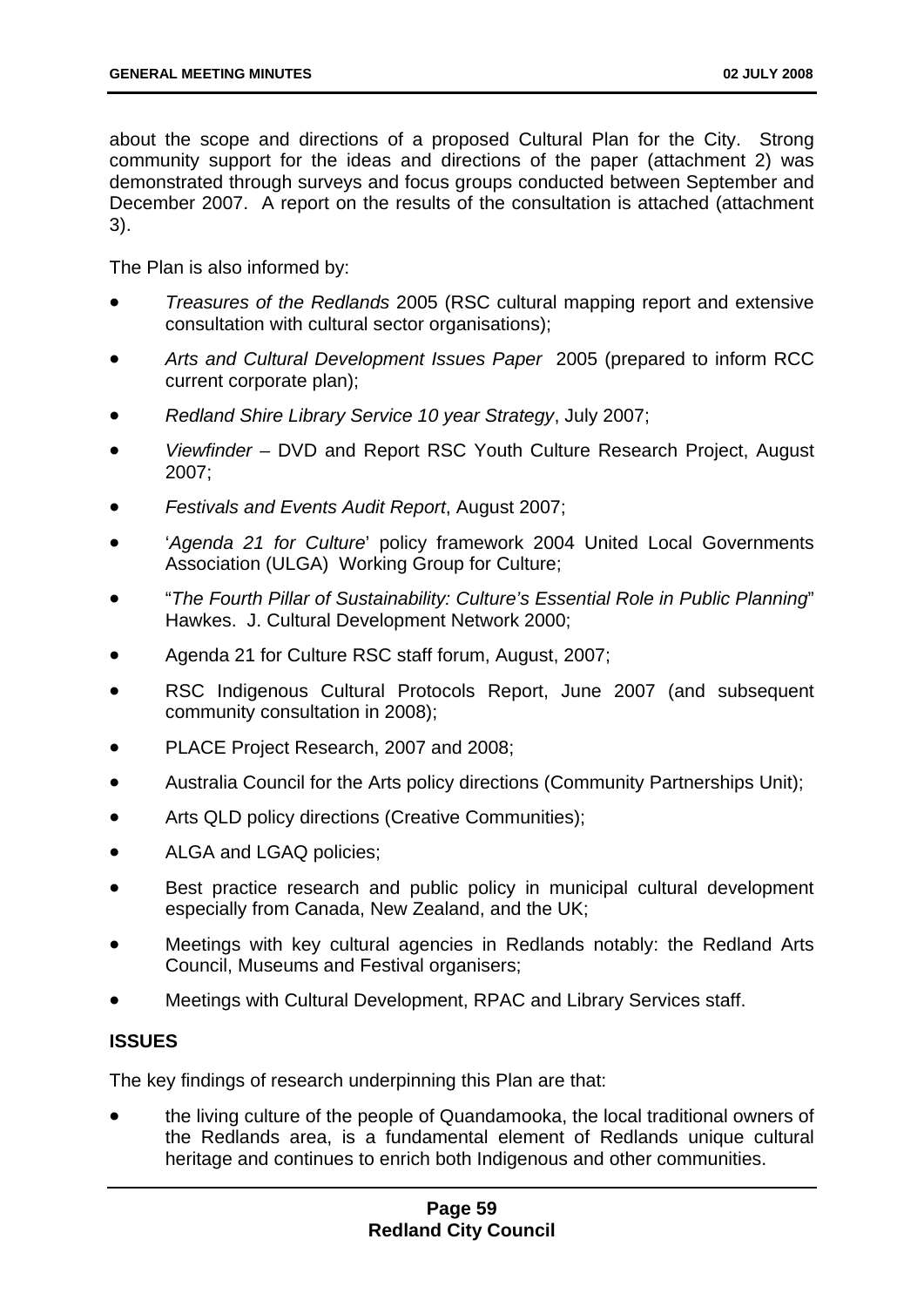about the scope and directions of a proposed Cultural Plan for the City. Strong community support for the ideas and directions of the paper (attachment 2) was demonstrated through surveys and focus groups conducted between September and December 2007. A report on the results of the consultation is attached (attachment 3).

The Plan is also informed by:

- *Treasures of the Redlands* 2005 (RSC cultural mapping report and extensive consultation with cultural sector organisations);
- *Arts and Cultural Development Issues Paper* 2005 (prepared to inform RCC current corporate plan);
- *Redland Shire Library Service 10 year Strategy*, July 2007;
- *Viewfinder* – DVD and Report RSC Youth Culture Research Project, August 2007;
- *Festivals and Events Audit Report*, August 2007;
- '*Agenda 21 for Culture*' policy framework 2004 United Local Governments Association (ULGA) Working Group for Culture;
- "*The Fourth Pillar of Sustainability: Culture's Essential Role in Public Planning*" Hawkes. J. Cultural Development Network 2000;
- Agenda 21 for Culture RSC staff forum, August, 2007;
- RSC Indigenous Cultural Protocols Report, June 2007 (and subsequent community consultation in 2008);
- PLACE Project Research, 2007 and 2008;
- Australia Council for the Arts policy directions (Community Partnerships Unit);
- Arts QLD policy directions (Creative Communities);
- ALGA and LGAQ policies;
- Best practice research and public policy in municipal cultural development especially from Canada, New Zealand, and the UK;
- Meetings with key cultural agencies in Redlands notably: the Redland Arts Council, Museums and Festival organisers;
- Meetings with Cultural Development, RPAC and Library Services staff.

**ISSUES**

The key findings of research underpinning this Plan are that:

- the living culture of the people of Quandamooka, the local traditional owners of the Redlands area, is a fundamental element of Redlands unique cultural heritage and continues to enrich both Indigenous and other communities.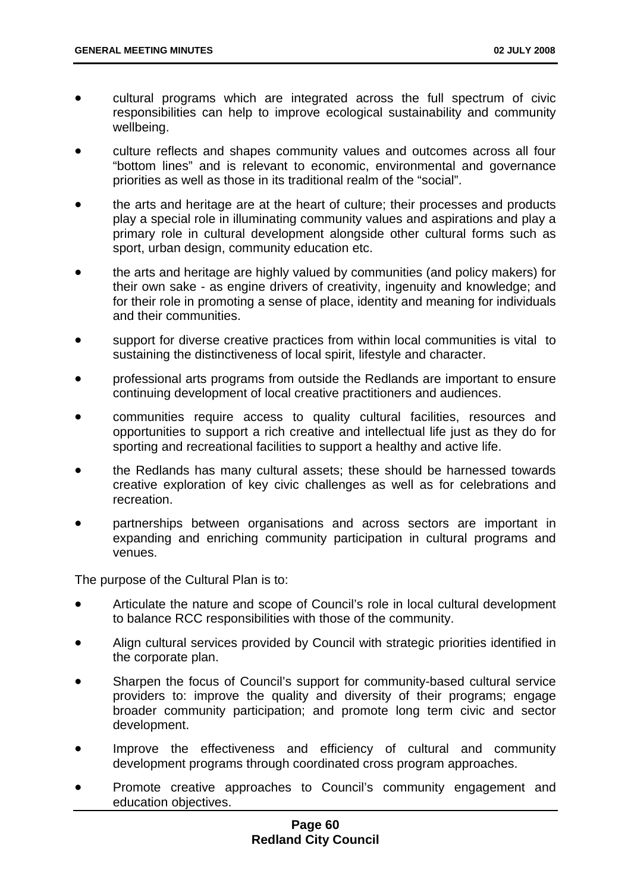- cultural programs which are integrated across the full spectrum of civic responsibilities can help to improve ecological sustainability and community wellbeing.
- culture reflects and shapes community values and outcomes across all four "bottom lines" and is relevant to economic, environmental and governance priorities as well as those in its traditional realm of the "social".
- the arts and heritage are at the heart of culture; their processes and products play a special role in illuminating community values and aspirations and play a primary role in cultural development alongside other cultural forms such as sport, urban design, community education etc.
- the arts and heritage are highly valued by communities (and policy makers) for their own sake - as engine drivers of creativity, ingenuity and knowledge; and for their role in promoting a sense of place, identity and meaning for individuals and their communities.
- support for diverse creative practices from within local communities is vital to sustaining the distinctiveness of local spirit, lifestyle and character.
- professional arts programs from outside the Redlands are important to ensure continuing development of local creative practitioners and audiences.
- communities require access to quality cultural facilities, resources and opportunities to support a rich creative and intellectual life just as they do for sporting and recreational facilities to support a healthy and active life.
- the Redlands has many cultural assets; these should be harnessed towards creative exploration of key civic challenges as well as for celebrations and recreation.
- partnerships between organisations and across sectors are important in expanding and enriching community participation in cultural programs and venues.

The purpose of the Cultural Plan is to:

- Articulate the nature and scope of Council's role in local cultural development to balance RCC responsibilities with those of the community.
- Align cultural services provided by Council with strategic priorities identified in the corporate plan.
- Sharpen the focus of Council's support for community-based cultural service providers to: improve the quality and diversity of their programs; engage broader community participation; and promote long term civic and sector development.
- Improve the effectiveness and efficiency of cultural and community development programs through coordinated cross program approaches.
- Promote creative approaches to Council's community engagement and education objectives.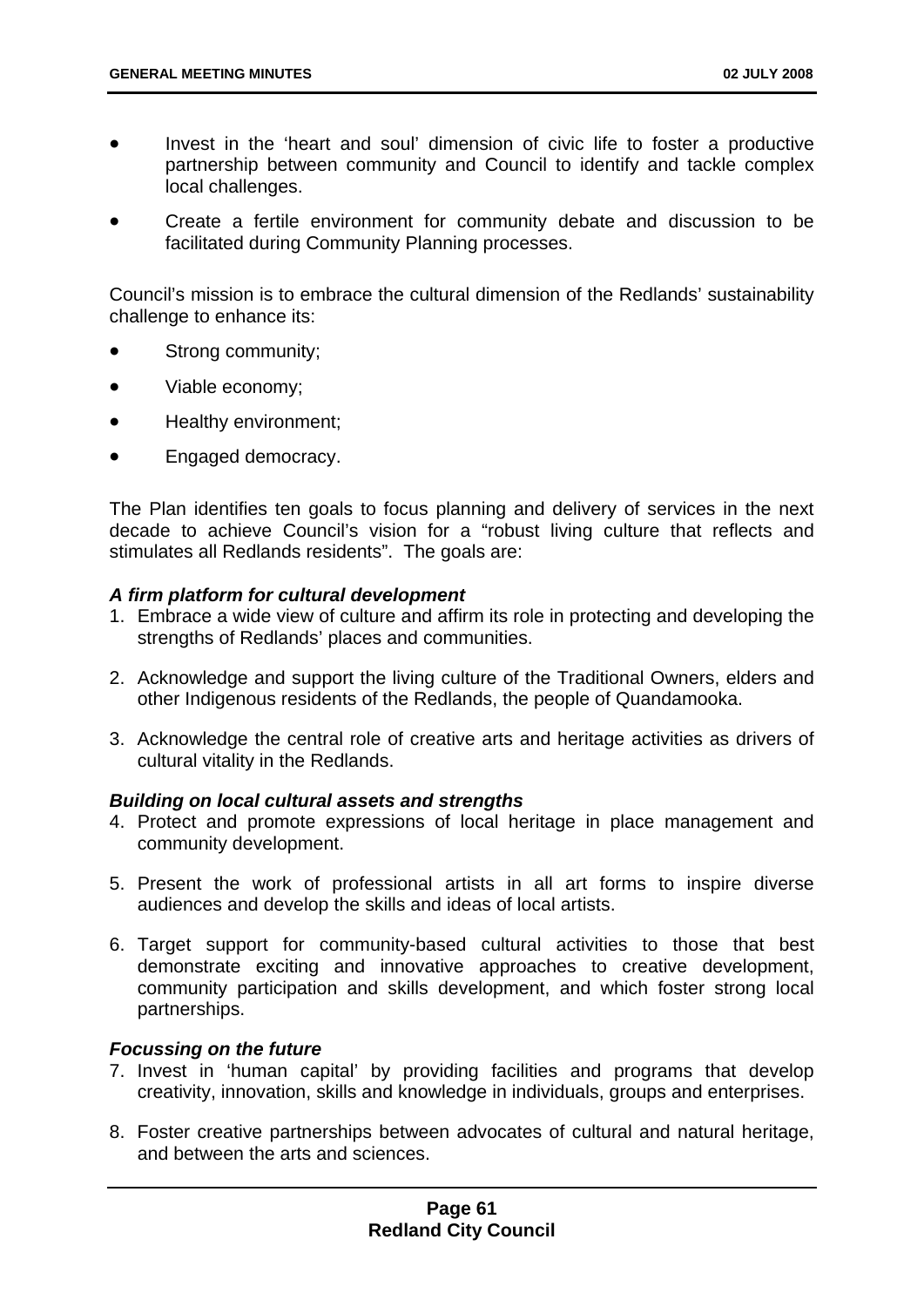- Invest in the 'heart and soul' dimension of civic life to foster a productive partnership between community and Council to identify and tackle complex local challenges.
- Create a fertile environment for community debate and discussion to be facilitated during Community Planning processes.

Council's mission is to embrace the cultural dimension of the Redlands' sustainability challenge to enhance its:

- Strong community;
- Viable economy;
- Healthy environment;
- Engaged democracy.

The Plan identifies ten goals to focus planning and delivery of services in the next decade to achieve Council's vision for a "robust living culture that reflects and stimulates all Redlands residents". The goals are:

***A firm platform for cultural development***

1. Embrace a wide view of culture and affirm its role in protecting and developing the strengths of Redlands' places and communities.
2. Acknowledge and support the living culture of the Traditional Owners, elders and other Indigenous residents of the Redlands, the people of Quandamooka.
3. Acknowledge the central role of creative arts and heritage activities as drivers of cultural vitality in the Redlands.

***Building on local cultural assets and strengths***

4. Protect and promote expressions of local heritage in place management and community development.
5. Present the work of professional artists in all art forms to inspire diverse audiences and develop the skills and ideas of local artists.
6. Target support for community-based cultural activities to those that best demonstrate exciting and innovative approaches to creative development, community participation and skills development, and which foster strong local partnerships.

***Focussing on the future***

7. Invest in 'human capital' by providing facilities and programs that develop creativity, innovation, skills and knowledge in individuals, groups and enterprises.
8. Foster creative partnerships between advocates of cultural and natural heritage, and between the arts and sciences.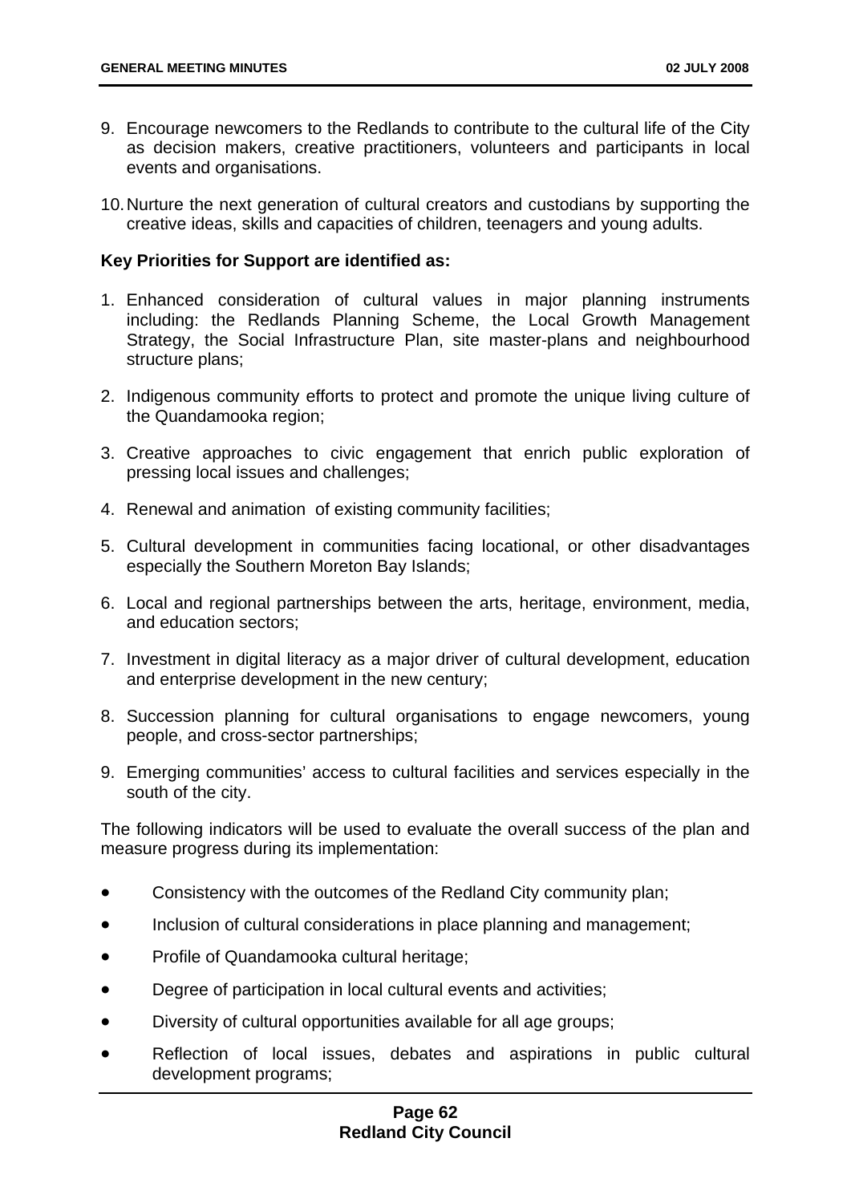9. Encourage newcomers to the Redlands to contribute to the cultural life of the City as decision makers, creative practitioners, volunteers and participants in local events and organisations.

10. Nurture the next generation of cultural creators and custodians by supporting the creative ideas, skills and capacities of children, teenagers and young adults.

**Key Priorities for Support are identified as:**

1. Enhanced consideration of cultural values in major planning instruments including: the Redlands Planning Scheme, the Local Growth Management Strategy, the Social Infrastructure Plan, site master-plans and neighbourhood structure plans;

2. Indigenous community efforts to protect and promote the unique living culture of the Quandamooka region;

3. Creative approaches to civic engagement that enrich public exploration of pressing local issues and challenges;

4. Renewal and animation of existing community facilities;

5. Cultural development in communities facing locational, or other disadvantages especially the Southern Moreton Bay Islands;

6. Local and regional partnerships between the arts, heritage, environment, media, and education sectors;

7. Investment in digital literacy as a major driver of cultural development, education and enterprise development in the new century;

8. Succession planning for cultural organisations to engage newcomers, young people, and cross-sector partnerships;

9. Emerging communities' access to cultural facilities and services especially in the south of the city.

The following indicators will be used to evaluate the overall success of the plan and measure progress during its implementation:

- Consistency with the outcomes of the Redland City community plan;
- Inclusion of cultural considerations in place planning and management;
- Profile of Quandamooka cultural heritage;
- Degree of participation in local cultural events and activities;
- Diversity of cultural opportunities available for all age groups;
- Reflection of local issues, debates and aspirations in public cultural development programs;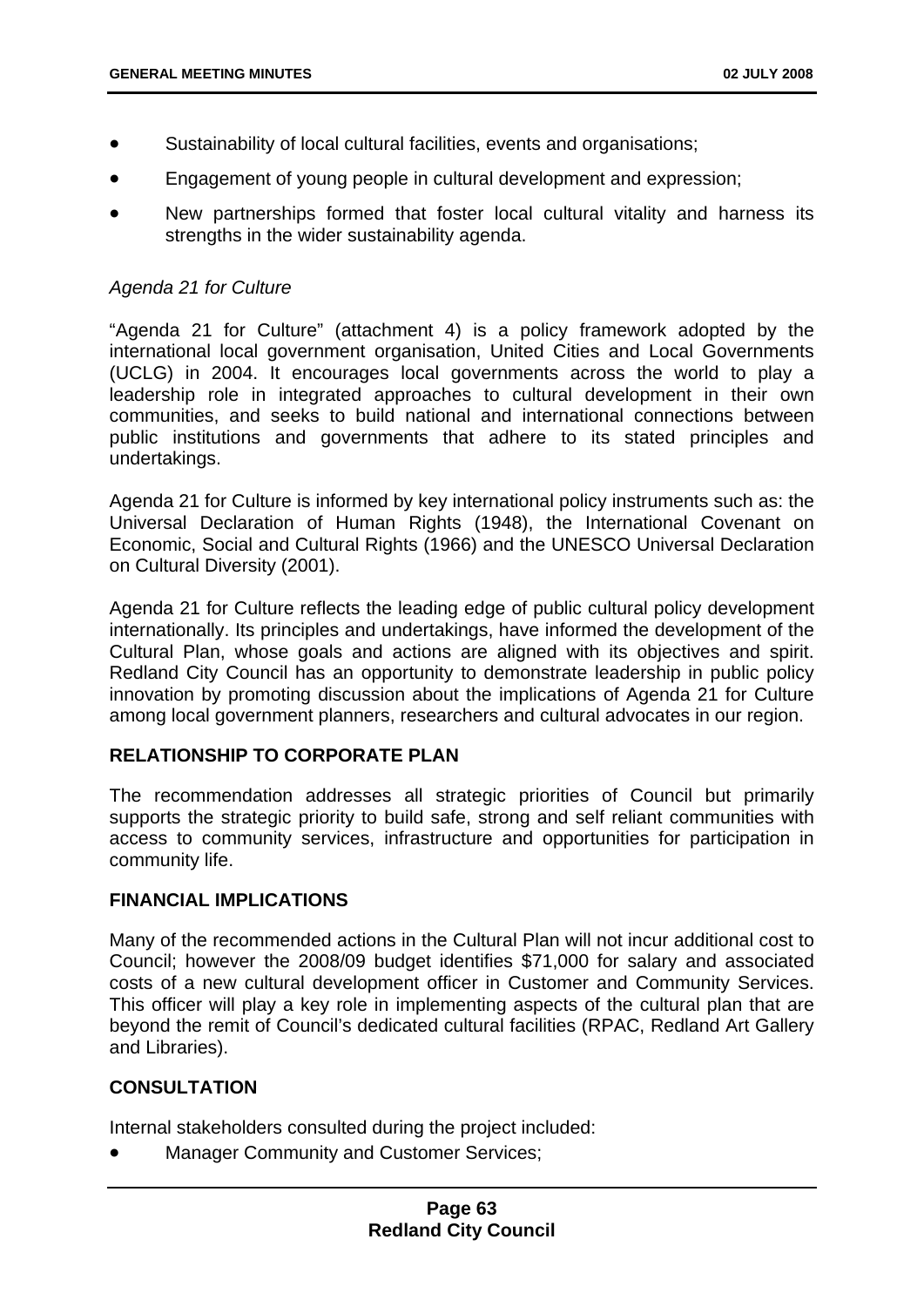- Sustainability of local cultural facilities, events and organisations;
- Engagement of young people in cultural development and expression;
- New partnerships formed that foster local cultural vitality and harness its strengths in the wider sustainability agenda.

*Agenda 21 for Culture*

"Agenda 21 for Culture" (attachment 4) is a policy framework adopted by the international local government organisation, United Cities and Local Governments (UCLG) in 2004. It encourages local governments across the world to play a leadership role in integrated approaches to cultural development in their own communities, and seeks to build national and international connections between public institutions and governments that adhere to its stated principles and undertakings.

Agenda 21 for Culture is informed by key international policy instruments such as: the Universal Declaration of Human Rights (1948), the International Covenant on Economic, Social and Cultural Rights (1966) and the UNESCO Universal Declaration on Cultural Diversity (2001).

Agenda 21 for Culture reflects the leading edge of public cultural policy development internationally. Its principles and undertakings, have informed the development of the Cultural Plan, whose goals and actions are aligned with its objectives and spirit. Redland City Council has an opportunity to demonstrate leadership in public policy innovation by promoting discussion about the implications of Agenda 21 for Culture among local government planners, researchers and cultural advocates in our region.

**RELATIONSHIP TO CORPORATE PLAN**

The recommendation addresses all strategic priorities of Council but primarily supports the strategic priority to build safe, strong and self reliant communities with access to community services, infrastructure and opportunities for participation in community life.

**FINANCIAL IMPLICATIONS**

Many of the recommended actions in the Cultural Plan will not incur additional cost to Council; however the 2008/09 budget identifies $71,000 for salary and associated costs of a new cultural development officer in Customer and Community Services. This officer will play a key role in implementing aspects of the cultural plan that are beyond the remit of Council's dedicated cultural facilities (RPAC, Redland Art Gallery and Libraries).

**CONSULTATION**

Internal stakeholders consulted during the project included:

- Manager Community and Customer Services;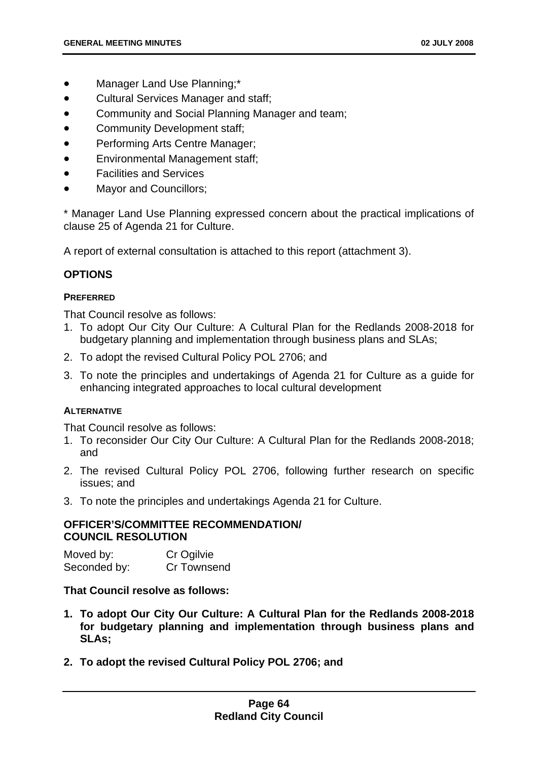- Manager Land Use Planning;*
- Cultural Services Manager and staff;
- Community and Social Planning Manager and team;
- Community Development staff;
- Performing Arts Centre Manager;
- Environmental Management staff;
- Facilities and Services
- Mayor and Councillors;

* Manager Land Use Planning expressed concern about the practical implications of clause 25 of Agenda 21 for Culture.

A report of external consultation is attached to this report (attachment 3).

## OPTIONS

### PREFERRED

That Council resolve as follows:

1. To adopt Our City Our Culture: A Cultural Plan for the Redlands 2008-2018 for budgetary planning and implementation through business plans and SLAs;
2. To adopt the revised Cultural Policy POL 2706; and
3. To note the principles and undertakings of Agenda 21 for Culture as a guide for enhancing integrated approaches to local cultural development

### ALTERNATIVE

That Council resolve as follows:

1. To reconsider Our City Our Culture: A Cultural Plan for the Redlands 2008-2018; and
2. The revised Cultural Policy POL 2706, following further research on specific issues; and
3. To note the principles and undertakings Agenda 21 for Culture.

## OFFICER'S/COMMITTEE RECOMMENDATION/ COUNCIL RESOLUTION

Moved by: Cr Ogilvie
Seconded by: Cr Townsend

**That Council resolve as follows:**

1. **To adopt Our City Our Culture: A Cultural Plan for the Redlands 2008-2018 for budgetary planning and implementation through business plans and SLAs;**
2. **To adopt the revised Cultural Policy POL 2706; and**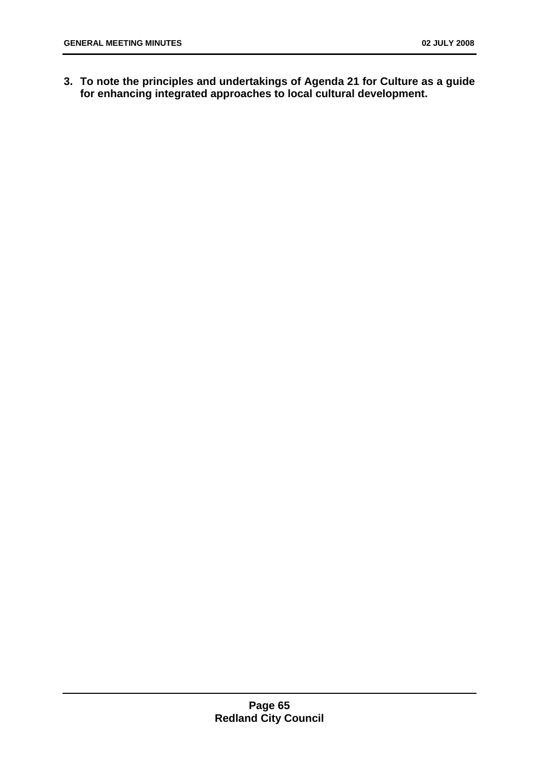3. **To note the principles and undertakings of Agenda 21 for Culture as a guide for enhancing integrated approaches to local cultural development.**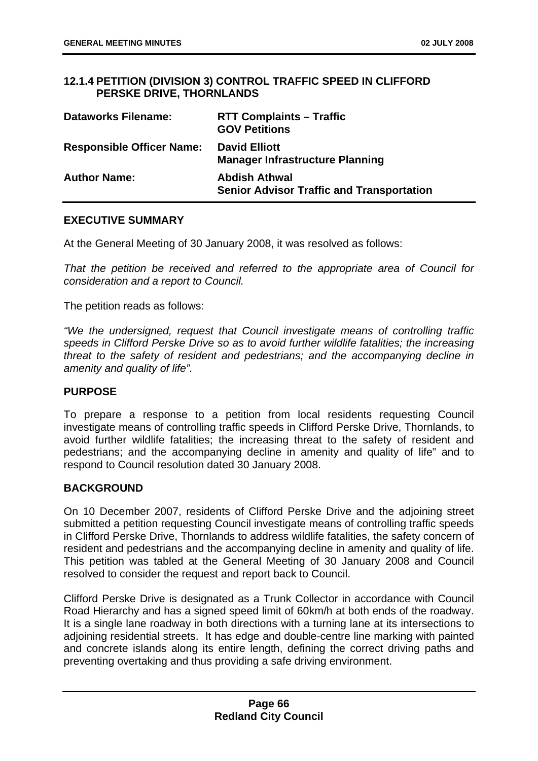### 12.1.4 PETITION (DIVISION 3) CONTROL TRAFFIC SPEED IN CLIFFORD PERSKE DRIVE, THORNLANDS

| | |
|---|---|
| **Dataworks Filename:** | **RTT Complaints – Traffic**<br>**GOV Petitions** |
| **Responsible Officer Name:** | **David Elliott**<br>**Manager Infrastructure Planning** |
| **Author Name:** | **Abdish Athwal**<br>**Senior Advisor Traffic and Transportation** |

#### EXECUTIVE SUMMARY

At the General Meeting of 30 January 2008, it was resolved as follows:

*That the petition be received and referred to the appropriate area of Council for consideration and a report to Council.*

The petition reads as follows:

*"We the undersigned, request that Council investigate means of controlling traffic speeds in Clifford Perske Drive so as to avoid further wildlife fatalities; the increasing threat to the safety of resident and pedestrians; and the accompanying decline in amenity and quality of life".*

#### PURPOSE

To prepare a response to a petition from local residents requesting Council investigate means of controlling traffic speeds in Clifford Perske Drive, Thornlands, to avoid further wildlife fatalities; the increasing threat to the safety of resident and pedestrians; and the accompanying decline in amenity and quality of life" and to respond to Council resolution dated 30 January 2008.

#### BACKGROUND

On 10 December 2007, residents of Clifford Perske Drive and the adjoining street submitted a petition requesting Council investigate means of controlling traffic speeds in Clifford Perske Drive, Thornlands to address wildlife fatalities, the safety concern of resident and pedestrians and the accompanying decline in amenity and quality of life. This petition was tabled at the General Meeting of 30 January 2008 and Council resolved to consider the request and report back to Council.

Clifford Perske Drive is designated as a Trunk Collector in accordance with Council Road Hierarchy and has a signed speed limit of 60km/h at both ends of the roadway. It is a single lane roadway in both directions with a turning lane at its intersections to adjoining residential streets. It has edge and double-centre line marking with painted and concrete islands along its entire length, defining the correct driving paths and preventing overtaking and thus providing a safe driving environment.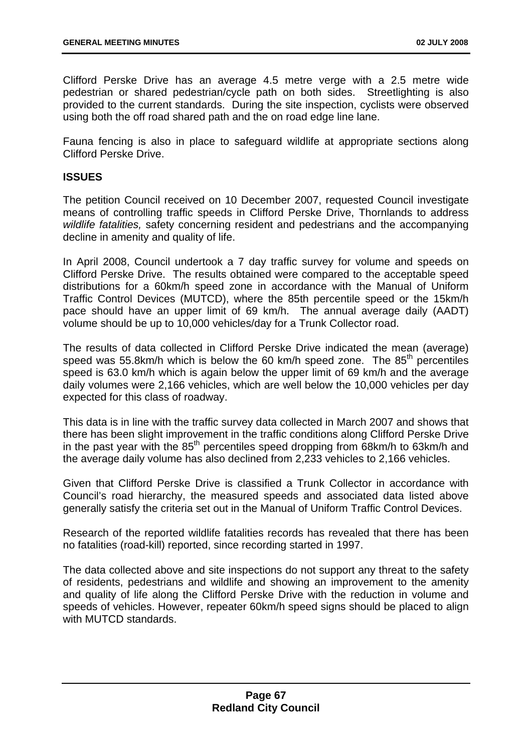Clifford Perske Drive has an average 4.5 metre verge with a 2.5 metre wide pedestrian or shared pedestrian/cycle path on both sides. Streetlighting is also provided to the current standards. During the site inspection, cyclists were observed using both the off road shared path and the on road edge line lane.

Fauna fencing is also in place to safeguard wildlife at appropriate sections along Clifford Perske Drive.

**ISSUES**

The petition Council received on 10 December 2007, requested Council investigate means of controlling traffic speeds in Clifford Perske Drive, Thornlands to address *wildlife fatalities,* safety concerning resident and pedestrians and the accompanying decline in amenity and quality of life.

In April 2008, Council undertook a 7 day traffic survey for volume and speeds on Clifford Perske Drive. The results obtained were compared to the acceptable speed distributions for a 60km/h speed zone in accordance with the Manual of Uniform Traffic Control Devices (MUTCD), where the 85th percentile speed or the 15km/h pace should have an upper limit of 69 km/h. The annual average daily (AADT) volume should be up to 10,000 vehicles/day for a Trunk Collector road.

The results of data collected in Clifford Perske Drive indicated the mean (average) speed was 55.8km/h which is below the 60 km/h speed zone. The 85th percentiles speed is 63.0 km/h which is again below the upper limit of 69 km/h and the average daily volumes were 2,166 vehicles, which are well below the 10,000 vehicles per day expected for this class of roadway.

This data is in line with the traffic survey data collected in March 2007 and shows that there has been slight improvement in the traffic conditions along Clifford Perske Drive in the past year with the 85th percentiles speed dropping from 68km/h to 63km/h and the average daily volume has also declined from 2,233 vehicles to 2,166 vehicles.

Given that Clifford Perske Drive is classified a Trunk Collector in accordance with Council's road hierarchy, the measured speeds and associated data listed above generally satisfy the criteria set out in the Manual of Uniform Traffic Control Devices.

Research of the reported wildlife fatalities records has revealed that there has been no fatalities (road-kill) reported, since recording started in 1997.

The data collected above and site inspections do not support any threat to the safety of residents, pedestrians and wildlife and showing an improvement to the amenity and quality of life along the Clifford Perske Drive with the reduction in volume and speeds of vehicles. However, repeater 60km/h speed signs should be placed to align with MUTCD standards.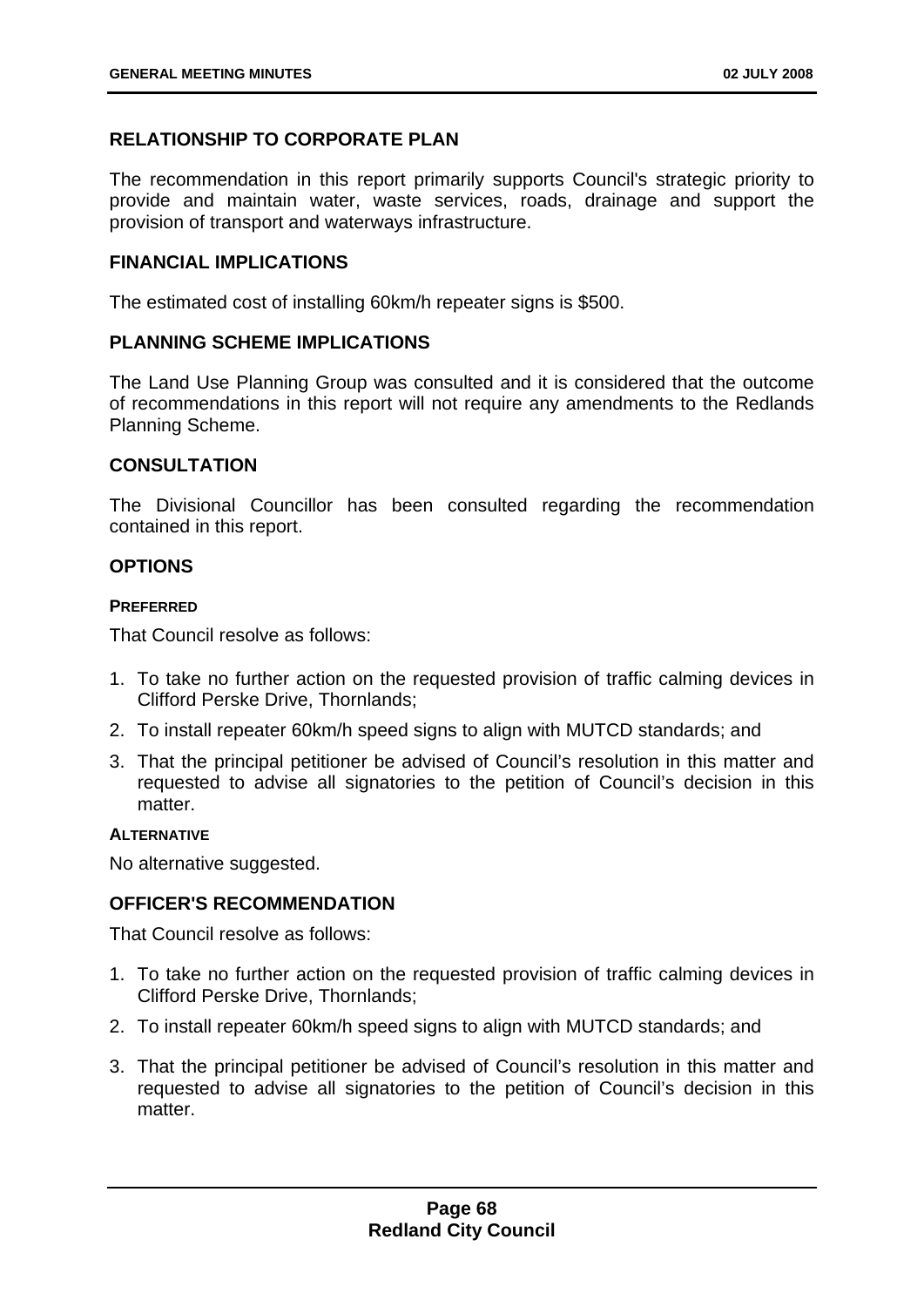## RELATIONSHIP TO CORPORATE PLAN

The recommendation in this report primarily supports Council's strategic priority to provide and maintain water, waste services, roads, drainage and support the provision of transport and waterways infrastructure.

## FINANCIAL IMPLICATIONS

The estimated cost of installing 60km/h repeater signs is $500.

## PLANNING SCHEME IMPLICATIONS

The Land Use Planning Group was consulted and it is considered that the outcome of recommendations in this report will not require any amendments to the Redlands Planning Scheme.

## CONSULTATION

The Divisional Councillor has been consulted regarding the recommendation contained in this report.

## OPTIONS

### PREFERRED

That Council resolve as follows:

1. To take no further action on the requested provision of traffic calming devices in Clifford Perske Drive, Thornlands;
2. To install repeater 60km/h speed signs to align with MUTCD standards; and
3. That the principal petitioner be advised of Council's resolution in this matter and requested to advise all signatories to the petition of Council's decision in this matter.

### ALTERNATIVE

No alternative suggested.

## OFFICER'S RECOMMENDATION

That Council resolve as follows:

1. To take no further action on the requested provision of traffic calming devices in Clifford Perske Drive, Thornlands;
2. To install repeater 60km/h speed signs to align with MUTCD standards; and
3. That the principal petitioner be advised of Council's resolution in this matter and requested to advise all signatories to the petition of Council's decision in this matter.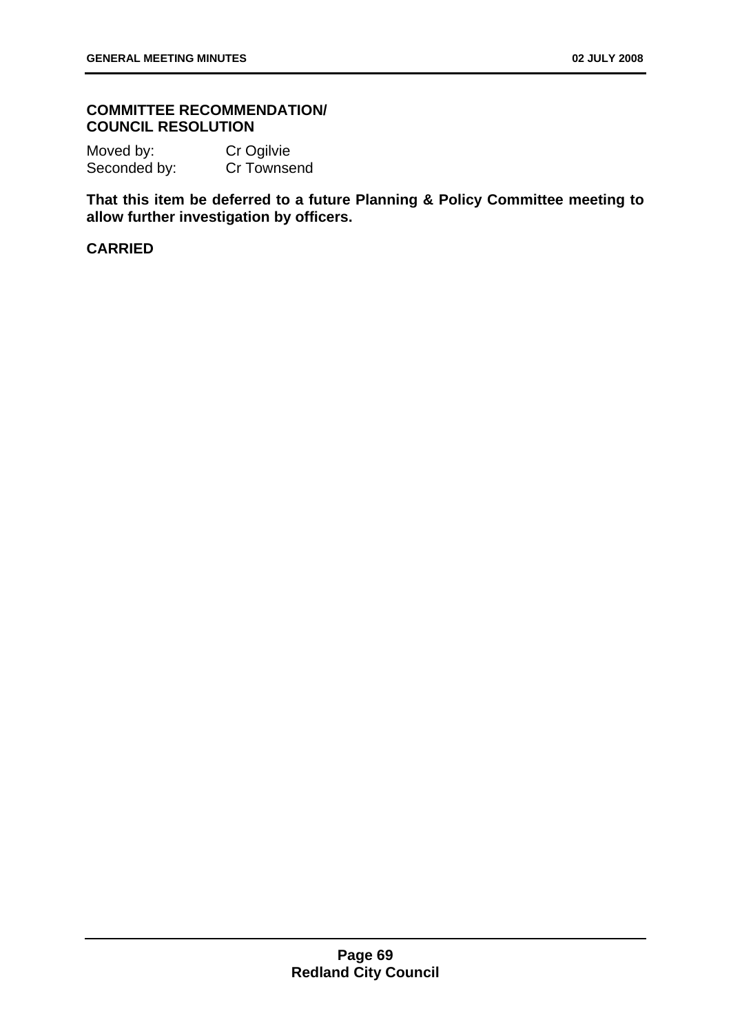**COMMITTEE RECOMMENDATION/ COUNCIL RESOLUTION**

Moved by: Cr Ogilvie
Seconded by: Cr Townsend

**That this item be deferred to a future Planning & Policy Committee meeting to allow further investigation by officers.**

**CARRIED**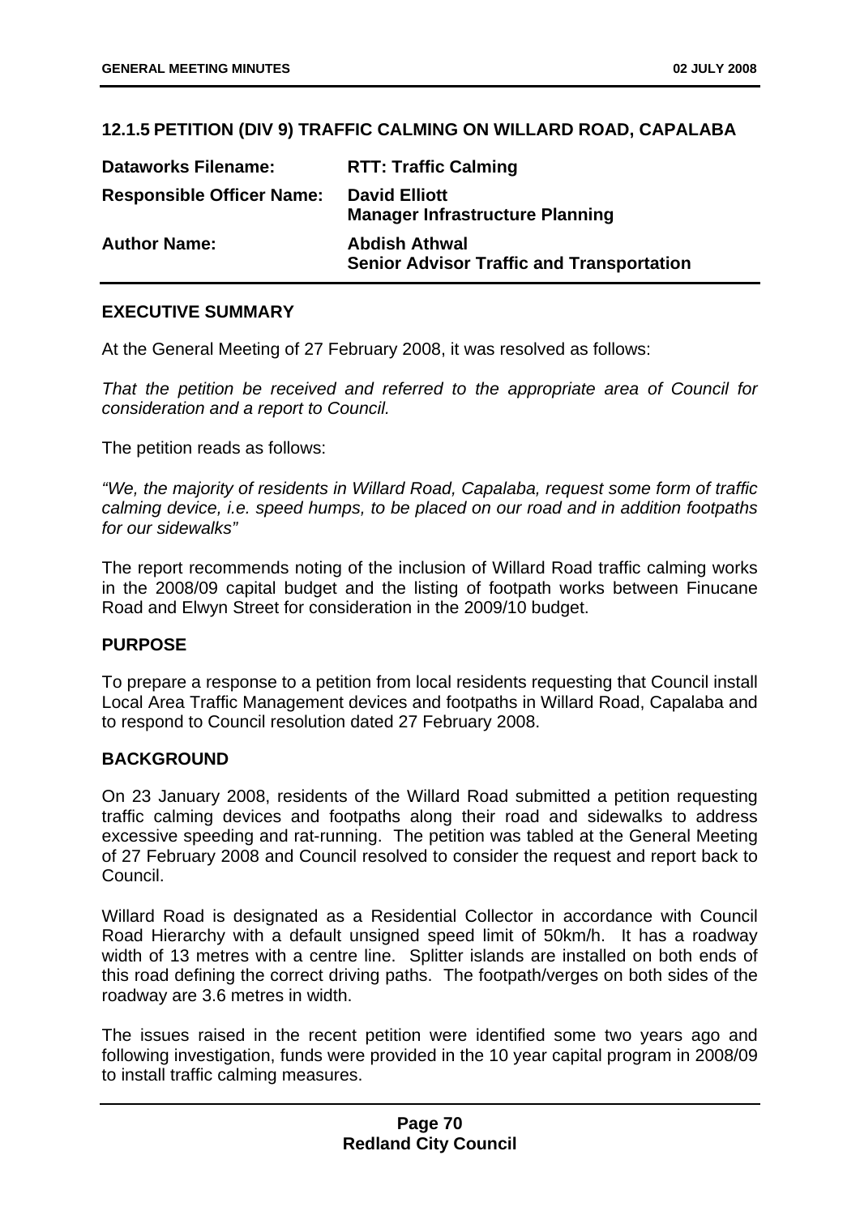### 12.1.5 PETITION (DIV 9) TRAFFIC CALMING ON WILLARD ROAD, CAPALABA

| | |
|---|---|
| **Dataworks Filename:** | **RTT: Traffic Calming** |
| **Responsible Officer Name:** | **David Elliott**<br>**Manager Infrastructure Planning** |
| **Author Name:** | **Abdish Athwal**<br>**Senior Advisor Traffic and Transportation** |

#### EXECUTIVE SUMMARY

At the General Meeting of 27 February 2008, it was resolved as follows:

*That the petition be received and referred to the appropriate area of Council for consideration and a report to Council.*

The petition reads as follows:

*"We, the majority of residents in Willard Road, Capalaba, request some form of traffic calming device, i.e. speed humps, to be placed on our road and in addition footpaths for our sidewalks"*

The report recommends noting of the inclusion of Willard Road traffic calming works in the 2008/09 capital budget and the listing of footpath works between Finucane Road and Elwyn Street for consideration in the 2009/10 budget.

#### PURPOSE

To prepare a response to a petition from local residents requesting that Council install Local Area Traffic Management devices and footpaths in Willard Road, Capalaba and to respond to Council resolution dated 27 February 2008.

#### BACKGROUND

On 23 January 2008, residents of the Willard Road submitted a petition requesting traffic calming devices and footpaths along their road and sidewalks to address excessive speeding and rat-running. The petition was tabled at the General Meeting of 27 February 2008 and Council resolved to consider the request and report back to Council.

Willard Road is designated as a Residential Collector in accordance with Council Road Hierarchy with a default unsigned speed limit of 50km/h. It has a roadway width of 13 metres with a centre line. Splitter islands are installed on both ends of this road defining the correct driving paths. The footpath/verges on both sides of the roadway are 3.6 metres in width.

The issues raised in the recent petition were identified some two years ago and following investigation, funds were provided in the 10 year capital program in 2008/09 to install traffic calming measures.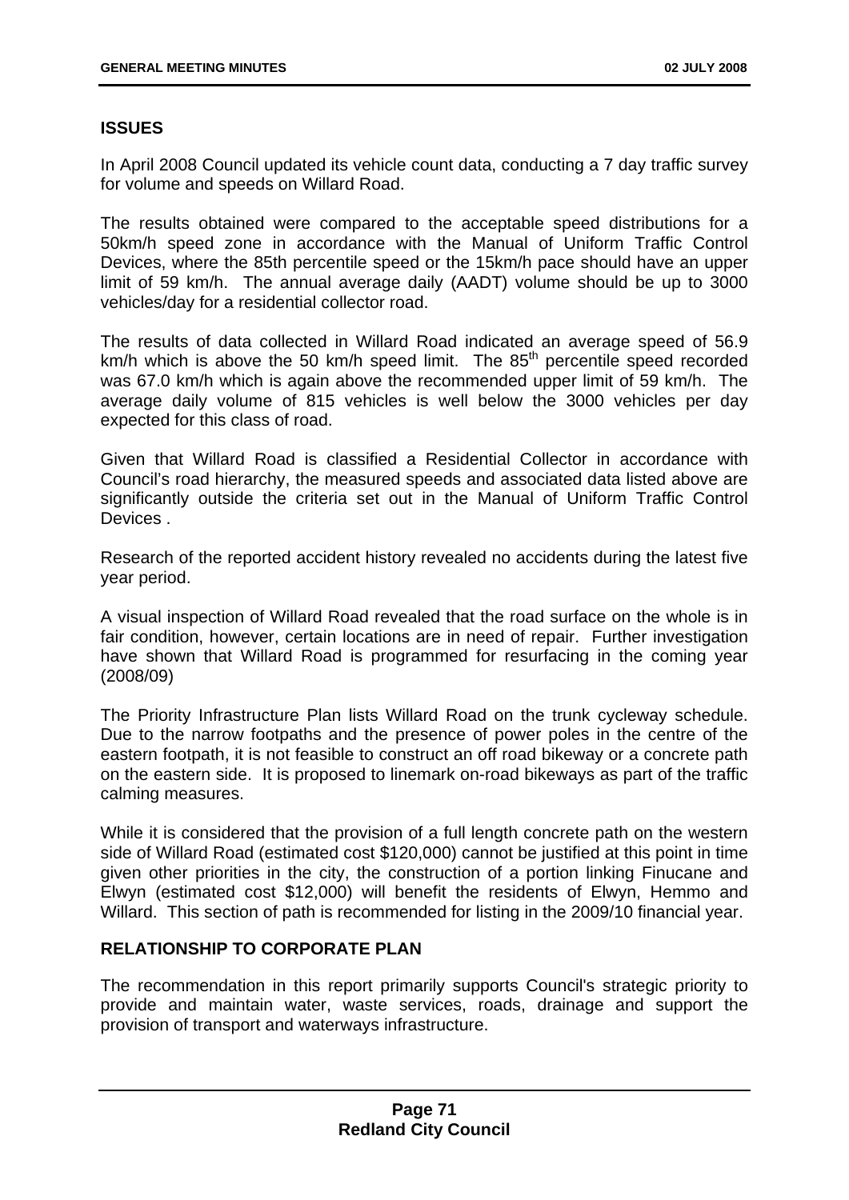## ISSUES

In April 2008 Council updated its vehicle count data, conducting a 7 day traffic survey for volume and speeds on Willard Road.

The results obtained were compared to the acceptable speed distributions for a 50km/h speed zone in accordance with the Manual of Uniform Traffic Control Devices, where the 85th percentile speed or the 15km/h pace should have an upper limit of 59 km/h. The annual average daily (AADT) volume should be up to 3000 vehicles/day for a residential collector road.

The results of data collected in Willard Road indicated an average speed of 56.9 km/h which is above the 50 km/h speed limit. The 85th percentile speed recorded was 67.0 km/h which is again above the recommended upper limit of 59 km/h. The average daily volume of 815 vehicles is well below the 3000 vehicles per day expected for this class of road.

Given that Willard Road is classified a Residential Collector in accordance with Council's road hierarchy, the measured speeds and associated data listed above are significantly outside the criteria set out in the Manual of Uniform Traffic Control Devices .

Research of the reported accident history revealed no accidents during the latest five year period.

A visual inspection of Willard Road revealed that the road surface on the whole is in fair condition, however, certain locations are in need of repair. Further investigation have shown that Willard Road is programmed for resurfacing in the coming year (2008/09)

The Priority Infrastructure Plan lists Willard Road on the trunk cycleway schedule. Due to the narrow footpaths and the presence of power poles in the centre of the eastern footpath, it is not feasible to construct an off road bikeway or a concrete path on the eastern side. It is proposed to linemark on-road bikeways as part of the traffic calming measures.

While it is considered that the provision of a full length concrete path on the western side of Willard Road (estimated cost $120,000) cannot be justified at this point in time given other priorities in the city, the construction of a portion linking Finucane and Elwyn (estimated cost $12,000) will benefit the residents of Elwyn, Hemmo and Willard. This section of path is recommended for listing in the 2009/10 financial year.

## RELATIONSHIP TO CORPORATE PLAN

The recommendation in this report primarily supports Council's strategic priority to provide and maintain water, waste services, roads, drainage and support the provision of transport and waterways infrastructure.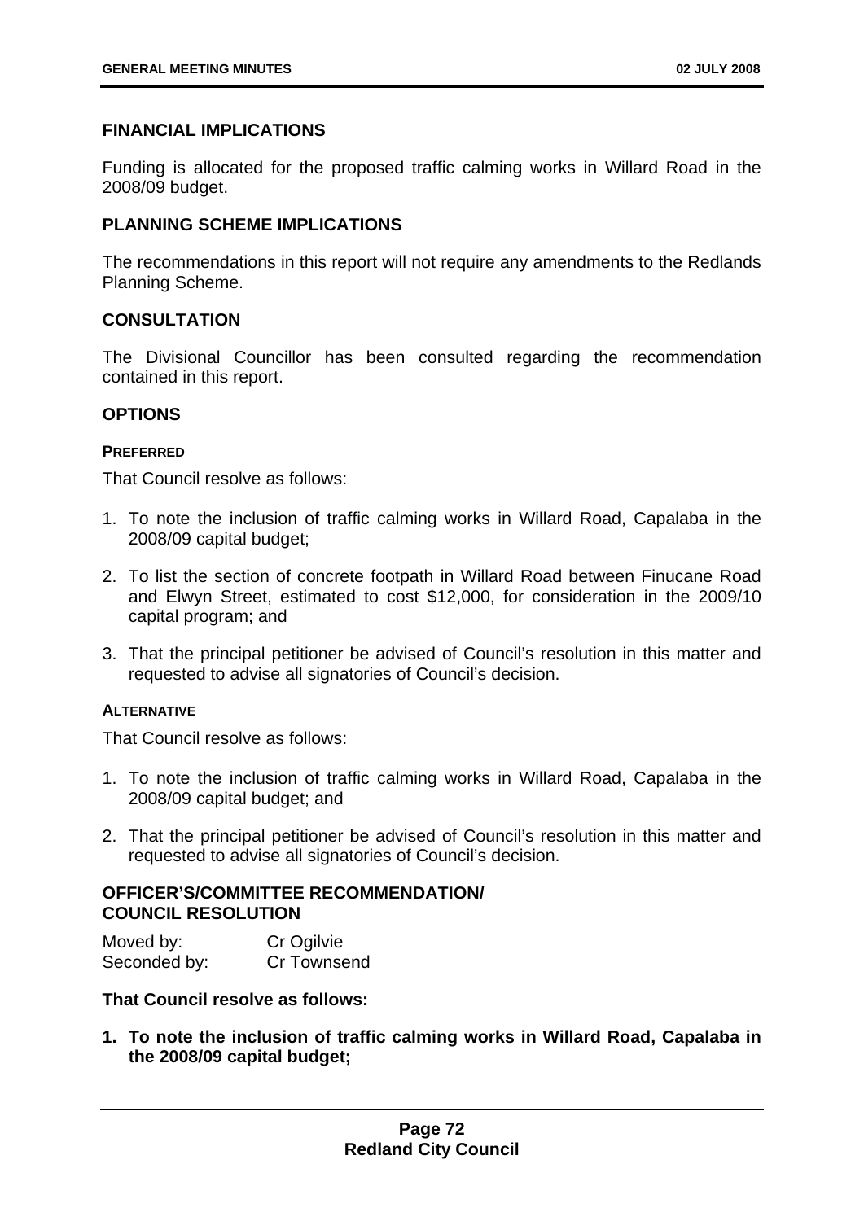## FINANCIAL IMPLICATIONS

Funding is allocated for the proposed traffic calming works in Willard Road in the 2008/09 budget.

## PLANNING SCHEME IMPLICATIONS

The recommendations in this report will not require any amendments to the Redlands Planning Scheme.

## CONSULTATION

The Divisional Councillor has been consulted regarding the recommendation contained in this report.

## OPTIONS

### PREFERRED

That Council resolve as follows:

1. To note the inclusion of traffic calming works in Willard Road, Capalaba in the 2008/09 capital budget;
2. To list the section of concrete footpath in Willard Road between Finucane Road and Elwyn Street, estimated to cost $12,000, for consideration in the 2009/10 capital program; and
3. That the principal petitioner be advised of Council's resolution in this matter and requested to advise all signatories of Council's decision.

### ALTERNATIVE

That Council resolve as follows:

1. To note the inclusion of traffic calming works in Willard Road, Capalaba in the 2008/09 capital budget; and
2. That the principal petitioner be advised of Council's resolution in this matter and requested to advise all signatories of Council's decision.

## OFFICER'S/COMMITTEE RECOMMENDATION/ COUNCIL RESOLUTION

Moved by: Cr Ogilvie
Seconded by: Cr Townsend

**That Council resolve as follows:**

1. **To note the inclusion of traffic calming works in Willard Road, Capalaba in the 2008/09 capital budget;**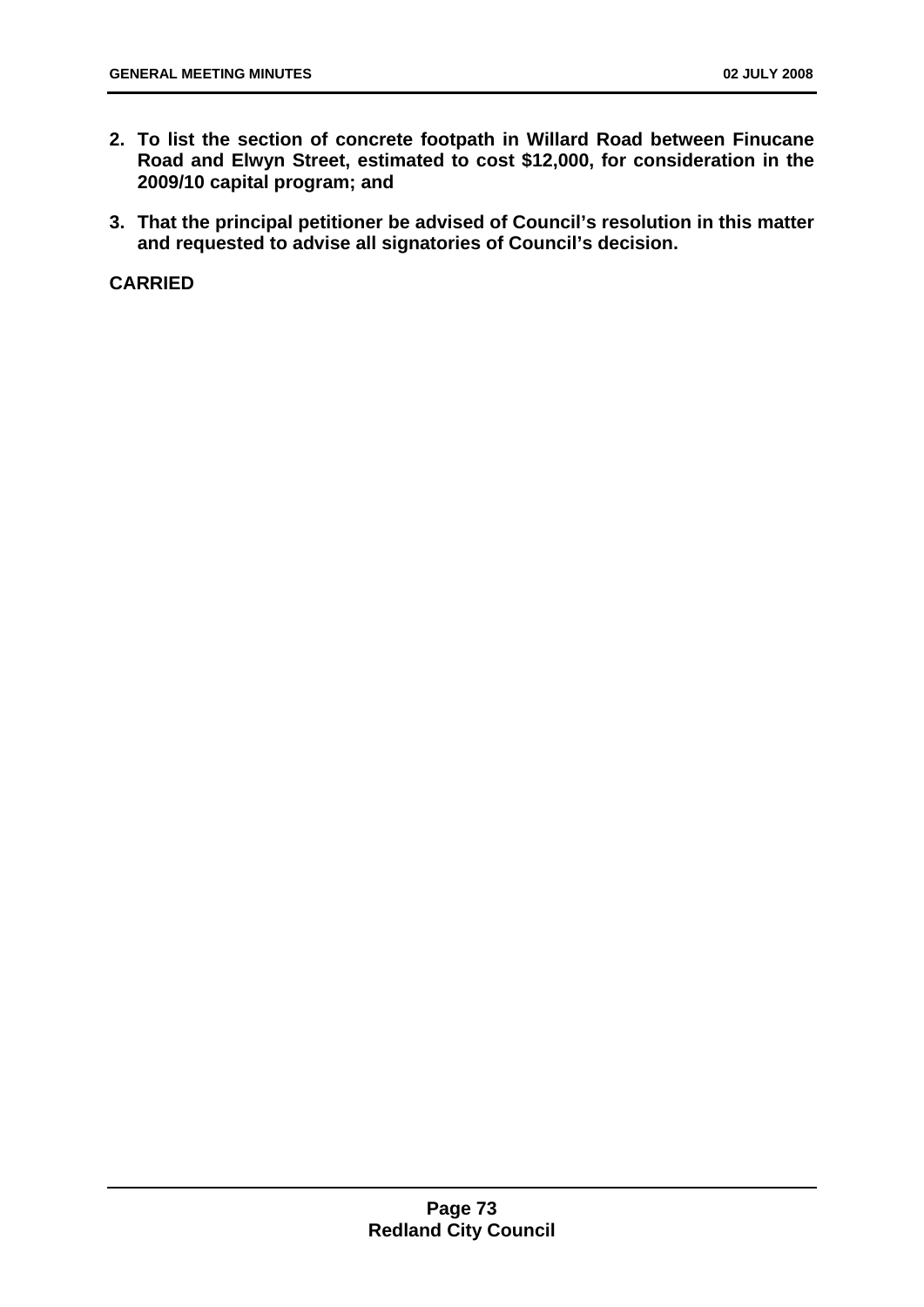2. **To list the section of concrete footpath in Willard Road between Finucane Road and Elwyn Street, estimated to cost $12,000, for consideration in the 2009/10 capital program; and**

3. **That the principal petitioner be advised of Council's resolution in this matter and requested to advise all signatories of Council's decision.**

**CARRIED**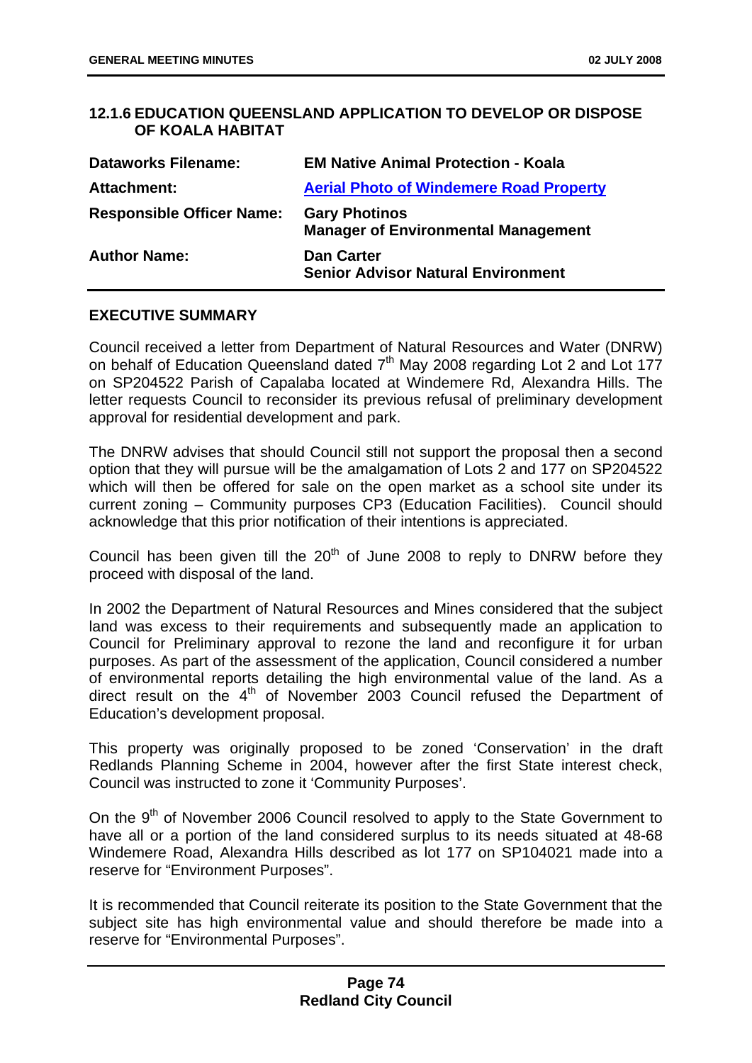### 12.1.6 EDUCATION QUEENSLAND APPLICATION TO DEVELOP OR DISPOSE OF KOALA HABITAT

| | |
|---|---|
| **Dataworks Filename:** | **EM Native Animal Protection - Koala** |
| **Attachment:** | **Aerial Photo of Windemere Road Property** |
| **Responsible Officer Name:** | **Gary Photinos**<br>**Manager of Environmental Management** |
| **Author Name:** | **Dan Carter**<br>**Senior Advisor Natural Environment** |

#### EXECUTIVE SUMMARY

Council received a letter from Department of Natural Resources and Water (DNRW) on behalf of Education Queensland dated 7th May 2008 regarding Lot 2 and Lot 177 on SP204522 Parish of Capalaba located at Windemere Rd, Alexandra Hills. The letter requests Council to reconsider its previous refusal of preliminary development approval for residential development and park.

The DNRW advises that should Council still not support the proposal then a second option that they will pursue will be the amalgamation of Lots 2 and 177 on SP204522 which will then be offered for sale on the open market as a school site under its current zoning – Community purposes CP3 (Education Facilities). Council should acknowledge that this prior notification of their intentions is appreciated.

Council has been given till the 20th of June 2008 to reply to DNRW before they proceed with disposal of the land.

In 2002 the Department of Natural Resources and Mines considered that the subject land was excess to their requirements and subsequently made an application to Council for Preliminary approval to rezone the land and reconfigure it for urban purposes. As part of the assessment of the application, Council considered a number of environmental reports detailing the high environmental value of the land. As a direct result on the 4th of November 2003 Council refused the Department of Education's development proposal.

This property was originally proposed to be zoned 'Conservation' in the draft Redlands Planning Scheme in 2004, however after the first State interest check, Council was instructed to zone it 'Community Purposes'.

On the 9th of November 2006 Council resolved to apply to the State Government to have all or a portion of the land considered surplus to its needs situated at 48-68 Windemere Road, Alexandra Hills described as lot 177 on SP104021 made into a reserve for "Environment Purposes".

It is recommended that Council reiterate its position to the State Government that the subject site has high environmental value and should therefore be made into a reserve for "Environmental Purposes".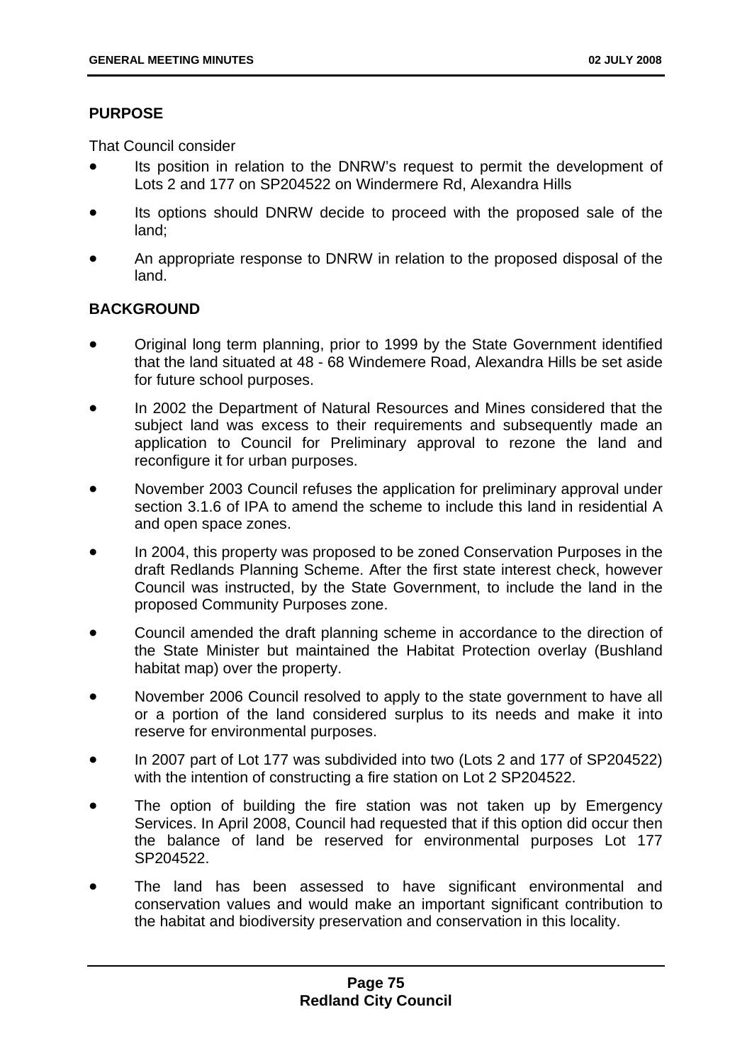## PURPOSE

That Council consider

- Its position in relation to the DNRW's request to permit the development of Lots 2 and 177 on SP204522 on Windermere Rd, Alexandra Hills
- Its options should DNRW decide to proceed with the proposed sale of the land;
- An appropriate response to DNRW in relation to the proposed disposal of the land.

## BACKGROUND

- Original long term planning, prior to 1999 by the State Government identified that the land situated at 48 - 68 Windemere Road, Alexandra Hills be set aside for future school purposes.
- In 2002 the Department of Natural Resources and Mines considered that the subject land was excess to their requirements and subsequently made an application to Council for Preliminary approval to rezone the land and reconfigure it for urban purposes.
- November 2003 Council refuses the application for preliminary approval under section 3.1.6 of IPA to amend the scheme to include this land in residential A and open space zones.
- In 2004, this property was proposed to be zoned Conservation Purposes in the draft Redlands Planning Scheme. After the first state interest check, however Council was instructed, by the State Government, to include the land in the proposed Community Purposes zone.
- Council amended the draft planning scheme in accordance to the direction of the State Minister but maintained the Habitat Protection overlay (Bushland habitat map) over the property.
- November 2006 Council resolved to apply to the state government to have all or a portion of the land considered surplus to its needs and make it into reserve for environmental purposes.
- In 2007 part of Lot 177 was subdivided into two (Lots 2 and 177 of SP204522) with the intention of constructing a fire station on Lot 2 SP204522.
- The option of building the fire station was not taken up by Emergency Services. In April 2008, Council had requested that if this option did occur then the balance of land be reserved for environmental purposes Lot 177 SP204522.
- The land has been assessed to have significant environmental and conservation values and would make an important significant contribution to the habitat and biodiversity preservation and conservation in this locality.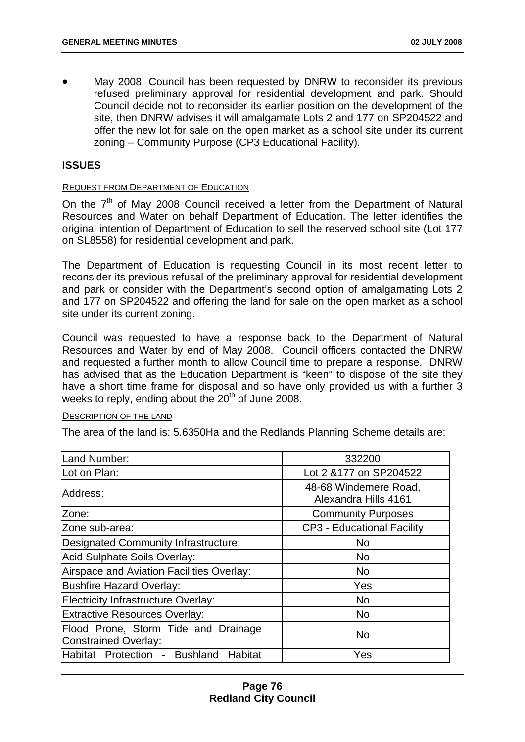- May 2008, Council has been requested by DNRW to reconsider its previous refused preliminary approval for residential development and park. Should Council decide not to reconsider its earlier position on the development of the site, then DNRW advises it will amalgamate Lots 2 and 177 on SP204522 and offer the new lot for sale on the open market as a school site under its current zoning – Community Purpose (CP3 Educational Facility).

## ISSUES

REQUEST FROM DEPARTMENT OF EDUCATION

On the 7th of May 2008 Council received a letter from the Department of Natural Resources and Water on behalf Department of Education. The letter identifies the original intention of Department of Education to sell the reserved school site (Lot 177 on SL8558) for residential development and park.

The Department of Education is requesting Council in its most recent letter to reconsider its previous refusal of the preliminary approval for residential development and park or consider with the Department's second option of amalgamating Lots 2 and 177 on SP204522 and offering the land for sale on the open market as a school site under its current zoning.

Council was requested to have a response back to the Department of Natural Resources and Water by end of May 2008. Council officers contacted the DNRW and requested a further month to allow Council time to prepare a response. DNRW has advised that as the Education Department is "keen" to dispose of the site they have a short time frame for disposal and so have only provided us with a further 3 weeks to reply, ending about the 20th of June 2008.

DESCRIPTION OF THE LAND

The area of the land is: 5.6350Ha and the Redlands Planning Scheme details are:

| | |
|---|---|
| Land Number: | 332200 |
| Lot on Plan: | Lot 2 &177 on SP204522 |
| Address: | 48-68 Windemere Road, Alexandra Hills 4161 |
| Zone: | Community Purposes |
| Zone sub-area: | CP3 - Educational Facility |
| Designated Community Infrastructure: | No |
| Acid Sulphate Soils Overlay: | No |
| Airspace and Aviation Facilities Overlay: | No |
| Bushfire Hazard Overlay: | Yes |
| Electricity Infrastructure Overlay: | No |
| Extractive Resources Overlay: | No |
| Flood Prone, Storm Tide and Drainage Constrained Overlay: | No |
| Habitat Protection - Bushland Habitat | Yes |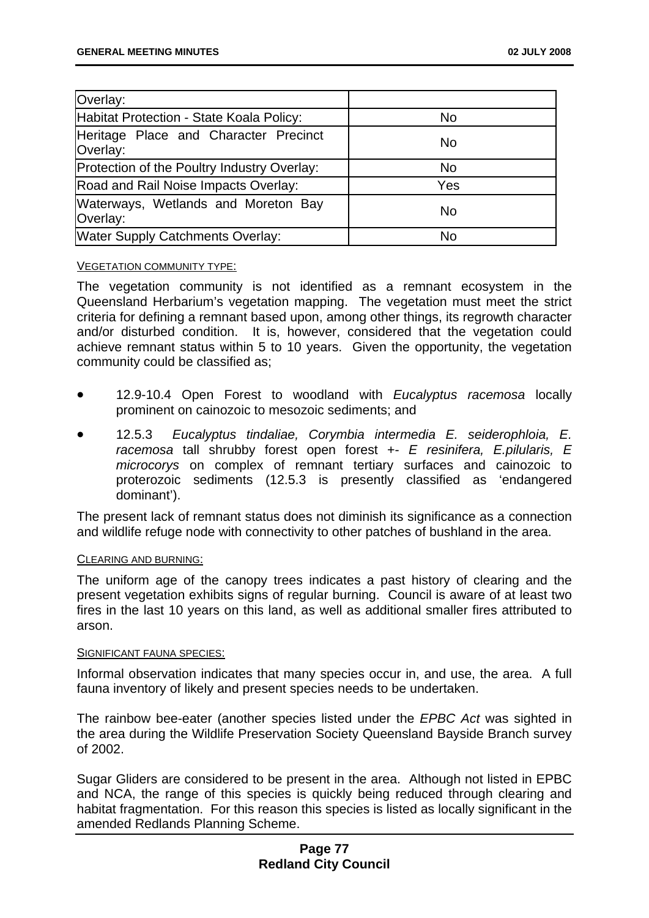| Overlay: | |
|---|---|
| Habitat Protection - State Koala Policy: | No |
| Heritage Place and Character Precinct Overlay: | No |
| Protection of the Poultry Industry Overlay: | No |
| Road and Rail Noise Impacts Overlay: | Yes |
| Waterways, Wetlands and Moreton Bay Overlay: | No |
| Water Supply Catchments Overlay: | No |

VEGETATION COMMUNITY TYPE:

The vegetation community is not identified as a remnant ecosystem in the Queensland Herbarium's vegetation mapping. The vegetation must meet the strict criteria for defining a remnant based upon, among other things, its regrowth character and/or disturbed condition. It is, however, considered that the vegetation could achieve remnant status within 5 to 10 years. Given the opportunity, the vegetation community could be classified as;

- 12.9-10.4 Open Forest to woodland with *Eucalyptus racemosa* locally prominent on cainozoic to mesozoic sediments; and
- 12.5.3 *Eucalyptus tindaliae, Corymbia intermedia E. seiderophloia, E. racemosa* tall shrubby forest open forest +- *E resinifera, E.pilularis, E microcorys* on complex of remnant tertiary surfaces and cainozoic to proterozoic sediments (12.5.3 is presently classified as 'endangered dominant').

The present lack of remnant status does not diminish its significance as a connection and wildlife refuge node with connectivity to other patches of bushland in the area.

CLEARING AND BURNING:

The uniform age of the canopy trees indicates a past history of clearing and the present vegetation exhibits signs of regular burning. Council is aware of at least two fires in the last 10 years on this land, as well as additional smaller fires attributed to arson.

SIGNIFICANT FAUNA SPECIES:

Informal observation indicates that many species occur in, and use, the area. A full fauna inventory of likely and present species needs to be undertaken.

The rainbow bee-eater (another species listed under the *EPBC Act* was sighted in the area during the Wildlife Preservation Society Queensland Bayside Branch survey of 2002.

Sugar Gliders are considered to be present in the area. Although not listed in EPBC and NCA, the range of this species is quickly being reduced through clearing and habitat fragmentation. For this reason this species is listed as locally significant in the amended Redlands Planning Scheme.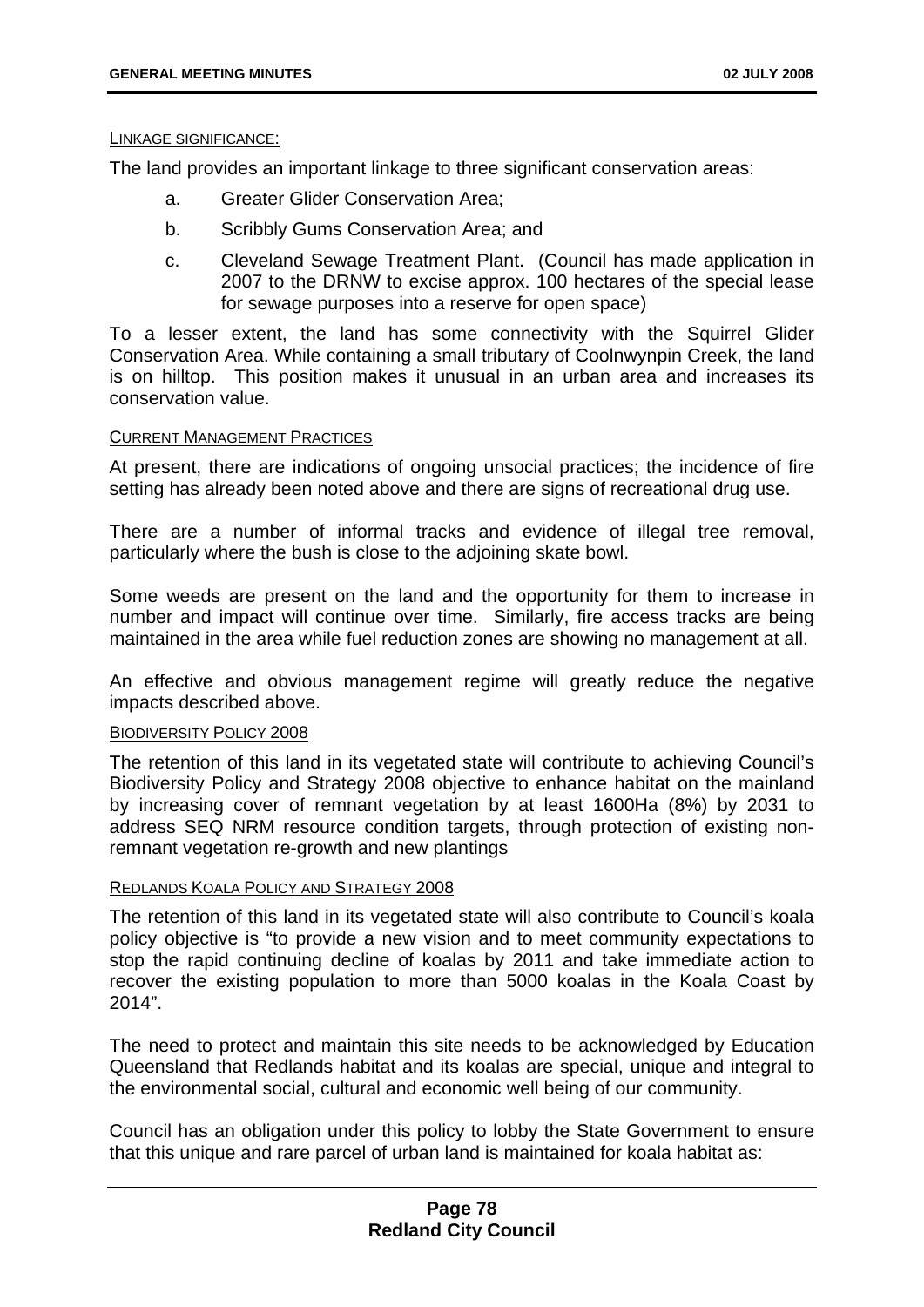LINKAGE SIGNIFICANCE:

The land provides an important linkage to three significant conservation areas:

a. Greater Glider Conservation Area;

b. Scribbly Gums Conservation Area; and

c. Cleveland Sewage Treatment Plant. (Council has made application in 2007 to the DRNW to excise approx. 100 hectares of the special lease for sewage purposes into a reserve for open space)

To a lesser extent, the land has some connectivity with the Squirrel Glider Conservation Area. While containing a small tributary of Coolnwynpin Creek, the land is on hilltop. This position makes it unusual in an urban area and increases its conservation value.

CURRENT MANAGEMENT PRACTICES

At present, there are indications of ongoing unsocial practices; the incidence of fire setting has already been noted above and there are signs of recreational drug use.

There are a number of informal tracks and evidence of illegal tree removal, particularly where the bush is close to the adjoining skate bowl.

Some weeds are present on the land and the opportunity for them to increase in number and impact will continue over time. Similarly, fire access tracks are being maintained in the area while fuel reduction zones are showing no management at all.

An effective and obvious management regime will greatly reduce the negative impacts described above.

BIODIVERSITY POLICY 2008

The retention of this land in its vegetated state will contribute to achieving Council's Biodiversity Policy and Strategy 2008 objective to enhance habitat on the mainland by increasing cover of remnant vegetation by at least 1600Ha (8%) by 2031 to address SEQ NRM resource condition targets, through protection of existing non-remnant vegetation re-growth and new plantings

REDLANDS KOALA POLICY AND STRATEGY 2008

The retention of this land in its vegetated state will also contribute to Council's koala policy objective is "to provide a new vision and to meet community expectations to stop the rapid continuing decline of koalas by 2011 and take immediate action to recover the existing population to more than 5000 koalas in the Koala Coast by 2014".

The need to protect and maintain this site needs to be acknowledged by Education Queensland that Redlands habitat and its koalas are special, unique and integral to the environmental social, cultural and economic well being of our community.

Council has an obligation under this policy to lobby the State Government to ensure that this unique and rare parcel of urban land is maintained for koala habitat as: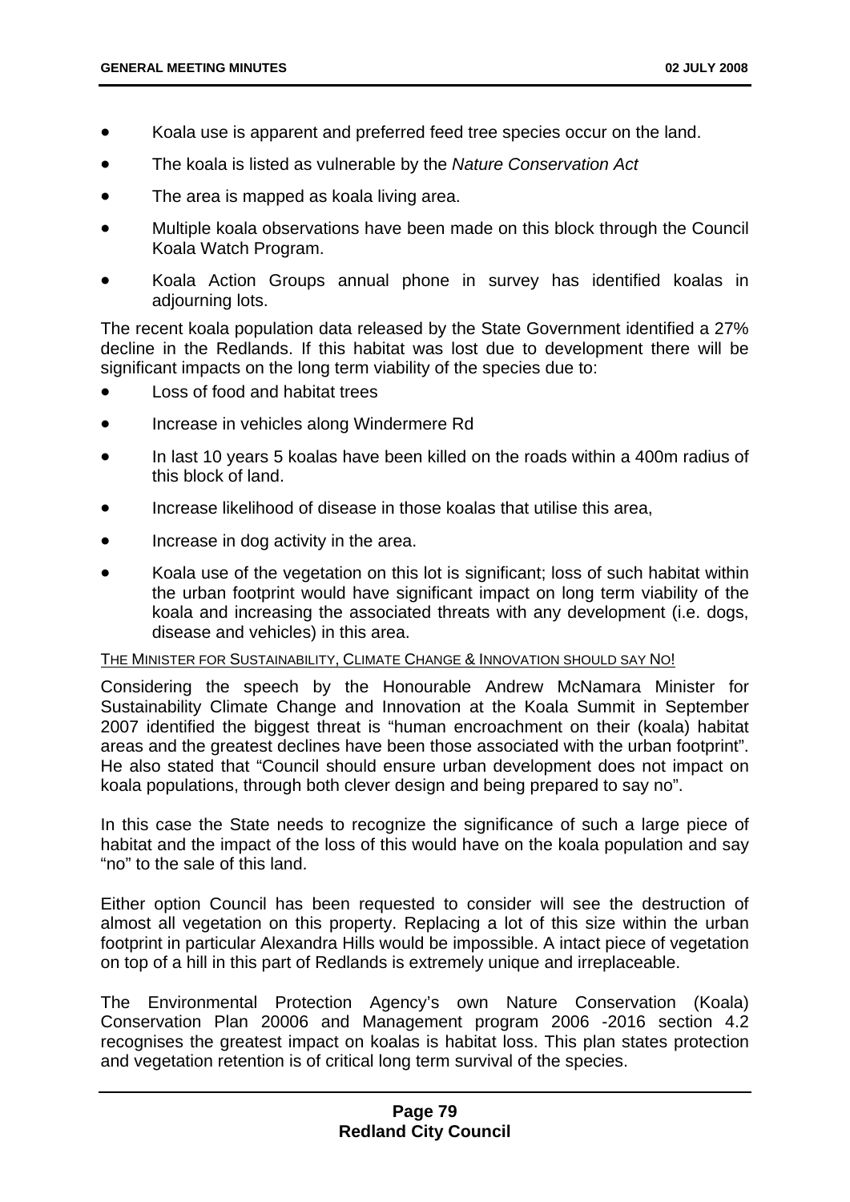- Koala use is apparent and preferred feed tree species occur on the land.
- The koala is listed as vulnerable by the *Nature Conservation Act*
- The area is mapped as koala living area.
- Multiple koala observations have been made on this block through the Council Koala Watch Program.
- Koala Action Groups annual phone in survey has identified koalas in adjourning lots.

The recent koala population data released by the State Government identified a 27% decline in the Redlands. If this habitat was lost due to development there will be significant impacts on the long term viability of the species due to:

- Loss of food and habitat trees
- Increase in vehicles along Windermere Rd
- In last 10 years 5 koalas have been killed on the roads within a 400m radius of this block of land.
- Increase likelihood of disease in those koalas that utilise this area,
- Increase in dog activity in the area.
- Koala use of the vegetation on this lot is significant; loss of such habitat within the urban footprint would have significant impact on long term viability of the koala and increasing the associated threats with any development (i.e. dogs, disease and vehicles) in this area.

THE MINISTER FOR SUSTAINABILITY, CLIMATE CHANGE & INNOVATION SHOULD SAY NO!

Considering the speech by the Honourable Andrew McNamara Minister for Sustainability Climate Change and Innovation at the Koala Summit in September 2007 identified the biggest threat is "human encroachment on their (koala) habitat areas and the greatest declines have been those associated with the urban footprint". He also stated that "Council should ensure urban development does not impact on koala populations, through both clever design and being prepared to say no".

In this case the State needs to recognize the significance of such a large piece of habitat and the impact of the loss of this would have on the koala population and say "no" to the sale of this land.

Either option Council has been requested to consider will see the destruction of almost all vegetation on this property. Replacing a lot of this size within the urban footprint in particular Alexandra Hills would be impossible. A intact piece of vegetation on top of a hill in this part of Redlands is extremely unique and irreplaceable.

The Environmental Protection Agency's own Nature Conservation (Koala) Conservation Plan 20006 and Management program 2006 -2016 section 4.2 recognises the greatest impact on koalas is habitat loss. This plan states protection and vegetation retention is of critical long term survival of the species.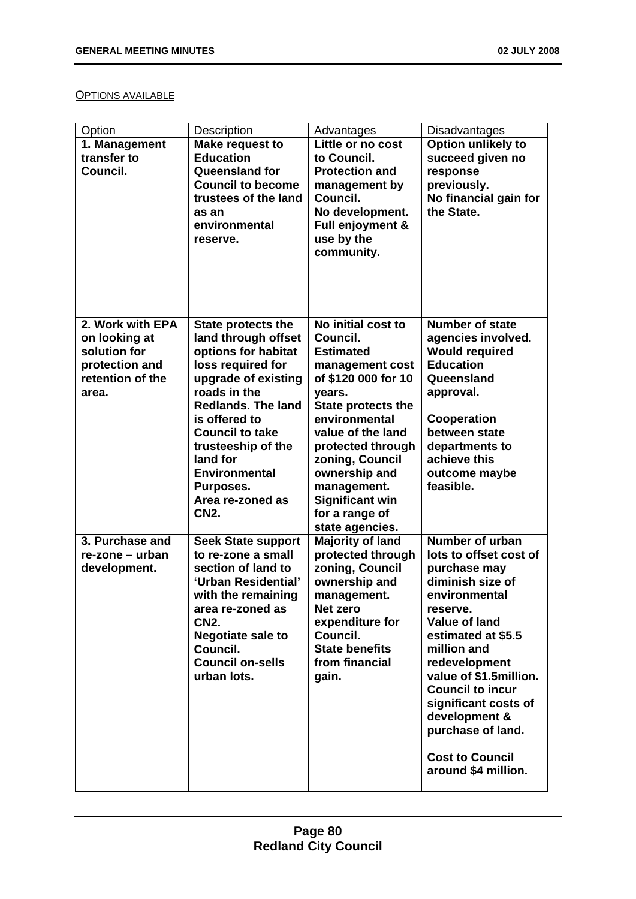OPTIONS AVAILABLE

| Option | Description | Advantages | Disadvantages |
|---|---|---|---|
| **1. Management transfer to Council.** | **Make request to Education Queensland for Council to become trustees of the land as an environmental reserve.** | **Little or no cost to Council. Protection and management by Council. No development. Full enjoyment & use by the community.** | **Option unlikely to succeed given no response previously. No financial gain for the State.** |
| **2. Work with EPA on looking at solution for protection and retention of the area.** | **State protects the land through offset options for habitat loss required for upgrade of existing roads in the Redlands. The land is offered to Council to take trusteeship of the land for Environmental Purposes. Area re-zoned as CN2.** | **No initial cost to Council. Estimated management cost of $120 000 for 10 years. State protects the environmental value of the land protected through zoning, Council ownership and management. Significant win for a range of state agencies.** | **Number of state agencies involved. Would required Education Queensland approval.**<br><br>**Cooperation between state departments to achieve this outcome maybe feasible.** |
| **3. Purchase and re-zone – urban development.** | **Seek State support to re-zone a small section of land to 'Urban Residential' with the remaining area re-zoned as CN2. Negotiate sale to Council. Council on-sells urban lots.** | **Majority of land protected through zoning, Council ownership and management. Net zero expenditure for Council. State benefits from financial gain.** | **Number of urban lots to offset cost of purchase may diminish size of environmental reserve. Value of land estimated at $5.5 million and redevelopment value of $1.5million. Council to incur significant costs of development & purchase of land.**<br><br>**Cost to Council around $4 million.** |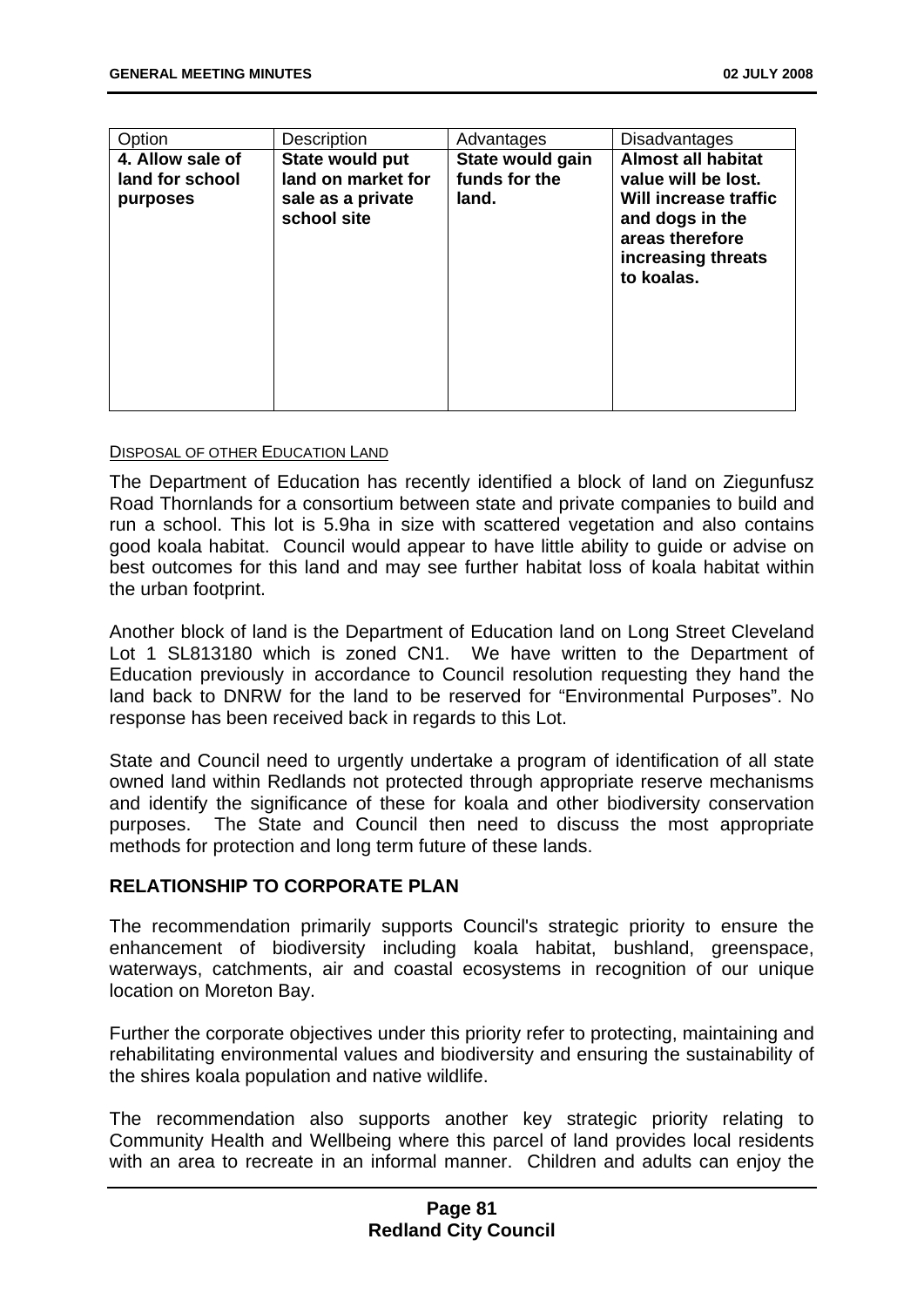| Option | Description | Advantages | Disadvantages |
|---|---|---|---|
| **4. Allow sale of land for school purposes** | **State would put land on market for sale as a private school site** | **State would gain funds for the land.** | **Almost all habitat value will be lost. Will increase traffic and dogs in the areas therefore increasing threats to koalas.** |

DISPOSAL OF OTHER EDUCATION LAND

The Department of Education has recently identified a block of land on Ziegunfusz Road Thornlands for a consortium between state and private companies to build and run a school. This lot is 5.9ha in size with scattered vegetation and also contains good koala habitat. Council would appear to have little ability to guide or advise on best outcomes for this land and may see further habitat loss of koala habitat within the urban footprint.

Another block of land is the Department of Education land on Long Street Cleveland Lot 1 SL813180 which is zoned CN1. We have written to the Department of Education previously in accordance to Council resolution requesting they hand the land back to DNRW for the land to be reserved for "Environmental Purposes". No response has been received back in regards to this Lot.

State and Council need to urgently undertake a program of identification of all state owned land within Redlands not protected through appropriate reserve mechanisms and identify the significance of these for koala and other biodiversity conservation purposes. The State and Council then need to discuss the most appropriate methods for protection and long term future of these lands.

## RELATIONSHIP TO CORPORATE PLAN

The recommendation primarily supports Council's strategic priority to ensure the enhancement of biodiversity including koala habitat, bushland, greenspace, waterways, catchments, air and coastal ecosystems in recognition of our unique location on Moreton Bay.

Further the corporate objectives under this priority refer to protecting, maintaining and rehabilitating environmental values and biodiversity and ensuring the sustainability of the shires koala population and native wildlife.

The recommendation also supports another key strategic priority relating to Community Health and Wellbeing where this parcel of land provides local residents with an area to recreate in an informal manner. Children and adults can enjoy the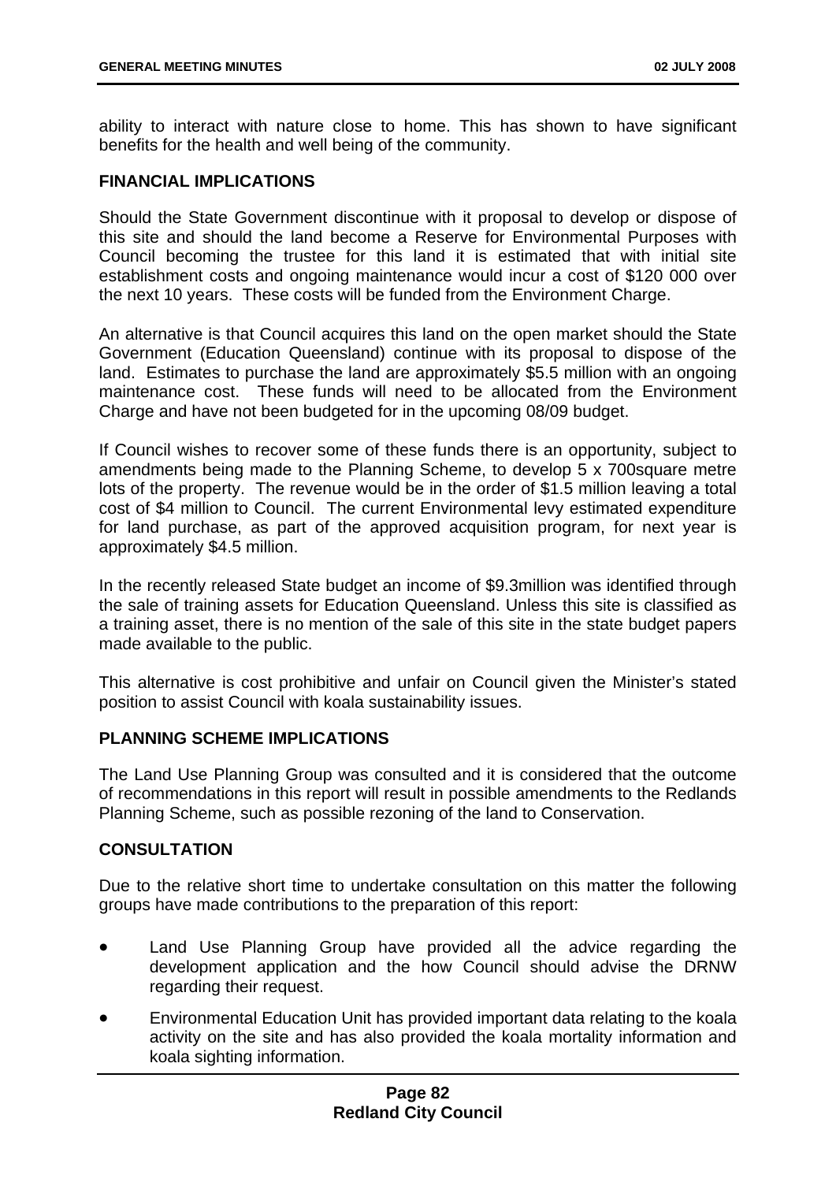ability to interact with nature close to home. This has shown to have significant benefits for the health and well being of the community.

**FINANCIAL IMPLICATIONS**

Should the State Government discontinue with it proposal to develop or dispose of this site and should the land become a Reserve for Environmental Purposes with Council becoming the trustee for this land it is estimated that with initial site establishment costs and ongoing maintenance would incur a cost of $120 000 over the next 10 years. These costs will be funded from the Environment Charge.

An alternative is that Council acquires this land on the open market should the State Government (Education Queensland) continue with its proposal to dispose of the land. Estimates to purchase the land are approximately $5.5 million with an ongoing maintenance cost. These funds will need to be allocated from the Environment Charge and have not been budgeted for in the upcoming 08/09 budget.

If Council wishes to recover some of these funds there is an opportunity, subject to amendments being made to the Planning Scheme, to develop 5 x 700square metre lots of the property. The revenue would be in the order of $1.5 million leaving a total cost of $4 million to Council. The current Environmental levy estimated expenditure for land purchase, as part of the approved acquisition program, for next year is approximately $4.5 million.

In the recently released State budget an income of $9.3million was identified through the sale of training assets for Education Queensland. Unless this site is classified as a training asset, there is no mention of the sale of this site in the state budget papers made available to the public.

This alternative is cost prohibitive and unfair on Council given the Minister's stated position to assist Council with koala sustainability issues.

**PLANNING SCHEME IMPLICATIONS**

The Land Use Planning Group was consulted and it is considered that the outcome of recommendations in this report will result in possible amendments to the Redlands Planning Scheme, such as possible rezoning of the land to Conservation.

**CONSULTATION**

Due to the relative short time to undertake consultation on this matter the following groups have made contributions to the preparation of this report:

- Land Use Planning Group have provided all the advice regarding the development application and the how Council should advise the DRNW regarding their request.
- Environmental Education Unit has provided important data relating to the koala activity on the site and has also provided the koala mortality information and koala sighting information.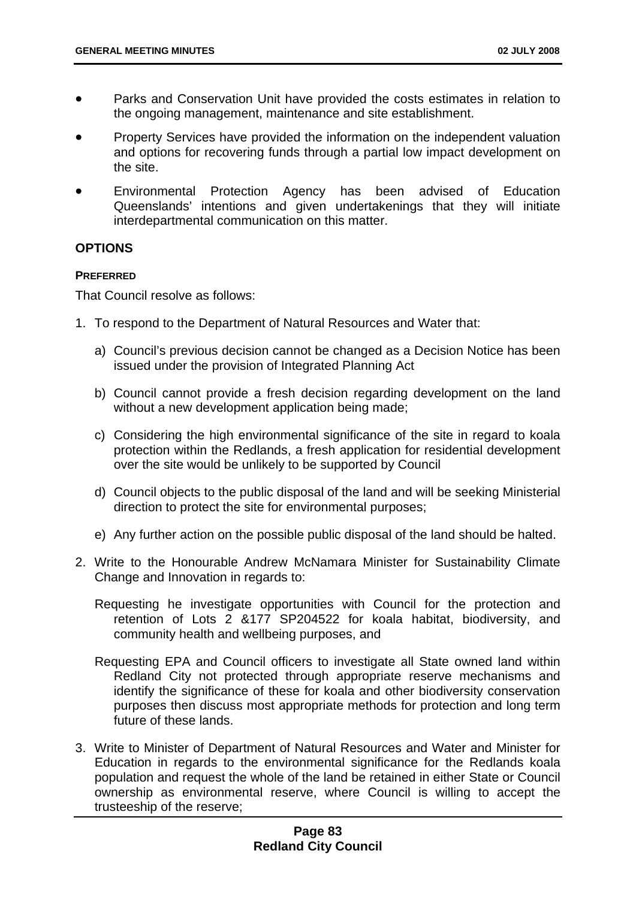- Parks and Conservation Unit have provided the costs estimates in relation to the ongoing management, maintenance and site establishment.
- Property Services have provided the information on the independent valuation and options for recovering funds through a partial low impact development on the site.
- Environmental Protection Agency has been advised of Education Queenslands' intentions and given undertakenings that they will initiate interdepartmental communication on this matter.

## OPTIONS

### PREFERRED

That Council resolve as follows:

1. To respond to the Department of Natural Resources and Water that:

   a) Council's previous decision cannot be changed as a Decision Notice has been issued under the provision of Integrated Planning Act

   b) Council cannot provide a fresh decision regarding development on the land without a new development application being made;

   c) Considering the high environmental significance of the site in regard to koala protection within the Redlands, a fresh application for residential development over the site would be unlikely to be supported by Council

   d) Council objects to the public disposal of the land and will be seeking Ministerial direction to protect the site for environmental purposes;

   e) Any further action on the possible public disposal of the land should be halted.

2. Write to the Honourable Andrew McNamara Minister for Sustainability Climate Change and Innovation in regards to:

   Requesting he investigate opportunities with Council for the protection and retention of Lots 2 &177 SP204522 for koala habitat, biodiversity, and community health and wellbeing purposes, and

   Requesting EPA and Council officers to investigate all State owned land within Redland City not protected through appropriate reserve mechanisms and identify the significance of these for koala and other biodiversity conservation purposes then discuss most appropriate methods for protection and long term future of these lands.

3. Write to Minister of Department of Natural Resources and Water and Minister for Education in regards to the environmental significance for the Redlands koala population and request the whole of the land be retained in either State or Council ownership as environmental reserve, where Council is willing to accept the trusteeship of the reserve;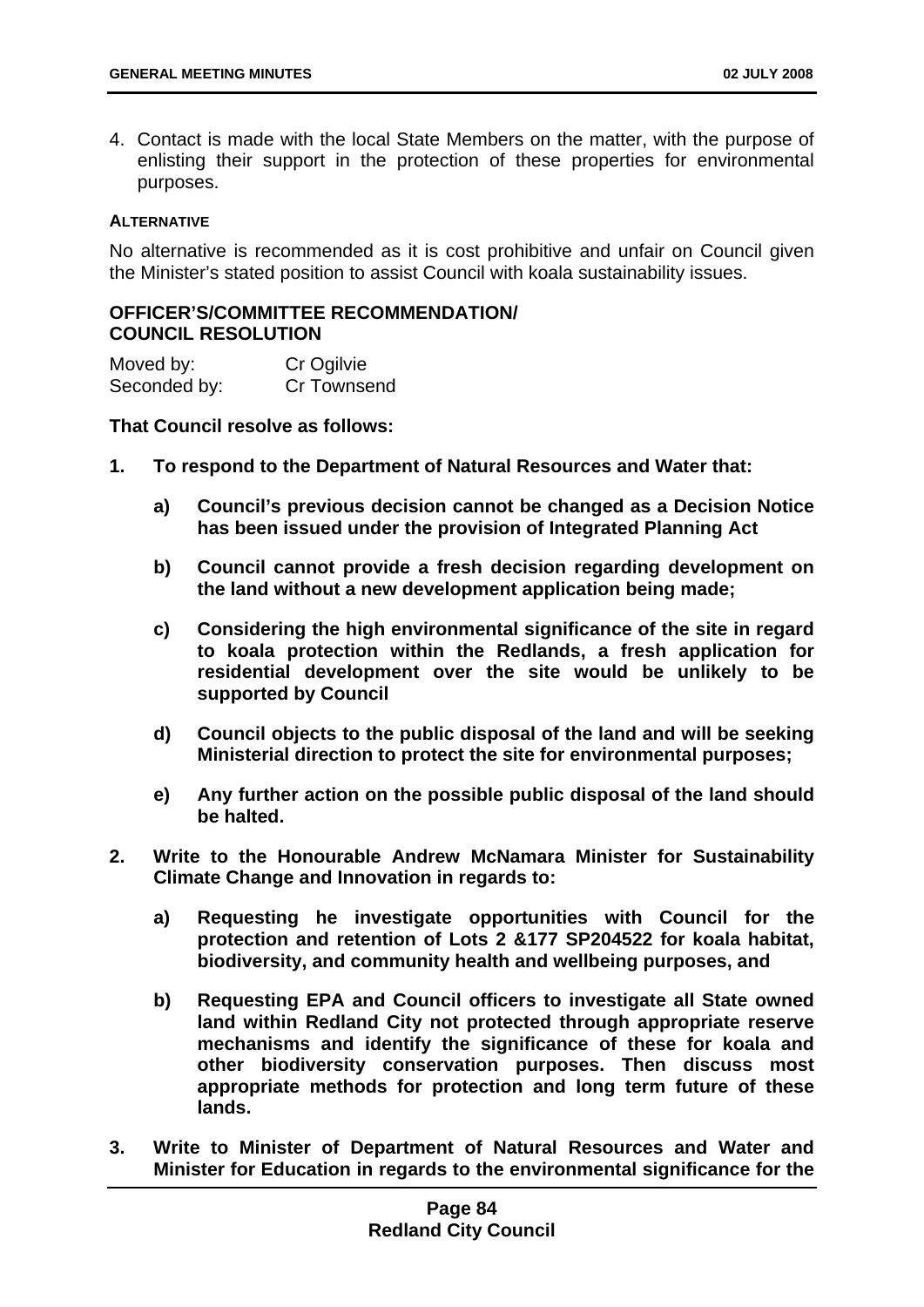4. Contact is made with the local State Members on the matter, with the purpose of enlisting their support in the protection of these properties for environmental purposes.

**ALTERNATIVE**

No alternative is recommended as it is cost prohibitive and unfair on Council given the Minister's stated position to assist Council with koala sustainability issues.

**OFFICER'S/COMMITTEE RECOMMENDATION/ COUNCIL RESOLUTION**

Moved by: Cr Ogilvie
Seconded by: Cr Townsend

**That Council resolve as follows:**

**1. To respond to the Department of Natural Resources and Water that:**

**a) Council's previous decision cannot be changed as a Decision Notice has been issued under the provision of Integrated Planning Act**

**b) Council cannot provide a fresh decision regarding development on the land without a new development application being made;**

**c) Considering the high environmental significance of the site in regard to koala protection within the Redlands, a fresh application for residential development over the site would be unlikely to be supported by Council**

**d) Council objects to the public disposal of the land and will be seeking Ministerial direction to protect the site for environmental purposes;**

**e) Any further action on the possible public disposal of the land should be halted.**

**2. Write to the Honourable Andrew McNamara Minister for Sustainability Climate Change and Innovation in regards to:**

**a) Requesting he investigate opportunities with Council for the protection and retention of Lots 2 &177 SP204522 for koala habitat, biodiversity, and community health and wellbeing purposes, and**

**b) Requesting EPA and Council officers to investigate all State owned land within Redland City not protected through appropriate reserve mechanisms and identify the significance of these for koala and other biodiversity conservation purposes. Then discuss most appropriate methods for protection and long term future of these lands.**

**3. Write to Minister of Department of Natural Resources and Water and Minister for Education in regards to the environmental significance for the**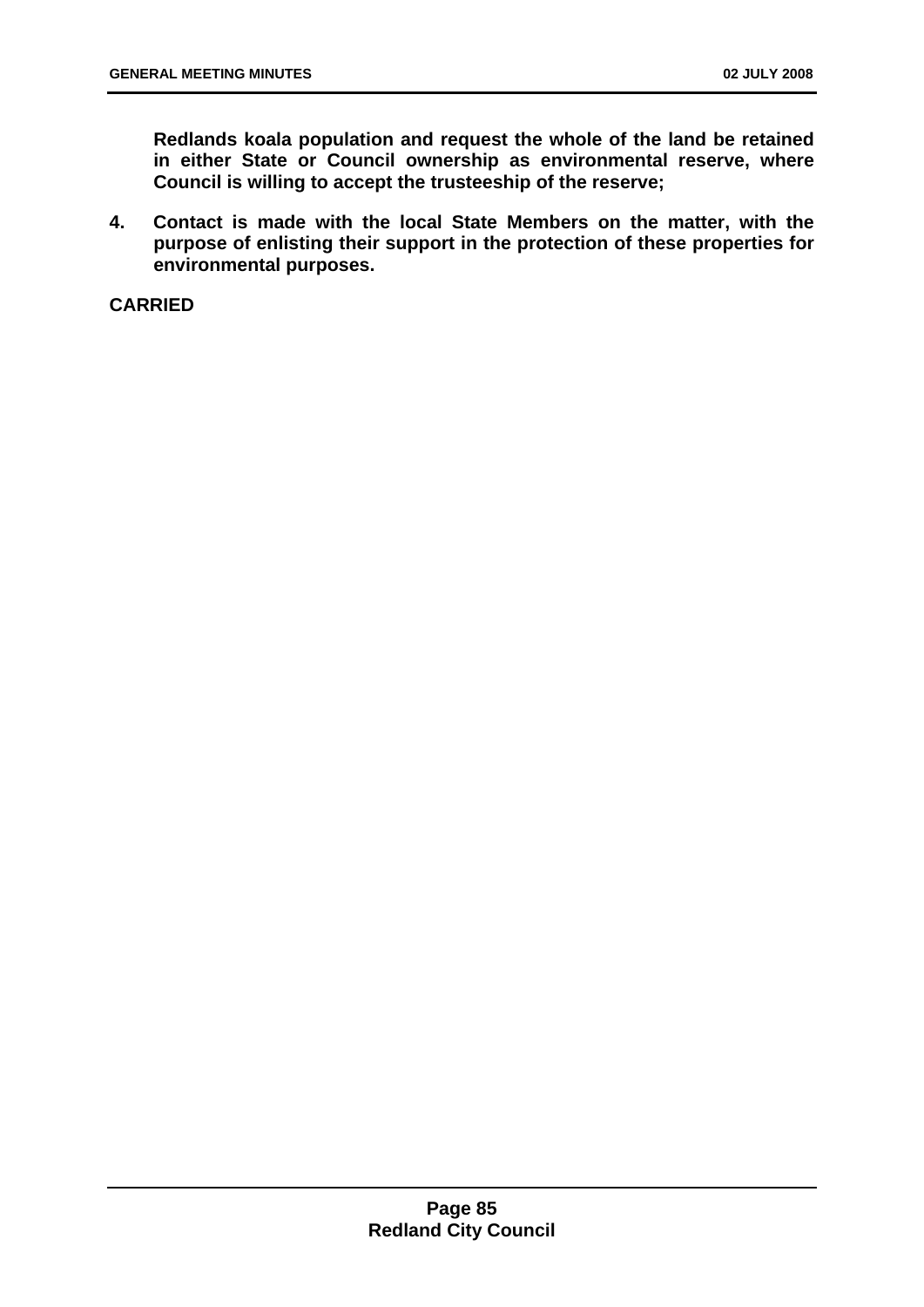**Redlands koala population and request the whole of the land be retained in either State or Council ownership as environmental reserve, where Council is willing to accept the trusteeship of the reserve;**

4. **Contact is made with the local State Members on the matter, with the purpose of enlisting their support in the protection of these properties for environmental purposes.**

**CARRIED**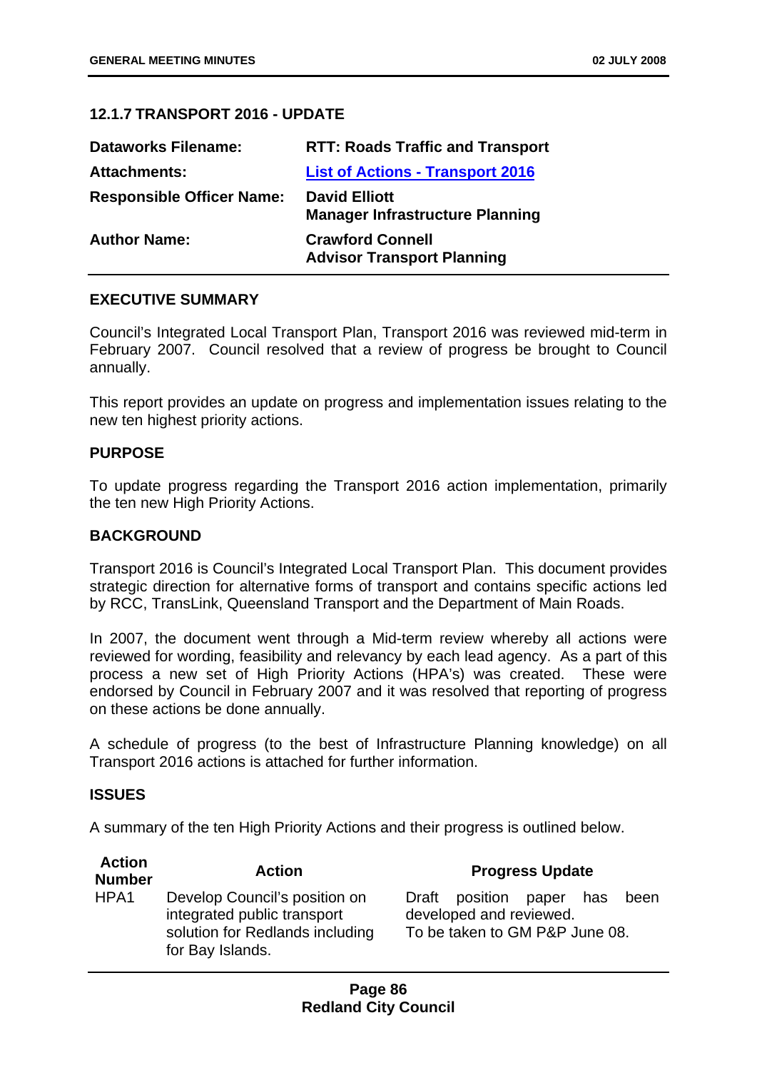### 12.1.7 TRANSPORT 2016 - UPDATE

| | |
|---|---|
| **Dataworks Filename:** | **RTT: Roads Traffic and Transport** |
| **Attachments:** | **List of Actions - Transport 2016** |
| **Responsible Officer Name:** | **David Elliott**<br>**Manager Infrastructure Planning** |
| **Author Name:** | **Crawford Connell**<br>**Advisor Transport Planning** |

#### EXECUTIVE SUMMARY

Council's Integrated Local Transport Plan, Transport 2016 was reviewed mid-term in February 2007. Council resolved that a review of progress be brought to Council annually.

This report provides an update on progress and implementation issues relating to the new ten highest priority actions.

#### PURPOSE

To update progress regarding the Transport 2016 action implementation, primarily the ten new High Priority Actions.

#### BACKGROUND

Transport 2016 is Council's Integrated Local Transport Plan. This document provides strategic direction for alternative forms of transport and contains specific actions led by RCC, TransLink, Queensland Transport and the Department of Main Roads.

In 2007, the document went through a Mid-term review whereby all actions were reviewed for wording, feasibility and relevancy by each lead agency. As a part of this process a new set of High Priority Actions (HPA's) was created. These were endorsed by Council in February 2007 and it was resolved that reporting of progress on these actions be done annually.

A schedule of progress (to the best of Infrastructure Planning knowledge) on all Transport 2016 actions is attached for further information.

#### ISSUES

A summary of the ten High Priority Actions and their progress is outlined below.

| Action Number | Action | Progress Update |
|---|---|---|
| HPA1 | Develop Council's position on integrated public transport solution for Redlands including for Bay Islands. | Draft position paper has been developed and reviewed.<br>To be taken to GM P&P June 08. |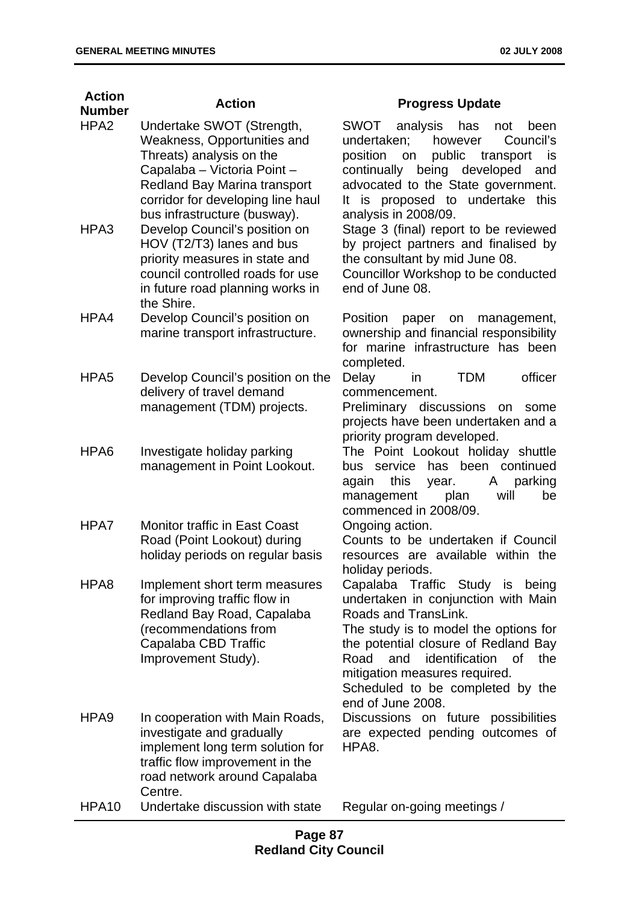| Action Number | Action | Progress Update |
|---|---|---|
| HPA2 | Undertake SWOT (Strength, Weakness, Opportunities and Threats) analysis on the Capalaba – Victoria Point – Redland Bay Marina transport corridor for developing line haul bus infrastructure (busway). | SWOT analysis has not been undertaken; however Council's position on public transport is continually being developed and advocated to the State government. It is proposed to undertake this analysis in 2008/09. |
| HPA3 | Develop Council's position on HOV (T2/T3) lanes and bus priority measures in state and council controlled roads for use in future road planning works in the Shire. | Stage 3 (final) report to be reviewed by project partners and finalised by the consultant by mid June 08.<br>Councillor Workshop to be conducted end of June 08. |
| HPA4 | Develop Council's position on marine transport infrastructure. | Position paper on management, ownership and financial responsibility for marine infrastructure has been completed. |
| HPA5 | Develop Council's position on the delivery of travel demand management (TDM) projects. | Delay in TDM officer commencement.<br>Preliminary discussions on some projects have been undertaken and a priority program developed. |
| HPA6 | Investigate holiday parking management in Point Lookout. | The Point Lookout holiday shuttle bus service has been continued again this year. A parking management plan will be commenced in 2008/09. |
| HPA7 | Monitor traffic in East Coast Road (Point Lookout) during holiday periods on regular basis | Ongoing action.<br>Counts to be undertaken if Council resources are available within the holiday periods. |
| HPA8 | Implement short term measures for improving traffic flow in Redland Bay Road, Capalaba (recommendations from Capalaba CBD Traffic Improvement Study). | Capalaba Traffic Study is being undertaken in conjunction with Main Roads and TransLink.<br>The study is to model the options for the potential closure of Redland Bay Road and identification of the mitigation measures required.<br>Scheduled to be completed by the end of June 2008. |
| HPA9 | In cooperation with Main Roads, investigate and gradually implement long term solution for traffic flow improvement in the road network around Capalaba Centre. | Discussions on future possibilities are expected pending outcomes of HPA8. |
| HPA10 | Undertake discussion with state | Regular on-going meetings / |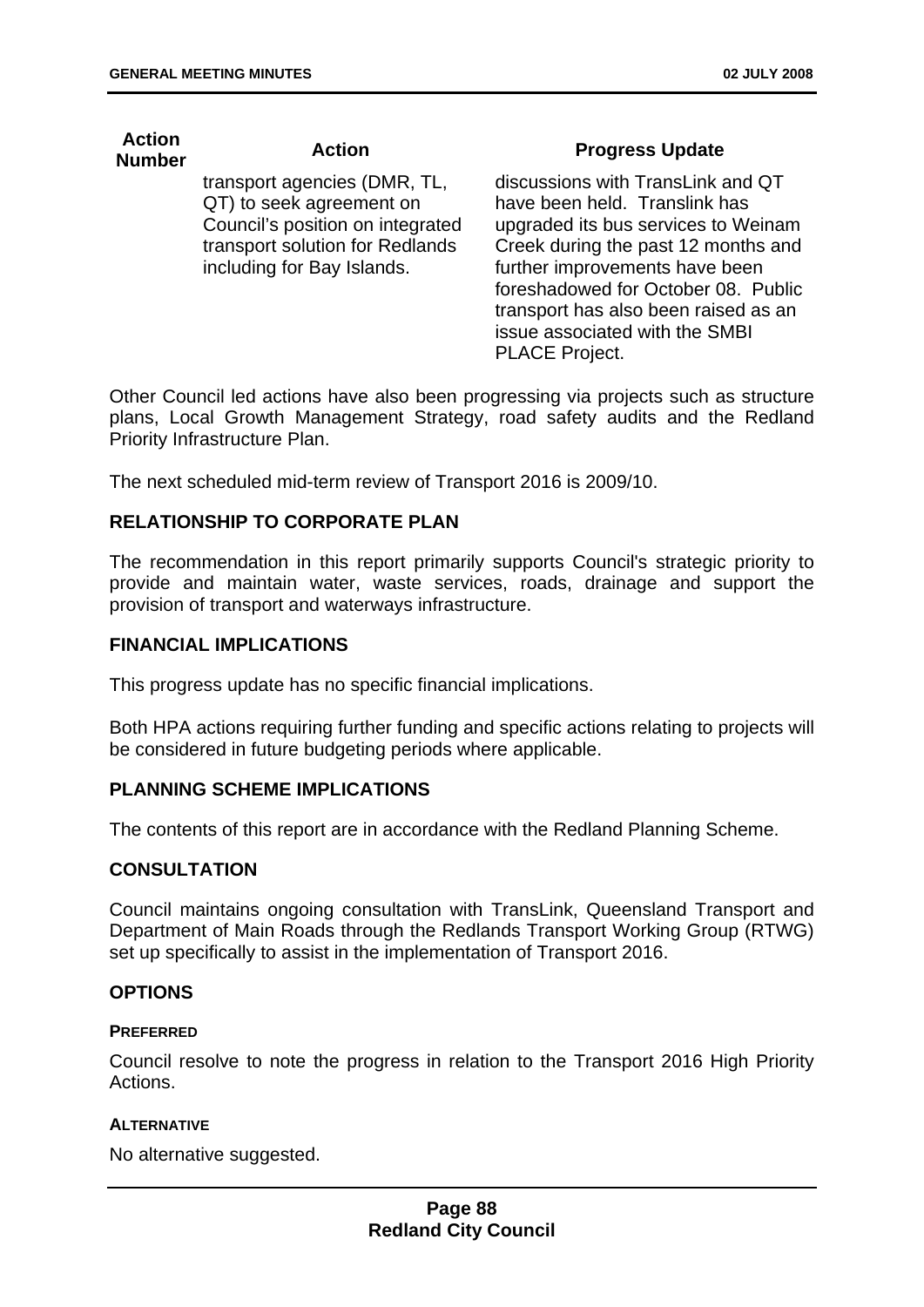| Action Number | Action | Progress Update |
|---|---|---|
| | transport agencies (DMR, TL, QT) to seek agreement on Council's position on integrated transport solution for Redlands including for Bay Islands. | discussions with TransLink and QT have been held. Translink has upgraded its bus services to Weinam Creek during the past 12 months and further improvements have been foreshadowed for October 08. Public transport has also been raised as an issue associated with the SMBI PLACE Project. |

Other Council led actions have also been progressing via projects such as structure plans, Local Growth Management Strategy, road safety audits and the Redland Priority Infrastructure Plan.

The next scheduled mid-term review of Transport 2016 is 2009/10.

## RELATIONSHIP TO CORPORATE PLAN

The recommendation in this report primarily supports Council's strategic priority to provide and maintain water, waste services, roads, drainage and support the provision of transport and waterways infrastructure.

## FINANCIAL IMPLICATIONS

This progress update has no specific financial implications.

Both HPA actions requiring further funding and specific actions relating to projects will be considered in future budgeting periods where applicable.

## PLANNING SCHEME IMPLICATIONS

The contents of this report are in accordance with the Redland Planning Scheme.

## CONSULTATION

Council maintains ongoing consultation with TransLink, Queensland Transport and Department of Main Roads through the Redlands Transport Working Group (RTWG) set up specifically to assist in the implementation of Transport 2016.

## OPTIONS

### PREFERRED

Council resolve to note the progress in relation to the Transport 2016 High Priority Actions.

### ALTERNATIVE

No alternative suggested.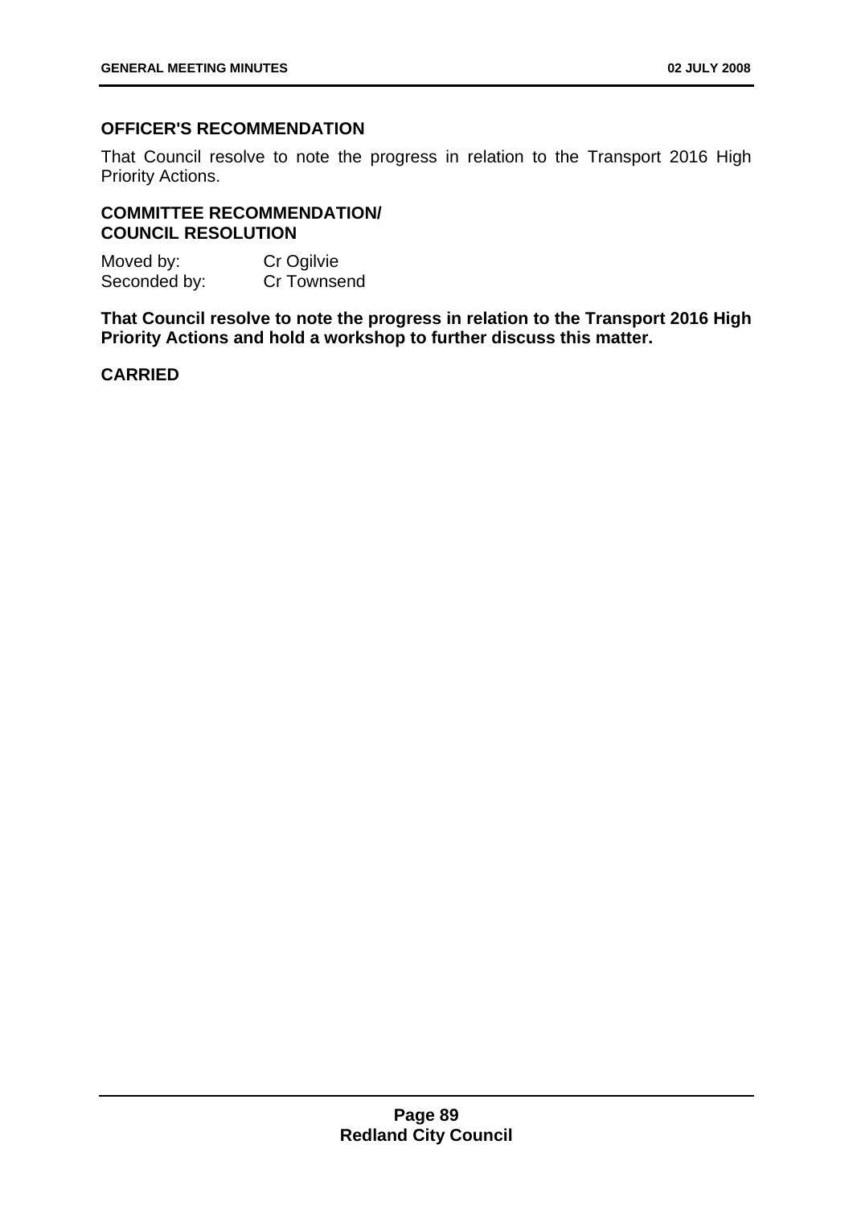## OFFICER'S RECOMMENDATION

That Council resolve to note the progress in relation to the Transport 2016 High Priority Actions.

## COMMITTEE RECOMMENDATION/ COUNCIL RESOLUTION

Moved by: Cr Ogilvie
Seconded by: Cr Townsend

**That Council resolve to note the progress in relation to the Transport 2016 High Priority Actions and hold a workshop to further discuss this matter.**

**CARRIED**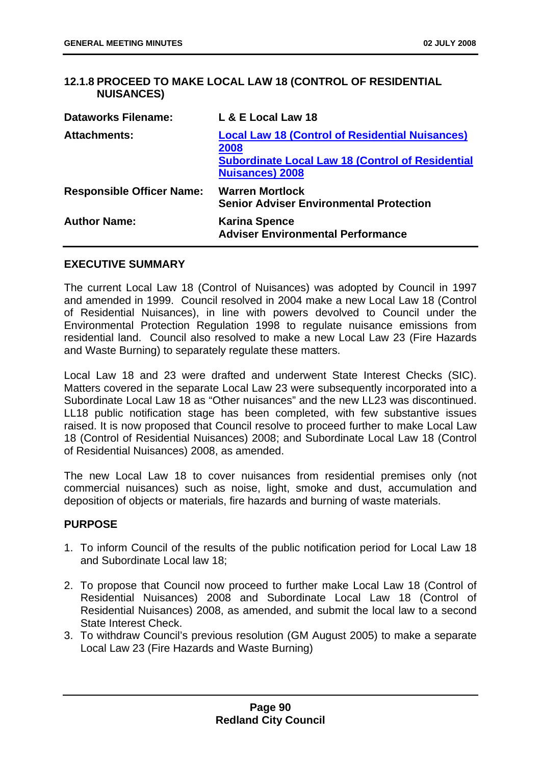### 12.1.8 PROCEED TO MAKE LOCAL LAW 18 (CONTROL OF RESIDENTIAL NUISANCES)

| | |
|---|---|
| **Dataworks Filename:** | **L & E Local Law 18** |
| **Attachments:** | **Local Law 18 (Control of Residential Nuisances) 2008**<br>**Subordinate Local Law 18 (Control of Residential Nuisances) 2008** |
| **Responsible Officer Name:** | **Warren Mortlock**<br>**Senior Adviser Environmental Protection** |
| **Author Name:** | **Karina Spence**<br>**Adviser Environmental Performance** |

**EXECUTIVE SUMMARY**

The current Local Law 18 (Control of Nuisances) was adopted by Council in 1997 and amended in 1999. Council resolved in 2004 make a new Local Law 18 (Control of Residential Nuisances), in line with powers devolved to Council under the Environmental Protection Regulation 1998 to regulate nuisance emissions from residential land. Council also resolved to make a new Local Law 23 (Fire Hazards and Waste Burning) to separately regulate these matters.

Local Law 18 and 23 were drafted and underwent State Interest Checks (SIC). Matters covered in the separate Local Law 23 were subsequently incorporated into a Subordinate Local Law 18 as "Other nuisances" and the new LL23 was discontinued. LL18 public notification stage has been completed, with few substantive issues raised. It is now proposed that Council resolve to proceed further to make Local Law 18 (Control of Residential Nuisances) 2008; and Subordinate Local Law 18 (Control of Residential Nuisances) 2008, as amended.

The new Local Law 18 to cover nuisances from residential premises only (not commercial nuisances) such as noise, light, smoke and dust, accumulation and deposition of objects or materials, fire hazards and burning of waste materials.

**PURPOSE**

1. To inform Council of the results of the public notification period for Local Law 18 and Subordinate Local law 18;

2. To propose that Council now proceed to further make Local Law 18 (Control of Residential Nuisances) 2008 and Subordinate Local Law 18 (Control of Residential Nuisances) 2008, as amended, and submit the local law to a second State Interest Check.
3. To withdraw Council's previous resolution (GM August 2005) to make a separate Local Law 23 (Fire Hazards and Waste Burning)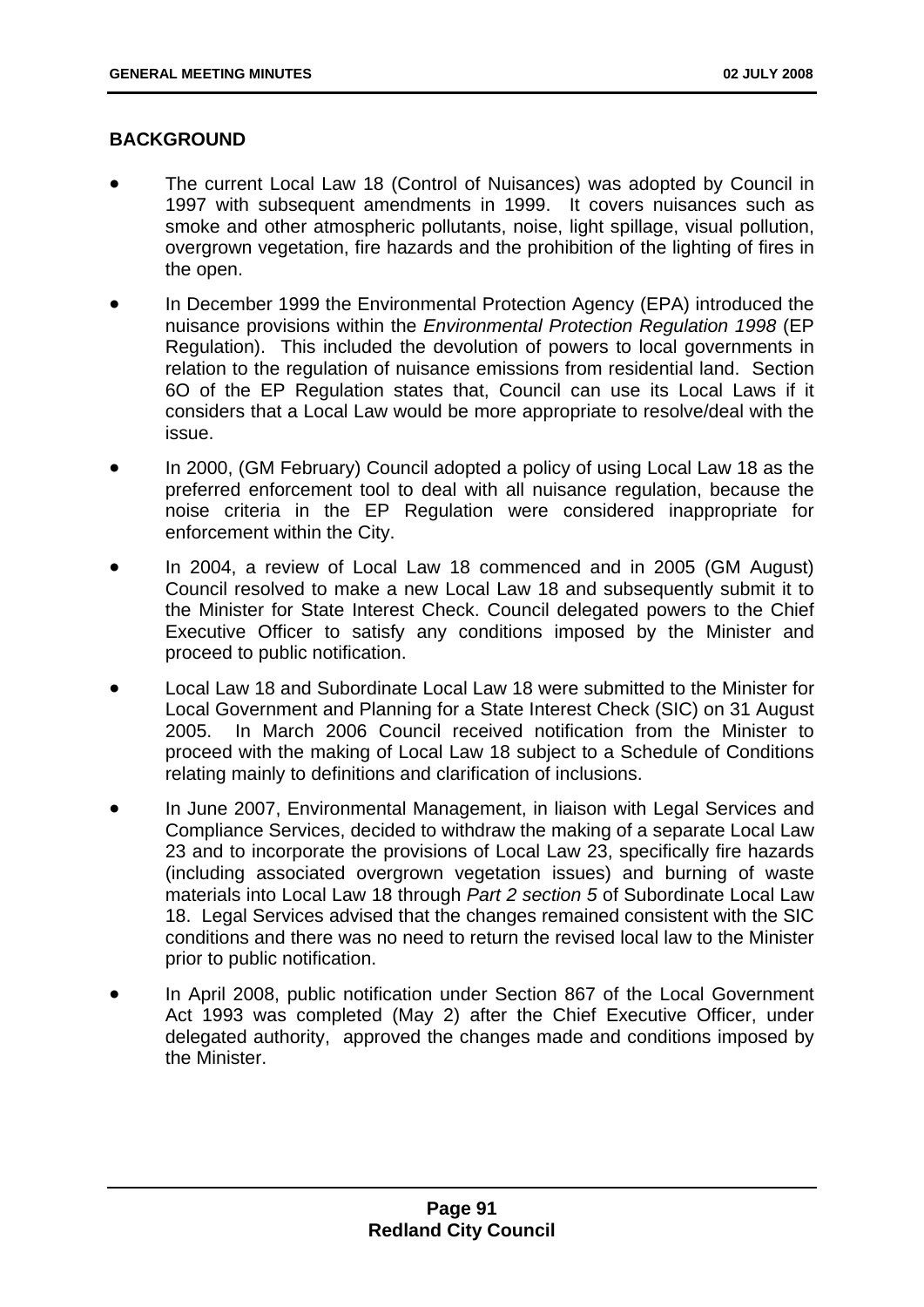## BACKGROUND

- The current Local Law 18 (Control of Nuisances) was adopted by Council in 1997 with subsequent amendments in 1999. It covers nuisances such as smoke and other atmospheric pollutants, noise, light spillage, visual pollution, overgrown vegetation, fire hazards and the prohibition of the lighting of fires in the open.
- In December 1999 the Environmental Protection Agency (EPA) introduced the nuisance provisions within the *Environmental Protection Regulation 1998* (EP Regulation). This included the devolution of powers to local governments in relation to the regulation of nuisance emissions from residential land. Section 6O of the EP Regulation states that, Council can use its Local Laws if it considers that a Local Law would be more appropriate to resolve/deal with the issue.
- In 2000, (GM February) Council adopted a policy of using Local Law 18 as the preferred enforcement tool to deal with all nuisance regulation, because the noise criteria in the EP Regulation were considered inappropriate for enforcement within the City.
- In 2004, a review of Local Law 18 commenced and in 2005 (GM August) Council resolved to make a new Local Law 18 and subsequently submit it to the Minister for State Interest Check. Council delegated powers to the Chief Executive Officer to satisfy any conditions imposed by the Minister and proceed to public notification.
- Local Law 18 and Subordinate Local Law 18 were submitted to the Minister for Local Government and Planning for a State Interest Check (SIC) on 31 August 2005. In March 2006 Council received notification from the Minister to proceed with the making of Local Law 18 subject to a Schedule of Conditions relating mainly to definitions and clarification of inclusions.
- In June 2007, Environmental Management, in liaison with Legal Services and Compliance Services, decided to withdraw the making of a separate Local Law 23 and to incorporate the provisions of Local Law 23, specifically fire hazards (including associated overgrown vegetation issues) and burning of waste materials into Local Law 18 through *Part 2 section 5* of Subordinate Local Law 18. Legal Services advised that the changes remained consistent with the SIC conditions and there was no need to return the revised local law to the Minister prior to public notification.
- In April 2008, public notification under Section 867 of the Local Government Act 1993 was completed (May 2) after the Chief Executive Officer, under delegated authority, approved the changes made and conditions imposed by the Minister.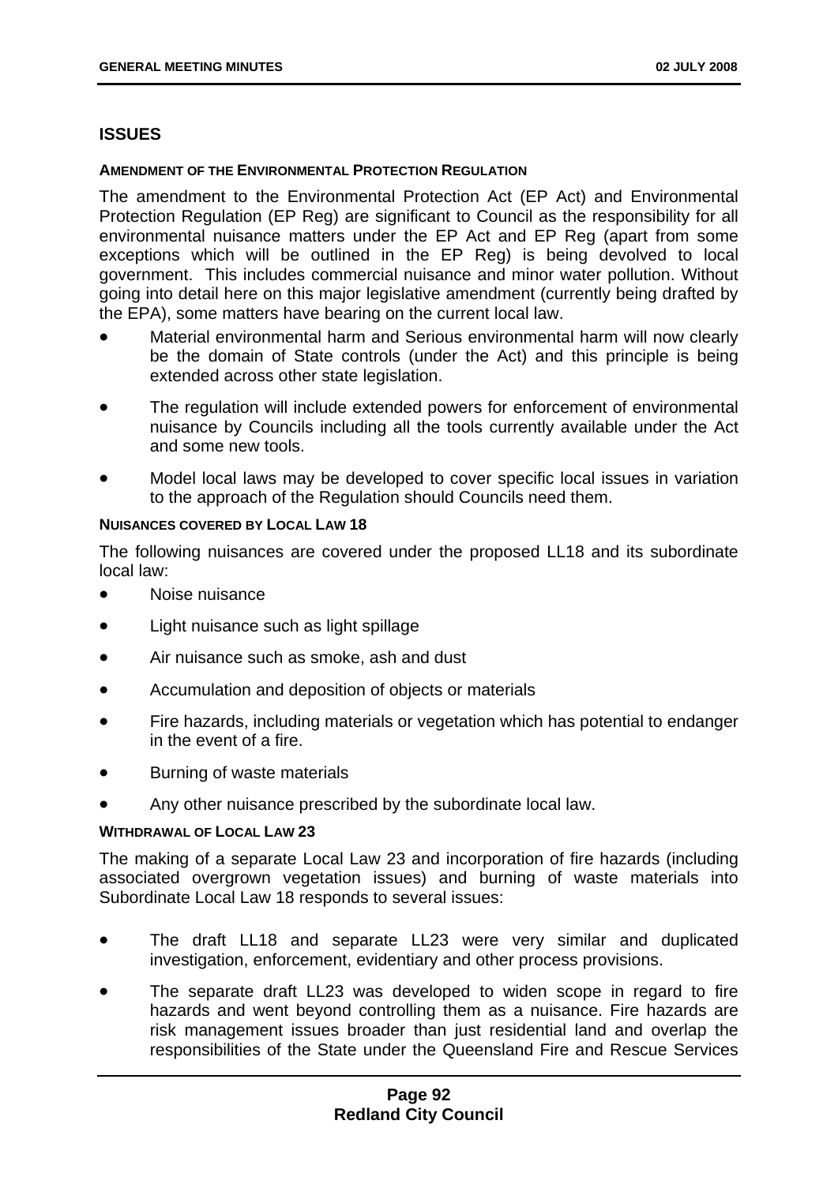## ISSUES

### AMENDMENT OF THE ENVIRONMENTAL PROTECTION REGULATION

The amendment to the Environmental Protection Act (EP Act) and Environmental Protection Regulation (EP Reg) are significant to Council as the responsibility for all environmental nuisance matters under the EP Act and EP Reg (apart from some exceptions which will be outlined in the EP Reg) is being devolved to local government. This includes commercial nuisance and minor water pollution. Without going into detail here on this major legislative amendment (currently being drafted by the EPA), some matters have bearing on the current local law.

- Material environmental harm and Serious environmental harm will now clearly be the domain of State controls (under the Act) and this principle is being extended across other state legislation.
- The regulation will include extended powers for enforcement of environmental nuisance by Councils including all the tools currently available under the Act and some new tools.
- Model local laws may be developed to cover specific local issues in variation to the approach of the Regulation should Councils need them.

### NUISANCES COVERED BY LOCAL LAW 18

The following nuisances are covered under the proposed LL18 and its subordinate local law:

- Noise nuisance
- Light nuisance such as light spillage
- Air nuisance such as smoke, ash and dust
- Accumulation and deposition of objects or materials
- Fire hazards, including materials or vegetation which has potential to endanger in the event of a fire.
- Burning of waste materials
- Any other nuisance prescribed by the subordinate local law.

### WITHDRAWAL OF LOCAL LAW 23

The making of a separate Local Law 23 and incorporation of fire hazards (including associated overgrown vegetation issues) and burning of waste materials into Subordinate Local Law 18 responds to several issues:

- The draft LL18 and separate LL23 were very similar and duplicated investigation, enforcement, evidentiary and other process provisions.
- The separate draft LL23 was developed to widen scope in regard to fire hazards and went beyond controlling them as a nuisance. Fire hazards are risk management issues broader than just residential land and overlap the responsibilities of the State under the Queensland Fire and Rescue Services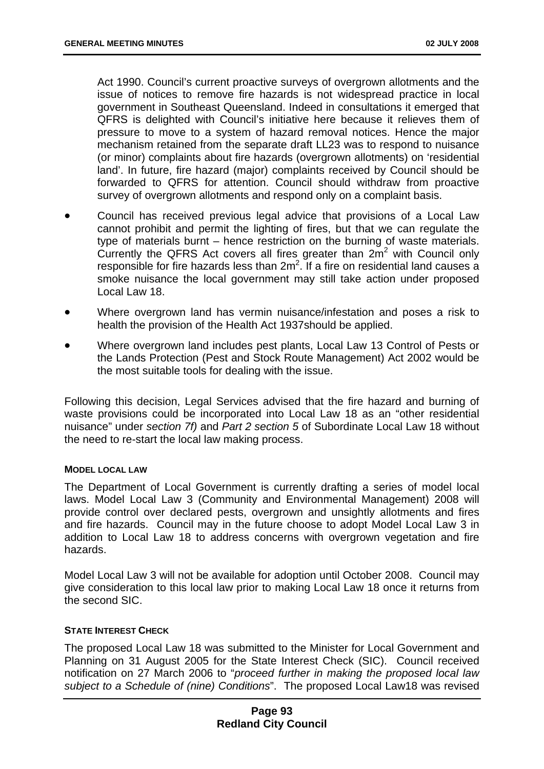Act 1990. Council's current proactive surveys of overgrown allotments and the issue of notices to remove fire hazards is not widespread practice in local government in Southeast Queensland. Indeed in consultations it emerged that QFRS is delighted with Council's initiative here because it relieves them of pressure to move to a system of hazard removal notices. Hence the major mechanism retained from the separate draft LL23 was to respond to nuisance (or minor) complaints about fire hazards (overgrown allotments) on 'residential land'. In future, fire hazard (major) complaints received by Council should be forwarded to QFRS for attention. Council should withdraw from proactive survey of overgrown allotments and respond only on a complaint basis.

- Council has received previous legal advice that provisions of a Local Law cannot prohibit and permit the lighting of fires, but that we can regulate the type of materials burnt – hence restriction on the burning of waste materials. Currently the QFRS Act covers all fires greater than $2m^2$ with Council only responsible for fire hazards less than $2m^2$. If a fire on residential land causes a smoke nuisance the local government may still take action under proposed Local Law 18.
- Where overgrown land has vermin nuisance/infestation and poses a risk to health the provision of the Health Act 1937should be applied.
- Where overgrown land includes pest plants, Local Law 13 Control of Pests or the Lands Protection (Pest and Stock Route Management) Act 2002 would be the most suitable tools for dealing with the issue.

Following this decision, Legal Services advised that the fire hazard and burning of waste provisions could be incorporated into Local Law 18 as an "other residential nuisance" under *section 7f)* and *Part 2 section 5* of Subordinate Local Law 18 without the need to re-start the local law making process.

#### MODEL LOCAL LAW

The Department of Local Government is currently drafting a series of model local laws. Model Local Law 3 (Community and Environmental Management) 2008 will provide control over declared pests, overgrown and unsightly allotments and fires and fire hazards. Council may in the future choose to adopt Model Local Law 3 in addition to Local Law 18 to address concerns with overgrown vegetation and fire hazards.

Model Local Law 3 will not be available for adoption until October 2008. Council may give consideration to this local law prior to making Local Law 18 once it returns from the second SIC.

#### STATE INTEREST CHECK

The proposed Local Law 18 was submitted to the Minister for Local Government and Planning on 31 August 2005 for the State Interest Check (SIC). Council received notification on 27 March 2006 to "*proceed further in making the proposed local law subject to a Schedule of (nine) Conditions*". The proposed Local Law18 was revised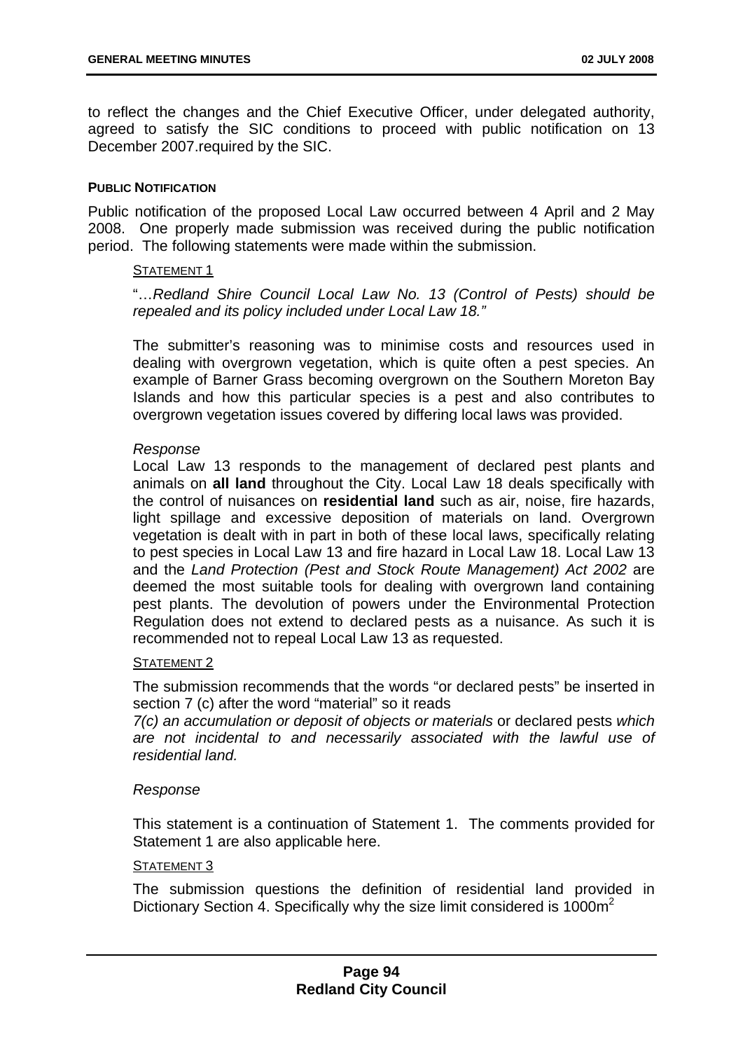to reflect the changes and the Chief Executive Officer, under delegated authority, agreed to satisfy the SIC conditions to proceed with public notification on 13 December 2007.required by the SIC.

#### PUBLIC NOTIFICATION

Public notification of the proposed Local Law occurred between 4 April and 2 May 2008. One properly made submission was received during the public notification period. The following statements were made within the submission.

STATEMENT 1

"…*Redland Shire Council Local Law No. 13 (Control of Pests) should be repealed and its policy included under Local Law 18."*

The submitter's reasoning was to minimise costs and resources used in dealing with overgrown vegetation, which is quite often a pest species. An example of Barner Grass becoming overgrown on the Southern Moreton Bay Islands and how this particular species is a pest and also contributes to overgrown vegetation issues covered by differing local laws was provided.

*Response*

Local Law 13 responds to the management of declared pest plants and animals on **all land** throughout the City. Local Law 18 deals specifically with the control of nuisances on **residential land** such as air, noise, fire hazards, light spillage and excessive deposition of materials on land. Overgrown vegetation is dealt with in part in both of these local laws, specifically relating to pest species in Local Law 13 and fire hazard in Local Law 18. Local Law 13 and the *Land Protection (Pest and Stock Route Management) Act 2002* are deemed the most suitable tools for dealing with overgrown land containing pest plants. The devolution of powers under the Environmental Protection Regulation does not extend to declared pests as a nuisance. As such it is recommended not to repeal Local Law 13 as requested.

STATEMENT 2

The submission recommends that the words "or declared pests" be inserted in section 7 (c) after the word "material" so it reads

*7(c) an accumulation or deposit of objects or materials* or declared pests *which are not incidental to and necessarily associated with the lawful use of residential land.*

*Response*

This statement is a continuation of Statement 1. The comments provided for Statement 1 are also applicable here.

STATEMENT 3

The submission questions the definition of residential land provided in Dictionary Section 4. Specifically why the size limit considered is 1000m$^2$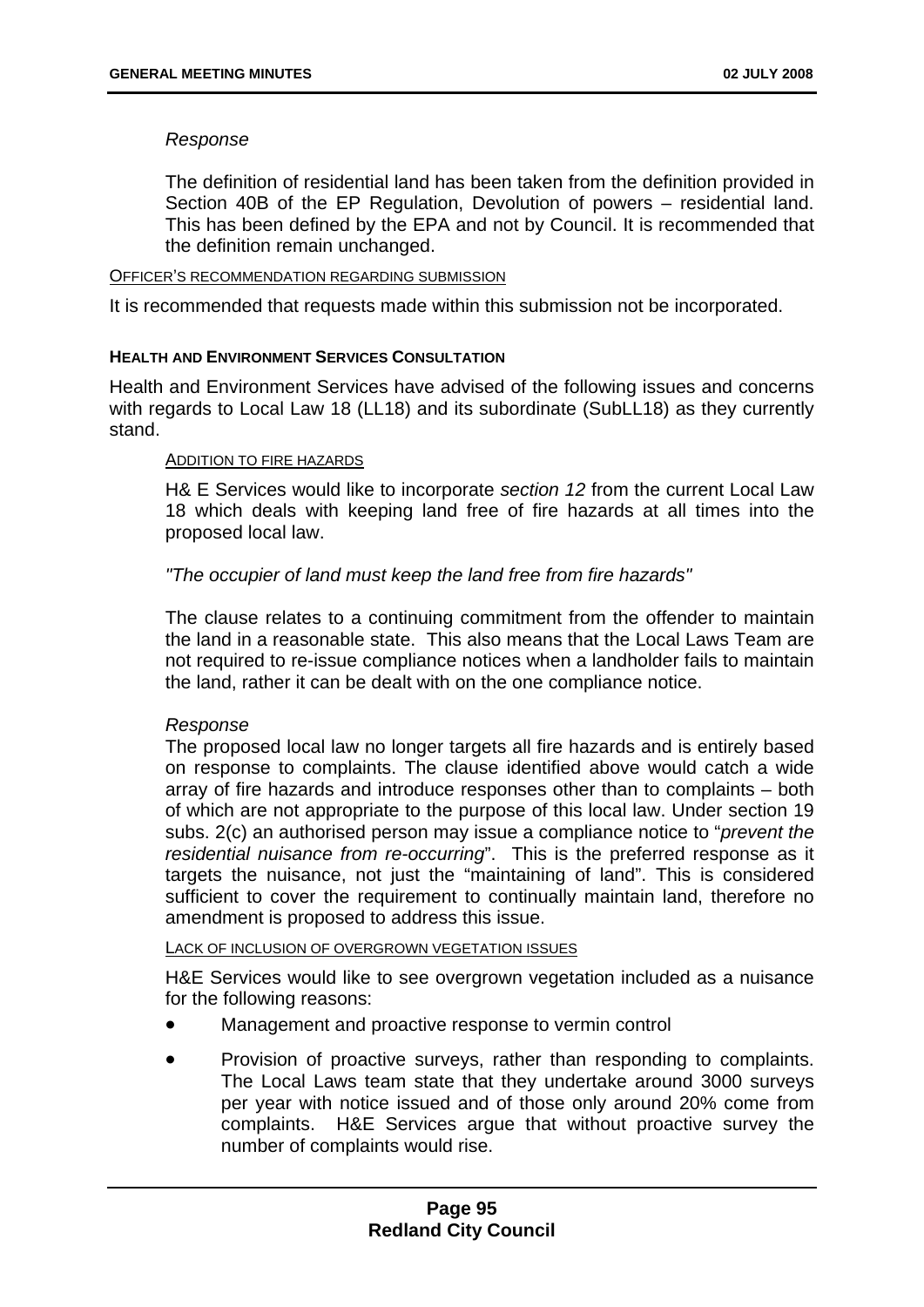*Response*

The definition of residential land has been taken from the definition provided in Section 40B of the EP Regulation, Devolution of powers – residential land. This has been defined by the EPA and not by Council. It is recommended that the definition remain unchanged.

OFFICER'S RECOMMENDATION REGARDING SUBMISSION

It is recommended that requests made within this submission not be incorporated.

**HEALTH AND ENVIRONMENT SERVICES CONSULTATION**

Health and Environment Services have advised of the following issues and concerns with regards to Local Law 18 (LL18) and its subordinate (SubLL18) as they currently stand.

ADDITION TO FIRE HAZARDS

H& E Services would like to incorporate *section 12* from the current Local Law 18 which deals with keeping land free of fire hazards at all times into the proposed local law.

*"The occupier of land must keep the land free from fire hazards"*

The clause relates to a continuing commitment from the offender to maintain the land in a reasonable state. This also means that the Local Laws Team are not required to re-issue compliance notices when a landholder fails to maintain the land, rather it can be dealt with on the one compliance notice.

*Response*

The proposed local law no longer targets all fire hazards and is entirely based on response to complaints. The clause identified above would catch a wide array of fire hazards and introduce responses other than to complaints – both of which are not appropriate to the purpose of this local law. Under section 19 subs. 2(c) an authorised person may issue a compliance notice to "*prevent the residential nuisance from re-occurring*". This is the preferred response as it targets the nuisance, not just the "maintaining of land". This is considered sufficient to cover the requirement to continually maintain land, therefore no amendment is proposed to address this issue.

LACK OF INCLUSION OF OVERGROWN VEGETATION ISSUES

H&E Services would like to see overgrown vegetation included as a nuisance for the following reasons:

- Management and proactive response to vermin control
- Provision of proactive surveys, rather than responding to complaints. The Local Laws team state that they undertake around 3000 surveys per year with notice issued and of those only around 20% come from complaints. H&E Services argue that without proactive survey the number of complaints would rise.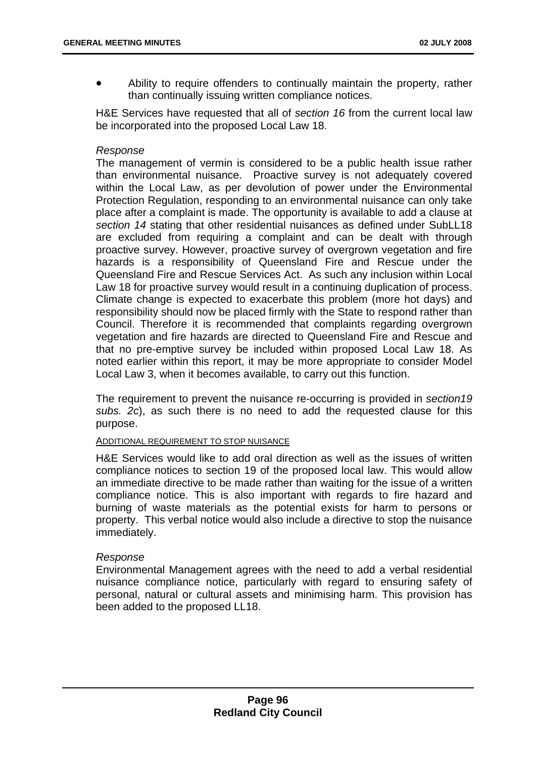- Ability to require offenders to continually maintain the property, rather than continually issuing written compliance notices.

H&E Services have requested that all of *section 16* from the current local law be incorporated into the proposed Local Law 18.

*Response*

The management of vermin is considered to be a public health issue rather than environmental nuisance. Proactive survey is not adequately covered within the Local Law, as per devolution of power under the Environmental Protection Regulation, responding to an environmental nuisance can only take place after a complaint is made. The opportunity is available to add a clause at *section 14* stating that other residential nuisances as defined under SubLL18 are excluded from requiring a complaint and can be dealt with through proactive survey. However, proactive survey of overgrown vegetation and fire hazards is a responsibility of Queensland Fire and Rescue under the Queensland Fire and Rescue Services Act. As such any inclusion within Local Law 18 for proactive survey would result in a continuing duplication of process. Climate change is expected to exacerbate this problem (more hot days) and responsibility should now be placed firmly with the State to respond rather than Council. Therefore it is recommended that complaints regarding overgrown vegetation and fire hazards are directed to Queensland Fire and Rescue and that no pre-emptive survey be included within proposed Local Law 18. As noted earlier within this report, it may be more appropriate to consider Model Local Law 3, when it becomes available, to carry out this function.

The requirement to prevent the nuisance re-occurring is provided in *section19 subs. 2c*), as such there is no need to add the requested clause for this purpose.

ADDITIONAL REQUIREMENT TO STOP NUISANCE

H&E Services would like to add oral direction as well as the issues of written compliance notices to section 19 of the proposed local law. This would allow an immediate directive to be made rather than waiting for the issue of a written compliance notice. This is also important with regards to fire hazard and burning of waste materials as the potential exists for harm to persons or property. This verbal notice would also include a directive to stop the nuisance immediately.

*Response*

Environmental Management agrees with the need to add a verbal residential nuisance compliance notice, particularly with regard to ensuring safety of personal, natural or cultural assets and minimising harm. This provision has been added to the proposed LL18.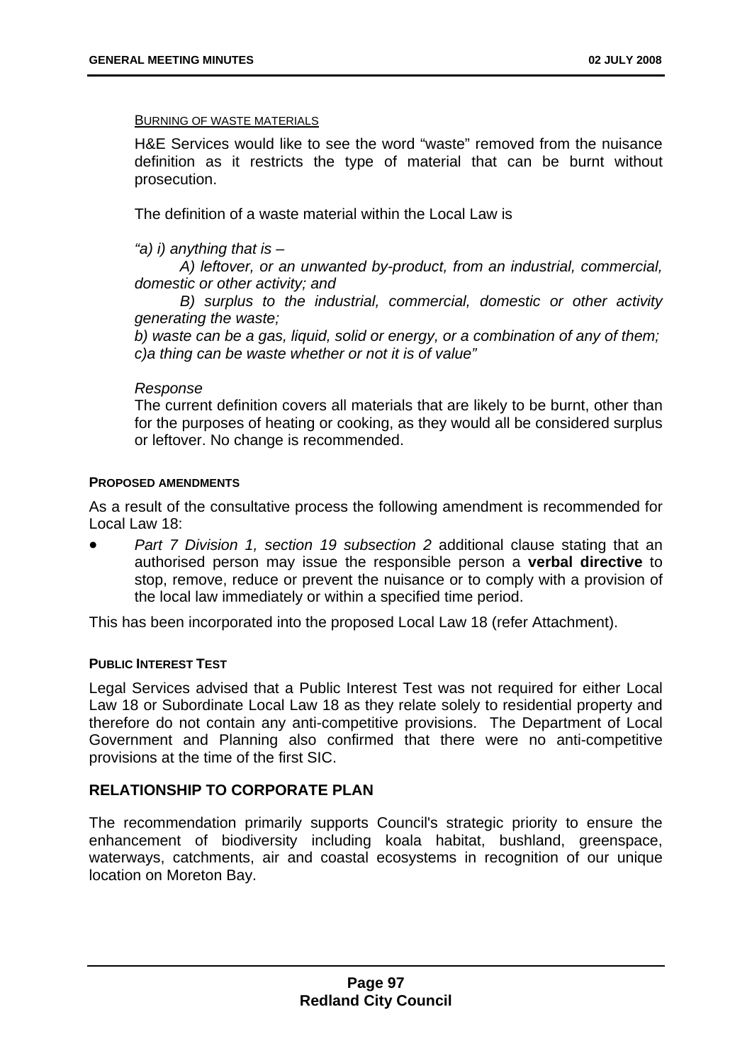Burning of waste materials

H&E Services would like to see the word "waste" removed from the nuisance definition as it restricts the type of material that can be burnt without prosecution.

The definition of a waste material within the Local Law is

*"a) i) anything that is –*

*A) leftover, or an unwanted by-product, from an industrial, commercial, domestic or other activity; and*

*B) surplus to the industrial, commercial, domestic or other activity generating the waste;*

*b) waste can be a gas, liquid, solid or energy, or a combination of any of them;*
*c)a thing can be waste whether or not it is of value"*

*Response*

The current definition covers all materials that are likely to be burnt, other than for the purposes of heating or cooking, as they would all be considered surplus or leftover. No change is recommended.

**PROPOSED AMENDMENTS**

As a result of the consultative process the following amendment is recommended for Local Law 18:

- *Part 7 Division 1, section 19 subsection 2* additional clause stating that an authorised person may issue the responsible person a **verbal directive** to stop, remove, reduce or prevent the nuisance or to comply with a provision of the local law immediately or within a specified time period.

This has been incorporated into the proposed Local Law 18 (refer Attachment).

**PUBLIC INTEREST TEST**

Legal Services advised that a Public Interest Test was not required for either Local Law 18 or Subordinate Local Law 18 as they relate solely to residential property and therefore do not contain any anti-competitive provisions. The Department of Local Government and Planning also confirmed that there were no anti-competitive provisions at the time of the first SIC.

## RELATIONSHIP TO CORPORATE PLAN

The recommendation primarily supports Council's strategic priority to ensure the enhancement of biodiversity including koala habitat, bushland, greenspace, waterways, catchments, air and coastal ecosystems in recognition of our unique location on Moreton Bay.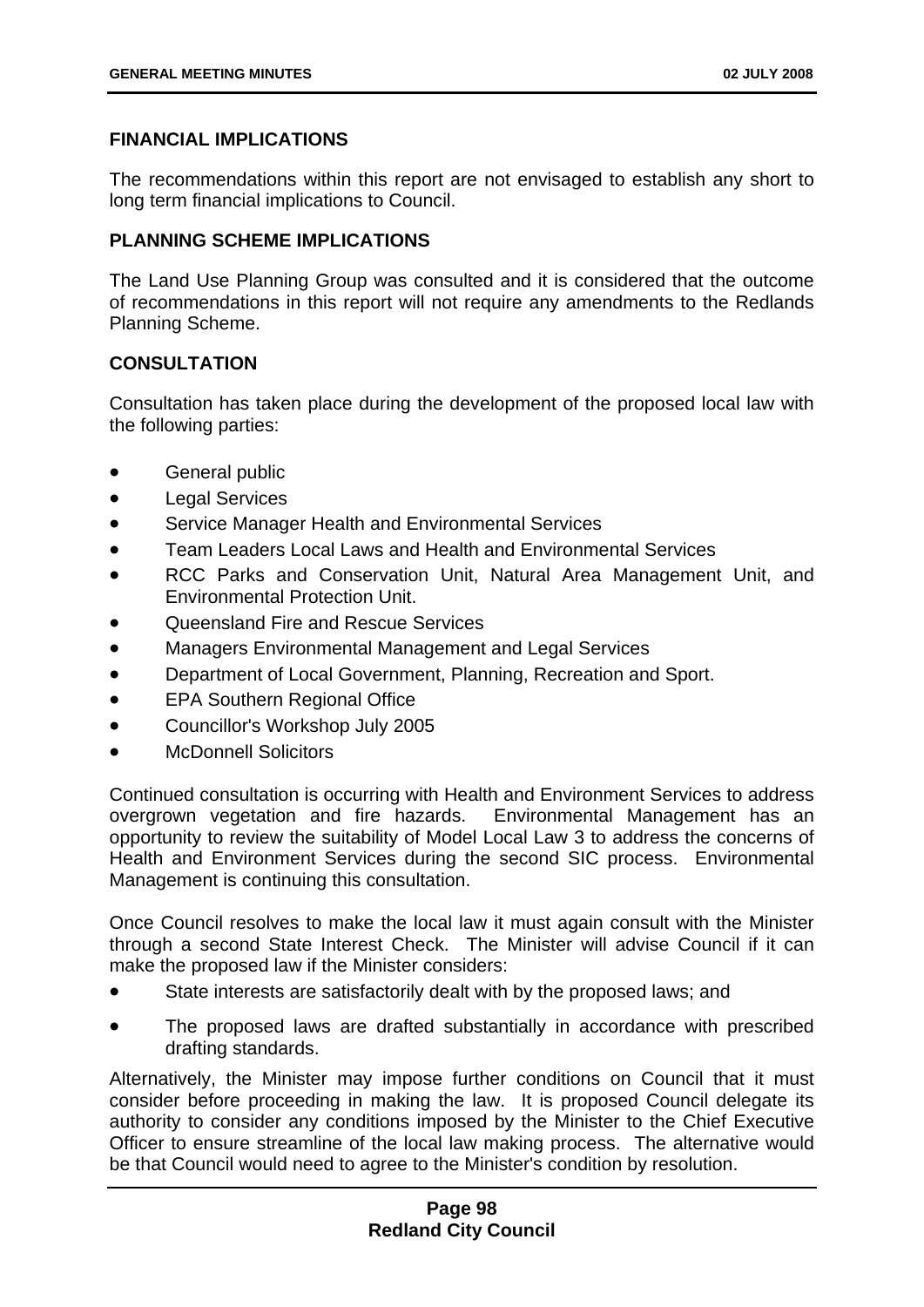### FINANCIAL IMPLICATIONS

The recommendations within this report are not envisaged to establish any short to long term financial implications to Council.

### PLANNING SCHEME IMPLICATIONS

The Land Use Planning Group was consulted and it is considered that the outcome of recommendations in this report will not require any amendments to the Redlands Planning Scheme.

### CONSULTATION

Consultation has taken place during the development of the proposed local law with the following parties:

- General public
- Legal Services
- Service Manager Health and Environmental Services
- Team Leaders Local Laws and Health and Environmental Services
- RCC Parks and Conservation Unit, Natural Area Management Unit, and Environmental Protection Unit.
- Queensland Fire and Rescue Services
- Managers Environmental Management and Legal Services
- Department of Local Government, Planning, Recreation and Sport.
- EPA Southern Regional Office
- Councillor's Workshop July 2005
- McDonnell Solicitors

Continued consultation is occurring with Health and Environment Services to address overgrown vegetation and fire hazards. Environmental Management has an opportunity to review the suitability of Model Local Law 3 to address the concerns of Health and Environment Services during the second SIC process. Environmental Management is continuing this consultation.

Once Council resolves to make the local law it must again consult with the Minister through a second State Interest Check. The Minister will advise Council if it can make the proposed law if the Minister considers:

- State interests are satisfactorily dealt with by the proposed laws; and
- The proposed laws are drafted substantially in accordance with prescribed drafting standards.

Alternatively, the Minister may impose further conditions on Council that it must consider before proceeding in making the law. It is proposed Council delegate its authority to consider any conditions imposed by the Minister to the Chief Executive Officer to ensure streamline of the local law making process. The alternative would be that Council would need to agree to the Minister's condition by resolution.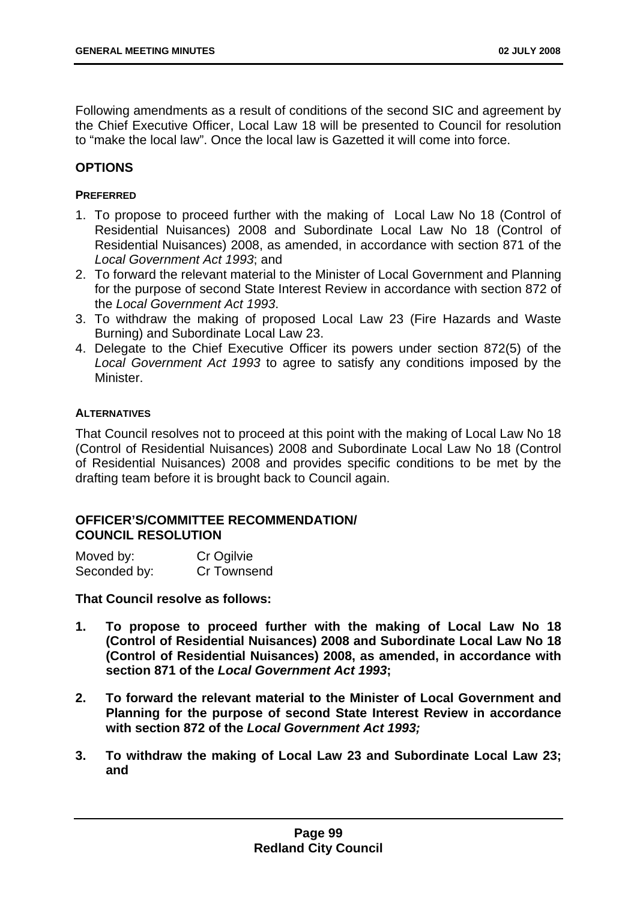Following amendments as a result of conditions of the second SIC and agreement by the Chief Executive Officer, Local Law 18 will be presented to Council for resolution to "make the local law". Once the local law is Gazetted it will come into force.

## OPTIONS

### PREFERRED

1. To propose to proceed further with the making of Local Law No 18 (Control of Residential Nuisances) 2008 and Subordinate Local Law No 18 (Control of Residential Nuisances) 2008, as amended, in accordance with section 871 of the *Local Government Act 1993*; and
2. To forward the relevant material to the Minister of Local Government and Planning for the purpose of second State Interest Review in accordance with section 872 of the *Local Government Act 1993*.
3. To withdraw the making of proposed Local Law 23 (Fire Hazards and Waste Burning) and Subordinate Local Law 23.
4. Delegate to the Chief Executive Officer its powers under section 872(5) of the *Local Government Act 1993* to agree to satisfy any conditions imposed by the Minister.

### ALTERNATIVES

That Council resolves not to proceed at this point with the making of Local Law No 18 (Control of Residential Nuisances) 2008 and Subordinate Local Law No 18 (Control of Residential Nuisances) 2008 and provides specific conditions to be met by the drafting team before it is brought back to Council again.

## OFFICER'S/COMMITTEE RECOMMENDATION/ COUNCIL RESOLUTION

Moved by: Cr Ogilvie
Seconded by: Cr Townsend

**That Council resolve as follows:**

1. **To propose to proceed further with the making of Local Law No 18 (Control of Residential Nuisances) 2008 and Subordinate Local Law No 18 (Control of Residential Nuisances) 2008, as amended, in accordance with section 871 of the *Local Government Act 1993*;**

2. **To forward the relevant material to the Minister of Local Government and Planning for the purpose of second State Interest Review in accordance with section 872 of the *Local Government Act 1993;***

3. **To withdraw the making of Local Law 23 and Subordinate Local Law 23; and**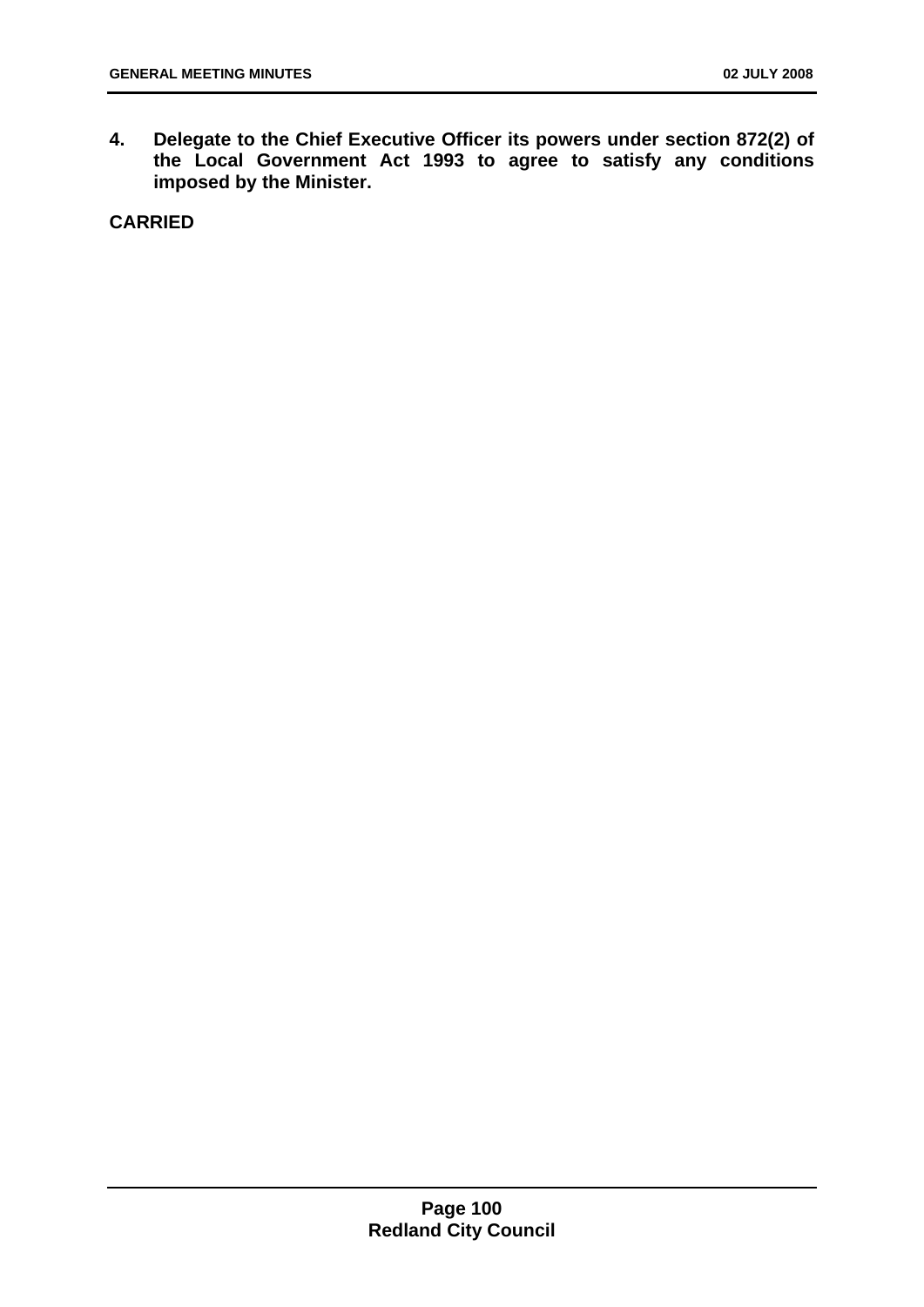**4. Delegate to the Chief Executive Officer its powers under section 872(2) of the Local Government Act 1993 to agree to satisfy any conditions imposed by the Minister.**

**CARRIED**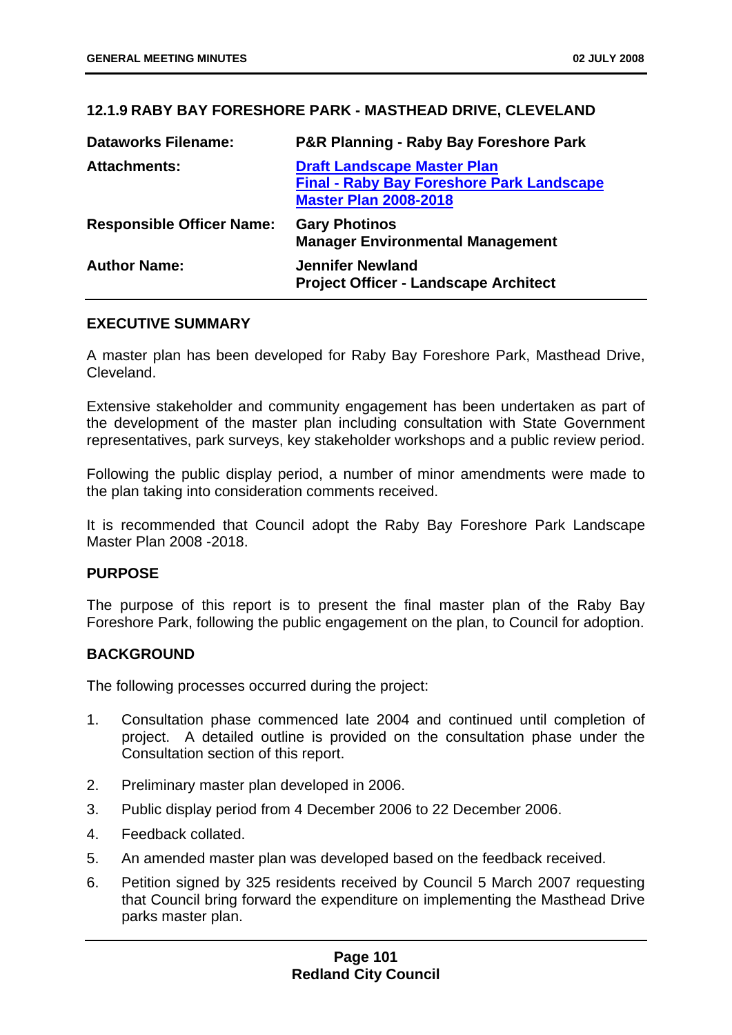### 12.1.9 RABY BAY FORESHORE PARK - MASTHEAD DRIVE, CLEVELAND

| | |
|---|---|
| **Dataworks Filename:** | **P&R Planning - Raby Bay Foreshore Park** |
| **Attachments:** | **Draft Landscape Master Plan**<br>**Final - Raby Bay Foreshore Park Landscape Master Plan 2008-2018** |
| **Responsible Officer Name:** | **Gary Photinos**<br>**Manager Environmental Management** |
| **Author Name:** | **Jennifer Newland**<br>**Project Officer - Landscape Architect** |

#### EXECUTIVE SUMMARY

A master plan has been developed for Raby Bay Foreshore Park, Masthead Drive, Cleveland.

Extensive stakeholder and community engagement has been undertaken as part of the development of the master plan including consultation with State Government representatives, park surveys, key stakeholder workshops and a public review period.

Following the public display period, a number of minor amendments were made to the plan taking into consideration comments received.

It is recommended that Council adopt the Raby Bay Foreshore Park Landscape Master Plan 2008 -2018.

#### PURPOSE

The purpose of this report is to present the final master plan of the Raby Bay Foreshore Park, following the public engagement on the plan, to Council for adoption.

#### BACKGROUND

The following processes occurred during the project:

1. Consultation phase commenced late 2004 and continued until completion of project. A detailed outline is provided on the consultation phase under the Consultation section of this report.
2. Preliminary master plan developed in 2006.
3. Public display period from 4 December 2006 to 22 December 2006.
4. Feedback collated.
5. An amended master plan was developed based on the feedback received.
6. Petition signed by 325 residents received by Council 5 March 2007 requesting that Council bring forward the expenditure on implementing the Masthead Drive parks master plan.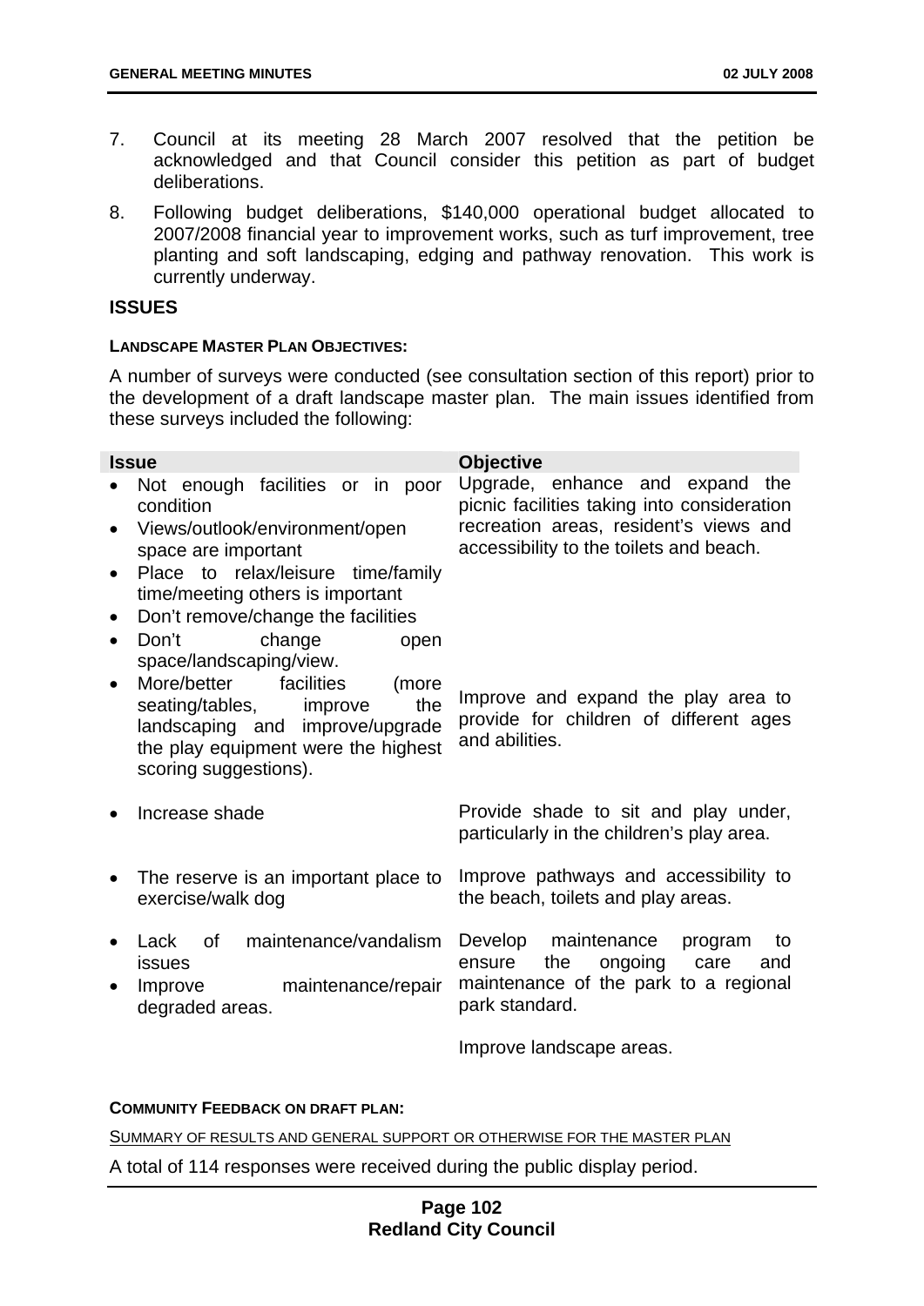7. Council at its meeting 28 March 2007 resolved that the petition be acknowledged and that Council consider this petition as part of budget deliberations.

8. Following budget deliberations, $140,000 operational budget allocated to 2007/2008 financial year to improvement works, such as turf improvement, tree planting and soft landscaping, edging and pathway renovation. This work is currently underway.

## ISSUES

**LANDSCAPE MASTER PLAN OBJECTIVES:**

A number of surveys were conducted (see consultation section of this report) prior to the development of a draft landscape master plan. The main issues identified from these surveys included the following:

| Issue | Objective |
|---|---|
| • Not enough facilities or in poor condition<br>• Views/outlook/environment/open space are important<br>• Place to relax/leisure time/family time/meeting others is important<br>• Don't remove/change the facilities<br>• Don't change open space/landscaping/view. | Upgrade, enhance and expand the picnic facilities taking into consideration recreation areas, resident's views and accessibility to the toilets and beach. |
| • More/better facilities (more seating/tables, improve the landscaping and improve/upgrade the play equipment were the highest scoring suggestions). | Improve and expand the play area to provide for children of different ages and abilities. |
| • Increase shade | Provide shade to sit and play under, particularly in the children's play area. |
| • The reserve is an important place to exercise/walk dog | Improve pathways and accessibility to the beach, toilets and play areas. |
| • Lack of maintenance/vandalism issues<br>• Improve maintenance/repair degraded areas. | Develop maintenance program to ensure the ongoing care and maintenance of the park to a regional park standard.<br><br>Improve landscape areas. |

**COMMUNITY FEEDBACK ON DRAFT PLAN:**

SUMMARY OF RESULTS AND GENERAL SUPPORT OR OTHERWISE FOR THE MASTER PLAN

A total of 114 responses were received during the public display period.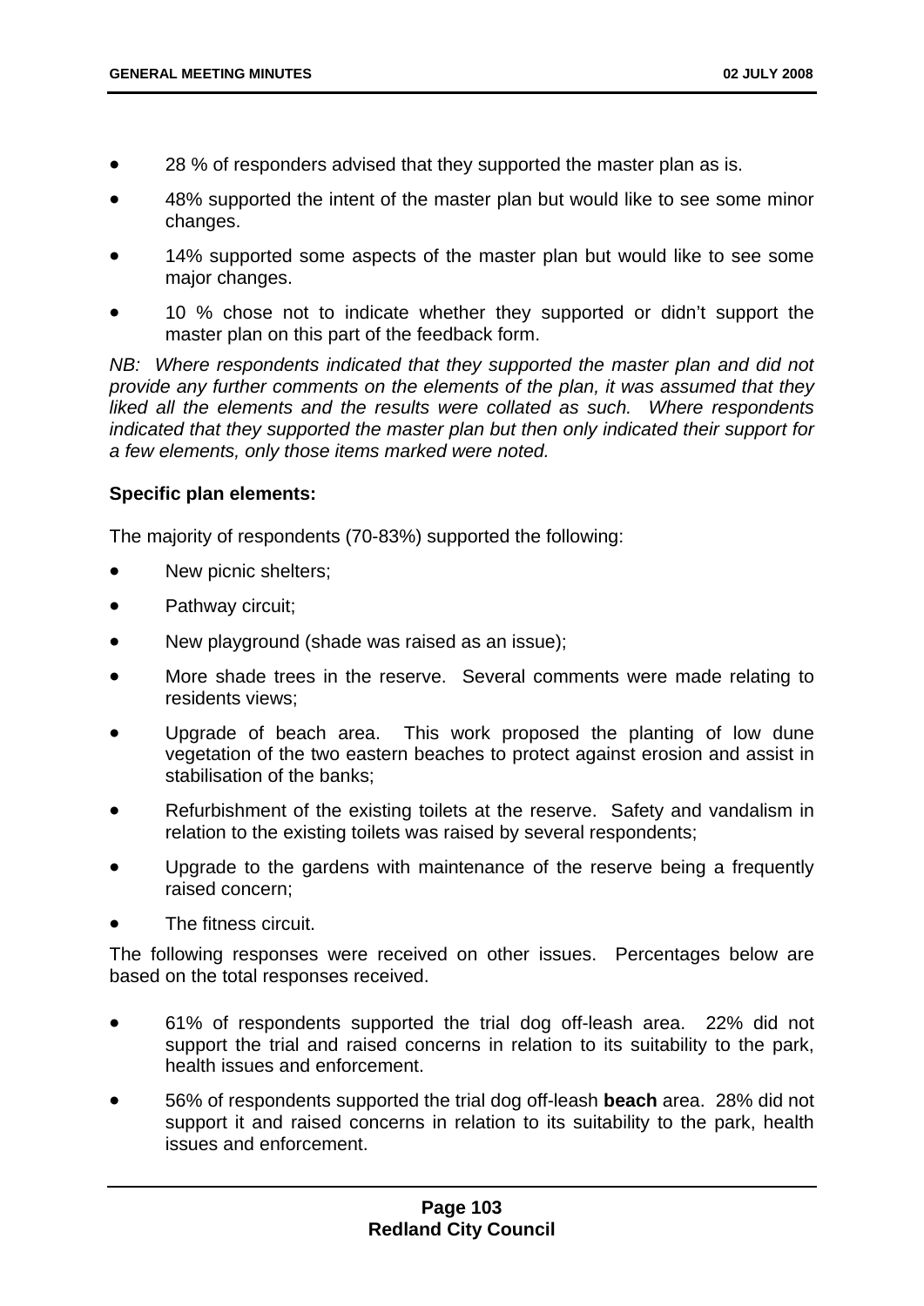- 28 % of responders advised that they supported the master plan as is.
- 48% supported the intent of the master plan but would like to see some minor changes.
- 14% supported some aspects of the master plan but would like to see some major changes.
- 10 % chose not to indicate whether they supported or didn't support the master plan on this part of the feedback form.

*NB: Where respondents indicated that they supported the master plan and did not provide any further comments on the elements of the plan, it was assumed that they liked all the elements and the results were collated as such. Where respondents indicated that they supported the master plan but then only indicated their support for a few elements, only those items marked were noted.*

**Specific plan elements:**

The majority of respondents (70-83%) supported the following:

- New picnic shelters;
- Pathway circuit;
- New playground (shade was raised as an issue);
- More shade trees in the reserve. Several comments were made relating to residents views;
- Upgrade of beach area. This work proposed the planting of low dune vegetation of the two eastern beaches to protect against erosion and assist in stabilisation of the banks;
- Refurbishment of the existing toilets at the reserve. Safety and vandalism in relation to the existing toilets was raised by several respondents;
- Upgrade to the gardens with maintenance of the reserve being a frequently raised concern;
- The fitness circuit.

The following responses were received on other issues. Percentages below are based on the total responses received.

- 61% of respondents supported the trial dog off-leash area. 22% did not support the trial and raised concerns in relation to its suitability to the park, health issues and enforcement.
- 56% of respondents supported the trial dog off-leash **beach** area. 28% did not support it and raised concerns in relation to its suitability to the park, health issues and enforcement.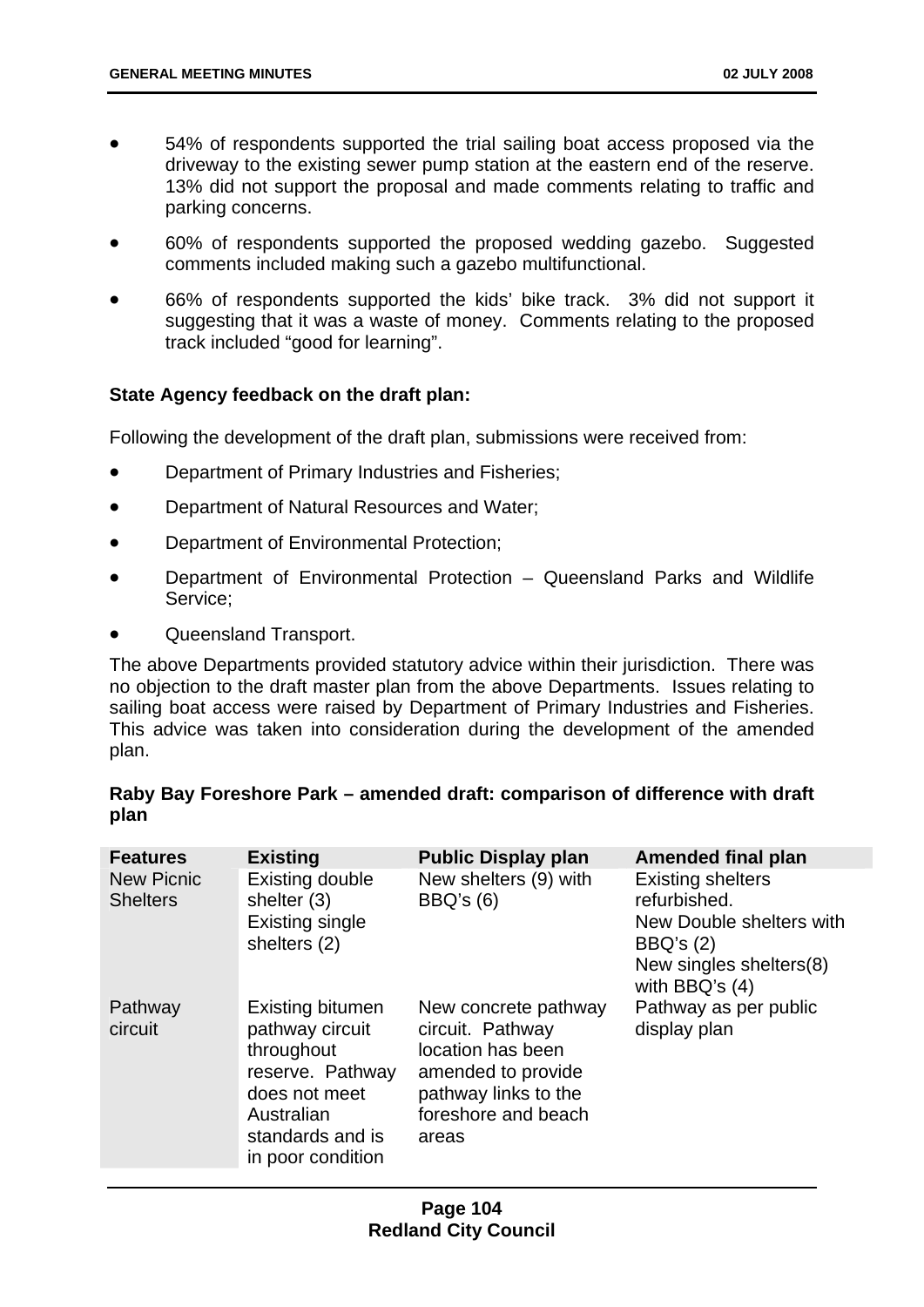- 54% of respondents supported the trial sailing boat access proposed via the driveway to the existing sewer pump station at the eastern end of the reserve. 13% did not support the proposal and made comments relating to traffic and parking concerns.
- 60% of respondents supported the proposed wedding gazebo. Suggested comments included making such a gazebo multifunctional.
- 66% of respondents supported the kids' bike track. 3% did not support it suggesting that it was a waste of money. Comments relating to the proposed track included "good for learning".

**State Agency feedback on the draft plan:**

Following the development of the draft plan, submissions were received from:

- Department of Primary Industries and Fisheries;
- Department of Natural Resources and Water;
- Department of Environmental Protection;
- Department of Environmental Protection – Queensland Parks and Wildlife Service;
- Queensland Transport.

The above Departments provided statutory advice within their jurisdiction. There was no objection to the draft master plan from the above Departments. Issues relating to sailing boat access were raised by Department of Primary Industries and Fisheries. This advice was taken into consideration during the development of the amended plan.

**Raby Bay Foreshore Park – amended draft: comparison of difference with draft plan**

| Features | Existing | Public Display plan | Amended final plan |
|---|---|---|---|
| New Picnic Shelters | Existing double shelter (3)<br>Existing single shelters (2) | New shelters (9) with BBQ's (6) | Existing shelters refurbished.<br>New Double shelters with BBQ's (2)<br>New singles shelters(8) with BBQ's (4) |
| Pathway circuit | Existing bitumen pathway circuit throughout reserve. Pathway does not meet Australian standards and is in poor condition | New concrete pathway circuit. Pathway location has been amended to provide pathway links to the foreshore and beach areas | Pathway as per public display plan |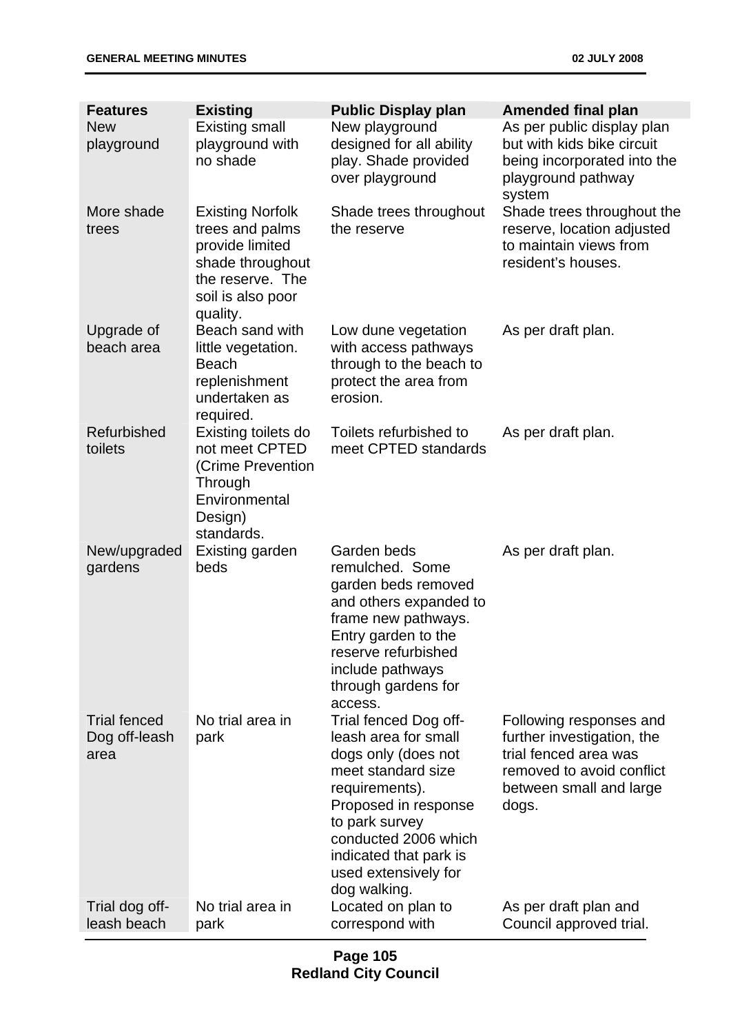| Features | Existing | Public Display plan | Amended final plan |
|---|---|---|---|
| New playground | Existing small playground with no shade | New playground designed for all ability play. Shade provided over playground | As per public display plan but with kids bike circuit being incorporated into the playground pathway system |
| More shade trees | Existing Norfolk trees and palms provide limited shade throughout the reserve. The soil is also poor quality. | Shade trees throughout the reserve | Shade trees throughout the reserve, location adjusted to maintain views from resident's houses. |
| Upgrade of beach area | Beach sand with little vegetation. Beach replenishment undertaken as required. | Low dune vegetation with access pathways through to the beach to protect the area from erosion. | As per draft plan. |
| Refurbished toilets | Existing toilets do not meet CPTED (Crime Prevention Through Environmental Design) standards. | Toilets refurbished to meet CPTED standards | As per draft plan. |
| New/upgraded gardens | Existing garden beds | Garden beds remulched. Some garden beds removed and others expanded to frame new pathways. Entry garden to the reserve refurbished include pathways through gardens for access. | As per draft plan. |
| Trial fenced Dog off-leash area | No trial area in park | Trial fenced Dog off-leash area for small dogs only (does not meet standard size requirements). Proposed in response to park survey conducted 2006 which indicated that park is used extensively for dog walking. | Following responses and further investigation, the trial fenced area was removed to avoid conflict between small and large dogs. |
| Trial dog off-leash beach | No trial area in park | Located on plan to correspond with | As per draft plan and Council approved trial. |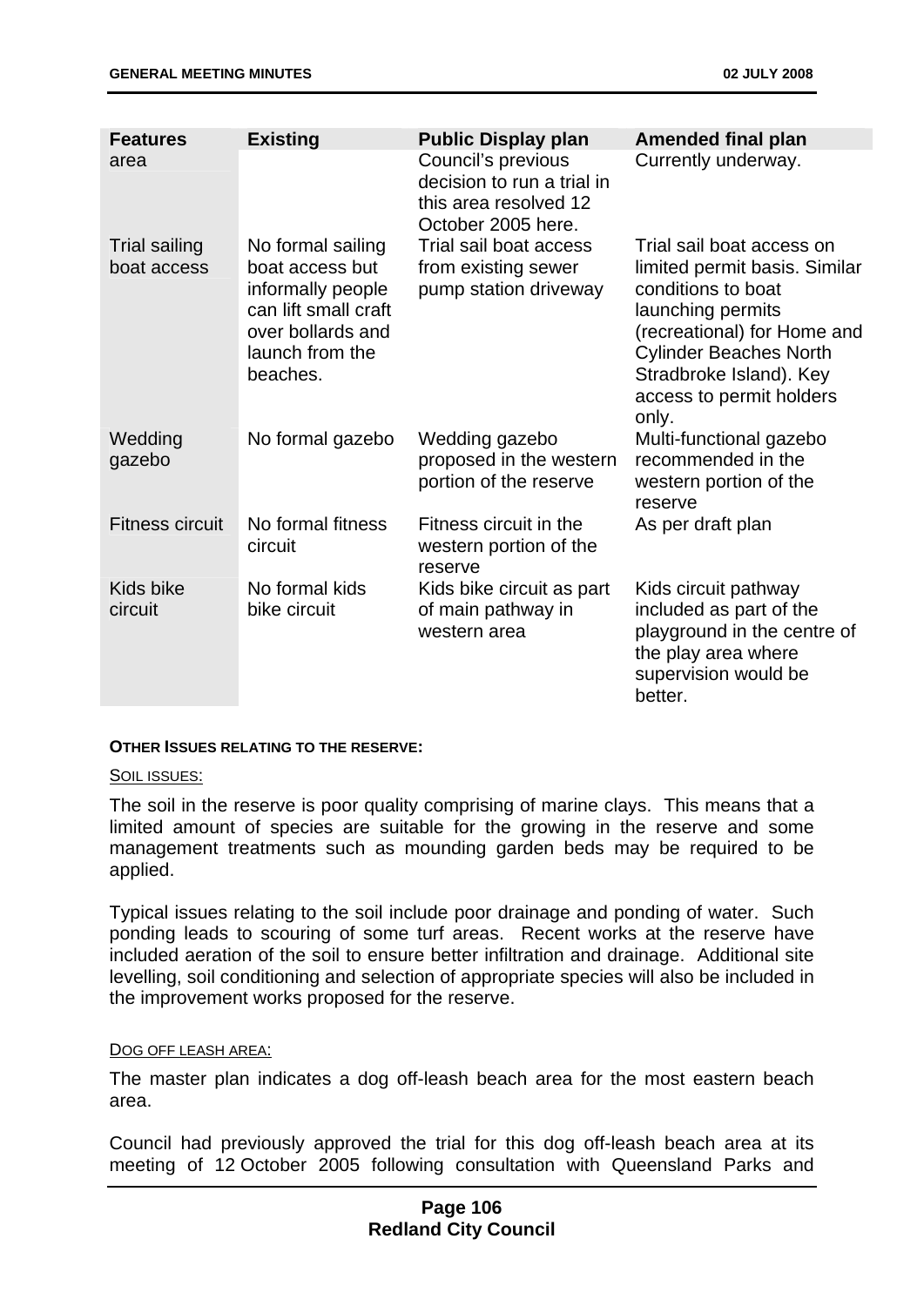| Features | Existing | Public Display plan | Amended final plan |
|---|---|---|---|
| area | | Council's previous decision to run a trial in this area resolved 12 October 2005 here. | Currently underway. |
| Trial sailing boat access | No formal sailing boat access but informally people can lift small craft over bollards and launch from the beaches. | Trial sail boat access from existing sewer pump station driveway | Trial sail boat access on limited permit basis. Similar conditions to boat launching permits (recreational) for Home and Cylinder Beaches North Stradbroke Island). Key access to permit holders only. |
| Wedding gazebo | No formal gazebo | Wedding gazebo proposed in the western portion of the reserve | Multi-functional gazebo recommended in the western portion of the reserve |
| Fitness circuit | No formal fitness circuit | Fitness circuit in the western portion of the reserve | As per draft plan |
| Kids bike circuit | No formal kids bike circuit | Kids bike circuit as part of main pathway in western area | Kids circuit pathway included as part of the playground in the centre of the play area where supervision would be better. |

**OTHER ISSUES RELATING TO THE RESERVE:**

SOIL ISSUES:

The soil in the reserve is poor quality comprising of marine clays. This means that a limited amount of species are suitable for the growing in the reserve and some management treatments such as mounding garden beds may be required to be applied.

Typical issues relating to the soil include poor drainage and ponding of water. Such ponding leads to scouring of some turf areas. Recent works at the reserve have included aeration of the soil to ensure better infiltration and drainage. Additional site levelling, soil conditioning and selection of appropriate species will also be included in the improvement works proposed for the reserve.

DOG OFF LEASH AREA:

The master plan indicates a dog off-leash beach area for the most eastern beach area.

Council had previously approved the trial for this dog off-leash beach area at its meeting of 12 October 2005 following consultation with Queensland Parks and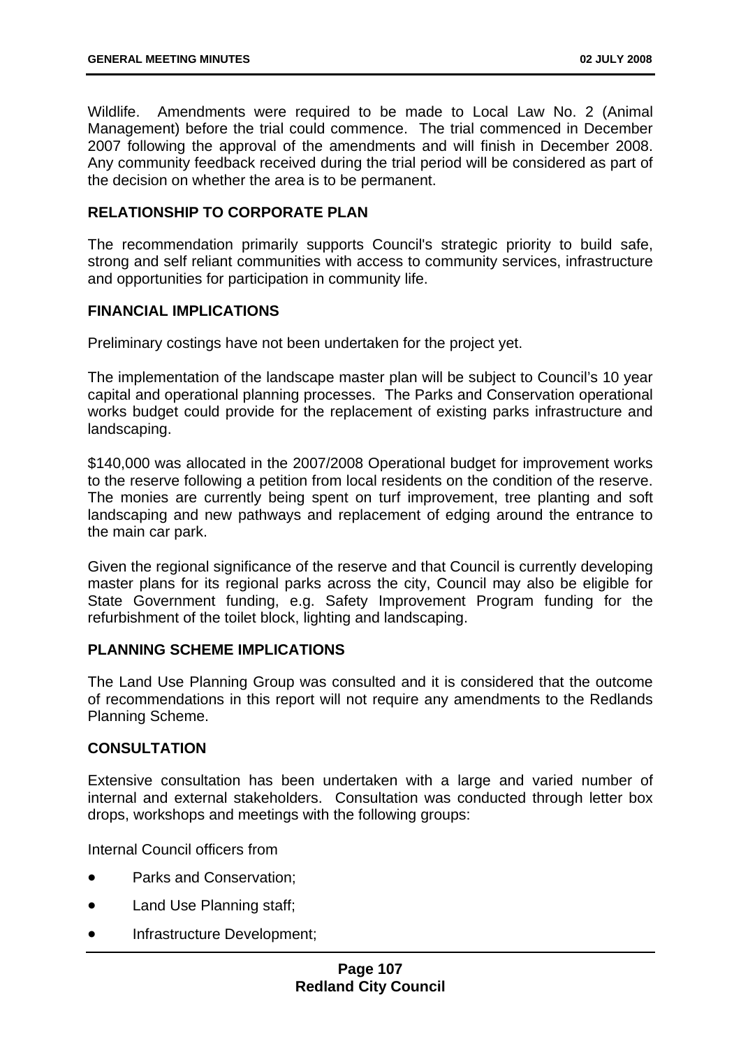Wildlife. Amendments were required to be made to Local Law No. 2 (Animal Management) before the trial could commence. The trial commenced in December 2007 following the approval of the amendments and will finish in December 2008. Any community feedback received during the trial period will be considered as part of the decision on whether the area is to be permanent.

**RELATIONSHIP TO CORPORATE PLAN**

The recommendation primarily supports Council's strategic priority to build safe, strong and self reliant communities with access to community services, infrastructure and opportunities for participation in community life.

**FINANCIAL IMPLICATIONS**

Preliminary costings have not been undertaken for the project yet.

The implementation of the landscape master plan will be subject to Council's 10 year capital and operational planning processes. The Parks and Conservation operational works budget could provide for the replacement of existing parks infrastructure and landscaping.

$140,000 was allocated in the 2007/2008 Operational budget for improvement works to the reserve following a petition from local residents on the condition of the reserve. The monies are currently being spent on turf improvement, tree planting and soft landscaping and new pathways and replacement of edging around the entrance to the main car park.

Given the regional significance of the reserve and that Council is currently developing master plans for its regional parks across the city, Council may also be eligible for State Government funding, e.g. Safety Improvement Program funding for the refurbishment of the toilet block, lighting and landscaping.

**PLANNING SCHEME IMPLICATIONS**

The Land Use Planning Group was consulted and it is considered that the outcome of recommendations in this report will not require any amendments to the Redlands Planning Scheme.

**CONSULTATION**

Extensive consultation has been undertaken with a large and varied number of internal and external stakeholders. Consultation was conducted through letter box drops, workshops and meetings with the following groups:

Internal Council officers from

- Parks and Conservation;
- Land Use Planning staff;
- Infrastructure Development;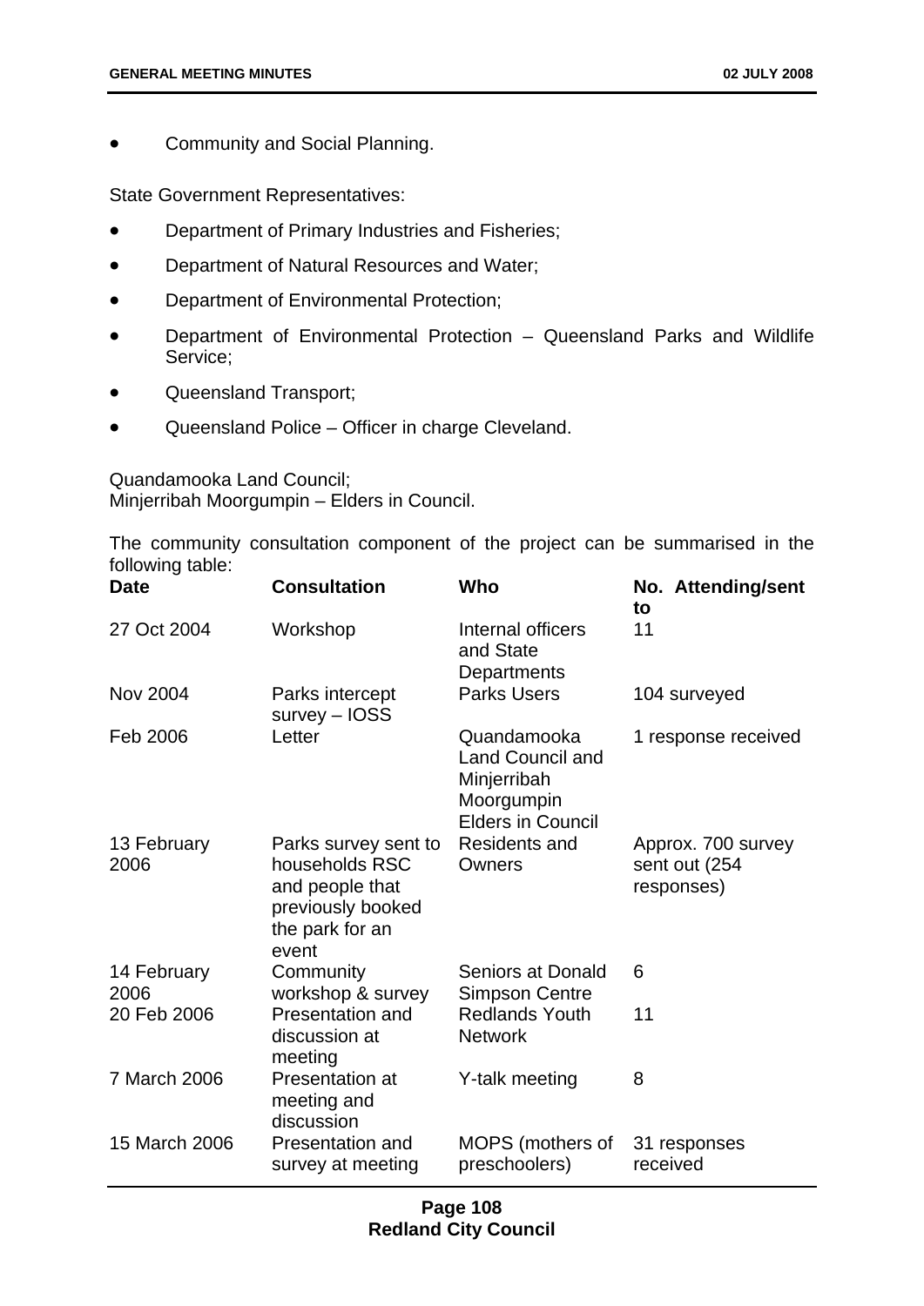- Community and Social Planning.

State Government Representatives:

- Department of Primary Industries and Fisheries;
- Department of Natural Resources and Water;
- Department of Environmental Protection;
- Department of Environmental Protection – Queensland Parks and Wildlife Service;
- Queensland Transport;
- Queensland Police – Officer in charge Cleveland.

Quandamooka Land Council;
Minjerribah Moorgumpin – Elders in Council.

The community consultation component of the project can be summarised in the following table:

| Date | Consultation | Who | No. Attending/sent to |
|---|---|---|---|
| 27 Oct 2004 | Workshop | Internal officers and State Departments | 11 |
| Nov 2004 | Parks intercept survey – IOSS | Parks Users | 104 surveyed |
| Feb 2006 | Letter | Quandamooka Land Council and Minjerribah Moorgumpin Elders in Council | 1 response received |
| 13 February 2006 | Parks survey sent to households RSC and people that previously booked the park for an event | Residents and Owners | Approx. 700 survey sent out (254 responses) |
| 14 February 2006 | Community workshop & survey | Seniors at Donald Simpson Centre | 6 |
| 20 Feb 2006 | Presentation and discussion at meeting | Redlands Youth Network | 11 |
| 7 March 2006 | Presentation at meeting and discussion | Y-talk meeting | 8 |
| 15 March 2006 | Presentation and survey at meeting | MOPS (mothers of preschoolers) | 31 responses received |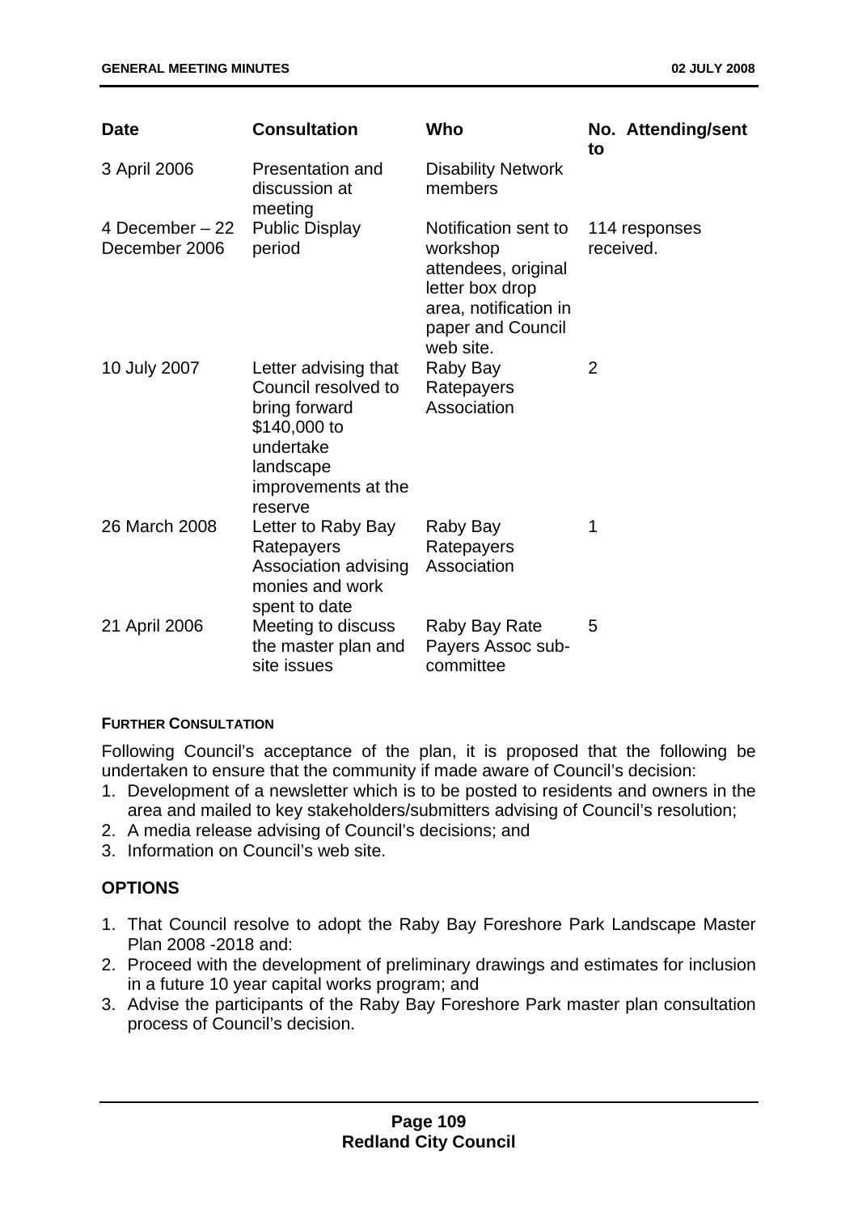| Date | Consultation | Who | No. Attending/sent to |
| --- | --- | --- | --- |
| 3 April 2006 | Presentation and discussion at meeting | Disability Network members | |
| 4 December – 22 December 2006 | Public Display period | Notification sent to workshop attendees, original letter box drop area, notification in paper and Council web site. | 114 responses received. |
| 10 July 2007 | Letter advising that Council resolved to bring forward $140,000 to undertake landscape improvements at the reserve | Raby Bay Ratepayers Association | 2 |
| 26 March 2008 | Letter to Raby Bay Ratepayers Association advising monies and work spent to date | Raby Bay Ratepayers Association | 1 |
| 21 April 2006 | Meeting to discuss the master plan and site issues | Raby Bay Rate Payers Assoc sub-committee | 5 |

**FURTHER CONSULTATION**

Following Council's acceptance of the plan, it is proposed that the following be undertaken to ensure that the community if made aware of Council's decision:

1. Development of a newsletter which is to be posted to residents and owners in the area and mailed to key stakeholders/submitters advising of Council's resolution;
2. A media release advising of Council's decisions; and
3. Information on Council's web site.

## OPTIONS

1. That Council resolve to adopt the Raby Bay Foreshore Park Landscape Master Plan 2008 -2018 and:
2. Proceed with the development of preliminary drawings and estimates for inclusion in a future 10 year capital works program; and
3. Advise the participants of the Raby Bay Foreshore Park master plan consultation process of Council's decision.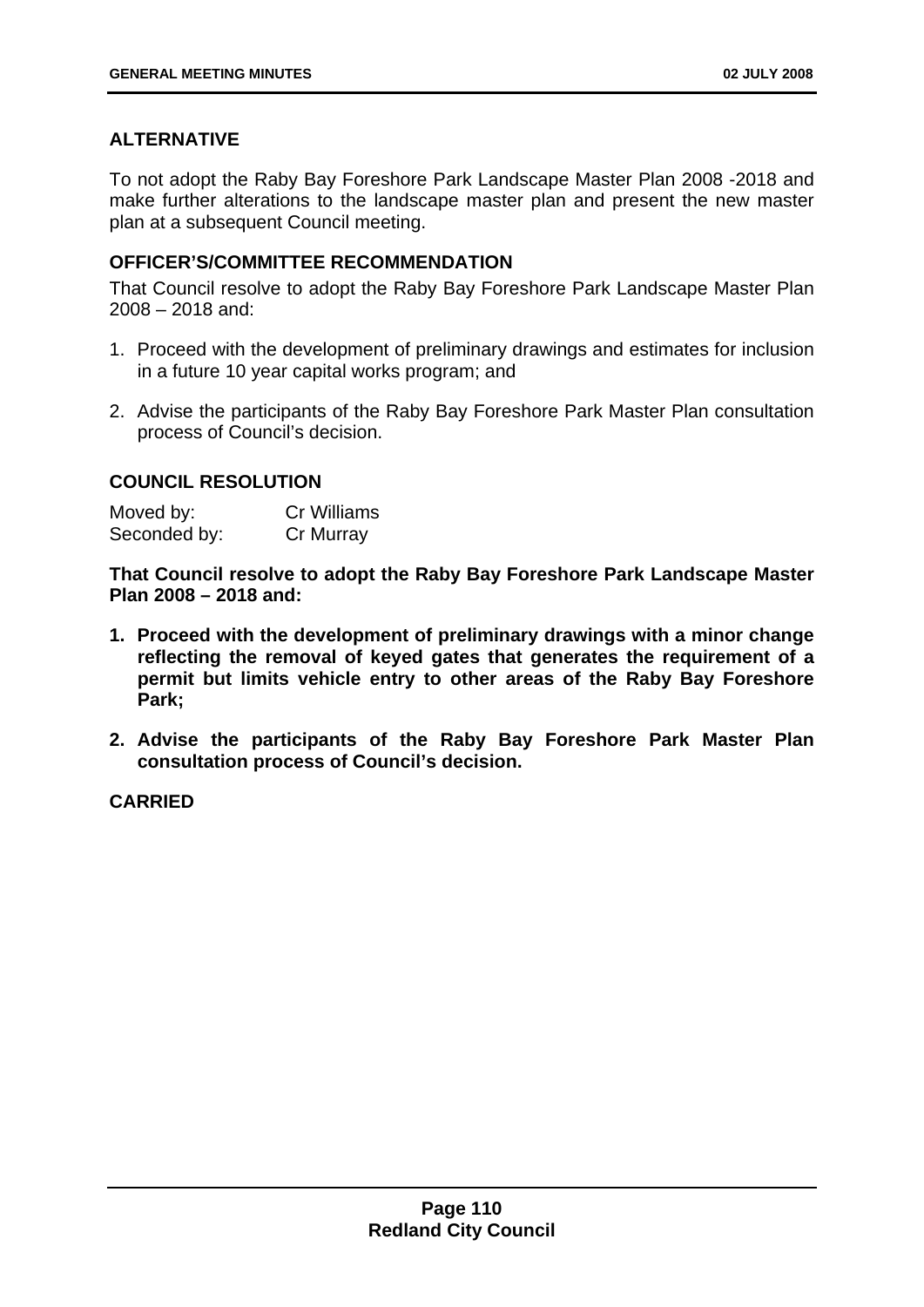## ALTERNATIVE

To not adopt the Raby Bay Foreshore Park Landscape Master Plan 2008 -2018 and make further alterations to the landscape master plan and present the new master plan at a subsequent Council meeting.

## OFFICER'S/COMMITTEE RECOMMENDATION

That Council resolve to adopt the Raby Bay Foreshore Park Landscape Master Plan 2008 – 2018 and:

1. Proceed with the development of preliminary drawings and estimates for inclusion in a future 10 year capital works program; and
2. Advise the participants of the Raby Bay Foreshore Park Master Plan consultation process of Council's decision.

## COUNCIL RESOLUTION

| Moved by: | Cr Williams |
|---|---|
| Seconded by: | Cr Murray |

**That Council resolve to adopt the Raby Bay Foreshore Park Landscape Master Plan 2008 – 2018 and:**

1. **Proceed with the development of preliminary drawings with a minor change reflecting the removal of keyed gates that generates the requirement of a permit but limits vehicle entry to other areas of the Raby Bay Foreshore Park;**
2. **Advise the participants of the Raby Bay Foreshore Park Master Plan consultation process of Council's decision.**

**CARRIED**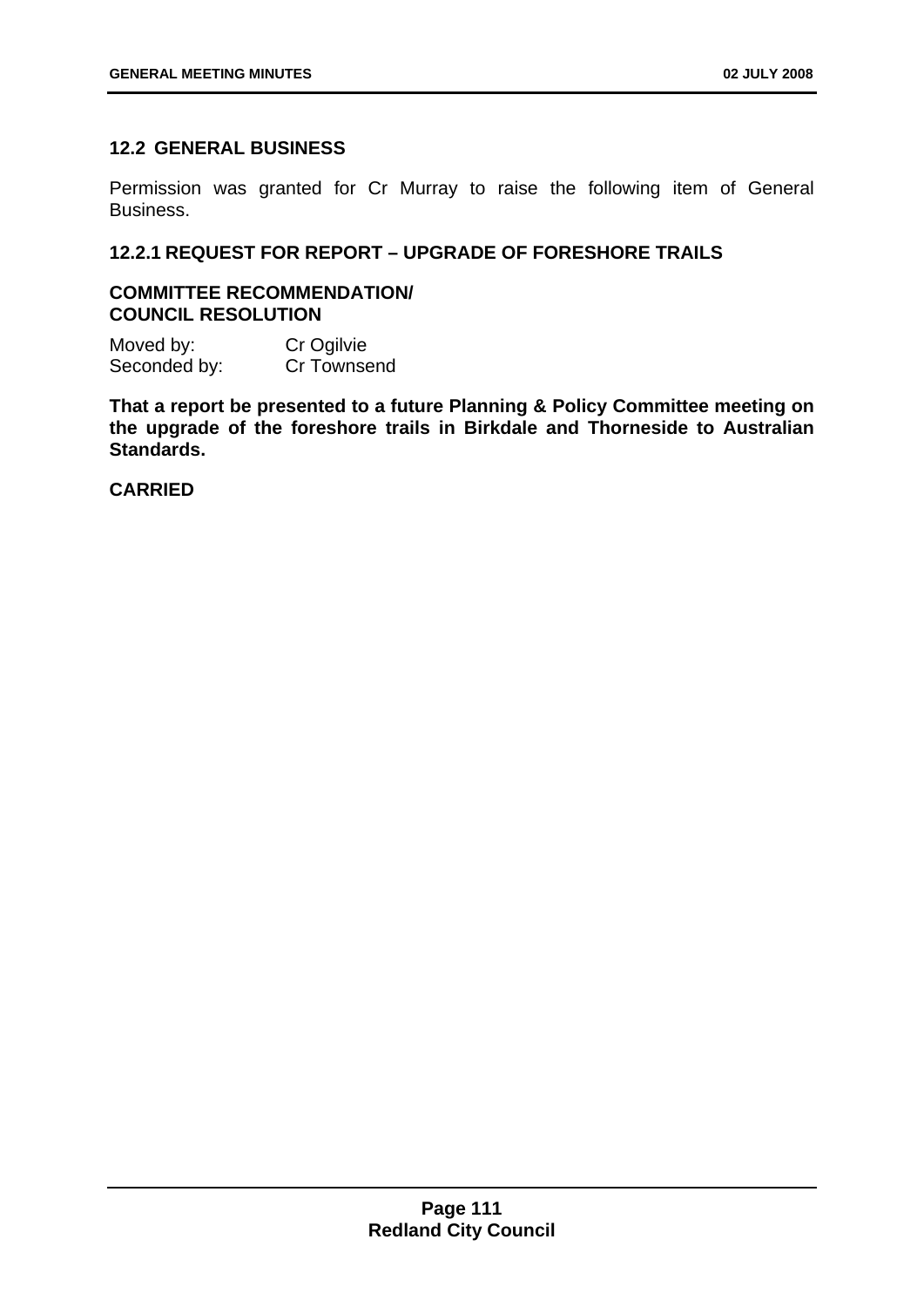## 12.2 GENERAL BUSINESS

Permission was granted for Cr Murray to raise the following item of General Business.

### 12.2.1 REQUEST FOR REPORT – UPGRADE OF FORESHORE TRAILS

**COMMITTEE RECOMMENDATION/**
**COUNCIL RESOLUTION**

Moved by: Cr Ogilvie
Seconded by: Cr Townsend

**That a report be presented to a future Planning & Policy Committee meeting on the upgrade of the foreshore trails in Birkdale and Thorneside to Australian Standards.**

**CARRIED**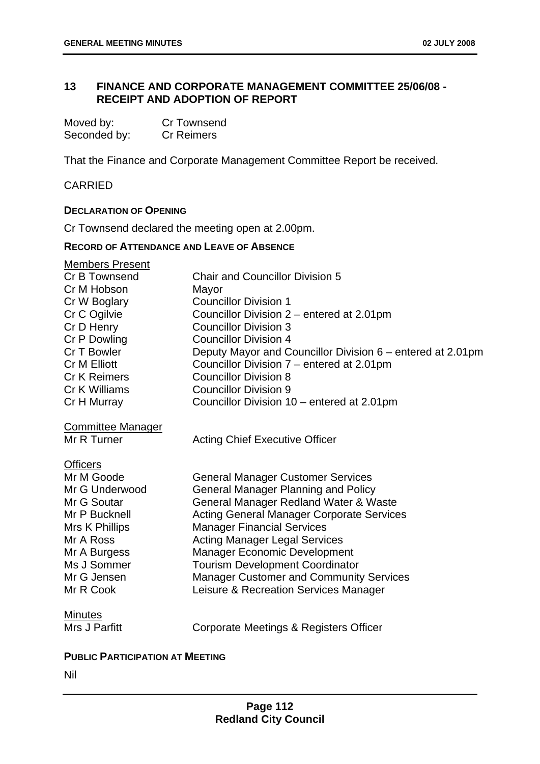## 13 FINANCE AND CORPORATE MANAGEMENT COMMITTEE 25/06/08 - RECEIPT AND ADOPTION OF REPORT

| | |
|---|---|
| Moved by: | Cr Townsend |
| Seconded by: | Cr Reimers |

That the Finance and Corporate Management Committee Report be received.

CARRIED

**DECLARATION OF OPENING**

Cr Townsend declared the meeting open at 2.00pm.

**RECORD OF ATTENDANCE AND LEAVE OF ABSENCE**

Members Present

| | |
|---|---|
| Cr B Townsend | Chair and Councillor Division 5 |
| Cr M Hobson | Mayor |
| Cr W Boglary | Councillor Division 1 |
| Cr C Ogilvie | Councillor Division 2 – entered at 2.01pm |
| Cr D Henry | Councillor Division 3 |
| Cr P Dowling | Councillor Division 4 |
| Cr T Bowler | Deputy Mayor and Councillor Division 6 – entered at 2.01pm |
| Cr M Elliott | Councillor Division 7 – entered at 2.01pm |
| Cr K Reimers | Councillor Division 8 |
| Cr K Williams | Councillor Division 9 |
| Cr H Murray | Councillor Division 10 – entered at 2.01pm |

Committee Manager

| | |
|---|---|
| Mr R Turner | Acting Chief Executive Officer |

Officers

| | |
|---|---|
| Mr M Goode | General Manager Customer Services |
| Mr G Underwood | General Manager Planning and Policy |
| Mr G Soutar | General Manager Redland Water & Waste |
| Mr P Bucknell | Acting General Manager Corporate Services |
| Mrs K Phillips | Manager Financial Services |
| Mr A Ross | Acting Manager Legal Services |
| Mr A Burgess | Manager Economic Development |
| Ms J Sommer | Tourism Development Coordinator |
| Mr G Jensen | Manager Customer and Community Services |
| Mr R Cook | Leisure & Recreation Services Manager |

Minutes

| | |
|---|---|
| Mrs J Parfitt | Corporate Meetings & Registers Officer |

**PUBLIC PARTICIPATION AT MEETING**

Nil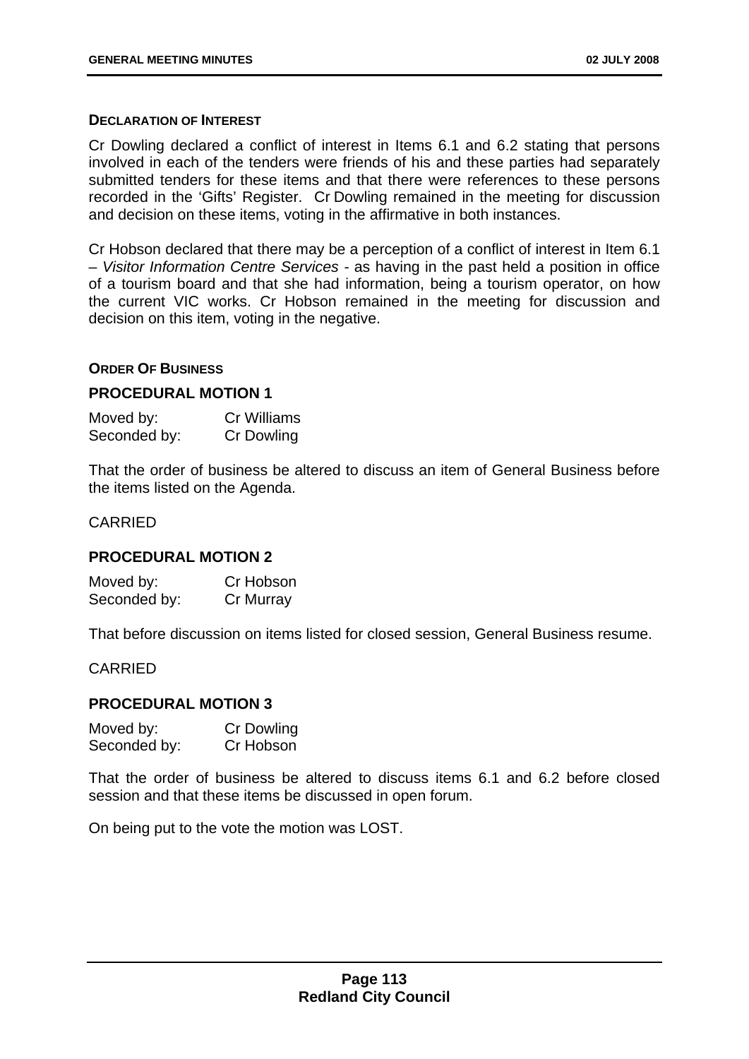### DECLARATION OF INTEREST

Cr Dowling declared a conflict of interest in Items 6.1 and 6.2 stating that persons involved in each of the tenders were friends of his and these parties had separately submitted tenders for these items and that there were references to these persons recorded in the 'Gifts' Register. Cr Dowling remained in the meeting for discussion and decision on these items, voting in the affirmative in both instances.

Cr Hobson declared that there may be a perception of a conflict of interest in Item 6.1 – *Visitor Information Centre Services* - as having in the past held a position in office of a tourism board and that she had information, being a tourism operator, on how the current VIC works. Cr Hobson remained in the meeting for discussion and decision on this item, voting in the negative.

### ORDER OF BUSINESS

## PROCEDURAL MOTION 1

Moved by: Cr Williams
Seconded by: Cr Dowling

That the order of business be altered to discuss an item of General Business before the items listed on the Agenda.

CARRIED

## PROCEDURAL MOTION 2

Moved by: Cr Hobson
Seconded by: Cr Murray

That before discussion on items listed for closed session, General Business resume.

CARRIED

## PROCEDURAL MOTION 3

Moved by: Cr Dowling
Seconded by: Cr Hobson

That the order of business be altered to discuss items 6.1 and 6.2 before closed session and that these items be discussed in open forum.

On being put to the vote the motion was LOST.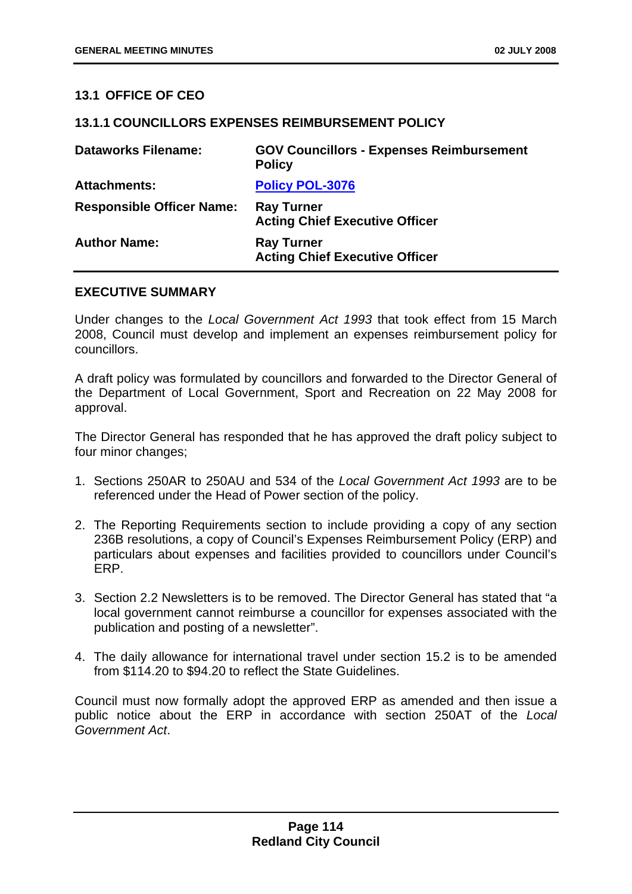## 13.1 OFFICE OF CEO

### 13.1.1 COUNCILLORS EXPENSES REIMBURSEMENT POLICY

| | |
|---|---|
| **Dataworks Filename:** | **GOV Councillors - Expenses Reimbursement Policy** |
| **Attachments:** | **Policy POL-3076** |
| **Responsible Officer Name:** | **Ray Turner**<br>**Acting Chief Executive Officer** |
| **Author Name:** | **Ray Turner**<br>**Acting Chief Executive Officer** |

**EXECUTIVE SUMMARY**

Under changes to the *Local Government Act 1993* that took effect from 15 March 2008, Council must develop and implement an expenses reimbursement policy for councillors.

A draft policy was formulated by councillors and forwarded to the Director General of the Department of Local Government, Sport and Recreation on 22 May 2008 for approval.

The Director General has responded that he has approved the draft policy subject to four minor changes;

1. Sections 250AR to 250AU and 534 of the *Local Government Act 1993* are to be referenced under the Head of Power section of the policy.
2. The Reporting Requirements section to include providing a copy of any section 236B resolutions, a copy of Council's Expenses Reimbursement Policy (ERP) and particulars about expenses and facilities provided to councillors under Council's ERP.
3. Section 2.2 Newsletters is to be removed. The Director General has stated that "a local government cannot reimburse a councillor for expenses associated with the publication and posting of a newsletter".
4. The daily allowance for international travel under section 15.2 is to be amended from $114.20 to $94.20 to reflect the State Guidelines.

Council must now formally adopt the approved ERP as amended and then issue a public notice about the ERP in accordance with section 250AT of the *Local Government Act*.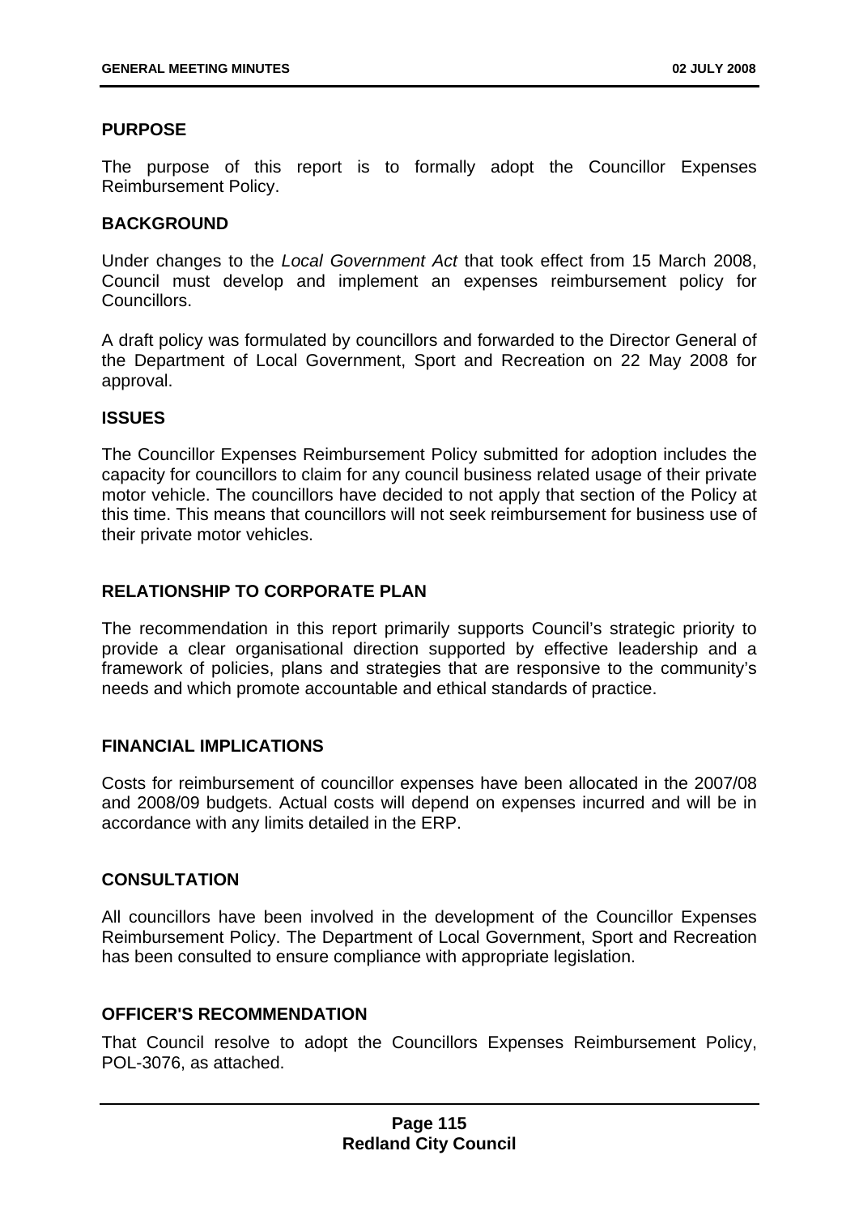## PURPOSE

The purpose of this report is to formally adopt the Councillor Expenses Reimbursement Policy.

## BACKGROUND

Under changes to the *Local Government Act* that took effect from 15 March 2008, Council must develop and implement an expenses reimbursement policy for Councillors.

A draft policy was formulated by councillors and forwarded to the Director General of the Department of Local Government, Sport and Recreation on 22 May 2008 for approval.

## ISSUES

The Councillor Expenses Reimbursement Policy submitted for adoption includes the capacity for councillors to claim for any council business related usage of their private motor vehicle. The councillors have decided to not apply that section of the Policy at this time. This means that councillors will not seek reimbursement for business use of their private motor vehicles.

## RELATIONSHIP TO CORPORATE PLAN

The recommendation in this report primarily supports Council's strategic priority to provide a clear organisational direction supported by effective leadership and a framework of policies, plans and strategies that are responsive to the community's needs and which promote accountable and ethical standards of practice.

## FINANCIAL IMPLICATIONS

Costs for reimbursement of councillor expenses have been allocated in the 2007/08 and 2008/09 budgets. Actual costs will depend on expenses incurred and will be in accordance with any limits detailed in the ERP.

## CONSULTATION

All councillors have been involved in the development of the Councillor Expenses Reimbursement Policy. The Department of Local Government, Sport and Recreation has been consulted to ensure compliance with appropriate legislation.

## OFFICER'S RECOMMENDATION

That Council resolve to adopt the Councillors Expenses Reimbursement Policy, POL-3076, as attached.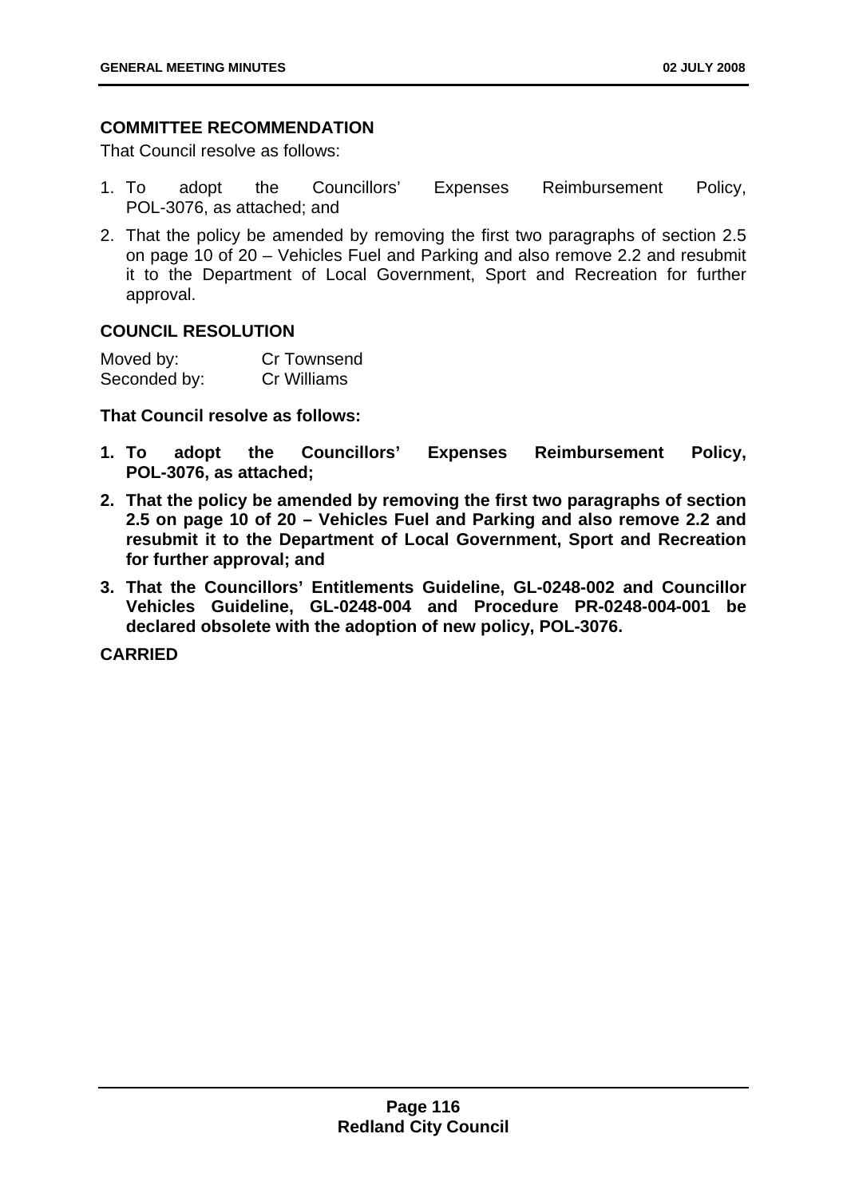**COMMITTEE RECOMMENDATION**

That Council resolve as follows:

1. To adopt the Councillors' Expenses Reimbursement Policy, POL-3076, as attached; and
2. That the policy be amended by removing the first two paragraphs of section 2.5 on page 10 of 20 – Vehicles Fuel and Parking and also remove 2.2 and resubmit it to the Department of Local Government, Sport and Recreation for further approval.

**COUNCIL RESOLUTION**

| Moved by: | Cr Townsend |
|---|---|
| Seconded by: | Cr Williams |

**That Council resolve as follows:**

1. **To adopt the Councillors' Expenses Reimbursement Policy, POL-3076, as attached;**
2. **That the policy be amended by removing the first two paragraphs of section 2.5 on page 10 of 20 – Vehicles Fuel and Parking and also remove 2.2 and resubmit it to the Department of Local Government, Sport and Recreation for further approval; and**
3. **That the Councillors' Entitlements Guideline, GL-0248-002 and Councillor Vehicles Guideline, GL-0248-004 and Procedure PR-0248-004-001 be declared obsolete with the adoption of new policy, POL-3076.**

**CARRIED**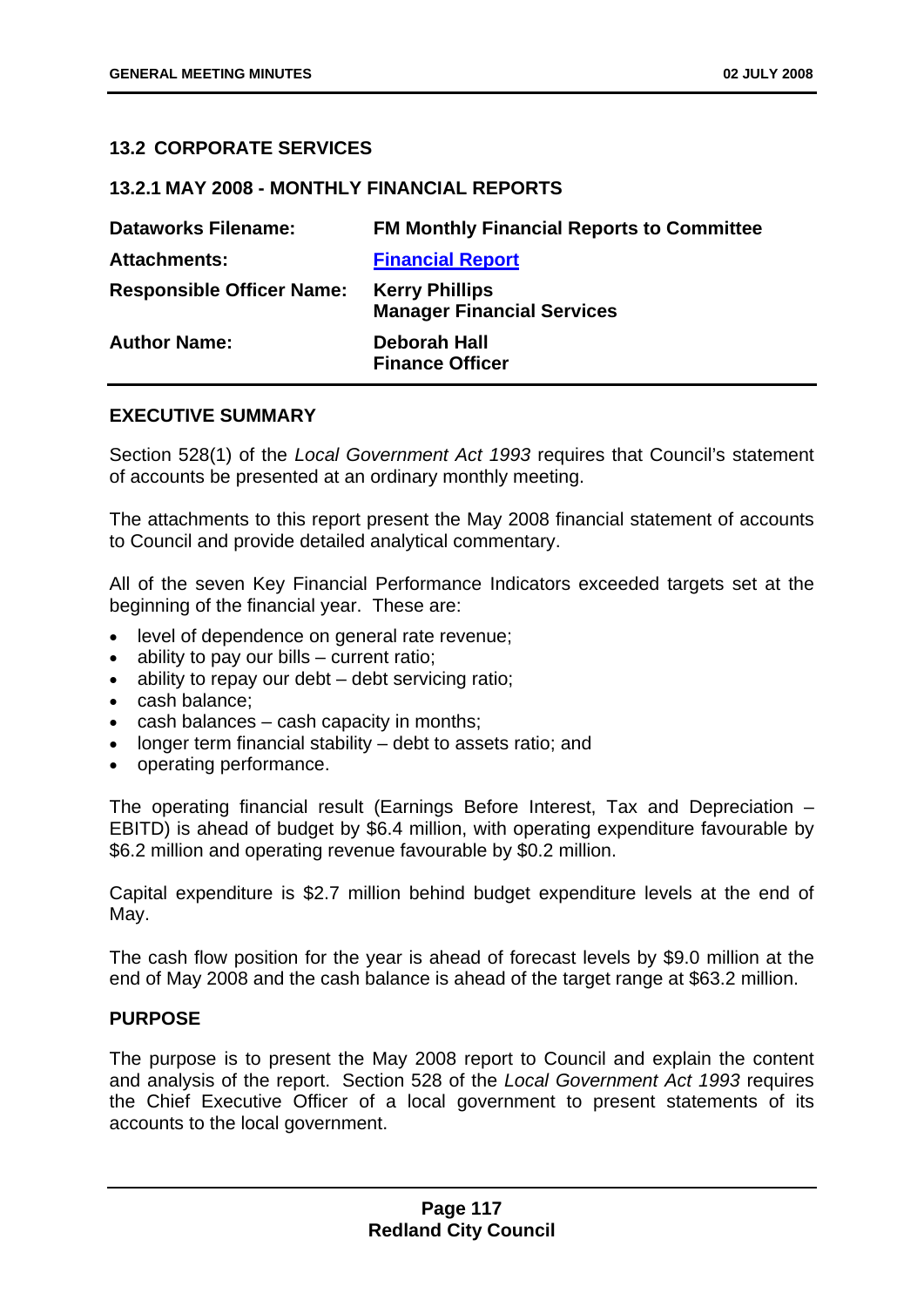## 13.2 CORPORATE SERVICES

### 13.2.1 MAY 2008 - MONTHLY FINANCIAL REPORTS

| | |
|---|---|
| **Dataworks Filename:** | **FM Monthly Financial Reports to Committee** |
| **Attachments:** | **Financial Report** |
| **Responsible Officer Name:** | **Kerry Phillips**<br>**Manager Financial Services** |
| **Author Name:** | **Deborah Hall**<br>**Finance Officer** |

### EXECUTIVE SUMMARY

Section 528(1) of the *Local Government Act 1993* requires that Council's statement of accounts be presented at an ordinary monthly meeting.

The attachments to this report present the May 2008 financial statement of accounts to Council and provide detailed analytical commentary.

All of the seven Key Financial Performance Indicators exceeded targets set at the beginning of the financial year. These are:

- level of dependence on general rate revenue;
- ability to pay our bills – current ratio;
- ability to repay our debt – debt servicing ratio;
- cash balance;
- cash balances – cash capacity in months;
- longer term financial stability – debt to assets ratio; and
- operating performance.

The operating financial result (Earnings Before Interest, Tax and Depreciation – EBITD) is ahead of budget by $6.4 million, with operating expenditure favourable by $6.2 million and operating revenue favourable by $0.2 million.

Capital expenditure is $2.7 million behind budget expenditure levels at the end of May.

The cash flow position for the year is ahead of forecast levels by $9.0 million at the end of May 2008 and the cash balance is ahead of the target range at $63.2 million.

### PURPOSE

The purpose is to present the May 2008 report to Council and explain the content and analysis of the report. Section 528 of the *Local Government Act 1993* requires the Chief Executive Officer of a local government to present statements of its accounts to the local government.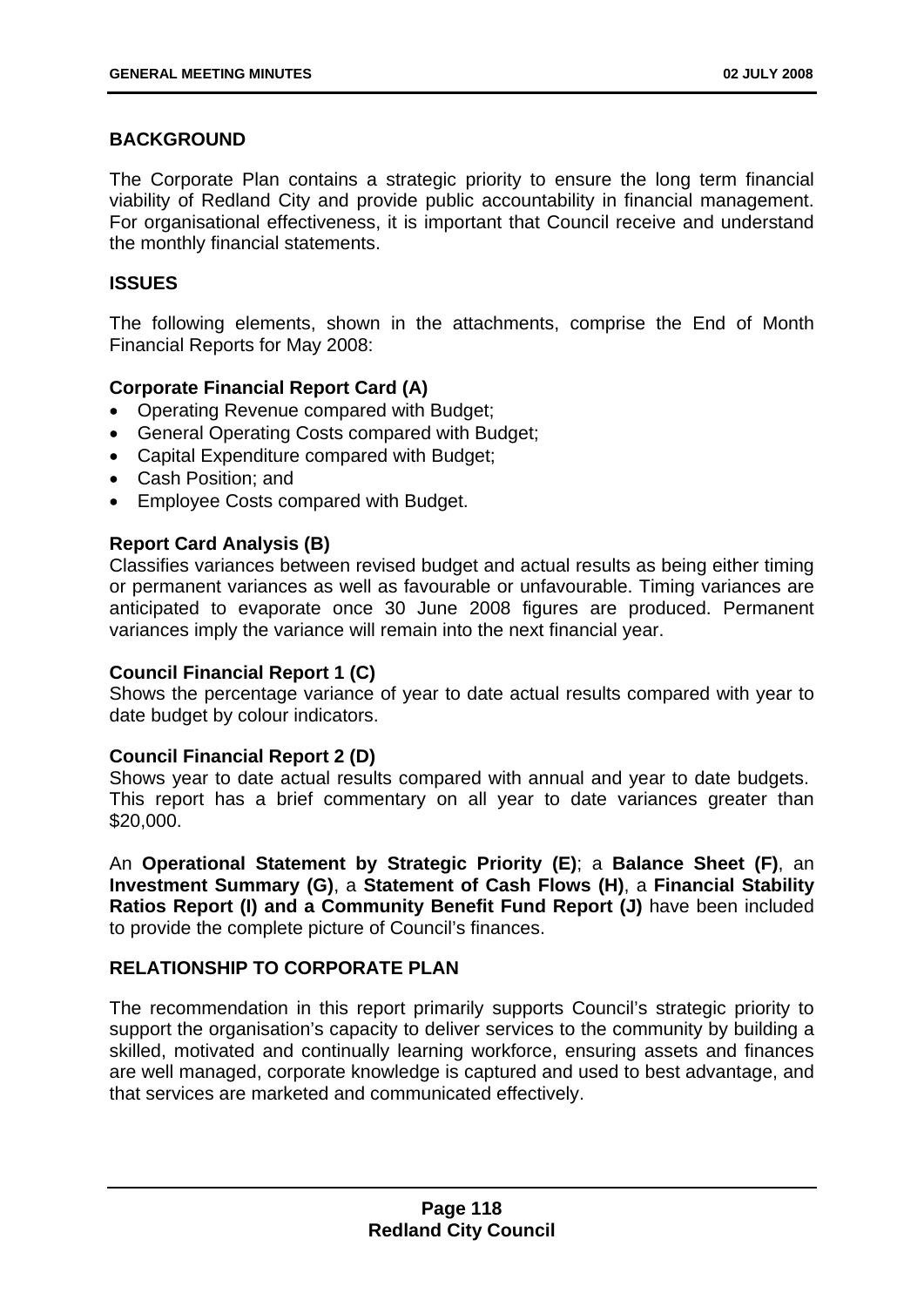## BACKGROUND

The Corporate Plan contains a strategic priority to ensure the long term financial viability of Redland City and provide public accountability in financial management. For organisational effectiveness, it is important that Council receive and understand the monthly financial statements.

## ISSUES

The following elements, shown in the attachments, comprise the End of Month Financial Reports for May 2008:

**Corporate Financial Report Card (A)**

- Operating Revenue compared with Budget;
- General Operating Costs compared with Budget;
- Capital Expenditure compared with Budget;
- Cash Position; and
- Employee Costs compared with Budget.

**Report Card Analysis (B)**
Classifies variances between revised budget and actual results as being either timing or permanent variances as well as favourable or unfavourable. Timing variances are anticipated to evaporate once 30 June 2008 figures are produced. Permanent variances imply the variance will remain into the next financial year.

**Council Financial Report 1 (C)**
Shows the percentage variance of year to date actual results compared with year to date budget by colour indicators.

**Council Financial Report 2 (D)**
Shows year to date actual results compared with annual and year to date budgets. This report has a brief commentary on all year to date variances greater than $20,000.

An **Operational Statement by Strategic Priority (E)**; a **Balance Sheet (F)**, an **Investment Summary (G)**, a **Statement of Cash Flows (H)**, a **Financial Stability Ratios Report (I) and a Community Benefit Fund Report (J)** have been included to provide the complete picture of Council's finances.

## RELATIONSHIP TO CORPORATE PLAN

The recommendation in this report primarily supports Council's strategic priority to support the organisation's capacity to deliver services to the community by building a skilled, motivated and continually learning workforce, ensuring assets and finances are well managed, corporate knowledge is captured and used to best advantage, and that services are marketed and communicated effectively.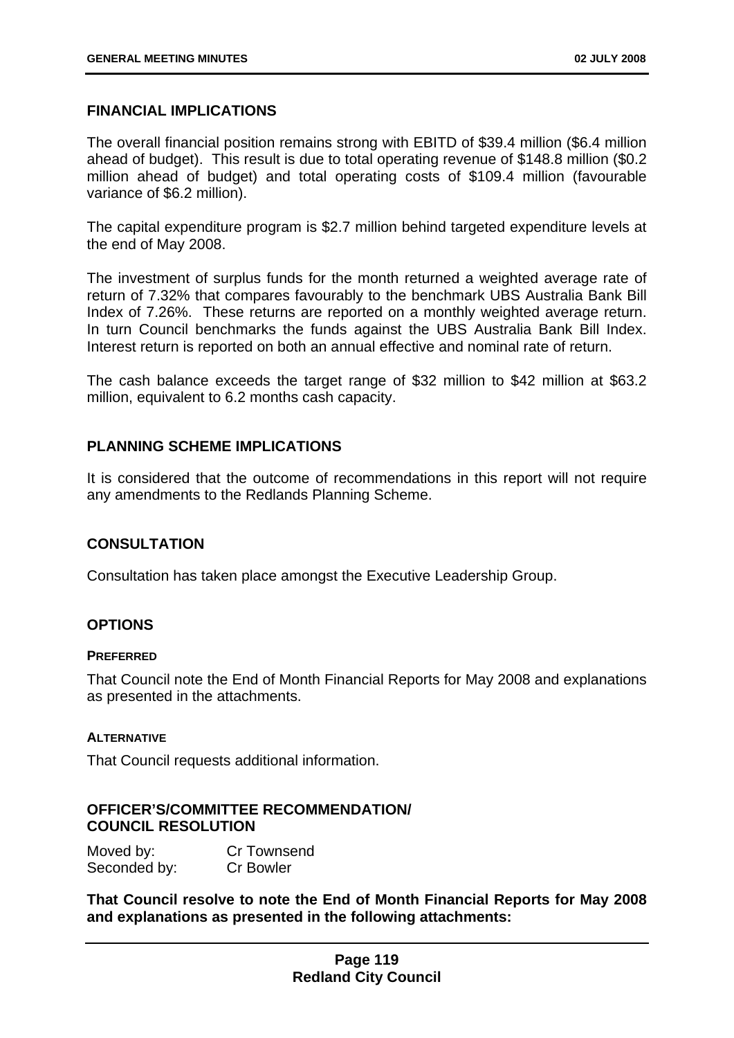## FINANCIAL IMPLICATIONS

The overall financial position remains strong with EBITD of $39.4 million ($6.4 million ahead of budget). This result is due to total operating revenue of $148.8 million ($0.2 million ahead of budget) and total operating costs of $109.4 million (favourable variance of $6.2 million).

The capital expenditure program is $2.7 million behind targeted expenditure levels at the end of May 2008.

The investment of surplus funds for the month returned a weighted average rate of return of 7.32% that compares favourably to the benchmark UBS Australia Bank Bill Index of 7.26%. These returns are reported on a monthly weighted average return. In turn Council benchmarks the funds against the UBS Australia Bank Bill Index. Interest return is reported on both an annual effective and nominal rate of return.

The cash balance exceeds the target range of $32 million to $42 million at $63.2 million, equivalent to 6.2 months cash capacity.

## PLANNING SCHEME IMPLICATIONS

It is considered that the outcome of recommendations in this report will not require any amendments to the Redlands Planning Scheme.

## CONSULTATION

Consultation has taken place amongst the Executive Leadership Group.

## OPTIONS

#### PREFERRED

That Council note the End of Month Financial Reports for May 2008 and explanations as presented in the attachments.

#### ALTERNATIVE

That Council requests additional information.

## OFFICER'S/COMMITTEE RECOMMENDATION/ COUNCIL RESOLUTION

Moved by: Cr Townsend
Seconded by: Cr Bowler

**That Council resolve to note the End of Month Financial Reports for May 2008 and explanations as presented in the following attachments:**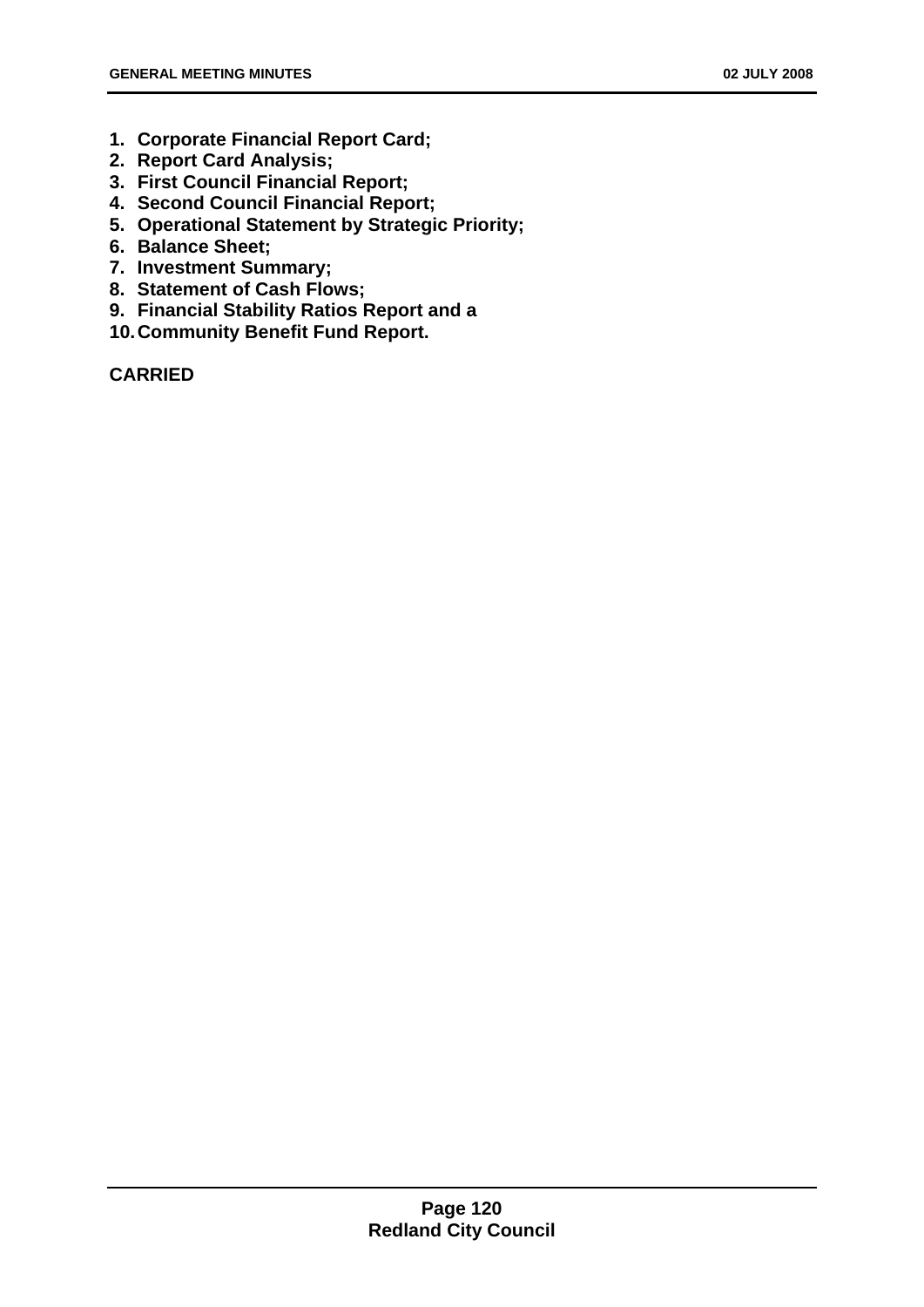1. **Corporate Financial Report Card;**
2. **Report Card Analysis;**
3. **First Council Financial Report;**
4. **Second Council Financial Report;**
5. **Operational Statement by Strategic Priority;**
6. **Balance Sheet;**
7. **Investment Summary;**
8. **Statement of Cash Flows;**
9. **Financial Stability Ratios Report and a**
10. **Community Benefit Fund Report.**

**CARRIED**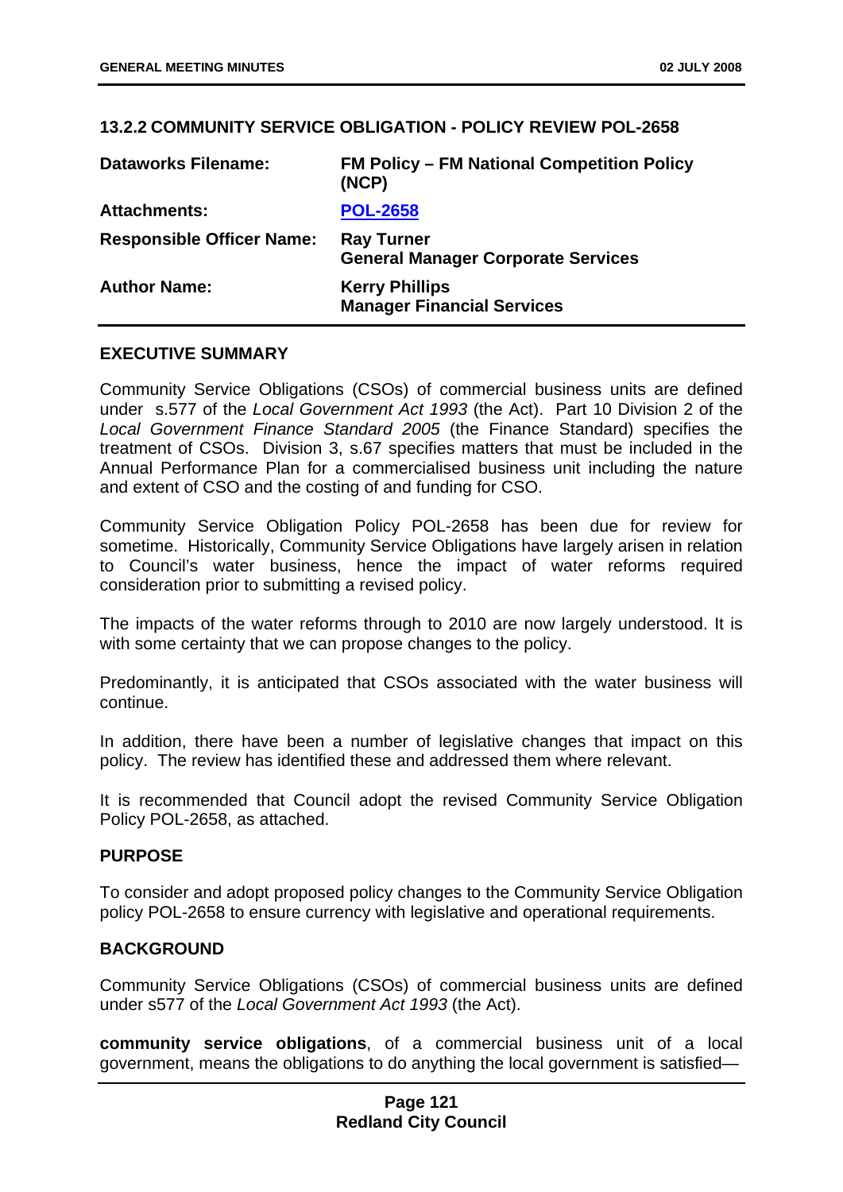## 13.2.2 COMMUNITY SERVICE OBLIGATION - POLICY REVIEW POL-2658

| | |
|---|---|
| **Dataworks Filename:** | **FM Policy – FM National Competition Policy (NCP)** |
| **Attachments:** | **POL-2658** |
| **Responsible Officer Name:** | **Ray Turner**<br>**General Manager Corporate Services** |
| **Author Name:** | **Kerry Phillips**<br>**Manager Financial Services** |

### EXECUTIVE SUMMARY

Community Service Obligations (CSOs) of commercial business units are defined under s.577 of the *Local Government Act 1993* (the Act). Part 10 Division 2 of the *Local Government Finance Standard 2005* (the Finance Standard) specifies the treatment of CSOs. Division 3, s.67 specifies matters that must be included in the Annual Performance Plan for a commercialised business unit including the nature and extent of CSO and the costing of and funding for CSO.

Community Service Obligation Policy POL-2658 has been due for review for sometime. Historically, Community Service Obligations have largely arisen in relation to Council's water business, hence the impact of water reforms required consideration prior to submitting a revised policy.

The impacts of the water reforms through to 2010 are now largely understood. It is with some certainty that we can propose changes to the policy.

Predominantly, it is anticipated that CSOs associated with the water business will continue.

In addition, there have been a number of legislative changes that impact on this policy. The review has identified these and addressed them where relevant.

It is recommended that Council adopt the revised Community Service Obligation Policy POL-2658, as attached.

### PURPOSE

To consider and adopt proposed policy changes to the Community Service Obligation policy POL-2658 to ensure currency with legislative and operational requirements.

### BACKGROUND

Community Service Obligations (CSOs) of commercial business units are defined under s577 of the *Local Government Act 1993* (the Act).

**community service obligations**, of a commercial business unit of a local government, means the obligations to do anything the local government is satisfied—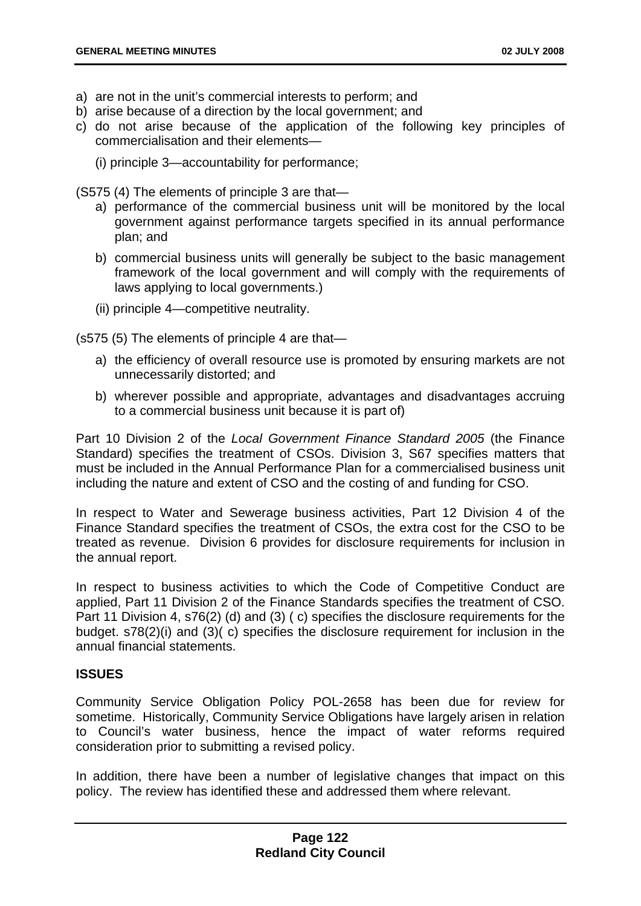a) are not in the unit's commercial interests to perform; and
b) arise because of a direction by the local government; and
c) do not arise because of the application of the following key principles of commercialisation and their elements—

   (i) principle 3—accountability for performance;

(S575 (4) The elements of principle 3 are that—

   a) performance of the commercial business unit will be monitored by the local government against performance targets specified in its annual performance plan; and

   b) commercial business units will generally be subject to the basic management framework of the local government and will comply with the requirements of laws applying to local governments.)

   (ii) principle 4—competitive neutrality.

(s575 (5) The elements of principle 4 are that—

   a) the efficiency of overall resource use is promoted by ensuring markets are not unnecessarily distorted; and

   b) wherever possible and appropriate, advantages and disadvantages accruing to a commercial business unit because it is part of)

Part 10 Division 2 of the *Local Government Finance Standard 2005* (the Finance Standard) specifies the treatment of CSOs. Division 3, S67 specifies matters that must be included in the Annual Performance Plan for a commercialised business unit including the nature and extent of CSO and the costing of and funding for CSO.

In respect to Water and Sewerage business activities, Part 12 Division 4 of the Finance Standard specifies the treatment of CSOs, the extra cost for the CSO to be treated as revenue. Division 6 provides for disclosure requirements for inclusion in the annual report.

In respect to business activities to which the Code of Competitive Conduct are applied, Part 11 Division 2 of the Finance Standards specifies the treatment of CSO. Part 11 Division 4, s76(2) (d) and (3) ( c) specifies the disclosure requirements for the budget. s78(2)(i) and (3)( c) specifies the disclosure requirement for inclusion in the annual financial statements.

**ISSUES**

Community Service Obligation Policy POL-2658 has been due for review for sometime. Historically, Community Service Obligations have largely arisen in relation to Council's water business, hence the impact of water reforms required consideration prior to submitting a revised policy.

In addition, there have been a number of legislative changes that impact on this policy. The review has identified these and addressed them where relevant.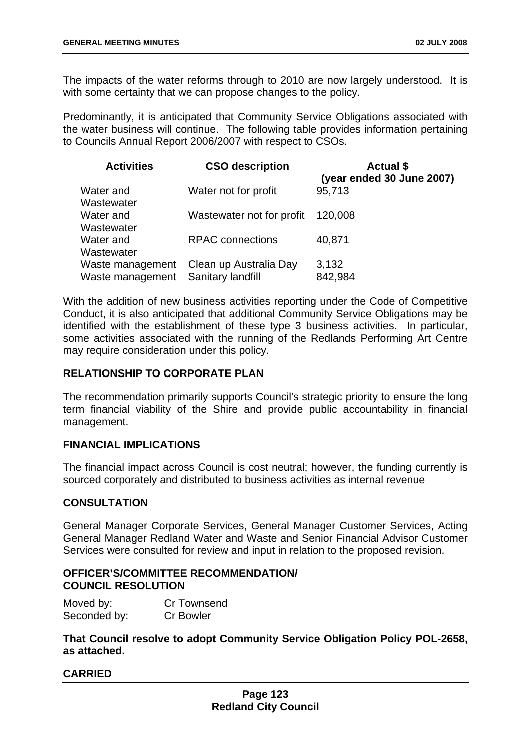The impacts of the water reforms through to 2010 are now largely understood. It is with some certainty that we can propose changes to the policy.

Predominantly, it is anticipated that Community Service Obligations associated with the water business will continue. The following table provides information pertaining to Councils Annual Report 2006/2007 with respect to CSOs.

| Activities | CSO description | Actual $ (year ended 30 June 2007) |
|---|---|---|
| Water and Wastewater | Water not for profit | 95,713 |
| Water and Wastewater | Wastewater not for profit | 120,008 |
| Water and Wastewater | RPAC connections | 40,871 |
| Waste management | Clean up Australia Day | 3,132 |
| Waste management | Sanitary landfill | 842,984 |

With the addition of new business activities reporting under the Code of Competitive Conduct, it is also anticipated that additional Community Service Obligations may be identified with the establishment of these type 3 business activities. In particular, some activities associated with the running of the Redlands Performing Art Centre may require consideration under this policy.

## RELATIONSHIP TO CORPORATE PLAN

The recommendation primarily supports Council's strategic priority to ensure the long term financial viability of the Shire and provide public accountability in financial management.

## FINANCIAL IMPLICATIONS

The financial impact across Council is cost neutral; however, the funding currently is sourced corporately and distributed to business activities as internal revenue

## CONSULTATION

General Manager Corporate Services, General Manager Customer Services, Acting General Manager Redland Water and Waste and Senior Financial Advisor Customer Services were consulted for review and input in relation to the proposed revision.

## OFFICER'S/COMMITTEE RECOMMENDATION/ COUNCIL RESOLUTION

Moved by: Cr Townsend
Seconded by: Cr Bowler

**That Council resolve to adopt Community Service Obligation Policy POL-2658, as attached.**

**CARRIED**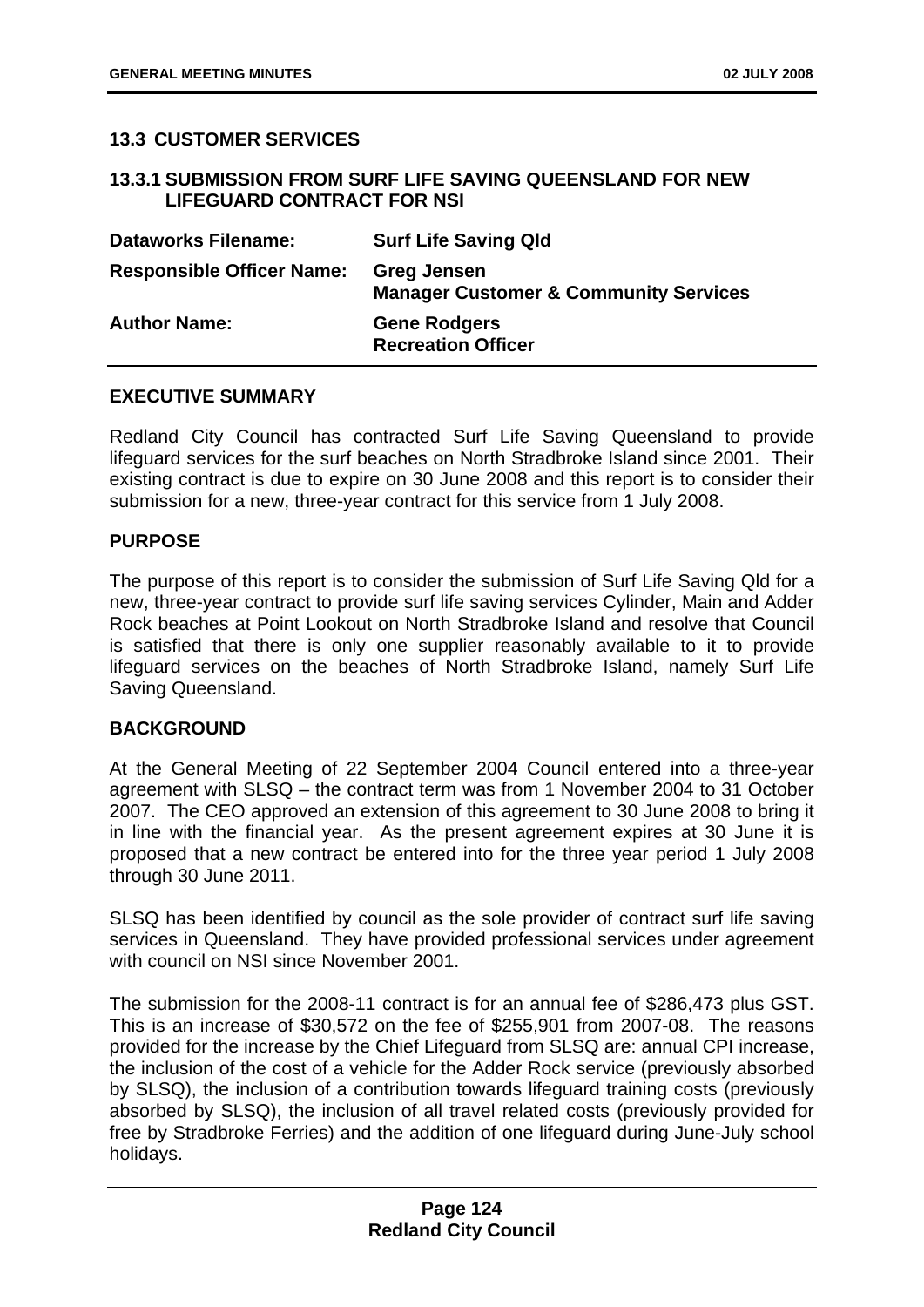## 13.3 CUSTOMER SERVICES

### 13.3.1 SUBMISSION FROM SURF LIFE SAVING QUEENSLAND FOR NEW LIFEGUARD CONTRACT FOR NSI

| | |
|---|---|
| **Dataworks Filename:** | **Surf Life Saving Qld** |
| **Responsible Officer Name:** | **Greg Jensen**<br>**Manager Customer & Community Services** |
| **Author Name:** | **Gene Rodgers**<br>**Recreation Officer** |

**EXECUTIVE SUMMARY**

Redland City Council has contracted Surf Life Saving Queensland to provide lifeguard services for the surf beaches on North Stradbroke Island since 2001. Their existing contract is due to expire on 30 June 2008 and this report is to consider their submission for a new, three-year contract for this service from 1 July 2008.

**PURPOSE**

The purpose of this report is to consider the submission of Surf Life Saving Qld for a new, three-year contract to provide surf life saving services Cylinder, Main and Adder Rock beaches at Point Lookout on North Stradbroke Island and resolve that Council is satisfied that there is only one supplier reasonably available to it to provide lifeguard services on the beaches of North Stradbroke Island, namely Surf Life Saving Queensland.

**BACKGROUND**

At the General Meeting of 22 September 2004 Council entered into a three-year agreement with SLSQ – the contract term was from 1 November 2004 to 31 October 2007. The CEO approved an extension of this agreement to 30 June 2008 to bring it in line with the financial year. As the present agreement expires at 30 June it is proposed that a new contract be entered into for the three year period 1 July 2008 through 30 June 2011.

SLSQ has been identified by council as the sole provider of contract surf life saving services in Queensland. They have provided professional services under agreement with council on NSI since November 2001.

The submission for the 2008-11 contract is for an annual fee of $286,473 plus GST. This is an increase of $30,572 on the fee of $255,901 from 2007-08. The reasons provided for the increase by the Chief Lifeguard from SLSQ are: annual CPI increase, the inclusion of the cost of a vehicle for the Adder Rock service (previously absorbed by SLSQ), the inclusion of a contribution towards lifeguard training costs (previously absorbed by SLSQ), the inclusion of all travel related costs (previously provided for free by Stradbroke Ferries) and the addition of one lifeguard during June-July school holidays.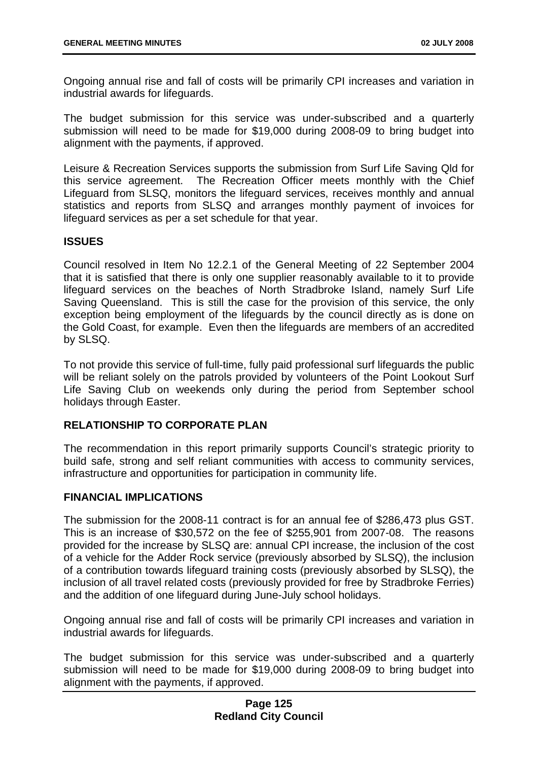Ongoing annual rise and fall of costs will be primarily CPI increases and variation in industrial awards for lifeguards.

The budget submission for this service was under-subscribed and a quarterly submission will need to be made for $19,000 during 2008-09 to bring budget into alignment with the payments, if approved.

Leisure & Recreation Services supports the submission from Surf Life Saving Qld for this service agreement. The Recreation Officer meets monthly with the Chief Lifeguard from SLSQ, monitors the lifeguard services, receives monthly and annual statistics and reports from SLSQ and arranges monthly payment of invoices for lifeguard services as per a set schedule for that year.

**ISSUES**

Council resolved in Item No 12.2.1 of the General Meeting of 22 September 2004 that it is satisfied that there is only one supplier reasonably available to it to provide lifeguard services on the beaches of North Stradbroke Island, namely Surf Life Saving Queensland. This is still the case for the provision of this service, the only exception being employment of the lifeguards by the council directly as is done on the Gold Coast, for example. Even then the lifeguards are members of an accredited by SLSQ.

To not provide this service of full-time, fully paid professional surf lifeguards the public will be reliant solely on the patrols provided by volunteers of the Point Lookout Surf Life Saving Club on weekends only during the period from September school holidays through Easter.

**RELATIONSHIP TO CORPORATE PLAN**

The recommendation in this report primarily supports Council's strategic priority to build safe, strong and self reliant communities with access to community services, infrastructure and opportunities for participation in community life.

**FINANCIAL IMPLICATIONS**

The submission for the 2008-11 contract is for an annual fee of $286,473 plus GST. This is an increase of $30,572 on the fee of $255,901 from 2007-08. The reasons provided for the increase by SLSQ are: annual CPI increase, the inclusion of the cost of a vehicle for the Adder Rock service (previously absorbed by SLSQ), the inclusion of a contribution towards lifeguard training costs (previously absorbed by SLSQ), the inclusion of all travel related costs (previously provided for free by Stradbroke Ferries) and the addition of one lifeguard during June-July school holidays.

Ongoing annual rise and fall of costs will be primarily CPI increases and variation in industrial awards for lifeguards.

The budget submission for this service was under-subscribed and a quarterly submission will need to be made for $19,000 during 2008-09 to bring budget into alignment with the payments, if approved.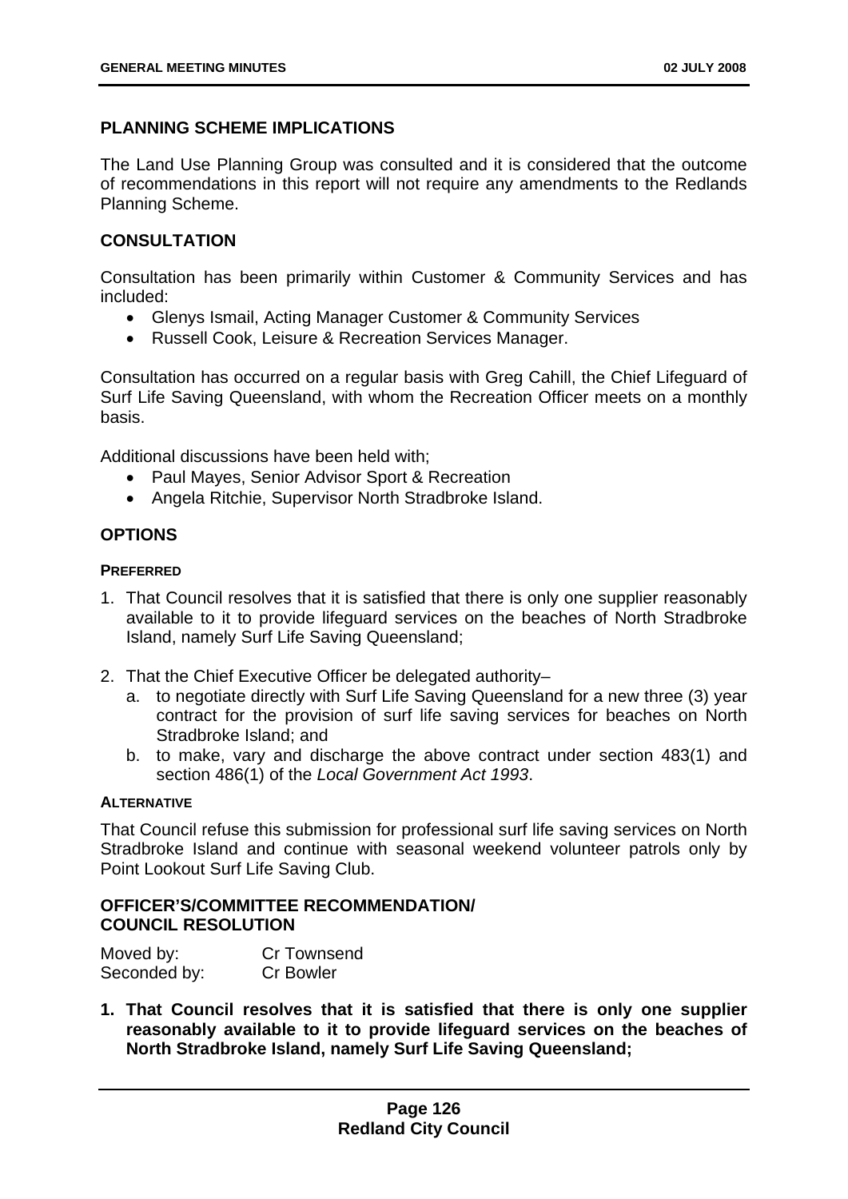## PLANNING SCHEME IMPLICATIONS

The Land Use Planning Group was consulted and it is considered that the outcome of recommendations in this report will not require any amendments to the Redlands Planning Scheme.

## CONSULTATION

Consultation has been primarily within Customer & Community Services and has included:

- Glenys Ismail, Acting Manager Customer & Community Services
- Russell Cook, Leisure & Recreation Services Manager.

Consultation has occurred on a regular basis with Greg Cahill, the Chief Lifeguard of Surf Life Saving Queensland, with whom the Recreation Officer meets on a monthly basis.

Additional discussions have been held with;

- Paul Mayes, Senior Advisor Sport & Recreation
- Angela Ritchie, Supervisor North Stradbroke Island.

## OPTIONS

### PREFERRED

1. That Council resolves that it is satisfied that there is only one supplier reasonably available to it to provide lifeguard services on the beaches of North Stradbroke Island, namely Surf Life Saving Queensland;

2. That the Chief Executive Officer be delegated authority–
   a. to negotiate directly with Surf Life Saving Queensland for a new three (3) year contract for the provision of surf life saving services for beaches on North Stradbroke Island; and
   b. to make, vary and discharge the above contract under section 483(1) and section 486(1) of the *Local Government Act 1993*.

### ALTERNATIVE

That Council refuse this submission for professional surf life saving services on North Stradbroke Island and continue with seasonal weekend volunteer patrols only by Point Lookout Surf Life Saving Club.

## OFFICER'S/COMMITTEE RECOMMENDATION/ COUNCIL RESOLUTION

Moved by: Cr Townsend
Seconded by: Cr Bowler

**1. That Council resolves that it is satisfied that there is only one supplier reasonably available to it to provide lifeguard services on the beaches of North Stradbroke Island, namely Surf Life Saving Queensland;**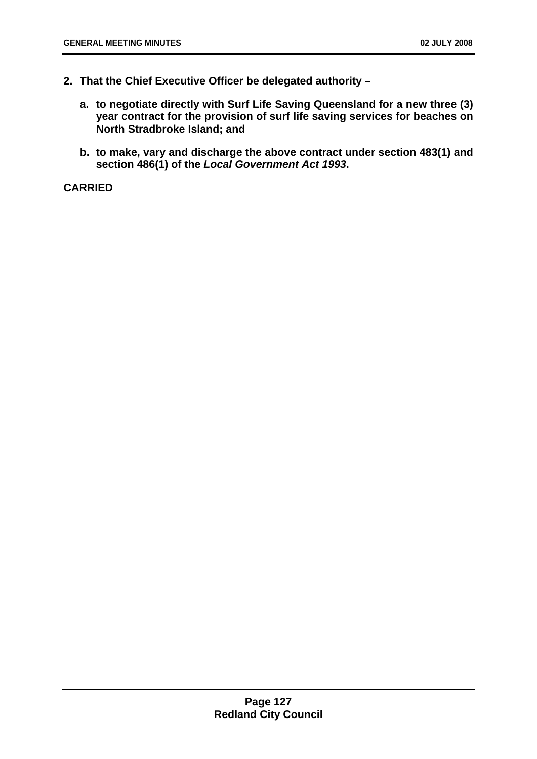**2. That the Chief Executive Officer be delegated authority –**

   **a. to negotiate directly with Surf Life Saving Queensland for a new three (3) year contract for the provision of surf life saving services for beaches on North Stradbroke Island; and**

   **b. to make, vary and discharge the above contract under section 483(1) and section 486(1) of the *Local Government Act 1993*.**

**CARRIED**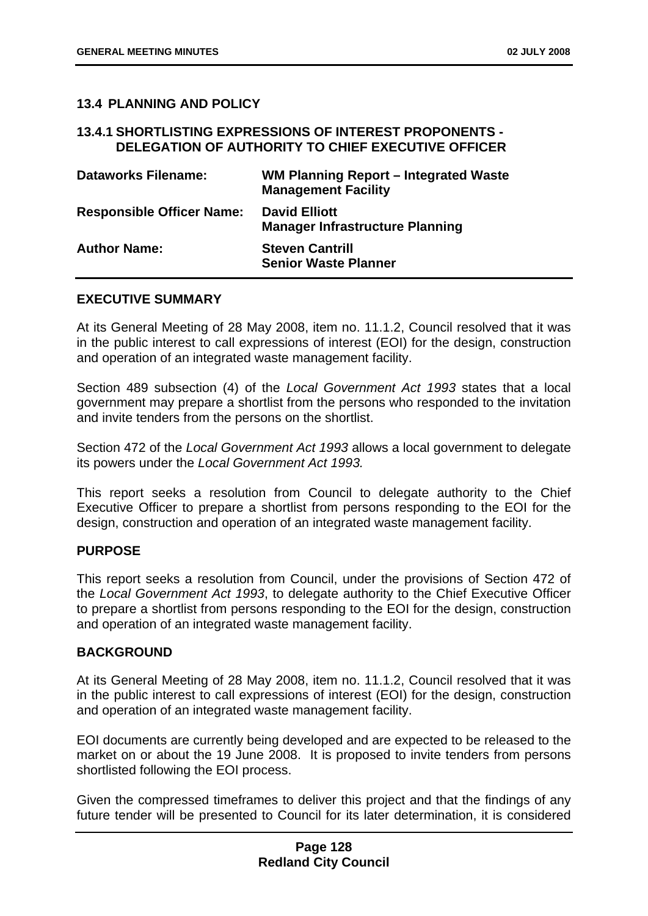## 13.4 PLANNING AND POLICY

### 13.4.1 SHORTLISTING EXPRESSIONS OF INTEREST PROPONENTS - DELEGATION OF AUTHORITY TO CHIEF EXECUTIVE OFFICER

| | |
|---|---|
| **Dataworks Filename:** | **WM Planning Report – Integrated Waste Management Facility** |
| **Responsible Officer Name:** | **David Elliott**<br>**Manager Infrastructure Planning** |
| **Author Name:** | **Steven Cantrill**<br>**Senior Waste Planner** |

**EXECUTIVE SUMMARY**

At its General Meeting of 28 May 2008, item no. 11.1.2, Council resolved that it was in the public interest to call expressions of interest (EOI) for the design, construction and operation of an integrated waste management facility.

Section 489 subsection (4) of the *Local Government Act 1993* states that a local government may prepare a shortlist from the persons who responded to the invitation and invite tenders from the persons on the shortlist.

Section 472 of the *Local Government Act 1993* allows a local government to delegate its powers under the *Local Government Act 1993.*

This report seeks a resolution from Council to delegate authority to the Chief Executive Officer to prepare a shortlist from persons responding to the EOI for the design, construction and operation of an integrated waste management facility.

**PURPOSE**

This report seeks a resolution from Council, under the provisions of Section 472 of the *Local Government Act 1993*, to delegate authority to the Chief Executive Officer to prepare a shortlist from persons responding to the EOI for the design, construction and operation of an integrated waste management facility.

**BACKGROUND**

At its General Meeting of 28 May 2008, item no. 11.1.2, Council resolved that it was in the public interest to call expressions of interest (EOI) for the design, construction and operation of an integrated waste management facility.

EOI documents are currently being developed and are expected to be released to the market on or about the 19 June 2008. It is proposed to invite tenders from persons shortlisted following the EOI process.

Given the compressed timeframes to deliver this project and that the findings of any future tender will be presented to Council for its later determination, it is considered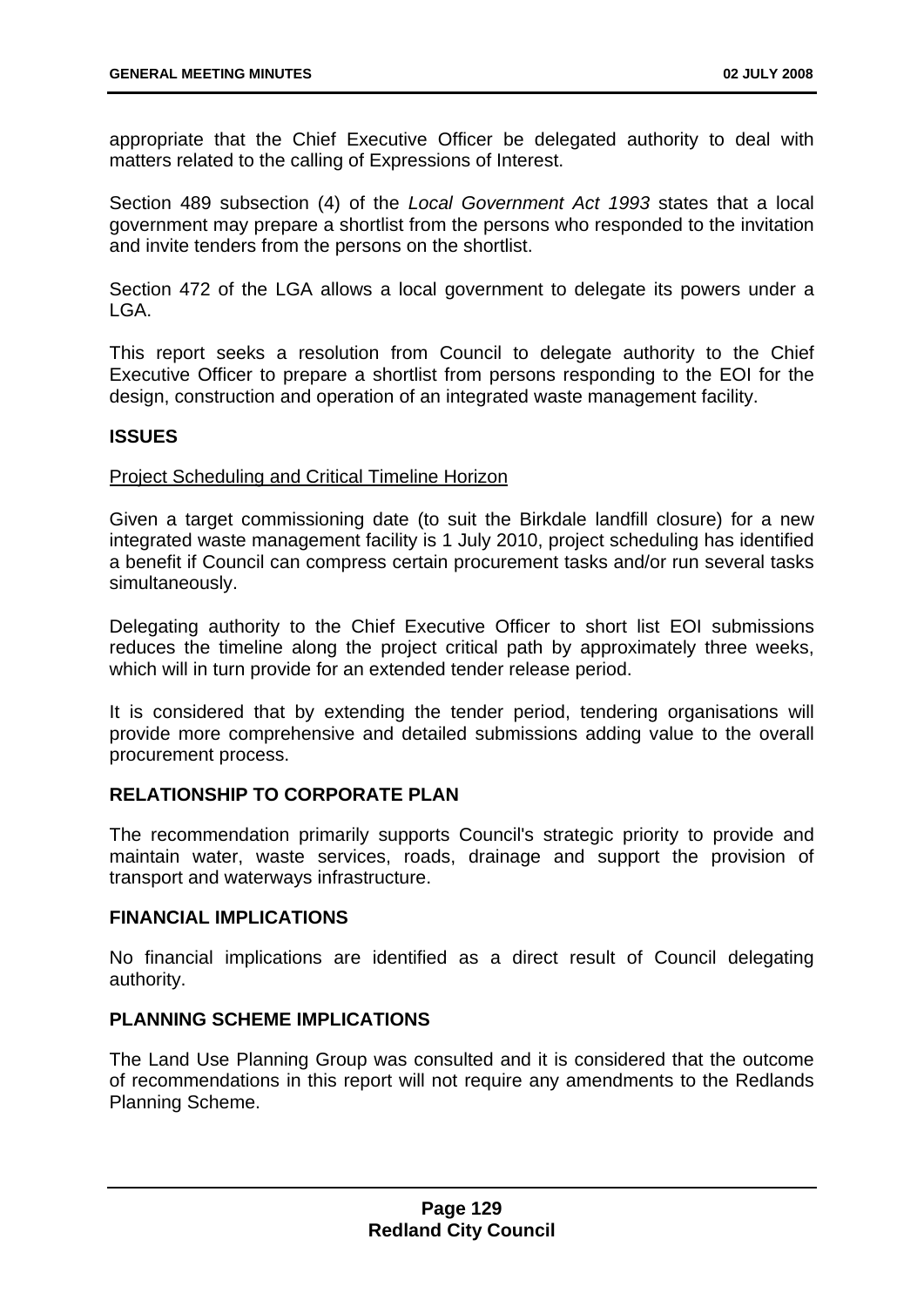appropriate that the Chief Executive Officer be delegated authority to deal with matters related to the calling of Expressions of Interest.

Section 489 subsection (4) of the *Local Government Act 1993* states that a local government may prepare a shortlist from the persons who responded to the invitation and invite tenders from the persons on the shortlist.

Section 472 of the LGA allows a local government to delegate its powers under a LGA.

This report seeks a resolution from Council to delegate authority to the Chief Executive Officer to prepare a shortlist from persons responding to the EOI for the design, construction and operation of an integrated waste management facility.

## ISSUES

Project Scheduling and Critical Timeline Horizon

Given a target commissioning date (to suit the Birkdale landfill closure) for a new integrated waste management facility is 1 July 2010, project scheduling has identified a benefit if Council can compress certain procurement tasks and/or run several tasks simultaneously.

Delegating authority to the Chief Executive Officer to short list EOI submissions reduces the timeline along the project critical path by approximately three weeks, which will in turn provide for an extended tender release period.

It is considered that by extending the tender period, tendering organisations will provide more comprehensive and detailed submissions adding value to the overall procurement process.

## RELATIONSHIP TO CORPORATE PLAN

The recommendation primarily supports Council's strategic priority to provide and maintain water, waste services, roads, drainage and support the provision of transport and waterways infrastructure.

## FINANCIAL IMPLICATIONS

No financial implications are identified as a direct result of Council delegating authority.

## PLANNING SCHEME IMPLICATIONS

The Land Use Planning Group was consulted and it is considered that the outcome of recommendations in this report will not require any amendments to the Redlands Planning Scheme.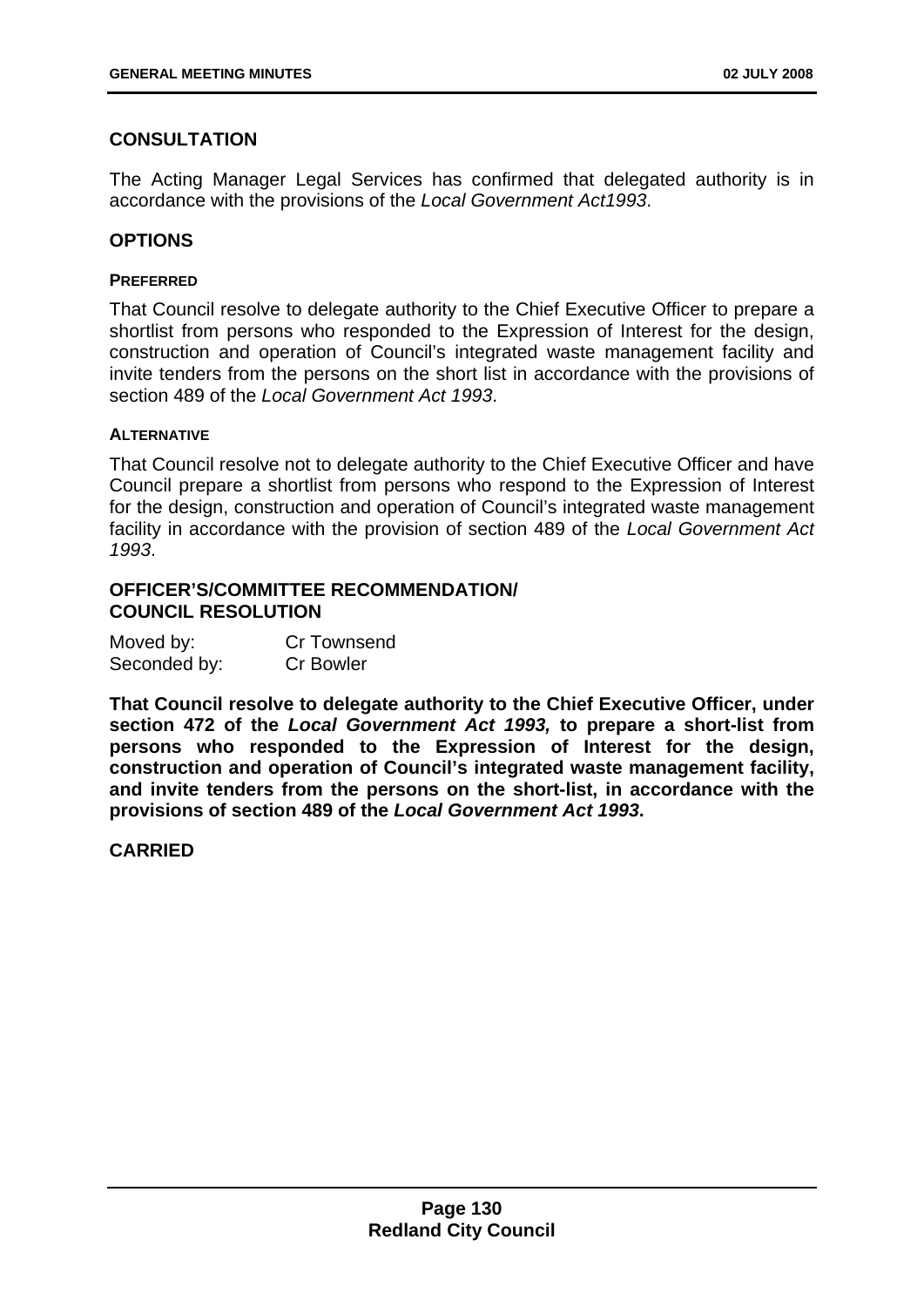## CONSULTATION

The Acting Manager Legal Services has confirmed that delegated authority is in accordance with the provisions of the *Local Government Act1993*.

## OPTIONS

### PREFERRED

That Council resolve to delegate authority to the Chief Executive Officer to prepare a shortlist from persons who responded to the Expression of Interest for the design, construction and operation of Council's integrated waste management facility and invite tenders from the persons on the short list in accordance with the provisions of section 489 of the *Local Government Act 1993*.

### ALTERNATIVE

That Council resolve not to delegate authority to the Chief Executive Officer and have Council prepare a shortlist from persons who respond to the Expression of Interest for the design, construction and operation of Council's integrated waste management facility in accordance with the provision of section 489 of the *Local Government Act 1993*.

## OFFICER'S/COMMITTEE RECOMMENDATION/ COUNCIL RESOLUTION

| | |
|---|---|
| Moved by: | Cr Townsend |
| Seconded by: | Cr Bowler |

**That Council resolve to delegate authority to the Chief Executive Officer, under section 472 of the *Local Government Act 1993,* to prepare a short-list from persons who responded to the Expression of Interest for the design, construction and operation of Council's integrated waste management facility, and invite tenders from the persons on the short-list, in accordance with the provisions of section 489 of the *Local Government Act 1993*.**

**CARRIED**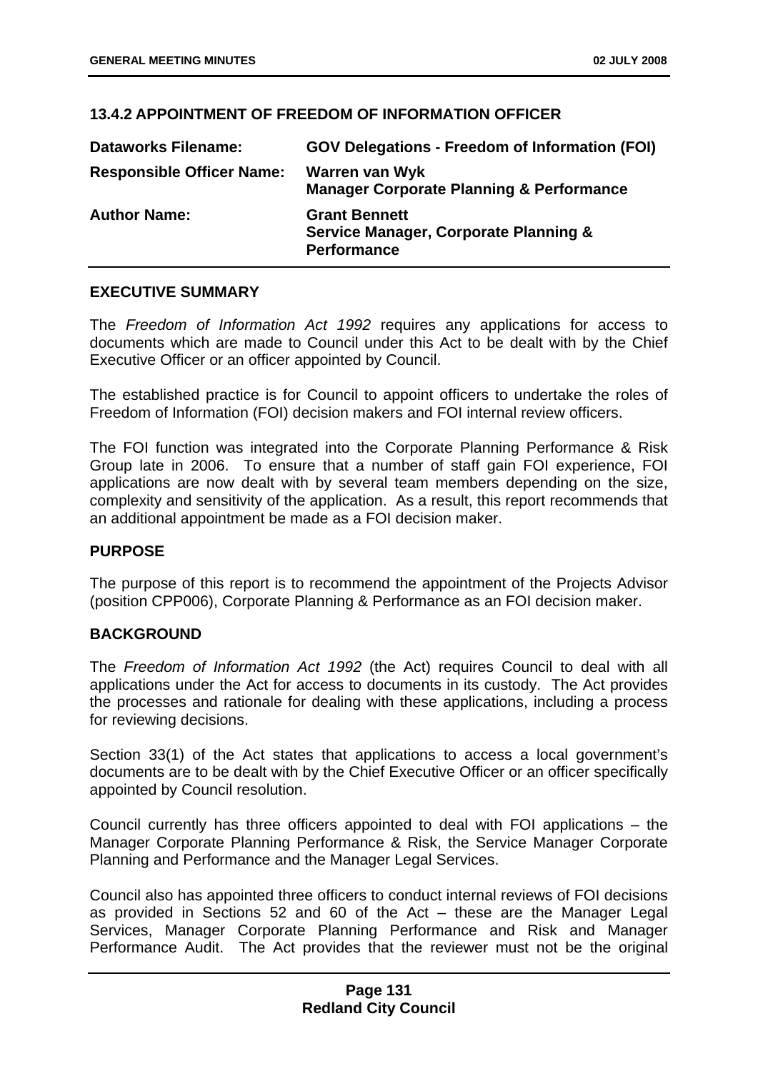## 13.4.2 APPOINTMENT OF FREEDOM OF INFORMATION OFFICER

| **Dataworks Filename:** | **GOV Delegations - Freedom of Information (FOI)** |
|---|---|
| **Responsible Officer Name:** | **Warren van Wyk**<br>**Manager Corporate Planning & Performance** |
| **Author Name:** | **Grant Bennett**<br>**Service Manager, Corporate Planning & Performance** |

### EXECUTIVE SUMMARY

The *Freedom of Information Act 1992* requires any applications for access to documents which are made to Council under this Act to be dealt with by the Chief Executive Officer or an officer appointed by Council.

The established practice is for Council to appoint officers to undertake the roles of Freedom of Information (FOI) decision makers and FOI internal review officers.

The FOI function was integrated into the Corporate Planning Performance & Risk Group late in 2006. To ensure that a number of staff gain FOI experience, FOI applications are now dealt with by several team members depending on the size, complexity and sensitivity of the application. As a result, this report recommends that an additional appointment be made as a FOI decision maker.

### PURPOSE

The purpose of this report is to recommend the appointment of the Projects Advisor (position CPP006), Corporate Planning & Performance as an FOI decision maker.

### BACKGROUND

The *Freedom of Information Act 1992* (the Act) requires Council to deal with all applications under the Act for access to documents in its custody. The Act provides the processes and rationale for dealing with these applications, including a process for reviewing decisions.

Section 33(1) of the Act states that applications to access a local government's documents are to be dealt with by the Chief Executive Officer or an officer specifically appointed by Council resolution.

Council currently has three officers appointed to deal with FOI applications – the Manager Corporate Planning Performance & Risk, the Service Manager Corporate Planning and Performance and the Manager Legal Services.

Council also has appointed three officers to conduct internal reviews of FOI decisions as provided in Sections 52 and 60 of the Act – these are the Manager Legal Services, Manager Corporate Planning Performance and Risk and Manager Performance Audit. The Act provides that the reviewer must not be the original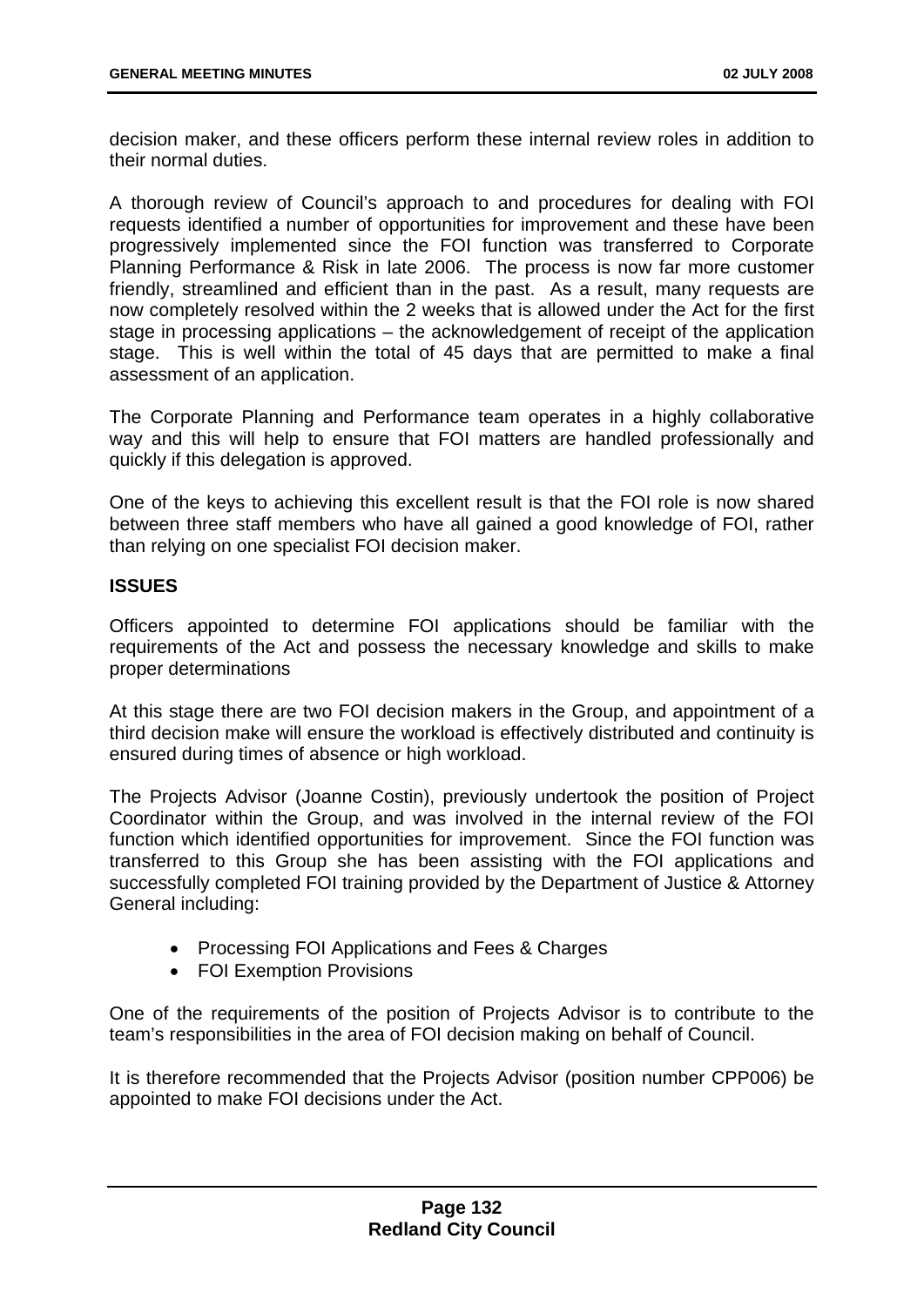decision maker, and these officers perform these internal review roles in addition to their normal duties.

A thorough review of Council's approach to and procedures for dealing with FOI requests identified a number of opportunities for improvement and these have been progressively implemented since the FOI function was transferred to Corporate Planning Performance & Risk in late 2006. The process is now far more customer friendly, streamlined and efficient than in the past. As a result, many requests are now completely resolved within the 2 weeks that is allowed under the Act for the first stage in processing applications – the acknowledgement of receipt of the application stage. This is well within the total of 45 days that are permitted to make a final assessment of an application.

The Corporate Planning and Performance team operates in a highly collaborative way and this will help to ensure that FOI matters are handled professionally and quickly if this delegation is approved.

One of the keys to achieving this excellent result is that the FOI role is now shared between three staff members who have all gained a good knowledge of FOI, rather than relying on one specialist FOI decision maker.

**ISSUES**

Officers appointed to determine FOI applications should be familiar with the requirements of the Act and possess the necessary knowledge and skills to make proper determinations

At this stage there are two FOI decision makers in the Group, and appointment of a third decision make will ensure the workload is effectively distributed and continuity is ensured during times of absence or high workload.

The Projects Advisor (Joanne Costin), previously undertook the position of Project Coordinator within the Group, and was involved in the internal review of the FOI function which identified opportunities for improvement. Since the FOI function was transferred to this Group she has been assisting with the FOI applications and successfully completed FOI training provided by the Department of Justice & Attorney General including:

- Processing FOI Applications and Fees & Charges
- FOI Exemption Provisions

One of the requirements of the position of Projects Advisor is to contribute to the team's responsibilities in the area of FOI decision making on behalf of Council.

It is therefore recommended that the Projects Advisor (position number CPP006) be appointed to make FOI decisions under the Act.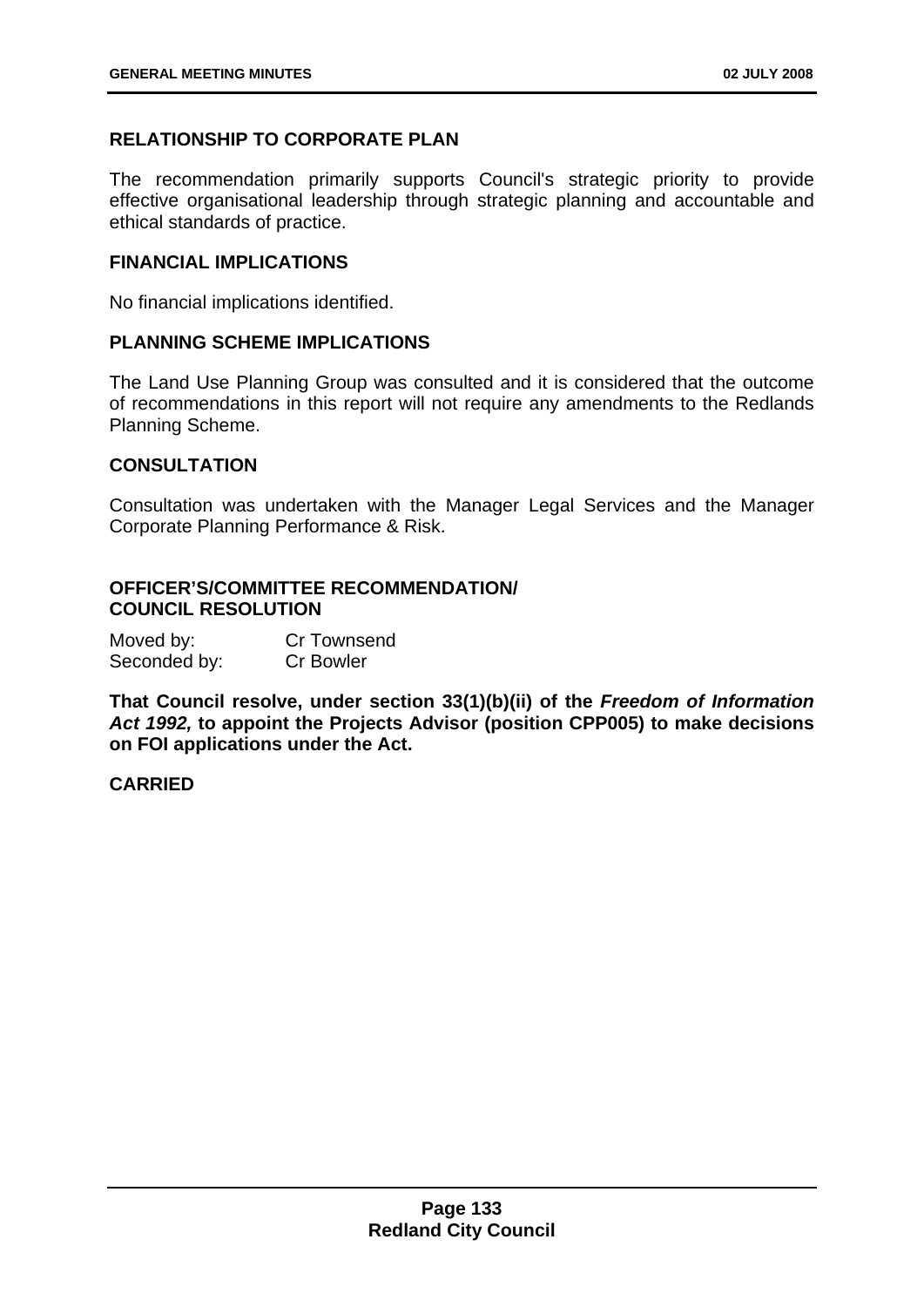**RELATIONSHIP TO CORPORATE PLAN**

The recommendation primarily supports Council's strategic priority to provide effective organisational leadership through strategic planning and accountable and ethical standards of practice.

**FINANCIAL IMPLICATIONS**

No financial implications identified.

**PLANNING SCHEME IMPLICATIONS**

The Land Use Planning Group was consulted and it is considered that the outcome of recommendations in this report will not require any amendments to the Redlands Planning Scheme.

**CONSULTATION**

Consultation was undertaken with the Manager Legal Services and the Manager Corporate Planning Performance & Risk.

**OFFICER'S/COMMITTEE RECOMMENDATION/ COUNCIL RESOLUTION**

Moved by: Cr Townsend
Seconded by: Cr Bowler

**That Council resolve, under section 33(1)(b)(ii) of the *Freedom of Information Act 1992,* to appoint the Projects Advisor (position CPP005) to make decisions on FOI applications under the Act.**

**CARRIED**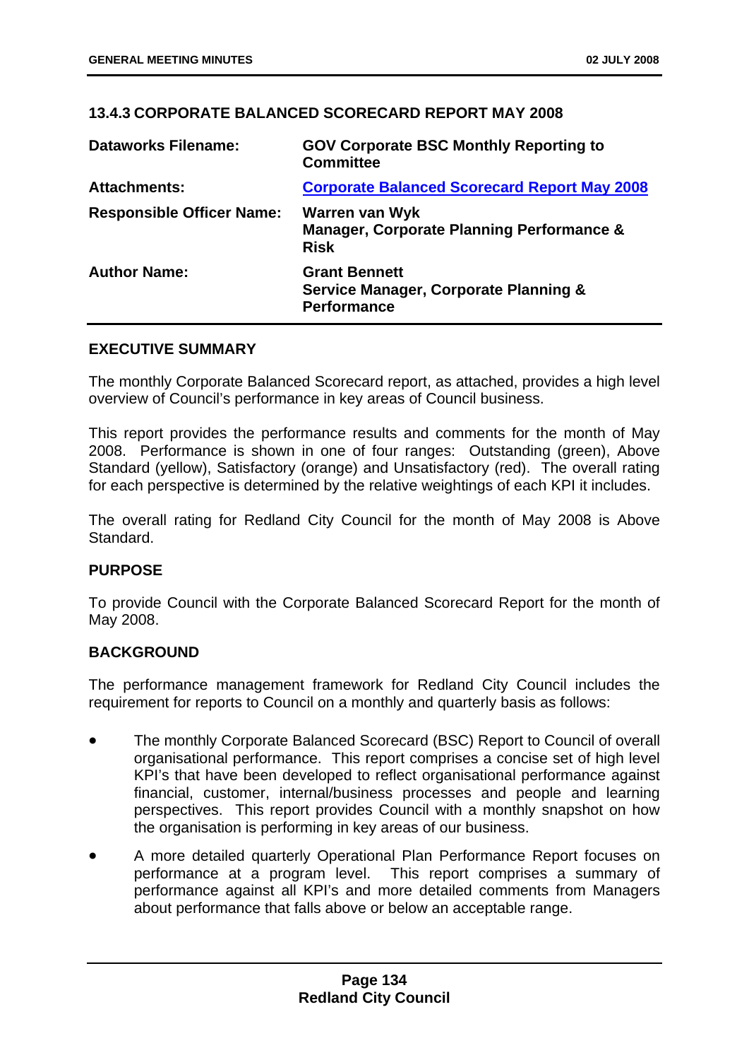### 13.4.3 CORPORATE BALANCED SCORECARD REPORT MAY 2008

| | |
|---|---|
| **Dataworks Filename:** | **GOV Corporate BSC Monthly Reporting to Committee** |
| **Attachments:** | **Corporate Balanced Scorecard Report May 2008** |
| **Responsible Officer Name:** | **Warren van Wyk**<br>**Manager, Corporate Planning Performance & Risk** |
| **Author Name:** | **Grant Bennett**<br>**Service Manager, Corporate Planning & Performance** |

**EXECUTIVE SUMMARY**

The monthly Corporate Balanced Scorecard report, as attached, provides a high level overview of Council's performance in key areas of Council business.

This report provides the performance results and comments for the month of May 2008. Performance is shown in one of four ranges: Outstanding (green), Above Standard (yellow), Satisfactory (orange) and Unsatisfactory (red). The overall rating for each perspective is determined by the relative weightings of each KPI it includes.

The overall rating for Redland City Council for the month of May 2008 is Above Standard.

**PURPOSE**

To provide Council with the Corporate Balanced Scorecard Report for the month of May 2008.

**BACKGROUND**

The performance management framework for Redland City Council includes the requirement for reports to Council on a monthly and quarterly basis as follows:

- The monthly Corporate Balanced Scorecard (BSC) Report to Council of overall organisational performance. This report comprises a concise set of high level KPI's that have been developed to reflect organisational performance against financial, customer, internal/business processes and people and learning perspectives. This report provides Council with a monthly snapshot on how the organisation is performing in key areas of our business.
- A more detailed quarterly Operational Plan Performance Report focuses on performance at a program level. This report comprises a summary of performance against all KPI's and more detailed comments from Managers about performance that falls above or below an acceptable range.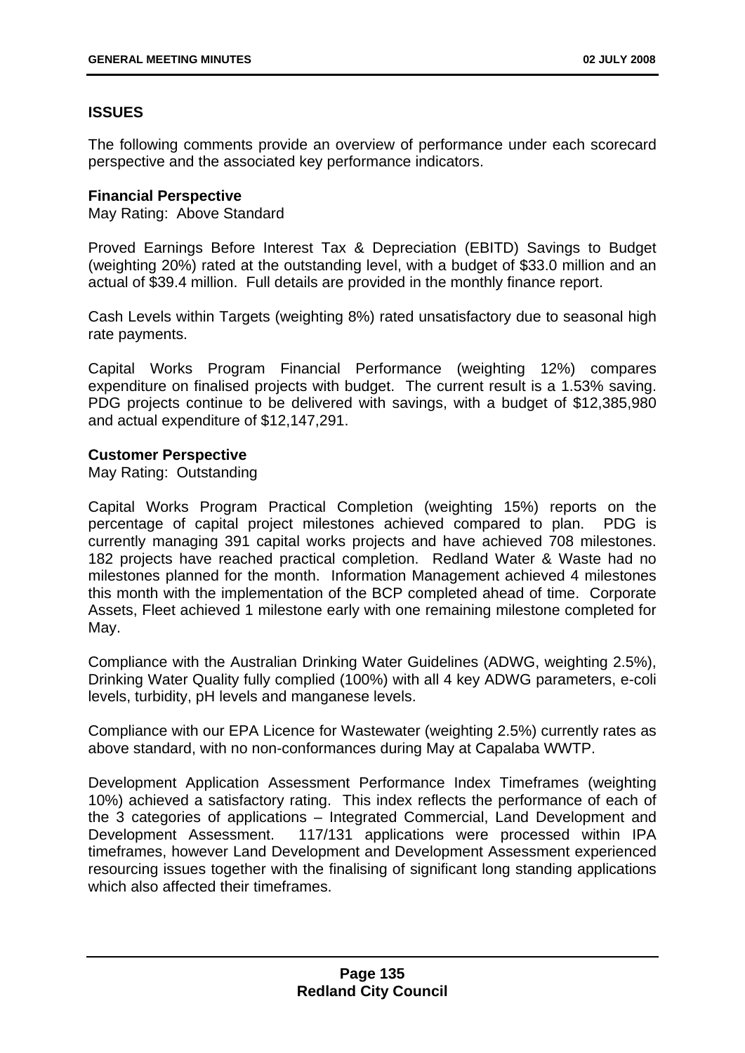## ISSUES

The following comments provide an overview of performance under each scorecard perspective and the associated key performance indicators.

**Financial Perspective**
May Rating: Above Standard

Proved Earnings Before Interest Tax & Depreciation (EBITD) Savings to Budget (weighting 20%) rated at the outstanding level, with a budget of $33.0 million and an actual of $39.4 million. Full details are provided in the monthly finance report.

Cash Levels within Targets (weighting 8%) rated unsatisfactory due to seasonal high rate payments.

Capital Works Program Financial Performance (weighting 12%) compares expenditure on finalised projects with budget. The current result is a 1.53% saving. PDG projects continue to be delivered with savings, with a budget of $12,385,980 and actual expenditure of $12,147,291.

**Customer Perspective**
May Rating: Outstanding

Capital Works Program Practical Completion (weighting 15%) reports on the percentage of capital project milestones achieved compared to plan. PDG is currently managing 391 capital works projects and have achieved 708 milestones. 182 projects have reached practical completion. Redland Water & Waste had no milestones planned for the month. Information Management achieved 4 milestones this month with the implementation of the BCP completed ahead of time. Corporate Assets, Fleet achieved 1 milestone early with one remaining milestone completed for May.

Compliance with the Australian Drinking Water Guidelines (ADWG, weighting 2.5%), Drinking Water Quality fully complied (100%) with all 4 key ADWG parameters, e-coli levels, turbidity, pH levels and manganese levels.

Compliance with our EPA Licence for Wastewater (weighting 2.5%) currently rates as above standard, with no non-conformances during May at Capalaba WWTP.

Development Application Assessment Performance Index Timeframes (weighting 10%) achieved a satisfactory rating. This index reflects the performance of each of the 3 categories of applications – Integrated Commercial, Land Development and Development Assessment. 117/131 applications were processed within IPA timeframes, however Land Development and Development Assessment experienced resourcing issues together with the finalising of significant long standing applications which also affected their timeframes.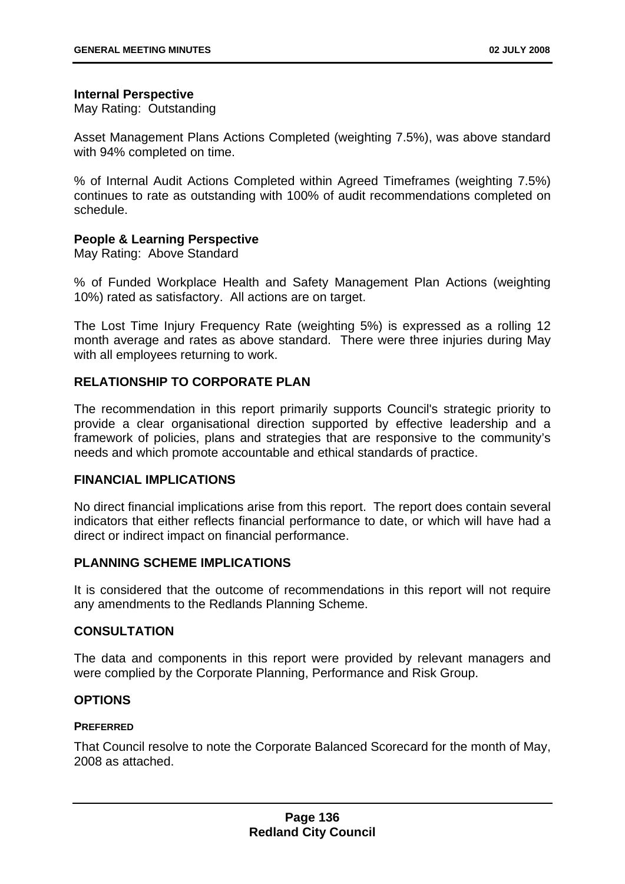**Internal Perspective**
May Rating: Outstanding

Asset Management Plans Actions Completed (weighting 7.5%), was above standard with 94% completed on time.

% of Internal Audit Actions Completed within Agreed Timeframes (weighting 7.5%) continues to rate as outstanding with 100% of audit recommendations completed on schedule.

**People & Learning Perspective**
May Rating: Above Standard

% of Funded Workplace Health and Safety Management Plan Actions (weighting 10%) rated as satisfactory. All actions are on target.

The Lost Time Injury Frequency Rate (weighting 5%) is expressed as a rolling 12 month average and rates as above standard. There were three injuries during May with all employees returning to work.

## RELATIONSHIP TO CORPORATE PLAN

The recommendation in this report primarily supports Council's strategic priority to provide a clear organisational direction supported by effective leadership and a framework of policies, plans and strategies that are responsive to the community's needs and which promote accountable and ethical standards of practice.

## FINANCIAL IMPLICATIONS

No direct financial implications arise from this report. The report does contain several indicators that either reflects financial performance to date, or which will have had a direct or indirect impact on financial performance.

## PLANNING SCHEME IMPLICATIONS

It is considered that the outcome of recommendations in this report will not require any amendments to the Redlands Planning Scheme.

## CONSULTATION

The data and components in this report were provided by relevant managers and were complied by the Corporate Planning, Performance and Risk Group.

## OPTIONS

**PREFERRED**

That Council resolve to note the Corporate Balanced Scorecard for the month of May, 2008 as attached.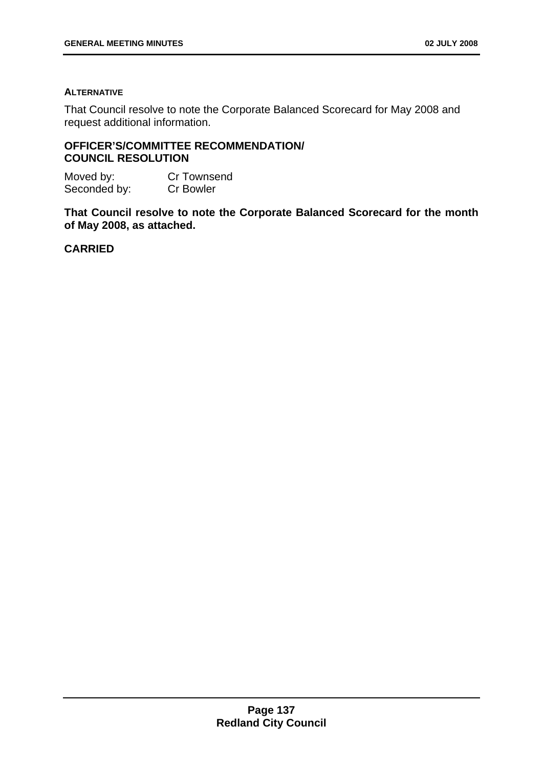**ALTERNATIVE**

That Council resolve to note the Corporate Balanced Scorecard for May 2008 and request additional information.

**OFFICER'S/COMMITTEE RECOMMENDATION/ COUNCIL RESOLUTION**

Moved by: Cr Townsend
Seconded by: Cr Bowler

**That Council resolve to note the Corporate Balanced Scorecard for the month of May 2008, as attached.**

**CARRIED**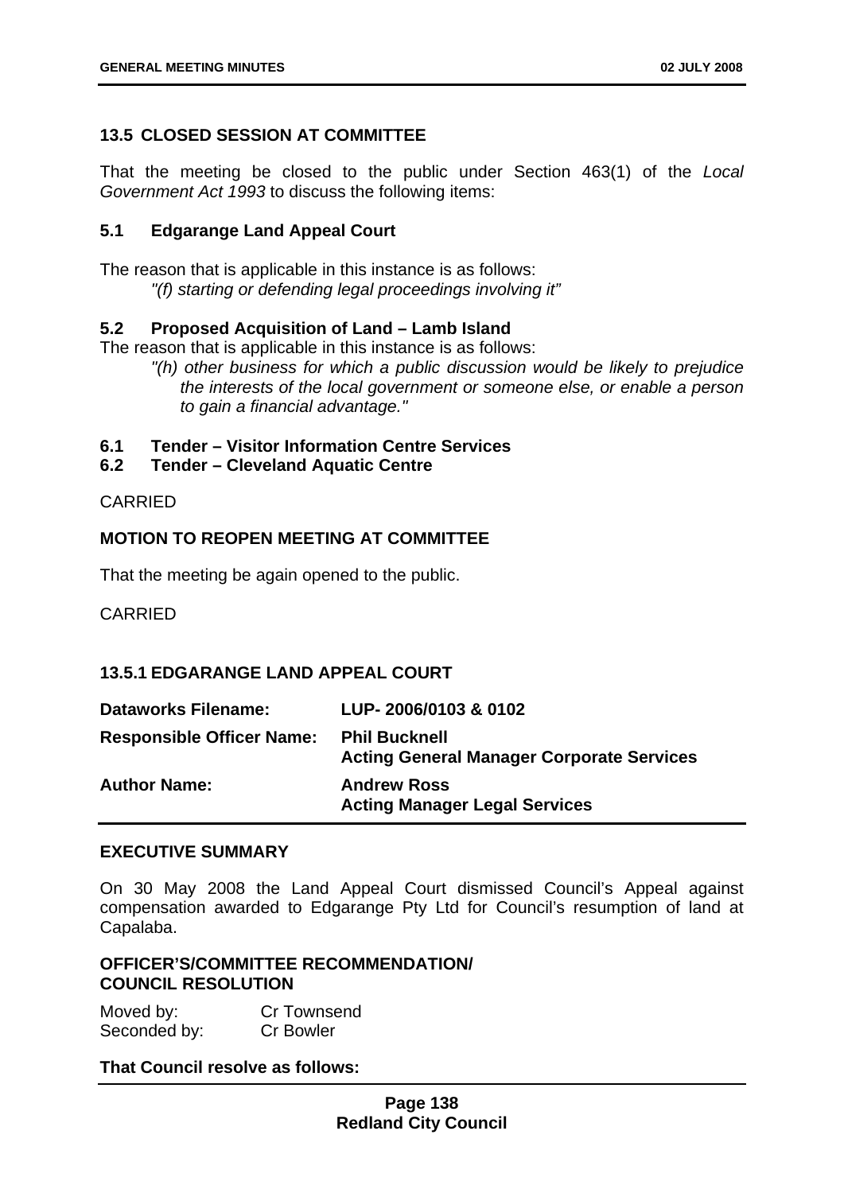### 13.5 CLOSED SESSION AT COMMITTEE

That the meeting be closed to the public under Section 463(1) of the *Local Government Act 1993* to discuss the following items:

#### 5.1 Edgarange Land Appeal Court

The reason that is applicable in this instance is as follows:

*"(f) starting or defending legal proceedings involving it"*

#### 5.2 Proposed Acquisition of Land – Lamb Island

The reason that is applicable in this instance is as follows:

*"(h) other business for which a public discussion would be likely to prejudice the interests of the local government or someone else, or enable a person to gain a financial advantage."*

#### 6.1 Tender – Visitor Information Centre Services

#### 6.2 Tender – Cleveland Aquatic Centre

CARRIED

### MOTION TO REOPEN MEETING AT COMMITTEE

That the meeting be again opened to the public.

CARRIED

### 13.5.1 EDGARANGE LAND APPEAL COURT

| | |
|---|---|
| **Dataworks Filename:** | **LUP- 2006/0103 & 0102** |
| **Responsible Officer Name:** | **Phil Bucknell**<br>**Acting General Manager Corporate Services** |
| **Author Name:** | **Andrew Ross**<br>**Acting Manager Legal Services** |

### EXECUTIVE SUMMARY

On 30 May 2008 the Land Appeal Court dismissed Council's Appeal against compensation awarded to Edgarange Pty Ltd for Council's resumption of land at Capalaba.

### OFFICER'S/COMMITTEE RECOMMENDATION/ COUNCIL RESOLUTION

Moved by: Cr Townsend
Seconded by: Cr Bowler

**That Council resolve as follows:**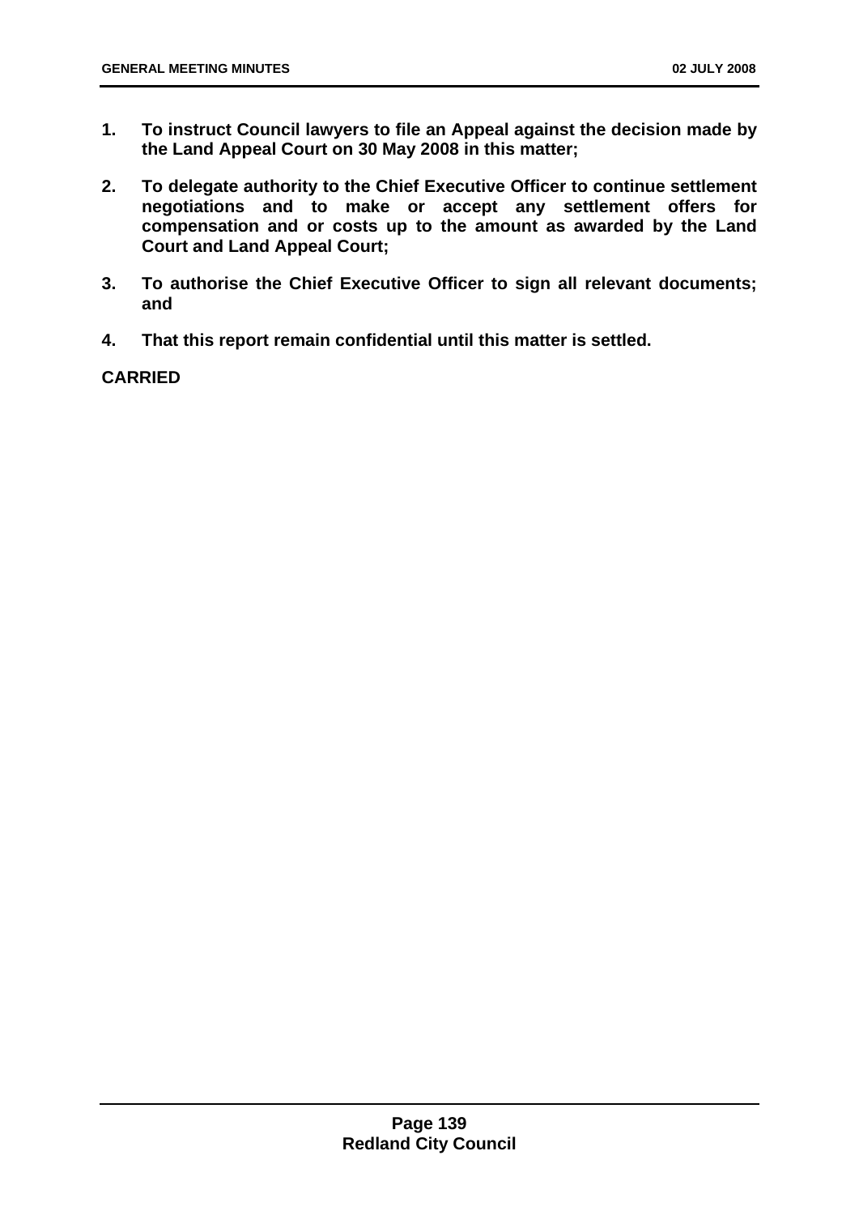**1. To instruct Council lawyers to file an Appeal against the decision made by the Land Appeal Court on 30 May 2008 in this matter;**

**2. To delegate authority to the Chief Executive Officer to continue settlement negotiations and to make or accept any settlement offers for compensation and or costs up to the amount as awarded by the Land Court and Land Appeal Court;**

**3. To authorise the Chief Executive Officer to sign all relevant documents; and**

**4. That this report remain confidential until this matter is settled.**

**CARRIED**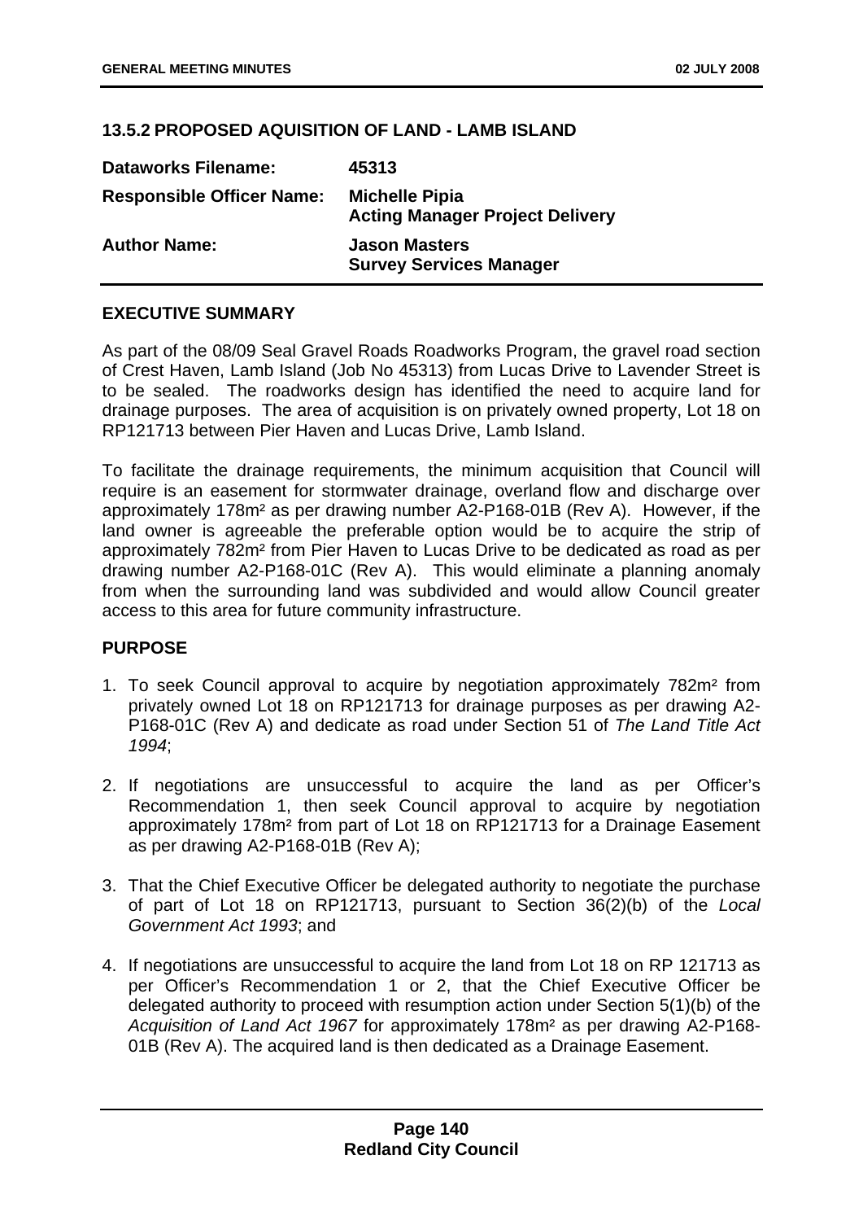## 13.5.2 PROPOSED AQUISITION OF LAND - LAMB ISLAND

| | |
|---|---|
| **Dataworks Filename:** | **45313** |
| **Responsible Officer Name:** | **Michelle Pipia**<br>**Acting Manager Project Delivery** |
| **Author Name:** | **Jason Masters**<br>**Survey Services Manager** |

### EXECUTIVE SUMMARY

As part of the 08/09 Seal Gravel Roads Roadworks Program, the gravel road section of Crest Haven, Lamb Island (Job No 45313) from Lucas Drive to Lavender Street is to be sealed. The roadworks design has identified the need to acquire land for drainage purposes. The area of acquisition is on privately owned property, Lot 18 on RP121713 between Pier Haven and Lucas Drive, Lamb Island.

To facilitate the drainage requirements, the minimum acquisition that Council will require is an easement for stormwater drainage, overland flow and discharge over approximately 178m² as per drawing number A2-P168-01B (Rev A). However, if the land owner is agreeable the preferable option would be to acquire the strip of approximately 782m² from Pier Haven to Lucas Drive to be dedicated as road as per drawing number A2-P168-01C (Rev A). This would eliminate a planning anomaly from when the surrounding land was subdivided and would allow Council greater access to this area for future community infrastructure.

### PURPOSE

1. To seek Council approval to acquire by negotiation approximately 782m² from privately owned Lot 18 on RP121713 for drainage purposes as per drawing A2-P168-01C (Rev A) and dedicate as road under Section 51 of *The Land Title Act 1994*;

2. If negotiations are unsuccessful to acquire the land as per Officer's Recommendation 1, then seek Council approval to acquire by negotiation approximately 178m² from part of Lot 18 on RP121713 for a Drainage Easement as per drawing A2-P168-01B (Rev A);

3. That the Chief Executive Officer be delegated authority to negotiate the purchase of part of Lot 18 on RP121713, pursuant to Section 36(2)(b) of the *Local Government Act 1993*; and

4. If negotiations are unsuccessful to acquire the land from Lot 18 on RP 121713 as per Officer's Recommendation 1 or 2, that the Chief Executive Officer be delegated authority to proceed with resumption action under Section 5(1)(b) of the *Acquisition of Land Act 1967* for approximately 178m² as per drawing A2-P168-01B (Rev A). The acquired land is then dedicated as a Drainage Easement.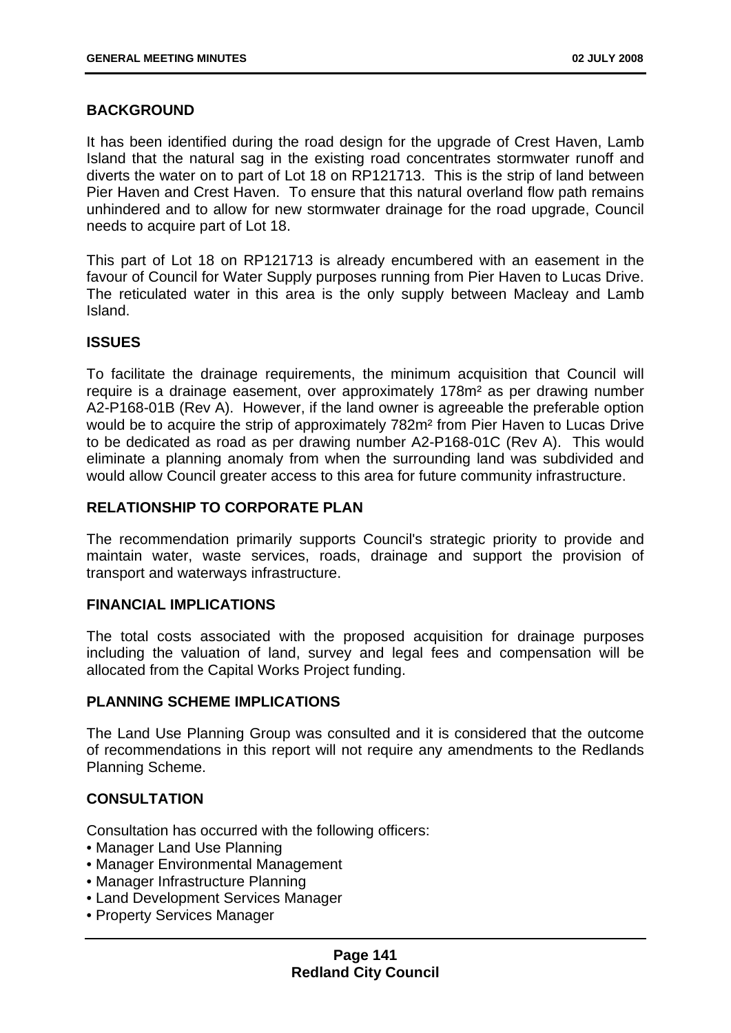## BACKGROUND

It has been identified during the road design for the upgrade of Crest Haven, Lamb Island that the natural sag in the existing road concentrates stormwater runoff and diverts the water on to part of Lot 18 on RP121713. This is the strip of land between Pier Haven and Crest Haven. To ensure that this natural overland flow path remains unhindered and to allow for new stormwater drainage for the road upgrade, Council needs to acquire part of Lot 18.

This part of Lot 18 on RP121713 is already encumbered with an easement in the favour of Council for Water Supply purposes running from Pier Haven to Lucas Drive. The reticulated water in this area is the only supply between Macleay and Lamb Island.

## ISSUES

To facilitate the drainage requirements, the minimum acquisition that Council will require is a drainage easement, over approximately 178m² as per drawing number A2-P168-01B (Rev A). However, if the land owner is agreeable the preferable option would be to acquire the strip of approximately 782m² from Pier Haven to Lucas Drive to be dedicated as road as per drawing number A2-P168-01C (Rev A). This would eliminate a planning anomaly from when the surrounding land was subdivided and would allow Council greater access to this area for future community infrastructure.

## RELATIONSHIP TO CORPORATE PLAN

The recommendation primarily supports Council's strategic priority to provide and maintain water, waste services, roads, drainage and support the provision of transport and waterways infrastructure.

## FINANCIAL IMPLICATIONS

The total costs associated with the proposed acquisition for drainage purposes including the valuation of land, survey and legal fees and compensation will be allocated from the Capital Works Project funding.

## PLANNING SCHEME IMPLICATIONS

The Land Use Planning Group was consulted and it is considered that the outcome of recommendations in this report will not require any amendments to the Redlands Planning Scheme.

## CONSULTATION

Consultation has occurred with the following officers:

- Manager Land Use Planning
- Manager Environmental Management
- Manager Infrastructure Planning
- Land Development Services Manager
- Property Services Manager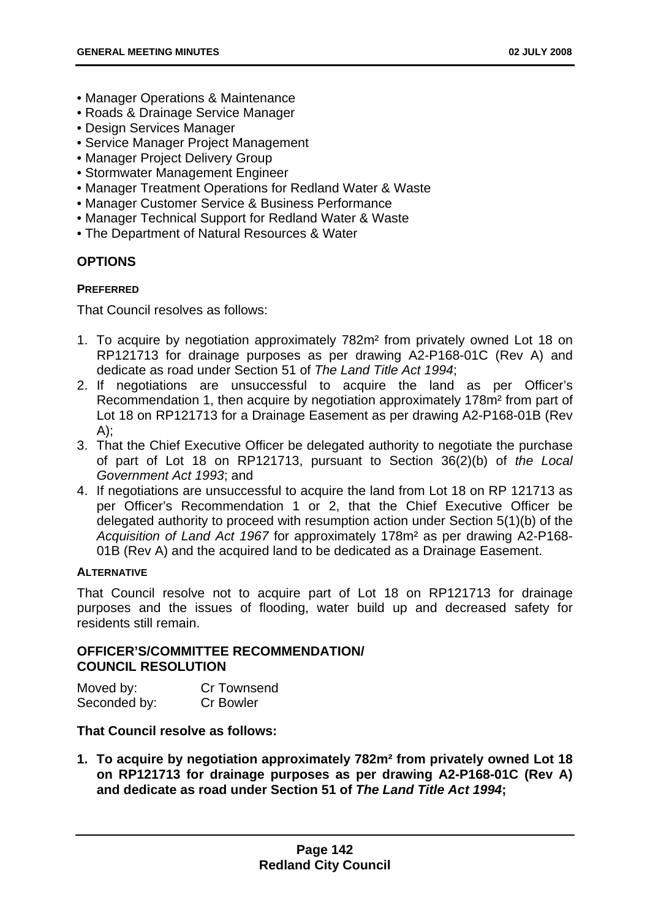- Manager Operations & Maintenance
- Roads & Drainage Service Manager
- Design Services Manager
- Service Manager Project Management
- Manager Project Delivery Group
- Stormwater Management Engineer
- Manager Treatment Operations for Redland Water & Waste
- Manager Customer Service & Business Performance
- Manager Technical Support for Redland Water & Waste
- The Department of Natural Resources & Water

## OPTIONS

#### PREFERRED

That Council resolves as follows:

1. To acquire by negotiation approximately 782m² from privately owned Lot 18 on RP121713 for drainage purposes as per drawing A2-P168-01C (Rev A) and dedicate as road under Section 51 of *The Land Title Act 1994*;
2. If negotiations are unsuccessful to acquire the land as per Officer's Recommendation 1, then acquire by negotiation approximately 178m² from part of Lot 18 on RP121713 for a Drainage Easement as per drawing A2-P168-01B (Rev A);
3. That the Chief Executive Officer be delegated authority to negotiate the purchase of part of Lot 18 on RP121713, pursuant to Section 36(2)(b) of *the Local Government Act 1993*; and
4. If negotiations are unsuccessful to acquire the land from Lot 18 on RP 121713 as per Officer's Recommendation 1 or 2, that the Chief Executive Officer be delegated authority to proceed with resumption action under Section 5(1)(b) of the *Acquisition of Land Act 1967* for approximately 178m² as per drawing A2-P168-01B (Rev A) and the acquired land to be dedicated as a Drainage Easement.

#### ALTERNATIVE

That Council resolve not to acquire part of Lot 18 on RP121713 for drainage purposes and the issues of flooding, water build up and decreased safety for residents still remain.

## OFFICER'S/COMMITTEE RECOMMENDATION/ COUNCIL RESOLUTION

Moved by: Cr Townsend
Seconded by: Cr Bowler

**That Council resolve as follows:**

1. **To acquire by negotiation approximately 782m² from privately owned Lot 18 on RP121713 for drainage purposes as per drawing A2-P168-01C (Rev A) and dedicate as road under Section 51 of *The Land Title Act 1994*;**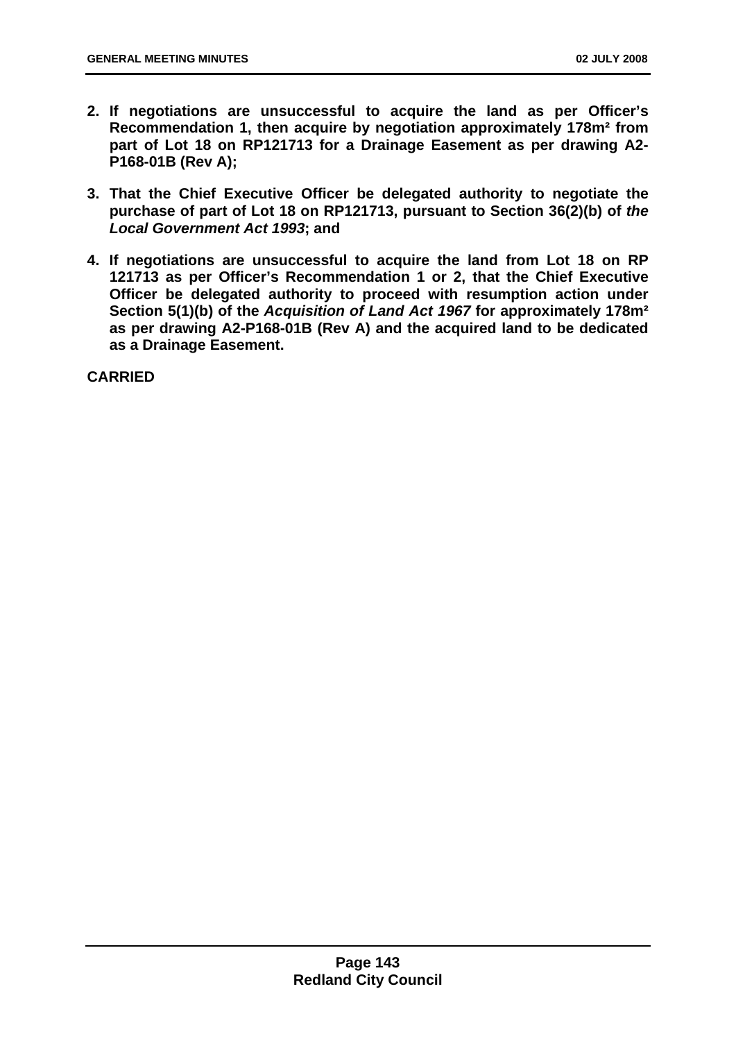2. **If negotiations are unsuccessful to acquire the land as per Officer's Recommendation 1, then acquire by negotiation approximately 178m² from part of Lot 18 on RP121713 for a Drainage Easement as per drawing A2-P168-01B (Rev A);**

3. **That the Chief Executive Officer be delegated authority to negotiate the purchase of part of Lot 18 on RP121713, pursuant to Section 36(2)(b) of *the Local Government Act 1993*; and**

4. **If negotiations are unsuccessful to acquire the land from Lot 18 on RP 121713 as per Officer's Recommendation 1 or 2, that the Chief Executive Officer be delegated authority to proceed with resumption action under Section 5(1)(b) of the *Acquisition of Land Act 1967* for approximately 178m² as per drawing A2-P168-01B (Rev A) and the acquired land to be dedicated as a Drainage Easement.**

**CARRIED**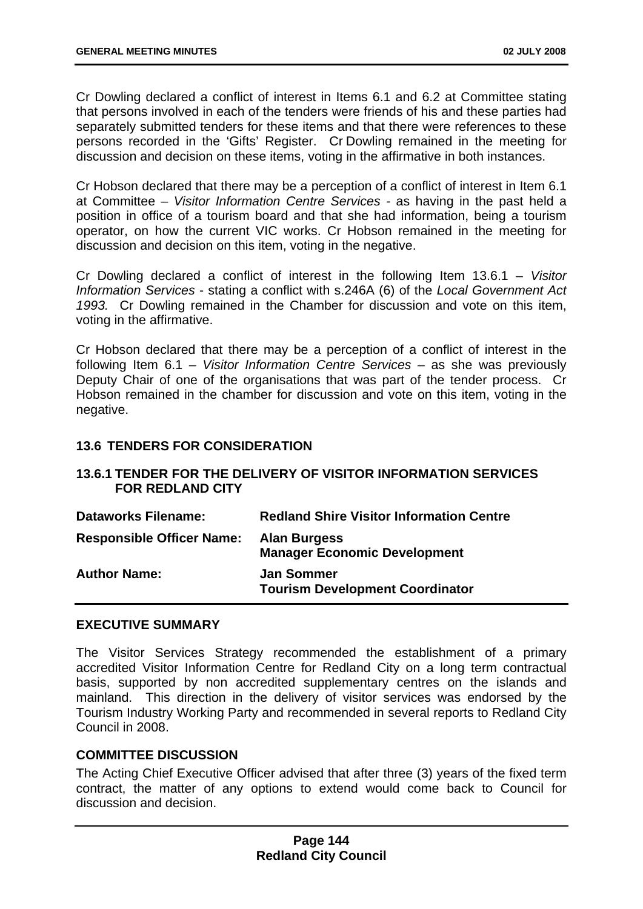Cr Dowling declared a conflict of interest in Items 6.1 and 6.2 at Committee stating that persons involved in each of the tenders were friends of his and these parties had separately submitted tenders for these items and that there were references to these persons recorded in the 'Gifts' Register. Cr Dowling remained in the meeting for discussion and decision on these items, voting in the affirmative in both instances.

Cr Hobson declared that there may be a perception of a conflict of interest in Item 6.1 at Committee – *Visitor Information Centre Services* - as having in the past held a position in office of a tourism board and that she had information, being a tourism operator, on how the current VIC works. Cr Hobson remained in the meeting for discussion and decision on this item, voting in the negative.

Cr Dowling declared a conflict of interest in the following Item 13.6.1 – *Visitor Information Services* - stating a conflict with s.246A (6) of the *Local Government Act 1993.* Cr Dowling remained in the Chamber for discussion and vote on this item, voting in the affirmative.

Cr Hobson declared that there may be a perception of a conflict of interest in the following Item 6.1 – *Visitor Information Centre Services* – as she was previously Deputy Chair of one of the organisations that was part of the tender process. Cr Hobson remained in the chamber for discussion and vote on this item, voting in the negative.

## 13.6 TENDERS FOR CONSIDERATION

### 13.6.1 TENDER FOR THE DELIVERY OF VISITOR INFORMATION SERVICES FOR REDLAND CITY

| | |
|---|---|
| **Dataworks Filename:** | **Redland Shire Visitor Information Centre** |
| **Responsible Officer Name:** | **Alan Burgess**<br>**Manager Economic Development** |
| **Author Name:** | **Jan Sommer**<br>**Tourism Development Coordinator** |

#### EXECUTIVE SUMMARY

The Visitor Services Strategy recommended the establishment of a primary accredited Visitor Information Centre for Redland City on a long term contractual basis, supported by non accredited supplementary centres on the islands and mainland. This direction in the delivery of visitor services was endorsed by the Tourism Industry Working Party and recommended in several reports to Redland City Council in 2008.

#### COMMITTEE DISCUSSION

The Acting Chief Executive Officer advised that after three (3) years of the fixed term contract, the matter of any options to extend would come back to Council for discussion and decision.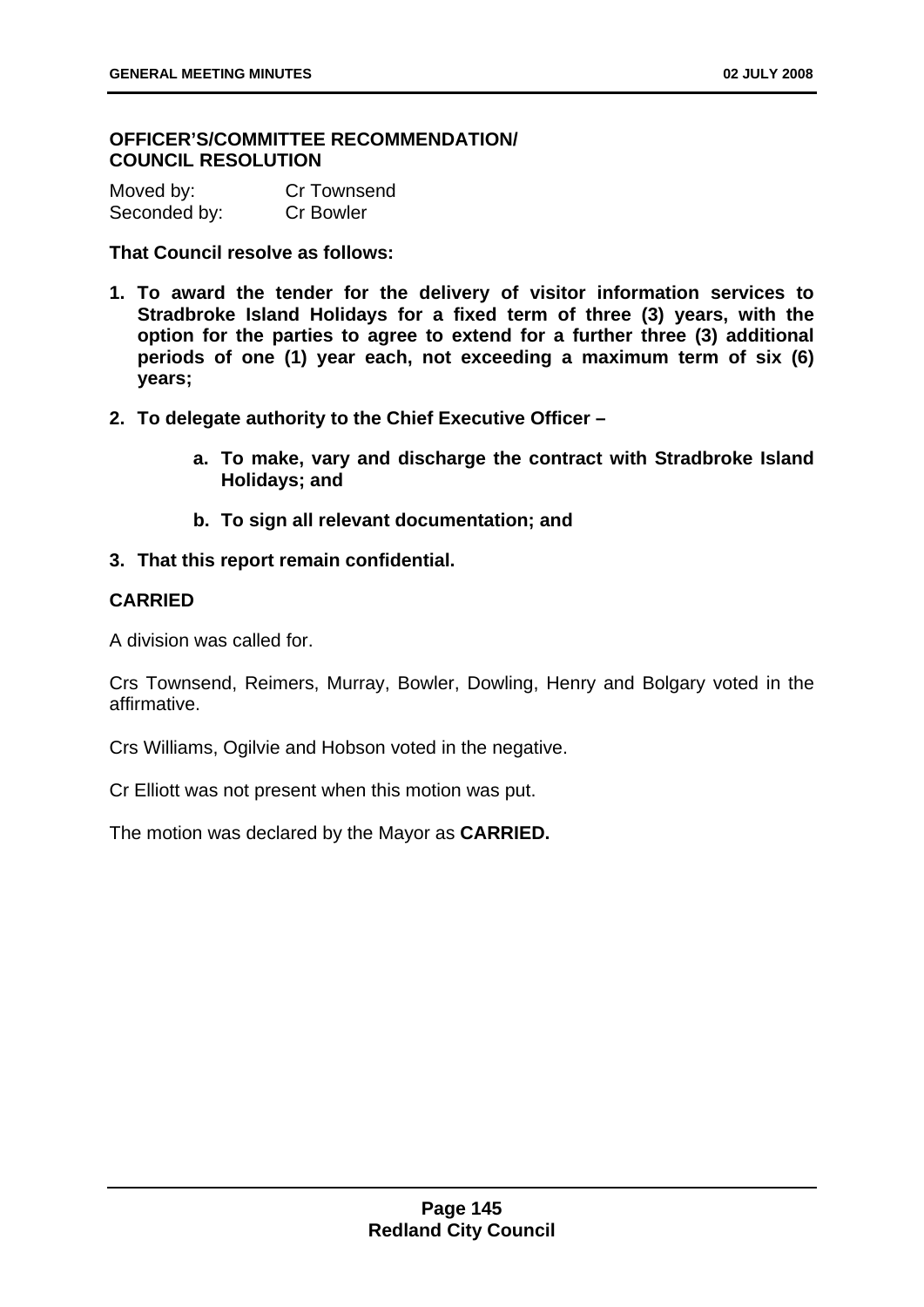**OFFICER'S/COMMITTEE RECOMMENDATION/ COUNCIL RESOLUTION**

Moved by: Cr Townsend
Seconded by: Cr Bowler

**That Council resolve as follows:**

1. **To award the tender for the delivery of visitor information services to Stradbroke Island Holidays for a fixed term of three (3) years, with the option for the parties to agree to extend for a further three (3) additional periods of one (1) year each, not exceeding a maximum term of six (6) years;**
2. **To delegate authority to the Chief Executive Officer –**
   a. **To make, vary and discharge the contract with Stradbroke Island Holidays; and**
   b. **To sign all relevant documentation; and**
3. **That this report remain confidential.**

**CARRIED**

A division was called for.

Crs Townsend, Reimers, Murray, Bowler, Dowling, Henry and Bolgary voted in the affirmative.

Crs Williams, Ogilvie and Hobson voted in the negative.

Cr Elliott was not present when this motion was put.

The motion was declared by the Mayor as **CARRIED.**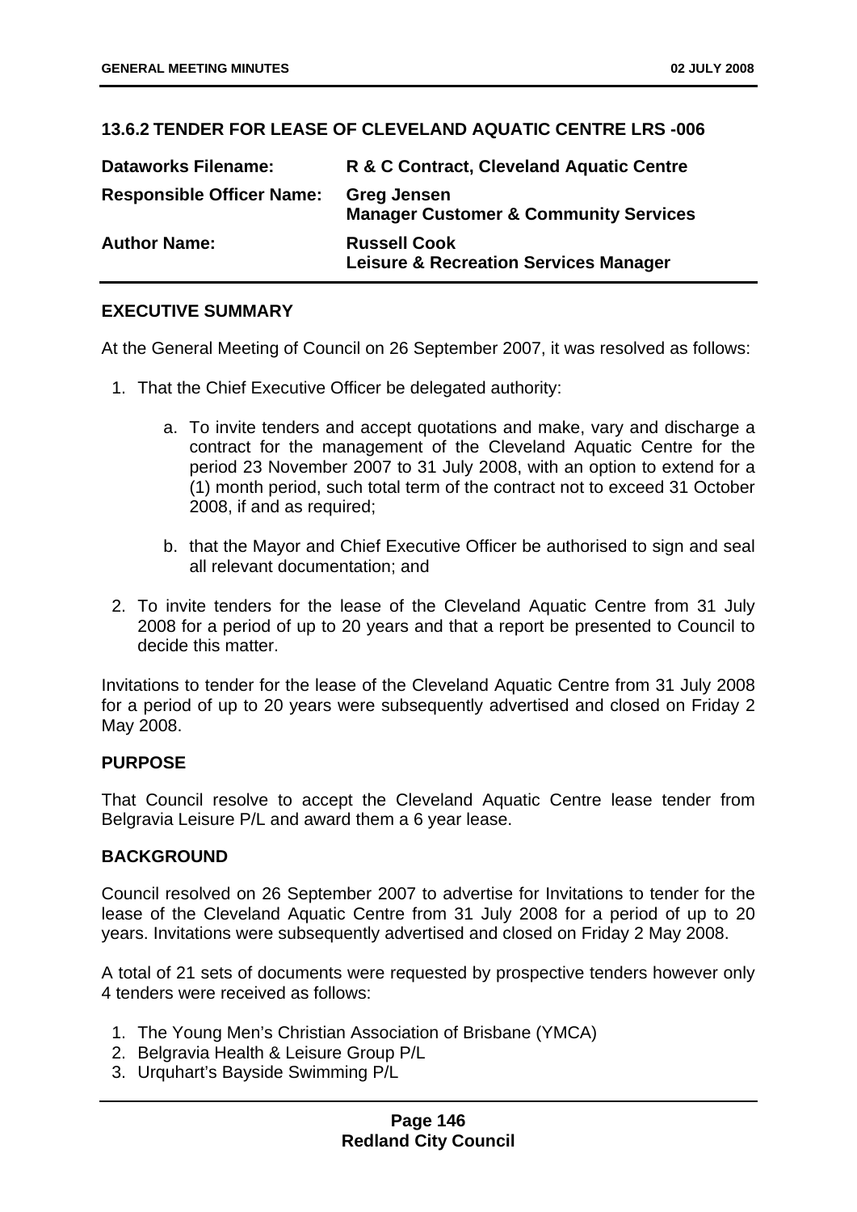## 13.6.2 TENDER FOR LEASE OF CLEVELAND AQUATIC CENTRE LRS -006

| | |
|---|---|
| **Dataworks Filename:** | **R & C Contract, Cleveland Aquatic Centre** |
| **Responsible Officer Name:** | **Greg Jensen**<br>**Manager Customer & Community Services** |
| **Author Name:** | **Russell Cook**<br>**Leisure & Recreation Services Manager** |

### EXECUTIVE SUMMARY

At the General Meeting of Council on 26 September 2007, it was resolved as follows:

1. That the Chief Executive Officer be delegated authority:

   a. To invite tenders and accept quotations and make, vary and discharge a contract for the management of the Cleveland Aquatic Centre for the period 23 November 2007 to 31 July 2008, with an option to extend for a (1) month period, such total term of the contract not to exceed 31 October 2008, if and as required;

   b. that the Mayor and Chief Executive Officer be authorised to sign and seal all relevant documentation; and

2. To invite tenders for the lease of the Cleveland Aquatic Centre from 31 July 2008 for a period of up to 20 years and that a report be presented to Council to decide this matter.

Invitations to tender for the lease of the Cleveland Aquatic Centre from 31 July 2008 for a period of up to 20 years were subsequently advertised and closed on Friday 2 May 2008.

### PURPOSE

That Council resolve to accept the Cleveland Aquatic Centre lease tender from Belgravia Leisure P/L and award them a 6 year lease.

### BACKGROUND

Council resolved on 26 September 2007 to advertise for Invitations to tender for the lease of the Cleveland Aquatic Centre from 31 July 2008 for a period of up to 20 years. Invitations were subsequently advertised and closed on Friday 2 May 2008.

A total of 21 sets of documents were requested by prospective tenders however only 4 tenders were received as follows:

1. The Young Men's Christian Association of Brisbane (YMCA)
2. Belgravia Health & Leisure Group P/L
3. Urquhart's Bayside Swimming P/L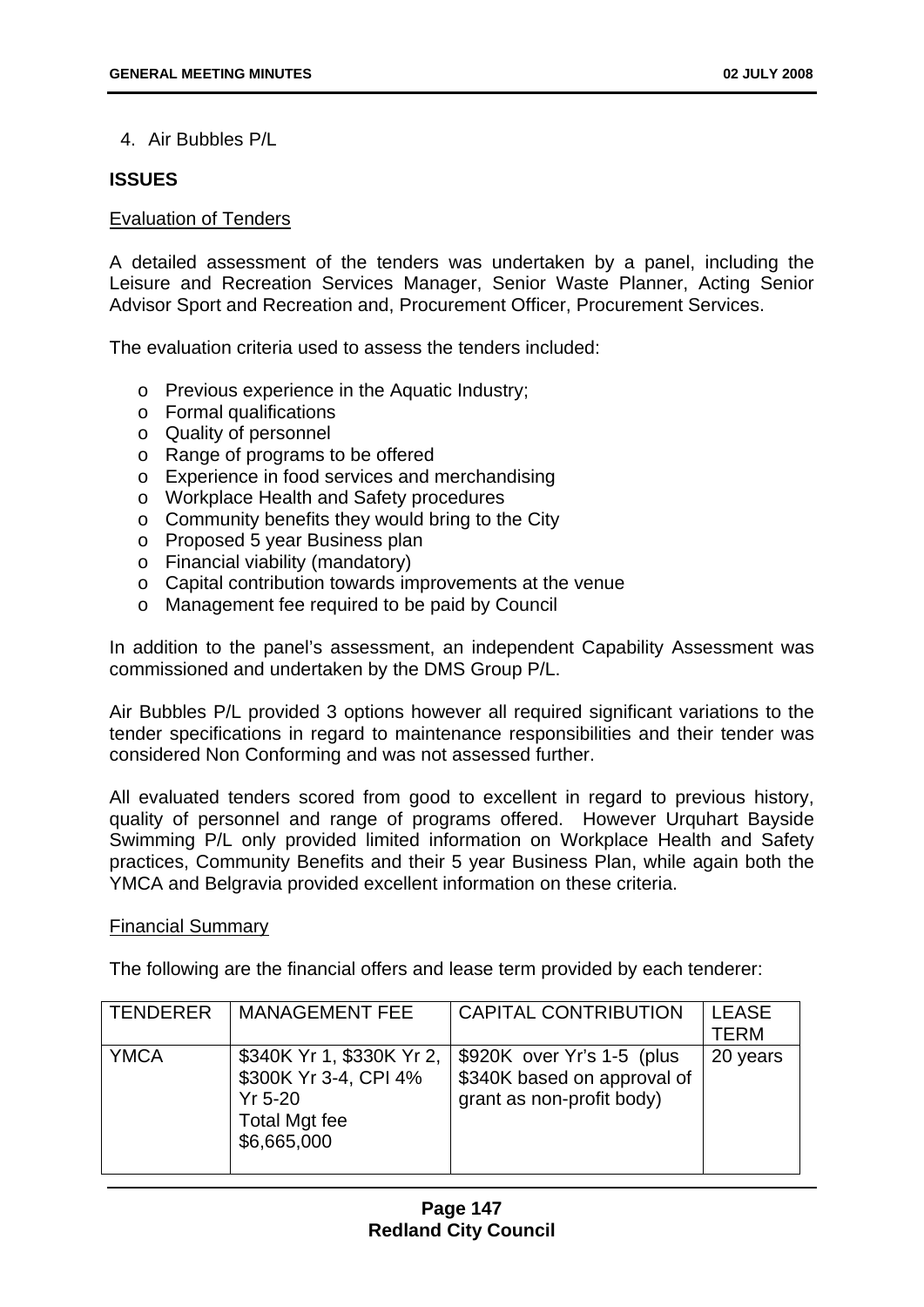4. Air Bubbles P/L

**ISSUES**

Evaluation of Tenders

A detailed assessment of the tenders was undertaken by a panel, including the Leisure and Recreation Services Manager, Senior Waste Planner, Acting Senior Advisor Sport and Recreation and, Procurement Officer, Procurement Services.

The evaluation criteria used to assess the tenders included:

- o Previous experience in the Aquatic Industry;
- o Formal qualifications
- o Quality of personnel
- o Range of programs to be offered
- o Experience in food services and merchandising
- o Workplace Health and Safety procedures
- o Community benefits they would bring to the City
- o Proposed 5 year Business plan
- o Financial viability (mandatory)
- o Capital contribution towards improvements at the venue
- o Management fee required to be paid by Council

In addition to the panel's assessment, an independent Capability Assessment was commissioned and undertaken by the DMS Group P/L.

Air Bubbles P/L provided 3 options however all required significant variations to the tender specifications in regard to maintenance responsibilities and their tender was considered Non Conforming and was not assessed further.

All evaluated tenders scored from good to excellent in regard to previous history, quality of personnel and range of programs offered. However Urquhart Bayside Swimming P/L only provided limited information on Workplace Health and Safety practices, Community Benefits and their 5 year Business Plan, while again both the YMCA and Belgravia provided excellent information on these criteria.

Financial Summary

The following are the financial offers and lease term provided by each tenderer:

| TENDERER | MANAGEMENT FEE | CAPITAL CONTRIBUTION | LEASE TERM |
|---|---|---|---|
| YMCA | \$340K Yr 1, \$330K Yr 2, \$300K Yr 3-4, CPI 4% Yr 5-20 Total Mgt fee \$6,665,000 | \$920K over Yr's 1-5 (plus \$340K based on approval of grant as non-profit body) | 20 years |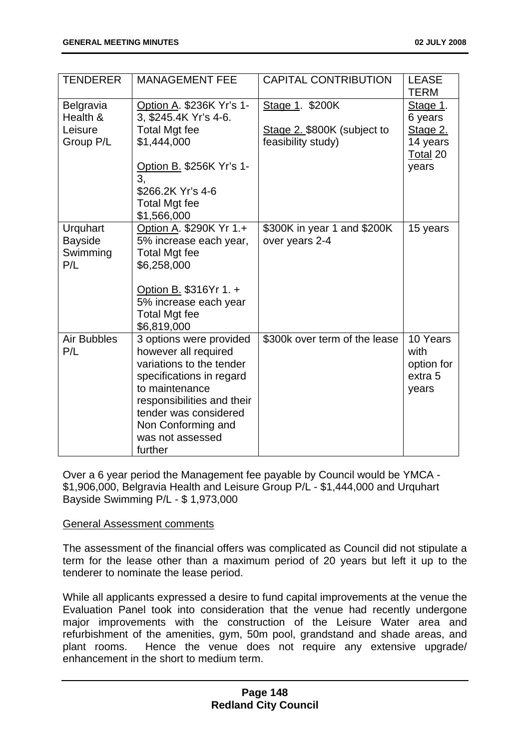| TENDERER | MANAGEMENT FEE | CAPITAL CONTRIBUTION | LEASE TERM |
|---|---|---|---|
| Belgravia Health & Leisure Group P/L | Option A. \$236K Yr's 1-3, \$245.4K Yr's 4-6. Total Mgt fee \$1,444,000<br><br>Option B. \$256K Yr's 1-3, \$266.2K Yr's 4-6 Total Mgt fee \$1,566,000 | Stage 1. \$200K<br><br>Stage 2. \$800K (subject to feasibility study) | Stage 1. 6 years Stage 2. 14 years Total 20 years |
| Urquhart Bayside Swimming P/L | Option A. \$290K Yr 1.+ 5% increase each year, Total Mgt fee \$6,258,000<br><br>Option B. \$316Yr 1. + 5% increase each year Total Mgt fee \$6,819,000 | \$300K in year 1 and \$200K over years 2-4 | 15 years |
| Air Bubbles P/L | 3 options were provided however all required variations to the tender specifications in regard to maintenance responsibilities and their tender was considered Non Conforming and was not assessed further | \$300k over term of the lease | 10 Years with option for extra 5 years |

Over a 6 year period the Management fee payable by Council would be YMCA - \$1,906,000, Belgravia Health and Leisure Group P/L - \$1,444,000 and Urquhart Bayside Swimming P/L - \$ 1,973,000

General Assessment comments

The assessment of the financial offers was complicated as Council did not stipulate a term for the lease other than a maximum period of 20 years but left it up to the tenderer to nominate the lease period.

While all applicants expressed a desire to fund capital improvements at the venue the Evaluation Panel took into consideration that the venue had recently undergone major improvements with the construction of the Leisure Water area and refurbishment of the amenities, gym, 50m pool, grandstand and shade areas, and plant rooms. Hence the venue does not require any extensive upgrade/ enhancement in the short to medium term.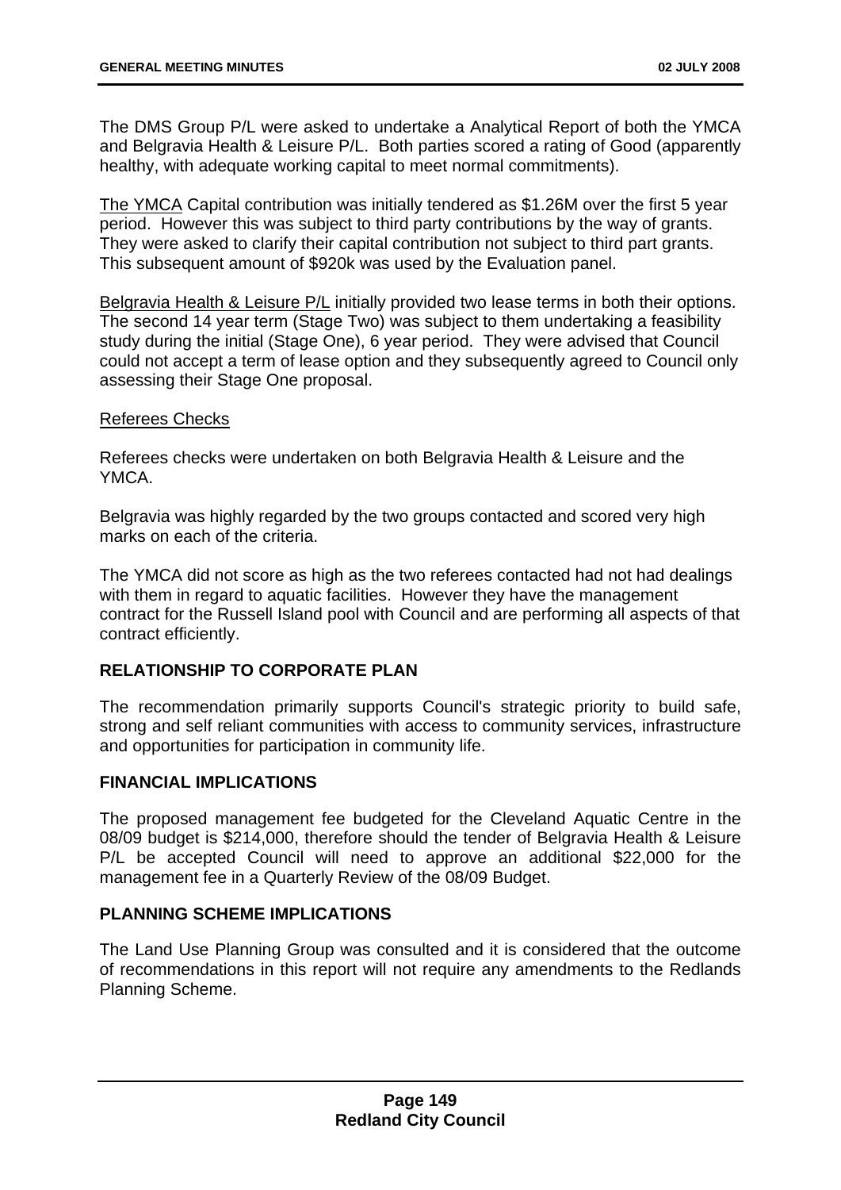The DMS Group P/L were asked to undertake a Analytical Report of both the YMCA and Belgravia Health & Leisure P/L. Both parties scored a rating of Good (apparently healthy, with adequate working capital to meet normal commitments).

The YMCA Capital contribution was initially tendered as $1.26M over the first 5 year period. However this was subject to third party contributions by the way of grants. They were asked to clarify their capital contribution not subject to third part grants. This subsequent amount of $920k was used by the Evaluation panel.

Belgravia Health & Leisure P/L initially provided two lease terms in both their options. The second 14 year term (Stage Two) was subject to them undertaking a feasibility study during the initial (Stage One), 6 year period. They were advised that Council could not accept a term of lease option and they subsequently agreed to Council only assessing their Stage One proposal.

Referees Checks

Referees checks were undertaken on both Belgravia Health & Leisure and the YMCA.

Belgravia was highly regarded by the two groups contacted and scored very high marks on each of the criteria.

The YMCA did not score as high as the two referees contacted had not had dealings with them in regard to aquatic facilities. However they have the management contract for the Russell Island pool with Council and are performing all aspects of that contract efficiently.

**RELATIONSHIP TO CORPORATE PLAN**

The recommendation primarily supports Council's strategic priority to build safe, strong and self reliant communities with access to community services, infrastructure and opportunities for participation in community life.

**FINANCIAL IMPLICATIONS**

The proposed management fee budgeted for the Cleveland Aquatic Centre in the 08/09 budget is $214,000, therefore should the tender of Belgravia Health & Leisure P/L be accepted Council will need to approve an additional $22,000 for the management fee in a Quarterly Review of the 08/09 Budget.

**PLANNING SCHEME IMPLICATIONS**

The Land Use Planning Group was consulted and it is considered that the outcome of recommendations in this report will not require any amendments to the Redlands Planning Scheme.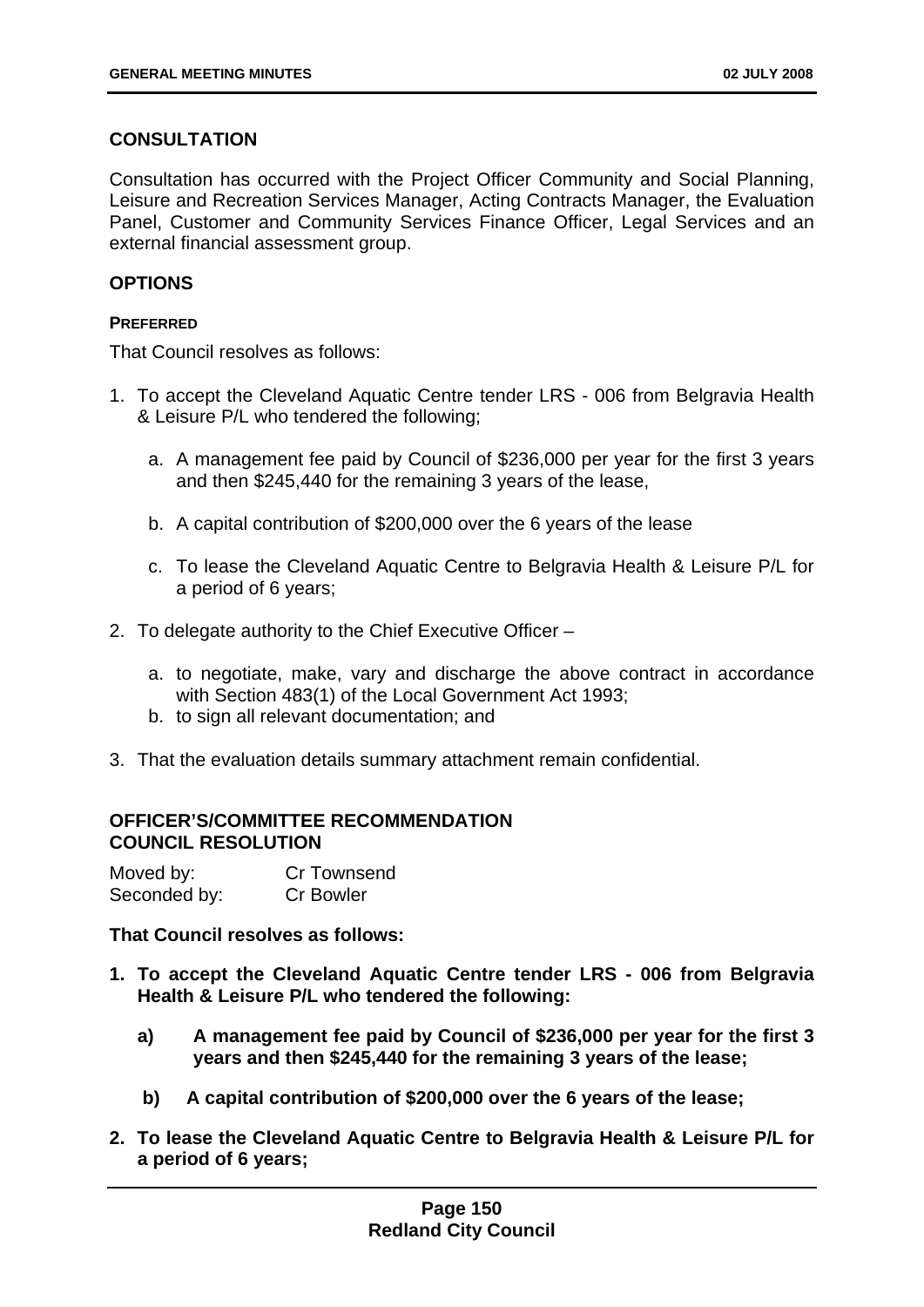## CONSULTATION

Consultation has occurred with the Project Officer Community and Social Planning, Leisure and Recreation Services Manager, Acting Contracts Manager, the Evaluation Panel, Customer and Community Services Finance Officer, Legal Services and an external financial assessment group.

## OPTIONS

### PREFERRED

That Council resolves as follows:

1. To accept the Cleveland Aquatic Centre tender LRS - 006 from Belgravia Health & Leisure P/L who tendered the following;
   a. A management fee paid by Council of $236,000 per year for the first 3 years and then $245,440 for the remaining 3 years of the lease,
   b. A capital contribution of $200,000 over the 6 years of the lease
   c. To lease the Cleveland Aquatic Centre to Belgravia Health & Leisure P/L for a period of 6 years;
2. To delegate authority to the Chief Executive Officer –
   a. to negotiate, make, vary and discharge the above contract in accordance with Section 483(1) of the Local Government Act 1993;
   b. to sign all relevant documentation; and
3. That the evaluation details summary attachment remain confidential.

## OFFICER'S/COMMITTEE RECOMMENDATION
## COUNCIL RESOLUTION

Moved by: Cr Townsend
Seconded by: Cr Bowler

**That Council resolves as follows:**

1. **To accept the Cleveland Aquatic Centre tender LRS - 006 from Belgravia Health & Leisure P/L who tendered the following:**
   - **a) A management fee paid by Council of $236,000 per year for the first 3 years and then $245,440 for the remaining 3 years of the lease;**
   - **b) A capital contribution of $200,000 over the 6 years of the lease;**
2. **To lease the Cleveland Aquatic Centre to Belgravia Health & Leisure P/L for a period of 6 years;**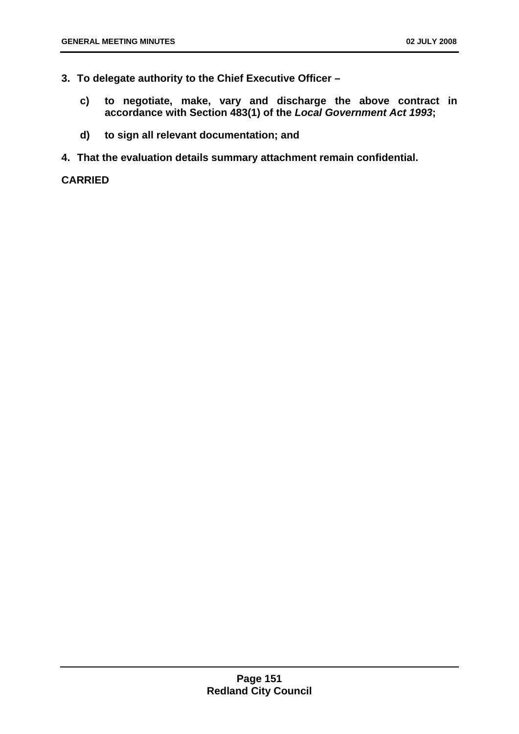**3. To delegate authority to the Chief Executive Officer –**

   **c) to negotiate, make, vary and discharge the above contract in accordance with Section 483(1) of the *Local Government Act 1993*;**

   **d) to sign all relevant documentation; and**

**4. That the evaluation details summary attachment remain confidential.**

**CARRIED**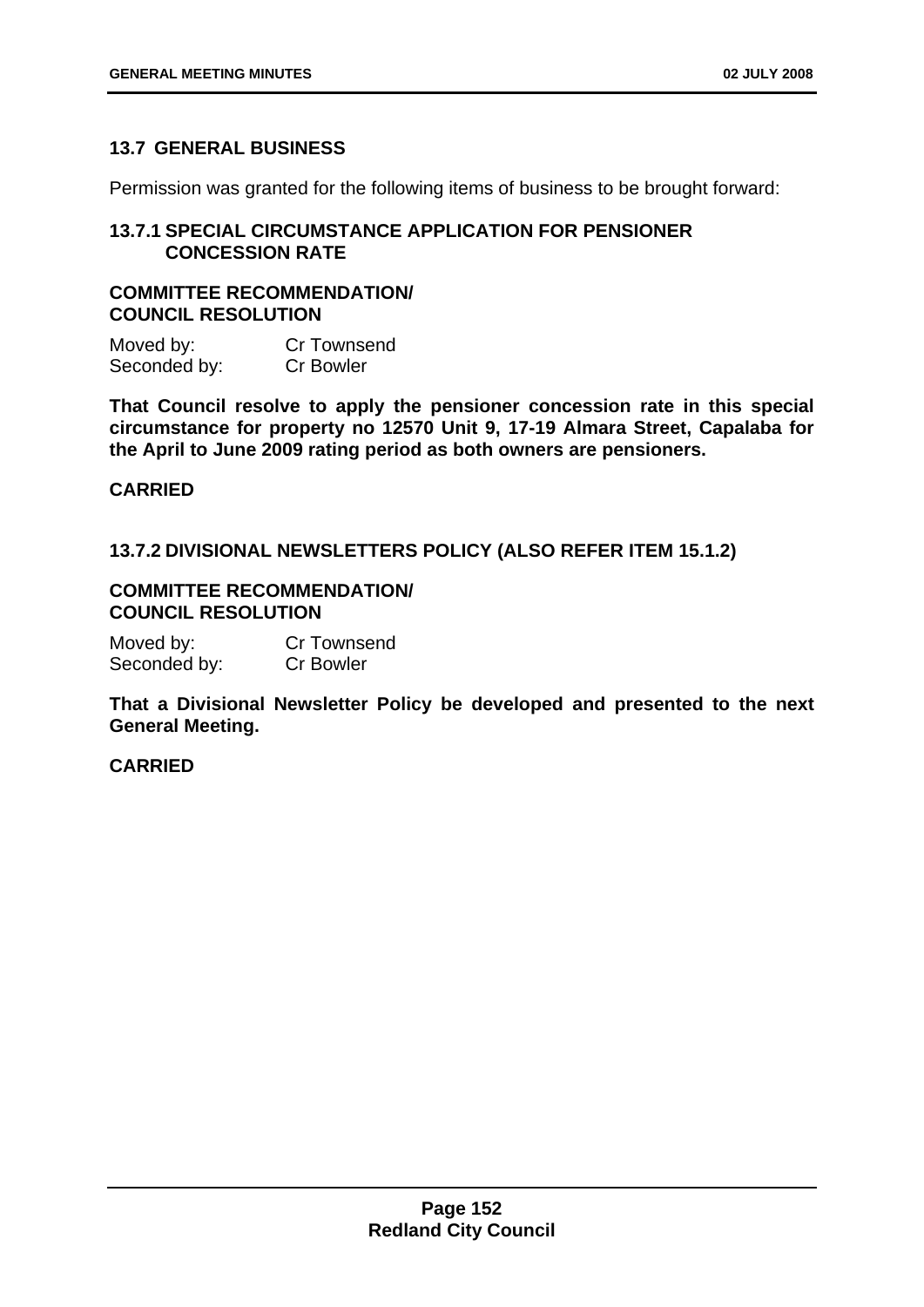## 13.7 GENERAL BUSINESS

Permission was granted for the following items of business to be brought forward:

### 13.7.1 SPECIAL CIRCUMSTANCE APPLICATION FOR PENSIONER CONCESSION RATE

**COMMITTEE RECOMMENDATION/ COUNCIL RESOLUTION**

Moved by: Cr Townsend
Seconded by: Cr Bowler

**That Council resolve to apply the pensioner concession rate in this special circumstance for property no 12570 Unit 9, 17-19 Almara Street, Capalaba for the April to June 2009 rating period as both owners are pensioners.**

**CARRIED**

### 13.7.2 DIVISIONAL NEWSLETTERS POLICY (ALSO REFER ITEM 15.1.2)

**COMMITTEE RECOMMENDATION/ COUNCIL RESOLUTION**

Moved by: Cr Townsend
Seconded by: Cr Bowler

**That a Divisional Newsletter Policy be developed and presented to the next General Meeting.**

**CARRIED**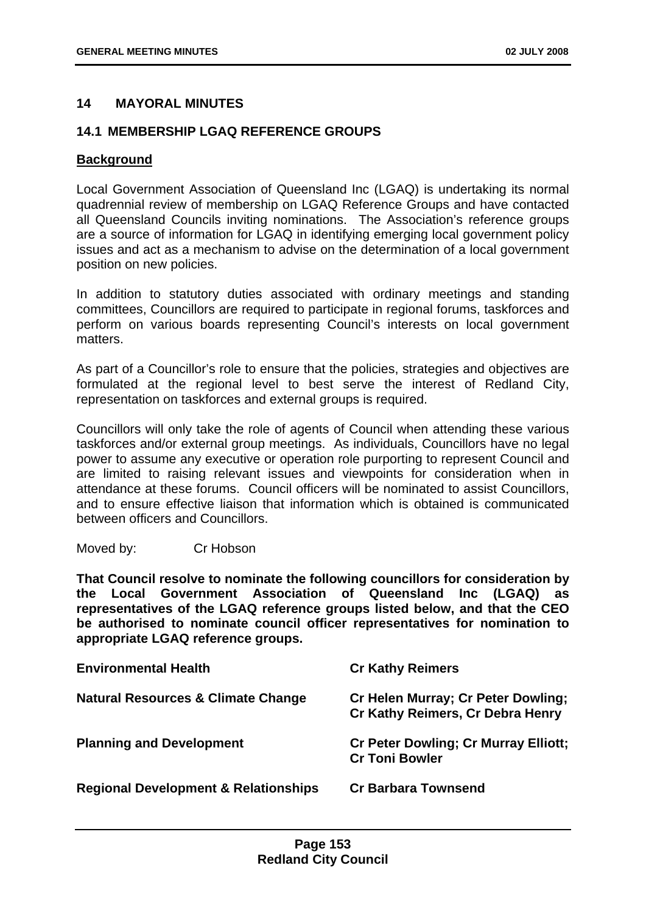## 14 MAYORAL MINUTES

### 14.1 MEMBERSHIP LGAQ REFERENCE GROUPS

**Background**

Local Government Association of Queensland Inc (LGAQ) is undertaking its normal quadrennial review of membership on LGAQ Reference Groups and have contacted all Queensland Councils inviting nominations. The Association's reference groups are a source of information for LGAQ in identifying emerging local government policy issues and act as a mechanism to advise on the determination of a local government position on new policies.

In addition to statutory duties associated with ordinary meetings and standing committees, Councillors are required to participate in regional forums, taskforces and perform on various boards representing Council's interests on local government matters.

As part of a Councillor's role to ensure that the policies, strategies and objectives are formulated at the regional level to best serve the interest of Redland City, representation on taskforces and external groups is required.

Councillors will only take the role of agents of Council when attending these various taskforces and/or external group meetings. As individuals, Councillors have no legal power to assume any executive or operation role purporting to represent Council and are limited to raising relevant issues and viewpoints for consideration when in attendance at these forums. Council officers will be nominated to assist Councillors, and to ensure effective liaison that information which is obtained is communicated between officers and Councillors.

Moved by: Cr Hobson

**That Council resolve to nominate the following councillors for consideration by the Local Government Association of Queensland Inc (LGAQ) as representatives of the LGAQ reference groups listed below, and that the CEO be authorised to nominate council officer representatives for nomination to appropriate LGAQ reference groups.**

| | |
|---|---|
| **Environmental Health** | **Cr Kathy Reimers** |
| **Natural Resources & Climate Change** | **Cr Helen Murray; Cr Peter Dowling; Cr Kathy Reimers, Cr Debra Henry** |
| **Planning and Development** | **Cr Peter Dowling; Cr Murray Elliott; Cr Toni Bowler** |
| **Regional Development & Relationships** | **Cr Barbara Townsend** |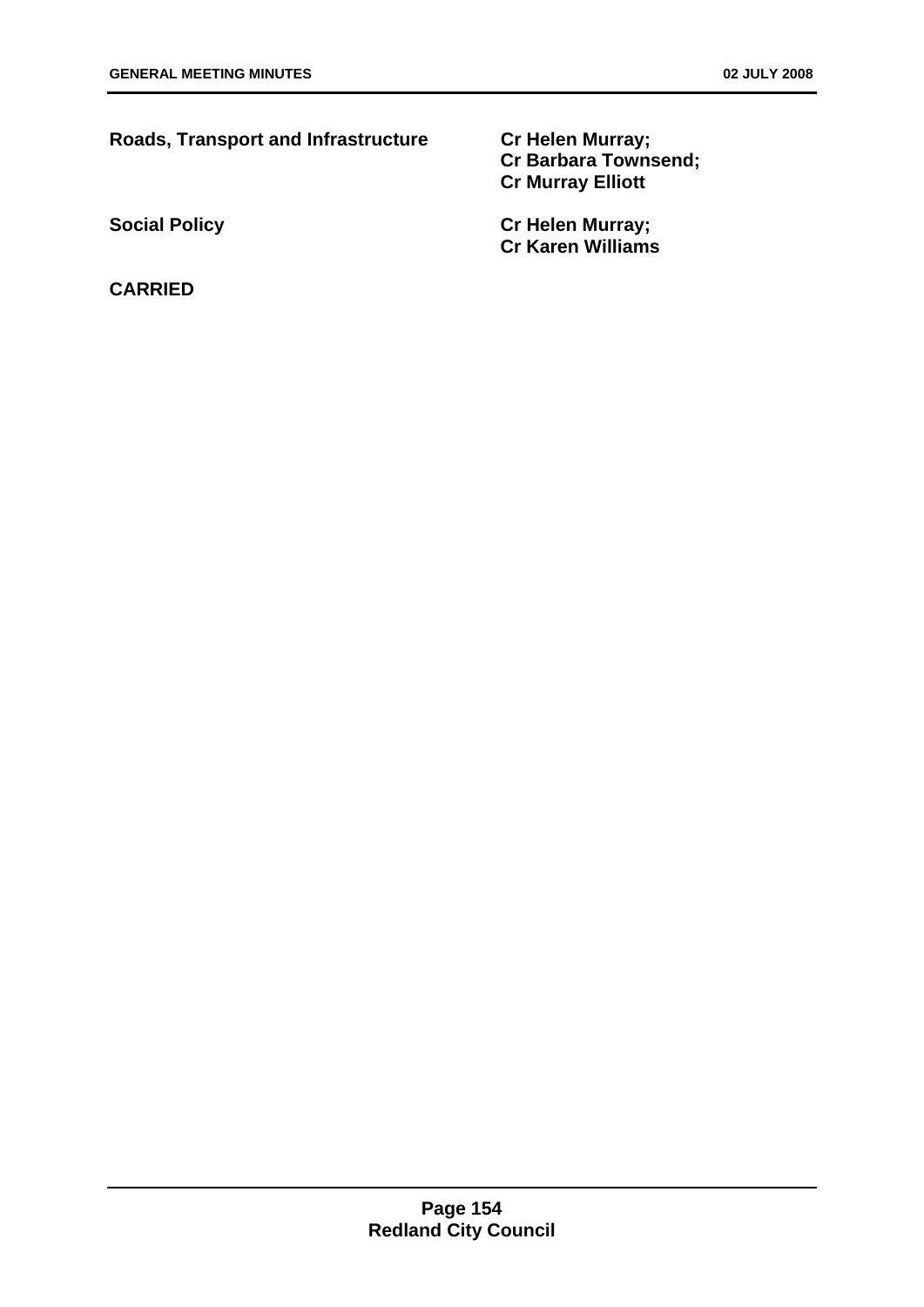| | |
|---|---|
| **Roads, Transport and Infrastructure** | **Cr Helen Murray;**<br>**Cr Barbara Townsend;**<br>**Cr Murray Elliott** |
| **Social Policy** | **Cr Helen Murray;**<br>**Cr Karen Williams** |

**CARRIED**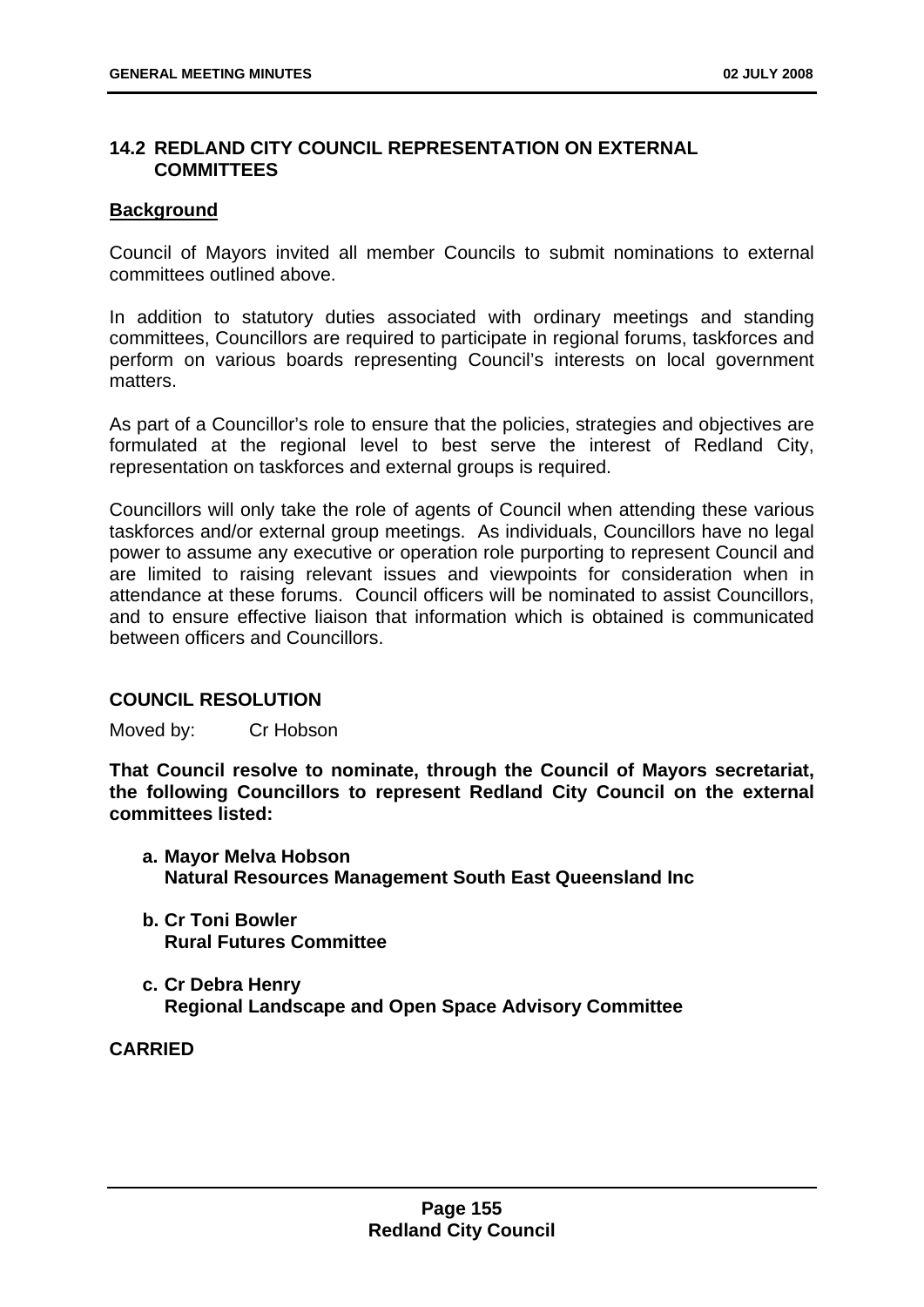## 14.2 REDLAND CITY COUNCIL REPRESENTATION ON EXTERNAL COMMITTEES

**Background**

Council of Mayors invited all member Councils to submit nominations to external committees outlined above.

In addition to statutory duties associated with ordinary meetings and standing committees, Councillors are required to participate in regional forums, taskforces and perform on various boards representing Council's interests on local government matters.

As part of a Councillor's role to ensure that the policies, strategies and objectives are formulated at the regional level to best serve the interest of Redland City, representation on taskforces and external groups is required.

Councillors will only take the role of agents of Council when attending these various taskforces and/or external group meetings. As individuals, Councillors have no legal power to assume any executive or operation role purporting to represent Council and are limited to raising relevant issues and viewpoints for consideration when in attendance at these forums. Council officers will be nominated to assist Councillors, and to ensure effective liaison that information which is obtained is communicated between officers and Councillors.

### COUNCIL RESOLUTION

Moved by: Cr Hobson

**That Council resolve to nominate, through the Council of Mayors secretariat, the following Councillors to represent Redland City Council on the external committees listed:**

**a. Mayor Melva Hobson**
**Natural Resources Management South East Queensland Inc**

**b. Cr Toni Bowler**
**Rural Futures Committee**

**c. Cr Debra Henry**
**Regional Landscape and Open Space Advisory Committee**

**CARRIED**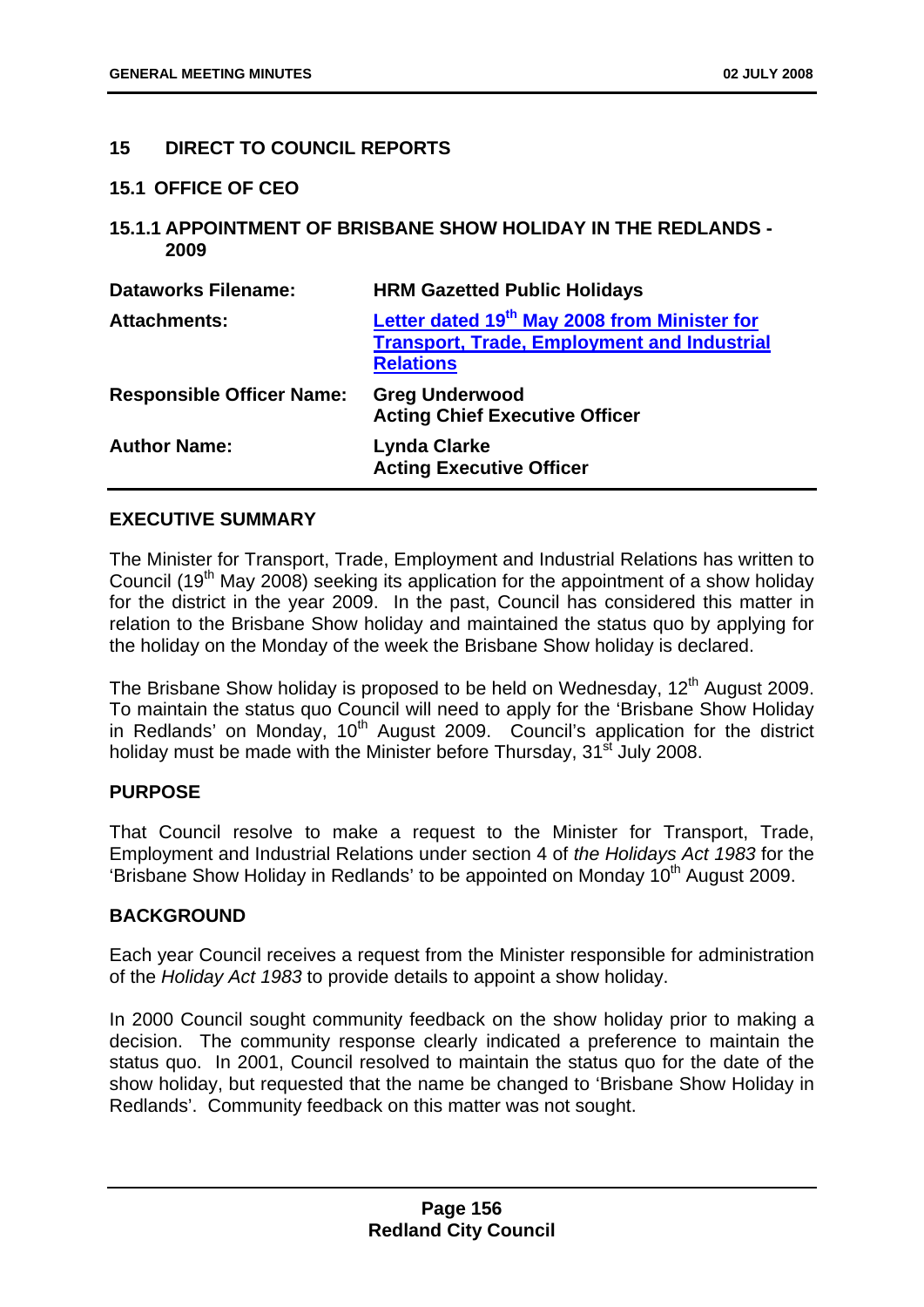## 15 DIRECT TO COUNCIL REPORTS

### 15.1 OFFICE OF CEO

#### 15.1.1 APPOINTMENT OF BRISBANE SHOW HOLIDAY IN THE REDLANDS - 2009

| | |
|---|---|
| **Dataworks Filename:** | **HRM Gazetted Public Holidays** |
| **Attachments:** | **Letter dated 19th May 2008 from Minister for Transport, Trade, Employment and Industrial Relations** |
| **Responsible Officer Name:** | **Greg Underwood**<br>**Acting Chief Executive Officer** |
| **Author Name:** | **Lynda Clarke**<br>**Acting Executive Officer** |

**EXECUTIVE SUMMARY**

The Minister for Transport, Trade, Employment and Industrial Relations has written to Council (19th May 2008) seeking its application for the appointment of a show holiday for the district in the year 2009. In the past, Council has considered this matter in relation to the Brisbane Show holiday and maintained the status quo by applying for the holiday on the Monday of the week the Brisbane Show holiday is declared.

The Brisbane Show holiday is proposed to be held on Wednesday, 12th August 2009. To maintain the status quo Council will need to apply for the 'Brisbane Show Holiday in Redlands' on Monday, 10th August 2009. Council's application for the district holiday must be made with the Minister before Thursday, 31st July 2008.

**PURPOSE**

That Council resolve to make a request to the Minister for Transport, Trade, Employment and Industrial Relations under section 4 of *the Holidays Act 1983* for the 'Brisbane Show Holiday in Redlands' to be appointed on Monday 10th August 2009.

**BACKGROUND**

Each year Council receives a request from the Minister responsible for administration of the *Holiday Act 1983* to provide details to appoint a show holiday.

In 2000 Council sought community feedback on the show holiday prior to making a decision. The community response clearly indicated a preference to maintain the status quo. In 2001, Council resolved to maintain the status quo for the date of the show holiday, but requested that the name be changed to 'Brisbane Show Holiday in Redlands'. Community feedback on this matter was not sought.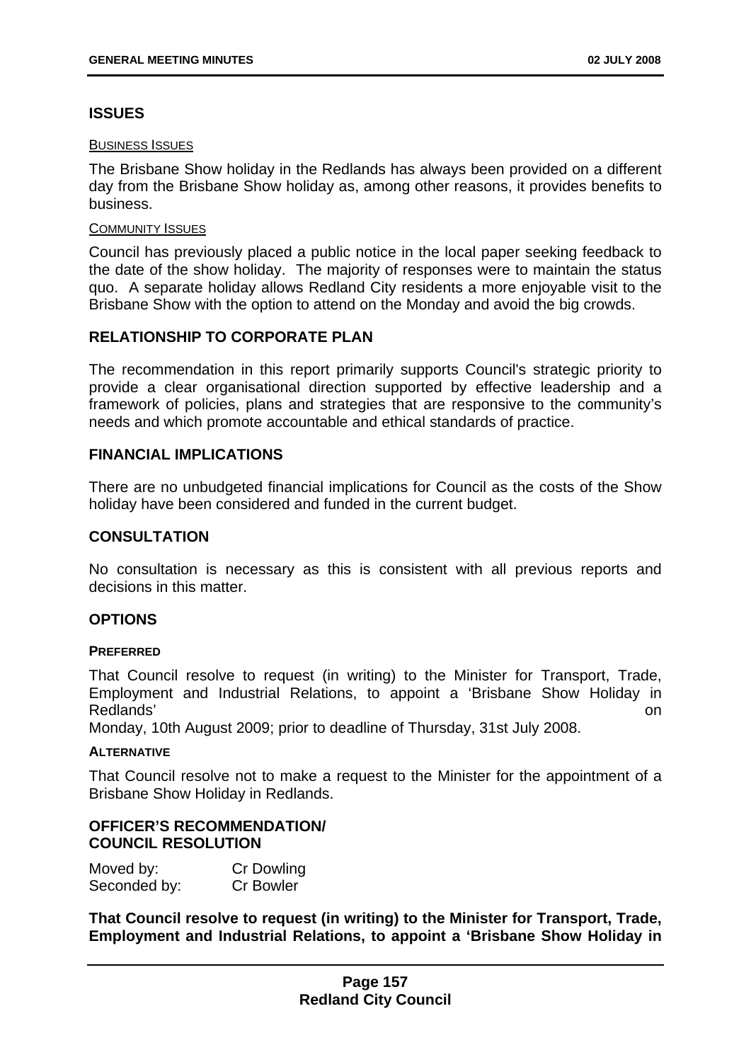## ISSUES

BUSINESS ISSUES

The Brisbane Show holiday in the Redlands has always been provided on a different day from the Brisbane Show holiday as, among other reasons, it provides benefits to business.

COMMUNITY ISSUES

Council has previously placed a public notice in the local paper seeking feedback to the date of the show holiday. The majority of responses were to maintain the status quo. A separate holiday allows Redland City residents a more enjoyable visit to the Brisbane Show with the option to attend on the Monday and avoid the big crowds.

## RELATIONSHIP TO CORPORATE PLAN

The recommendation in this report primarily supports Council's strategic priority to provide a clear organisational direction supported by effective leadership and a framework of policies, plans and strategies that are responsive to the community's needs and which promote accountable and ethical standards of practice.

## FINANCIAL IMPLICATIONS

There are no unbudgeted financial implications for Council as the costs of the Show holiday have been considered and funded in the current budget.

## CONSULTATION

No consultation is necessary as this is consistent with all previous reports and decisions in this matter.

## OPTIONS

**PREFERRED**

That Council resolve to request (in writing) to the Minister for Transport, Trade, Employment and Industrial Relations, to appoint a 'Brisbane Show Holiday in Redlands' on Monday, 10th August 2009; prior to deadline of Thursday, 31st July 2008.

**ALTERNATIVE**

That Council resolve not to make a request to the Minister for the appointment of a Brisbane Show Holiday in Redlands.

## OFFICER'S RECOMMENDATION/ COUNCIL RESOLUTION

Moved by: Cr Dowling
Seconded by: Cr Bowler

**That Council resolve to request (in writing) to the Minister for Transport, Trade, Employment and Industrial Relations, to appoint a 'Brisbane Show Holiday in**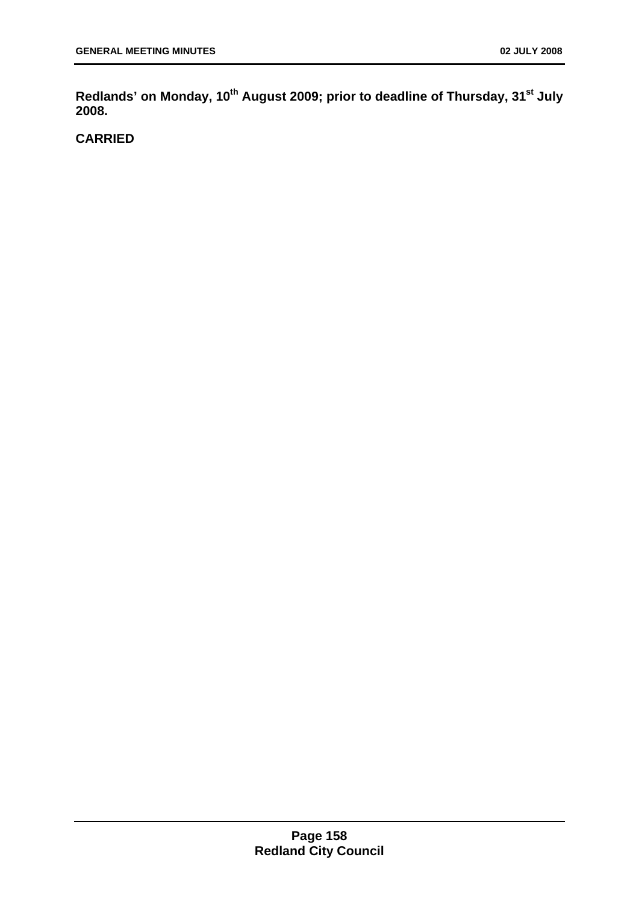**Redlands' on Monday, 10th August 2009; prior to deadline of Thursday, 31st July 2008.**

**CARRIED**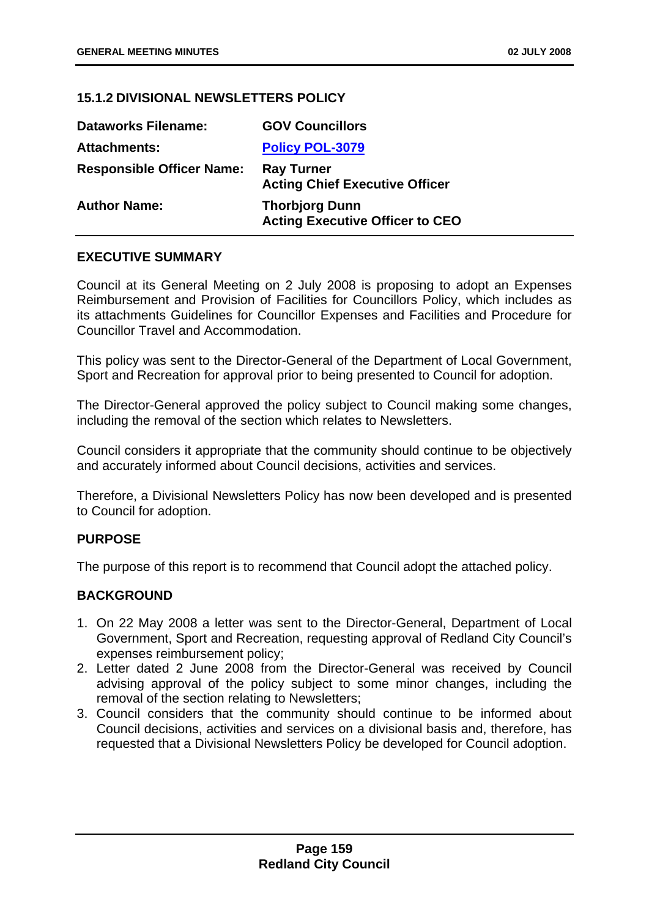### 15.1.2 DIVISIONAL NEWSLETTERS POLICY

| | |
|---|---|
| **Dataworks Filename:** | **GOV Councillors** |
| **Attachments:** | **Policy POL-3079** |
| **Responsible Officer Name:** | **Ray Turner**<br>**Acting Chief Executive Officer** |
| **Author Name:** | **Thorbjorg Dunn**<br>**Acting Executive Officer to CEO** |

#### EXECUTIVE SUMMARY

Council at its General Meeting on 2 July 2008 is proposing to adopt an Expenses Reimbursement and Provision of Facilities for Councillors Policy, which includes as its attachments Guidelines for Councillor Expenses and Facilities and Procedure for Councillor Travel and Accommodation.

This policy was sent to the Director-General of the Department of Local Government, Sport and Recreation for approval prior to being presented to Council for adoption.

The Director-General approved the policy subject to Council making some changes, including the removal of the section which relates to Newsletters.

Council considers it appropriate that the community should continue to be objectively and accurately informed about Council decisions, activities and services.

Therefore, a Divisional Newsletters Policy has now been developed and is presented to Council for adoption.

#### PURPOSE

The purpose of this report is to recommend that Council adopt the attached policy.

#### BACKGROUND

1. On 22 May 2008 a letter was sent to the Director-General, Department of Local Government, Sport and Recreation, requesting approval of Redland City Council's expenses reimbursement policy;
2. Letter dated 2 June 2008 from the Director-General was received by Council advising approval of the policy subject to some minor changes, including the removal of the section relating to Newsletters;
3. Council considers that the community should continue to be informed about Council decisions, activities and services on a divisional basis and, therefore, has requested that a Divisional Newsletters Policy be developed for Council adoption.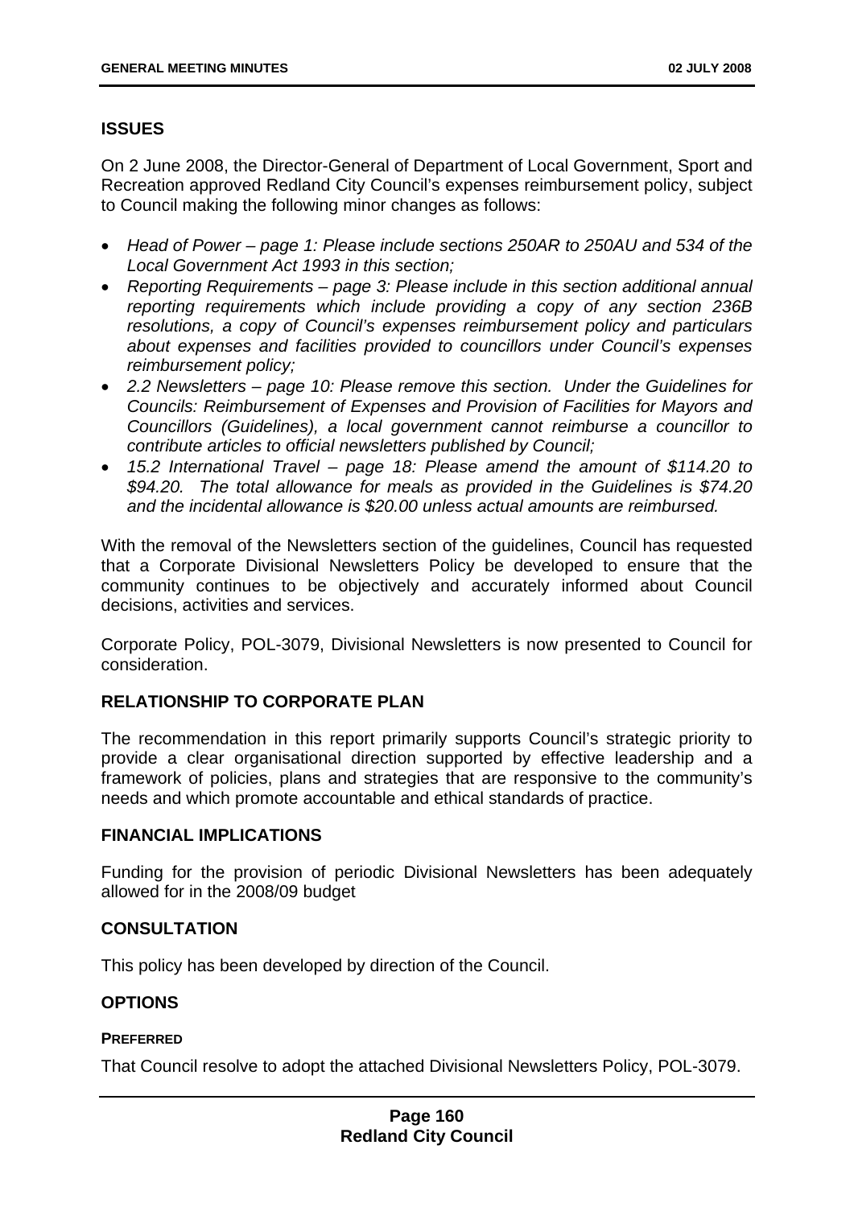## ISSUES

On 2 June 2008, the Director-General of Department of Local Government, Sport and Recreation approved Redland City Council's expenses reimbursement policy, subject to Council making the following minor changes as follows:

- *Head of Power – page 1: Please include sections 250AR to 250AU and 534 of the Local Government Act 1993 in this section;*
- *Reporting Requirements – page 3: Please include in this section additional annual reporting requirements which include providing a copy of any section 236B resolutions, a copy of Council's expenses reimbursement policy and particulars about expenses and facilities provided to councillors under Council's expenses reimbursement policy;*
- *2.2 Newsletters – page 10: Please remove this section. Under the Guidelines for Councils: Reimbursement of Expenses and Provision of Facilities for Mayors and Councillors (Guidelines), a local government cannot reimburse a councillor to contribute articles to official newsletters published by Council;*
- *15.2 International Travel – page 18: Please amend the amount of $114.20 to $94.20. The total allowance for meals as provided in the Guidelines is $74.20 and the incidental allowance is $20.00 unless actual amounts are reimbursed.*

With the removal of the Newsletters section of the guidelines, Council has requested that a Corporate Divisional Newsletters Policy be developed to ensure that the community continues to be objectively and accurately informed about Council decisions, activities and services.

Corporate Policy, POL-3079, Divisional Newsletters is now presented to Council for consideration.

## RELATIONSHIP TO CORPORATE PLAN

The recommendation in this report primarily supports Council's strategic priority to provide a clear organisational direction supported by effective leadership and a framework of policies, plans and strategies that are responsive to the community's needs and which promote accountable and ethical standards of practice.

## FINANCIAL IMPLICATIONS

Funding for the provision of periodic Divisional Newsletters has been adequately allowed for in the 2008/09 budget

## CONSULTATION

This policy has been developed by direction of the Council.

## OPTIONS

#### PREFERRED

That Council resolve to adopt the attached Divisional Newsletters Policy, POL-3079.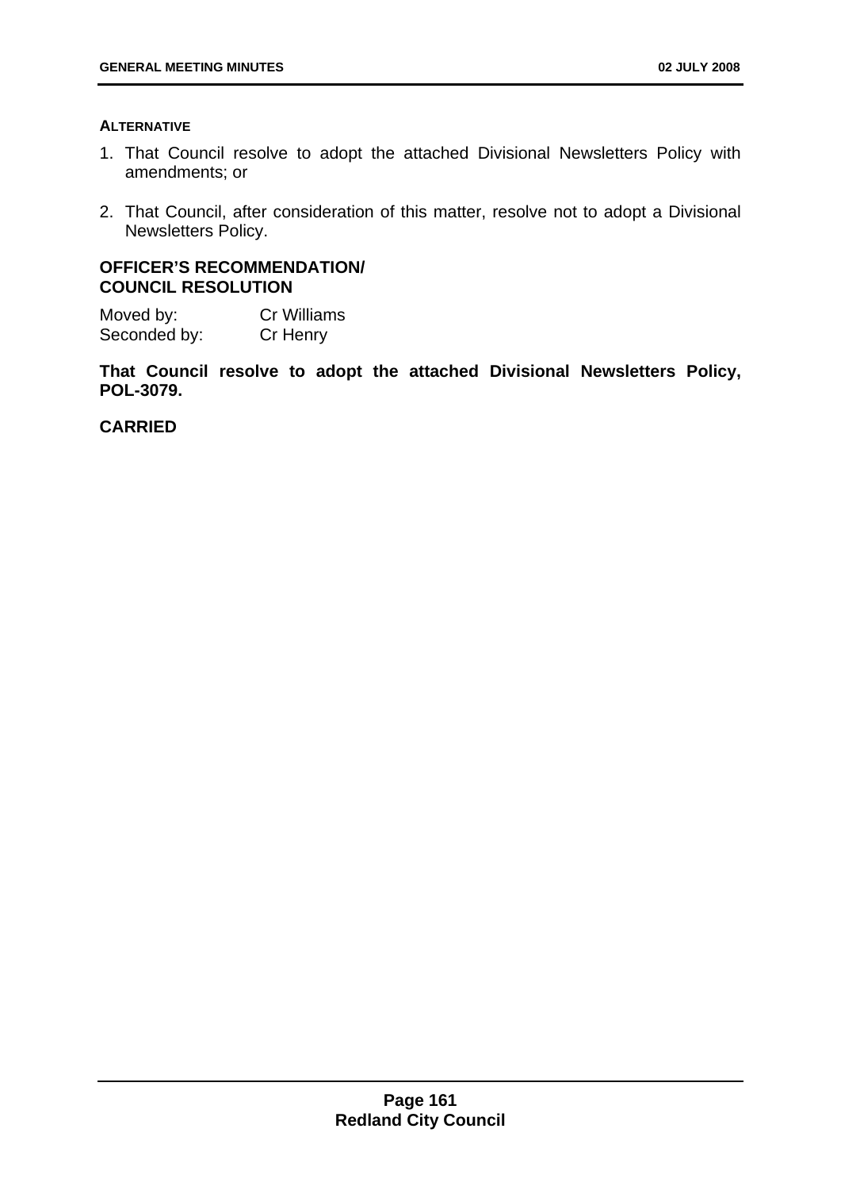**ALTERNATIVE**

1. That Council resolve to adopt the attached Divisional Newsletters Policy with amendments; or

2. That Council, after consideration of this matter, resolve not to adopt a Divisional Newsletters Policy.

**OFFICER'S RECOMMENDATION/**
**COUNCIL RESOLUTION**

Moved by: Cr Williams
Seconded by: Cr Henry

**That Council resolve to adopt the attached Divisional Newsletters Policy, POL-3079.**

**CARRIED**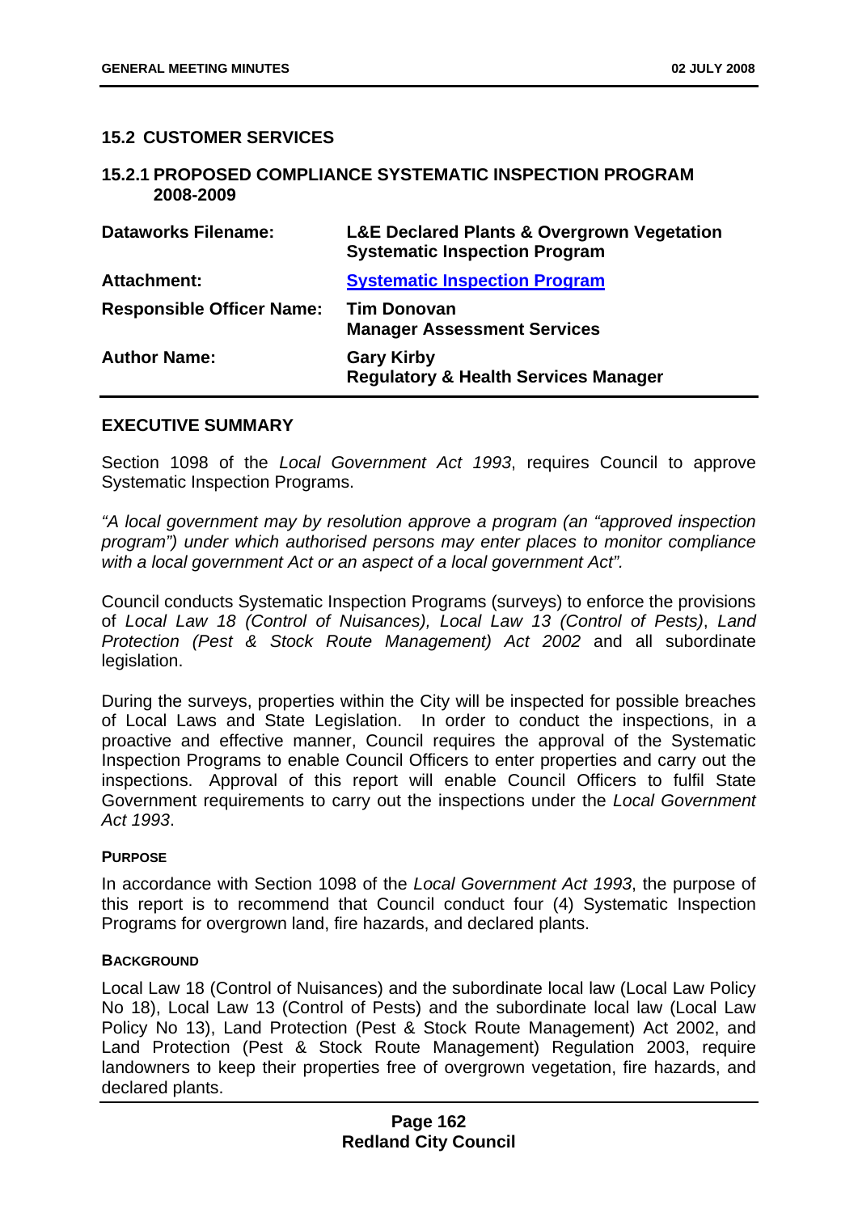## 15.2 CUSTOMER SERVICES

### 15.2.1 PROPOSED COMPLIANCE SYSTEMATIC INSPECTION PROGRAM 2008-2009

| | |
|---|---|
| **Dataworks Filename:** | **L&E Declared Plants & Overgrown Vegetation Systematic Inspection Program** |
| **Attachment:** | **Systematic Inspection Program** |
| **Responsible Officer Name:** | **Tim Donovan**<br>**Manager Assessment Services** |
| **Author Name:** | **Gary Kirby**<br>**Regulatory & Health Services Manager** |

### EXECUTIVE SUMMARY

Section 1098 of the *Local Government Act 1993*, requires Council to approve Systematic Inspection Programs.

*"A local government may by resolution approve a program (an "approved inspection program") under which authorised persons may enter places to monitor compliance with a local government Act or an aspect of a local government Act".*

Council conducts Systematic Inspection Programs (surveys) to enforce the provisions of *Local Law 18 (Control of Nuisances), Local Law 13 (Control of Pests)*, *Land Protection (Pest & Stock Route Management) Act 2002* and all subordinate legislation.

During the surveys, properties within the City will be inspected for possible breaches of Local Laws and State Legislation. In order to conduct the inspections, in a proactive and effective manner, Council requires the approval of the Systematic Inspection Programs to enable Council Officers to enter properties and carry out the inspections. Approval of this report will enable Council Officers to fulfil State Government requirements to carry out the inspections under the *Local Government Act 1993*.

#### PURPOSE

In accordance with Section 1098 of the *Local Government Act 1993*, the purpose of this report is to recommend that Council conduct four (4) Systematic Inspection Programs for overgrown land, fire hazards, and declared plants.

#### BACKGROUND

Local Law 18 (Control of Nuisances) and the subordinate local law (Local Law Policy No 18), Local Law 13 (Control of Pests) and the subordinate local law (Local Law Policy No 13), Land Protection (Pest & Stock Route Management) Act 2002, and Land Protection (Pest & Stock Route Management) Regulation 2003, require landowners to keep their properties free of overgrown vegetation, fire hazards, and declared plants.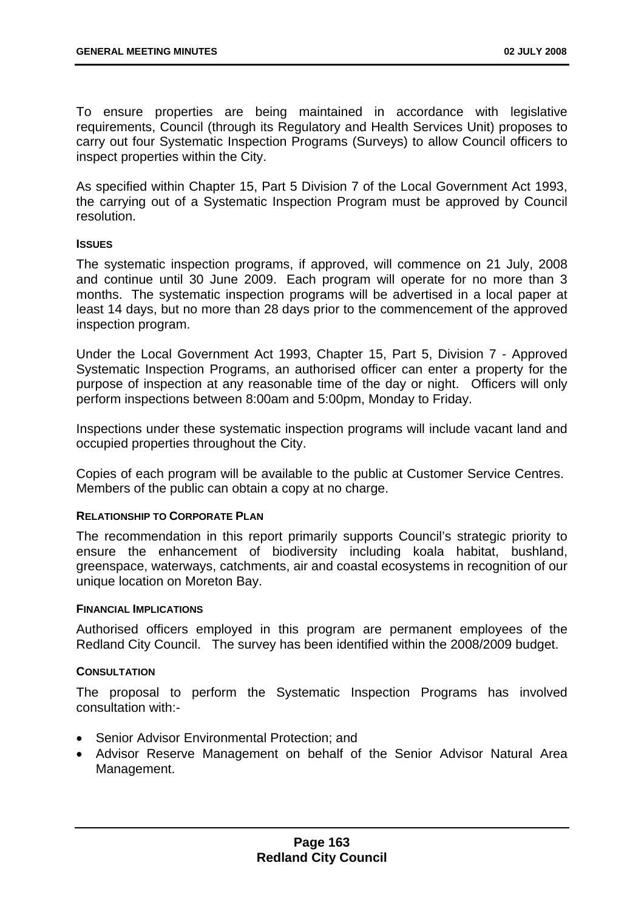To ensure properties are being maintained in accordance with legislative requirements, Council (through its Regulatory and Health Services Unit) proposes to carry out four Systematic Inspection Programs (Surveys) to allow Council officers to inspect properties within the City.

As specified within Chapter 15, Part 5 Division 7 of the Local Government Act 1993, the carrying out of a Systematic Inspection Program must be approved by Council resolution.

#### ISSUES

The systematic inspection programs, if approved, will commence on 21 July, 2008 and continue until 30 June 2009. Each program will operate for no more than 3 months. The systematic inspection programs will be advertised in a local paper at least 14 days, but no more than 28 days prior to the commencement of the approved inspection program.

Under the Local Government Act 1993, Chapter 15, Part 5, Division 7 - Approved Systematic Inspection Programs, an authorised officer can enter a property for the purpose of inspection at any reasonable time of the day or night. Officers will only perform inspections between 8:00am and 5:00pm, Monday to Friday.

Inspections under these systematic inspection programs will include vacant land and occupied properties throughout the City.

Copies of each program will be available to the public at Customer Service Centres. Members of the public can obtain a copy at no charge.

#### RELATIONSHIP TO CORPORATE PLAN

The recommendation in this report primarily supports Council's strategic priority to ensure the enhancement of biodiversity including koala habitat, bushland, greenspace, waterways, catchments, air and coastal ecosystems in recognition of our unique location on Moreton Bay.

#### FINANCIAL IMPLICATIONS

Authorised officers employed in this program are permanent employees of the Redland City Council. The survey has been identified within the 2008/2009 budget.

#### CONSULTATION

The proposal to perform the Systematic Inspection Programs has involved consultation with:-

- Senior Advisor Environmental Protection; and
- Advisor Reserve Management on behalf of the Senior Advisor Natural Area Management.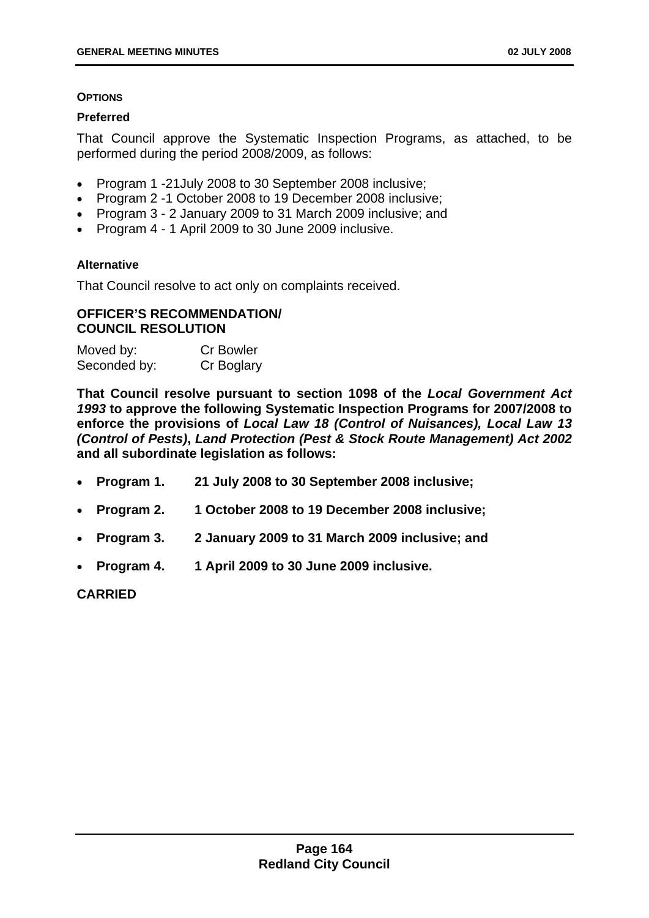#### OPTIONS

**Preferred**

That Council approve the Systematic Inspection Programs, as attached, to be performed during the period 2008/2009, as follows:

- Program 1 -21July 2008 to 30 September 2008 inclusive;
- Program 2 -1 October 2008 to 19 December 2008 inclusive;
- Program 3 - 2 January 2009 to 31 March 2009 inclusive; and
- Program 4 - 1 April 2009 to 30 June 2009 inclusive.

**Alternative**

That Council resolve to act only on complaints received.

**OFFICER'S RECOMMENDATION/
COUNCIL RESOLUTION**

| | |
|---|---|
| Moved by: | Cr Bowler |
| Seconded by: | Cr Boglary |

**That Council resolve pursuant to section 1098 of the *Local Government Act 1993* to approve the following Systematic Inspection Programs for 2007/2008 to enforce the provisions of *Local Law 18 (Control of Nuisances), Local Law 13 (Control of Pests)*, *Land Protection (Pest & Stock Route Management) Act 2002* and all subordinate legislation as follows:**

- **Program 1. 21 July 2008 to 30 September 2008 inclusive;**
- **Program 2. 1 October 2008 to 19 December 2008 inclusive;**
- **Program 3. 2 January 2009 to 31 March 2009 inclusive; and**
- **Program 4. 1 April 2009 to 30 June 2009 inclusive.**

**CARRIED**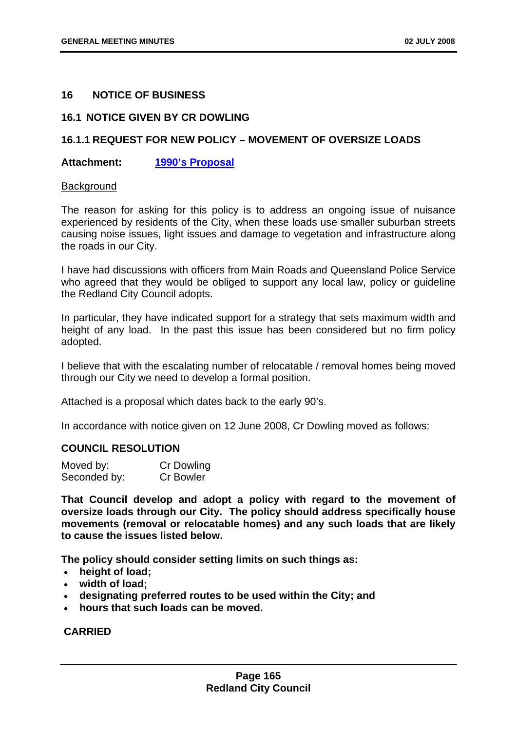## 16 NOTICE OF BUSINESS

### 16.1 NOTICE GIVEN BY CR DOWLING

### 16.1.1 REQUEST FOR NEW POLICY – MOVEMENT OF OVERSIZE LOADS

**Attachment:** **1990's Proposal**

Background

The reason for asking for this policy is to address an ongoing issue of nuisance experienced by residents of the City, when these loads use smaller suburban streets causing noise issues, light issues and damage to vegetation and infrastructure along the roads in our City.

I have had discussions with officers from Main Roads and Queensland Police Service who agreed that they would be obliged to support any local law, policy or guideline the Redland City Council adopts.

In particular, they have indicated support for a strategy that sets maximum width and height of any load. In the past this issue has been considered but no firm policy adopted.

I believe that with the escalating number of relocatable / removal homes being moved through our City we need to develop a formal position.

Attached is a proposal which dates back to the early 90's.

In accordance with notice given on 12 June 2008, Cr Dowling moved as follows:

**COUNCIL RESOLUTION**

Moved by: Cr Dowling
Seconded by: Cr Bowler

**That Council develop and adopt a policy with regard to the movement of oversize loads through our City. The policy should address specifically house movements (removal or relocatable homes) and any such loads that are likely to cause the issues listed below.**

**The policy should consider setting limits on such things as:**

- **height of load;**
- **width of load;**
- **designating preferred routes to be used within the City; and**
- **hours that such loads can be moved.**

**CARRIED**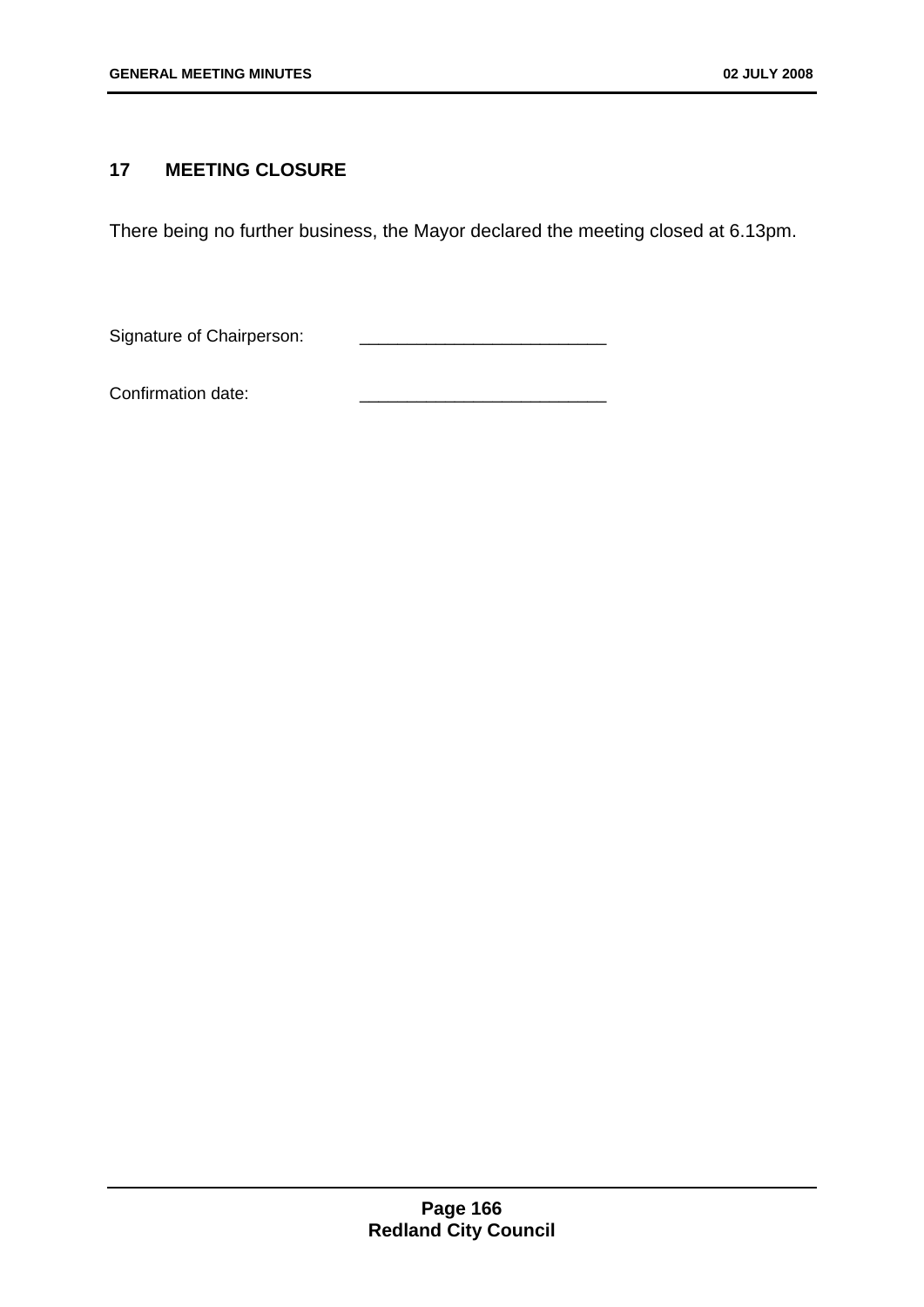## 17 MEETING CLOSURE

There being no further business, the Mayor declared the meeting closed at 6.13pm.

Signature of Chairperson: __________________________

Confirmation date: __________________________